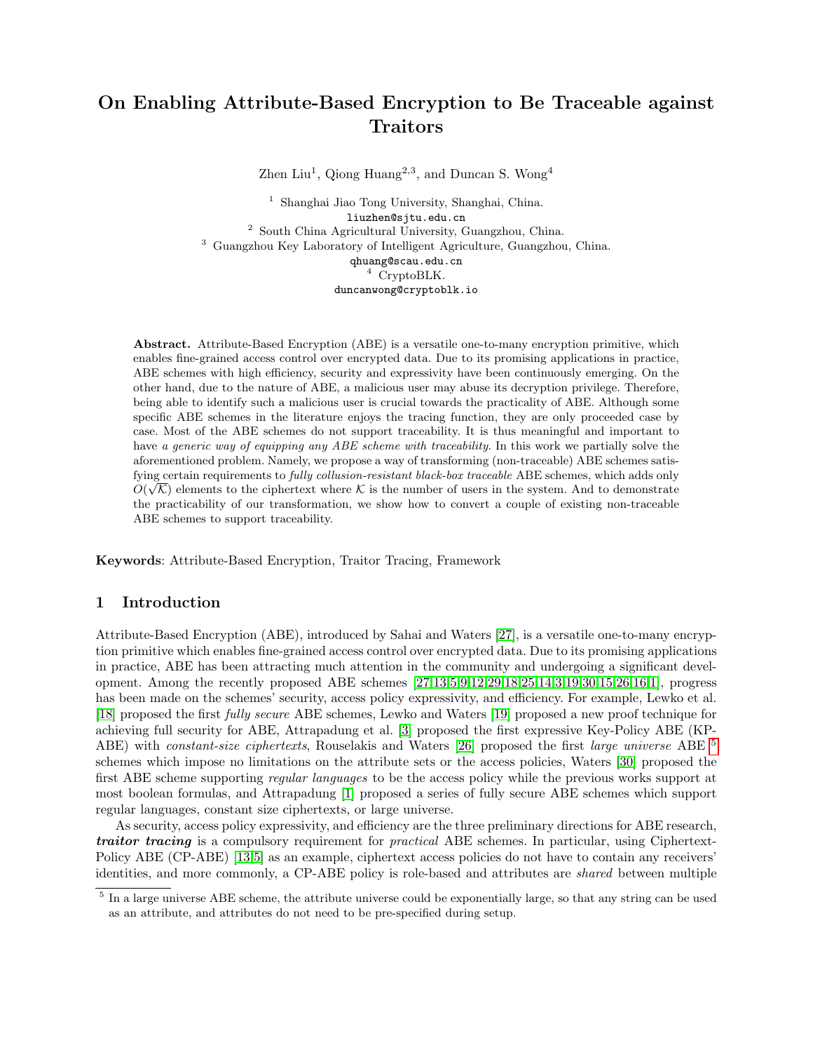# On Enabling Attribute-Based Encryption to Be Traceable against Traitors

Zhen Liu[1], Qiong Huang[2,3], and Duncan S. Wong[4]

[1] Shanghai Jiao Tong University, Shanghai, China.
liuzhen@sjtu.edu.cn
[2] South China Agricultural University, Guangzhou, China.
[3] Guangzhou Key Laboratory of Intelligent Agriculture, Guangzhou, China.
qhuang@scau.edu.cn
[4] CryptoBLK.
duncanwong@cryptoblk.io

**Abstract.** Attribute-Based Encryption (ABE) is a versatile one-to-many encryption primitive, which enables fine-grained access control over encrypted data. Due to its promising applications in practice, ABE schemes with high efficiency, security and expressivity have been continuously emerging. On the other hand, due to the nature of ABE, a malicious user may abuse its decryption privilege. Therefore, being able to identify such a malicious user is crucial towards the practicality of ABE. Although some specific ABE schemes in the literature enjoys the tracing function, they are only proceeded case by case. Most of the ABE schemes do not support traceability. It is thus meaningful and important to have *a generic way of equipping any ABE scheme with traceability*. In this work we partially solve the aforementioned problem. Namely, we propose a way of transforming (non-traceable) ABE schemes satisfying certain requirements to *fully collusion-resistant black-box traceable* ABE schemes, which adds only $O(\sqrt{\mathcal{K}})$ elements to the ciphertext where $\mathcal{K}$ is the number of users in the system. And to demonstrate the practicability of our transformation, we show how to convert a couple of existing non-traceable ABE schemes to support traceability.

**Keywords**: Attribute-Based Encryption, Traitor Tracing, Framework

## 1 Introduction

Attribute-Based Encryption (ABE), introduced by Sahai and Waters [27], is a versatile one-to-many encryption primitive which enables fine-grained access control over encrypted data. Due to its promising applications in practice, ABE has been attracting much attention in the community and undergoing a significant development. Among the recently proposed ABE schemes [27,13,5,9,12,29,18,25,14,3,19,30,15,26,16,1], progress has been made on the schemes' security, access policy expressivity, and efficiency. For example, Lewko et al. [18] proposed the first *fully secure* ABE schemes, Lewko and Waters [19] proposed a new proof technique for achieving full security for ABE, Attrapadung et al. [3] proposed the first expressive Key-Policy ABE (KP-ABE) with *constant-size ciphertexts*, Rouselakis and Waters [26] proposed the first *large universe* ABE [5] schemes which impose no limitations on the attribute sets or the access policies, Waters [30] proposed the first ABE scheme supporting *regular languages* to be the access policy while the previous works support at most boolean formulas, and Attrapadung [1] proposed a series of fully secure ABE schemes which support regular languages, constant size ciphertexts, or large universe.

As security, access policy expressivity, and efficiency are the three preliminary directions for ABE research, ***traitor tracing*** is a compulsory requirement for *practical* ABE schemes. In particular, using Ciphertext-Policy ABE (CP-ABE) [13,5] as an example, ciphertext access policies do not have to contain any receivers' identities, and more commonly, a CP-ABE policy is role-based and attributes are *shared* between multiple

[5] In a large universe ABE scheme, the attribute universe could be exponentially large, so that any string can be used as an attribute, and attributes do not need to be pre-specified during setup.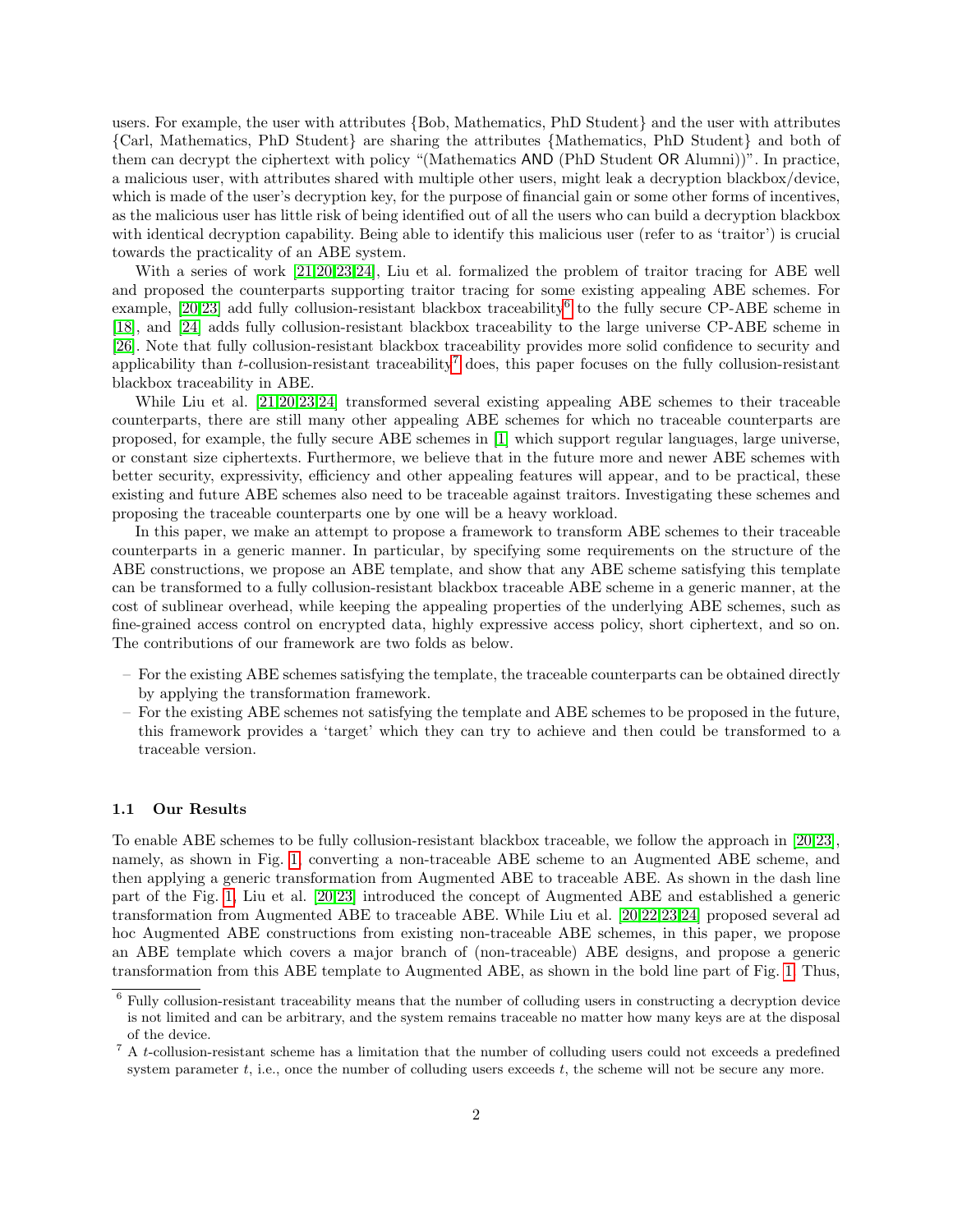users. For example, the user with attributes {Bob, Mathematics, PhD Student} and the user with attributes {Carl, Mathematics, PhD Student} are sharing the attributes {Mathematics, PhD Student} and both of them can decrypt the ciphertext with policy "(Mathematics AND (PhD Student OR Alumni))". In practice, a malicious user, with attributes shared with multiple other users, might leak a decryption blackbox/device, which is made of the user's decryption key, for the purpose of financial gain or some other forms of incentives, as the malicious user has little risk of being identified out of all the users who can build a decryption blackbox with identical decryption capability. Being able to identify this malicious user (refer to as 'traitor') is crucial towards the practicality of an ABE system.

With a series of work [21,20,23,24], Liu et al. formalized the problem of traitor tracing for ABE well and proposed the counterparts supporting traitor tracing for some existing appealing ABE schemes. For example, [20,23] add fully collusion-resistant blackbox traceability[6] to the fully secure CP-ABE scheme in [18], and [24] adds fully collusion-resistant blackbox traceability to the large universe CP-ABE scheme in [26]. Note that fully collusion-resistant blackbox traceability provides more solid confidence to security and applicability than $t$-collusion-resistant traceability[7] does, this paper focuses on the fully collusion-resistant blackbox traceability in ABE.

While Liu et al. [21,20,23,24] transformed several existing appealing ABE schemes to their traceable counterparts, there are still many other appealing ABE schemes for which no traceable counterparts are proposed, for example, the fully secure ABE schemes in [1] which support regular languages, large universe, or constant size ciphertexts. Furthermore, we believe that in the future more and newer ABE schemes with better security, expressivity, efficiency and other appealing features will appear, and to be practical, these existing and future ABE schemes also need to be traceable against traitors. Investigating these schemes and proposing the traceable counterparts one by one will be a heavy workload.

In this paper, we make an attempt to propose a framework to transform ABE schemes to their traceable counterparts in a generic manner. In particular, by specifying some requirements on the structure of the ABE constructions, we propose an ABE template, and show that any ABE scheme satisfying this template can be transformed to a fully collusion-resistant blackbox traceable ABE scheme in a generic manner, at the cost of sublinear overhead, while keeping the appealing properties of the underlying ABE schemes, such as fine-grained access control on encrypted data, highly expressive access policy, short ciphertext, and so on. The contributions of our framework are two folds as below.

- For the existing ABE schemes satisfying the template, the traceable counterparts can be obtained directly by applying the transformation framework.
- For the existing ABE schemes not satisfying the template and ABE schemes to be proposed in the future, this framework provides a 'target' which they can try to achieve and then could be transformed to a traceable version.

### 1.1 Our Results

To enable ABE schemes to be fully collusion-resistant blackbox traceable, we follow the approach in [20,23], namely, as shown in Fig. 1, converting a non-traceable ABE scheme to an Augmented ABE scheme, and then applying a generic transformation from Augmented ABE to traceable ABE. As shown in the dash line part of the Fig. 1, Liu et al. [20,23] introduced the concept of Augmented ABE and established a generic transformation from Augmented ABE to traceable ABE. While Liu et al. [20,22,23,24] proposed several ad hoc Augmented ABE constructions from existing non-traceable ABE schemes, in this paper, we propose an ABE template which covers a major branch of (non-traceable) ABE designs, and propose a generic transformation from this ABE template to Augmented ABE, as shown in the bold line part of Fig. 1. Thus,

[6] Fully collusion-resistant traceability means that the number of colluding users in constructing a decryption device is not limited and can be arbitrary, and the system remains traceable no matter how many keys are at the disposal of the device.

[7] A $t$-collusion-resistant scheme has a limitation that the number of colluding users could not exceeds a predefined system parameter $t$, i.e., once the number of colluding users exceeds $t$, the scheme will not be secure any more.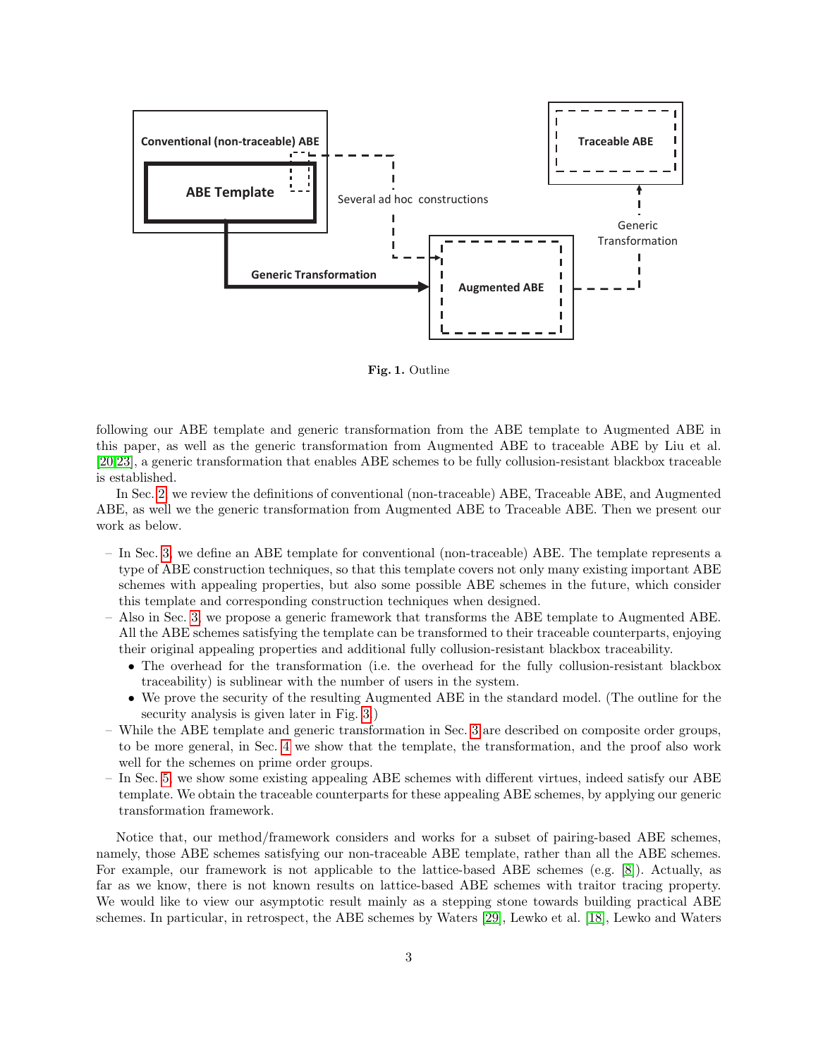**Fig. 1.** Outline

following our ABE template and generic transformation from the ABE template to Augmented ABE in this paper, as well as the generic transformation from Augmented ABE to traceable ABE by Liu et al. [20,23], a generic transformation that enables ABE schemes to be fully collusion-resistant blackbox traceable is established.

In Sec. 2, we review the definitions of conventional (non-traceable) ABE, Traceable ABE, and Augmented ABE, as well we the generic transformation from Augmented ABE to Traceable ABE. Then we present our work as below.

- In Sec. 3, we define an ABE template for conventional (non-traceable) ABE. The template represents a type of ABE construction techniques, so that this template covers not only many existing important ABE schemes with appealing properties, but also some possible ABE schemes in the future, which consider this template and corresponding construction techniques when designed.
- Also in Sec. 3, we propose a generic framework that transforms the ABE template to Augmented ABE. All the ABE schemes satisfying the template can be transformed to their traceable counterparts, enjoying their original appealing properties and additional fully collusion-resistant blackbox traceability.
  - The overhead for the transformation (i.e. the overhead for the fully collusion-resistant blackbox traceability) is sublinear with the number of users in the system.
  - We prove the security of the resulting Augmented ABE in the standard model. (The outline for the security analysis is given later in Fig. 3.)
- While the ABE template and generic transformation in Sec. 3 are described on composite order groups, to be more general, in Sec. 4 we show that the template, the transformation, and the proof also work well for the schemes on prime order groups.
- In Sec. 5, we show some existing appealing ABE schemes with different virtues, indeed satisfy our ABE template. We obtain the traceable counterparts for these appealing ABE schemes, by applying our generic transformation framework.

Notice that, our method/framework considers and works for a subset of pairing-based ABE schemes, namely, those ABE schemes satisfying our non-traceable ABE template, rather than all the ABE schemes. For example, our framework is not applicable to the lattice-based ABE schemes (e.g. [8]). Actually, as far as we know, there is not known results on lattice-based ABE schemes with traitor tracing property. We would like to view our asymptotic result mainly as a stepping stone towards building practical ABE schemes. In particular, in retrospect, the ABE schemes by Waters [29], Lewko et al. [18], Lewko and Waters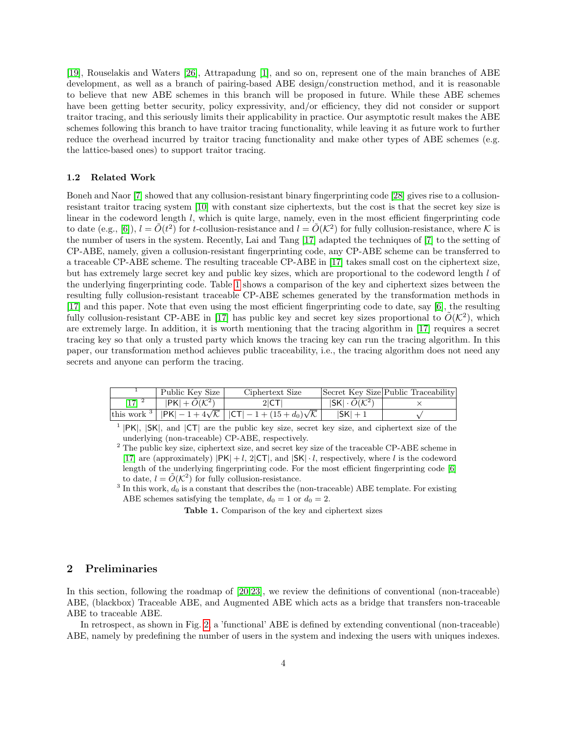[19], Rouselakis and Waters [26], Attrapadung [1], and so on, represent one of the main branches of ABE development, as well as a branch of pairing-based ABE design/construction method, and it is reasonable to believe that new ABE schemes in this branch will be proposed in future. While these ABE schemes have been getting better security, policy expressivity, and/or efficiency, they did not consider or support traitor tracing, and this seriously limits their applicability in practice. Our asymptotic result makes the ABE schemes following this branch to have traitor tracing functionality, while leaving it as future work to further reduce the overhead incurred by traitor tracing functionality and make other types of ABE schemes (e.g. the lattice-based ones) to support traitor tracing.

### 1.2 Related Work

Boneh and Naor [7] showed that any collusion-resistant binary fingerprinting code [28] gives rise to a collusion-resistant traitor tracing system [10] with constant size ciphertexts, but the cost is that the secret key size is linear in the codeword length $l$, which is quite large, namely, even in the most efficient fingerprinting code to date (e.g., [6]), $l = \tilde{O}(t^2)$ for $t$-collusion-resistance and $l = \tilde{O}(\mathcal{K}^2)$ for fully collusion-resistance, where $\mathcal{K}$ is the number of users in the system. Recently, Lai and Tang [17] adapted the techniques of [7] to the setting of CP-ABE, namely, given a collusion-resistant fingerprinting code, any CP-ABE scheme can be transferred to a traceable CP-ABE scheme. The resulting traceable CP-ABE in [17] takes small cost on the ciphertext size, but has extremely large secret key and public key sizes, which are proportional to the codeword length $l$ of the underlying fingerprinting code. Table 1 shows a comparison of the key and ciphertext sizes between the resulting fully collusion-resistant traceable CP-ABE schemes generated by the transformation methods in [17] and this paper. Note that even using the most efficient fingerprinting code to date, say [6], the resulting fully collusion-resistant CP-ABE in [17] has public key and secret key sizes proportional to $\tilde{O}(\mathcal{K}^2)$, which are extremely large. In addition, it is worth mentioning that the tracing algorithm in [17] requires a secret tracing key so that only a trusted party which knows the tracing key can run the tracing algorithm. In this paper, our transformation method achieves public traceability, i.e., the tracing algorithm does not need any secrets and anyone can perform the tracing.

| [1] | Public Key Size | Ciphertext Size | Secret Key Size | Public Traceability |
|---|---|---|---|---|
| [17] [2] | $\lvert\mathsf{PK}\rvert + \tilde{O}(\mathcal{K}^2)$ | $2\lvert\mathsf{CT}\rvert$ | $\lvert\mathsf{SK}\rvert \cdot \tilde{O}(\mathcal{K}^2)$ | $\times$ |
| this work [3] | $\lvert\mathsf{PK}\rvert - 1 + 4\sqrt{\mathcal{K}}$ | $\lvert\mathsf{CT}\rvert - 1 + (15 + d_0)\sqrt{\mathcal{K}}$ | $\lvert\mathsf{SK}\rvert + 1$ | $\surd$ |

[1] $\lvert\mathsf{PK}\rvert$, $\lvert\mathsf{SK}\rvert$, and $\lvert\mathsf{CT}\rvert$ are the public key size, secret key size, and ciphertext size of the underlying (non-traceable) CP-ABE, respectively.

[2] The public key size, ciphertext size, and secret key size of the traceable CP-ABE scheme in [17] are (approximately) $\lvert\mathsf{PK}\rvert + l$, $2\lvert\mathsf{CT}\rvert$, and $\lvert\mathsf{SK}\rvert \cdot l$, respectively, where $l$ is the codeword length of the underlying fingerprinting code. For the most efficient fingerprinting code [6] to date, $l = \tilde{O}(\mathcal{K}^2)$ for fully collusion-resistance.

[3] In this work, $d_0$ is a constant that describes the (non-traceable) ABE template. For existing ABE schemes satisfying the template, $d_0 = 1$ or $d_0 = 2$.

**Table 1.** Comparison of the key and ciphertext sizes

## 2 Preliminaries

In this section, following the roadmap of [20,23], we review the definitions of conventional (non-traceable) ABE, (blackbox) Traceable ABE, and Augmented ABE which acts as a bridge that transfers non-traceable ABE to traceable ABE.

In retrospect, as shown in Fig. 2, a 'functional' ABE is defined by extending conventional (non-traceable) ABE, namely by predefining the number of users in the system and indexing the users with uniques indexes.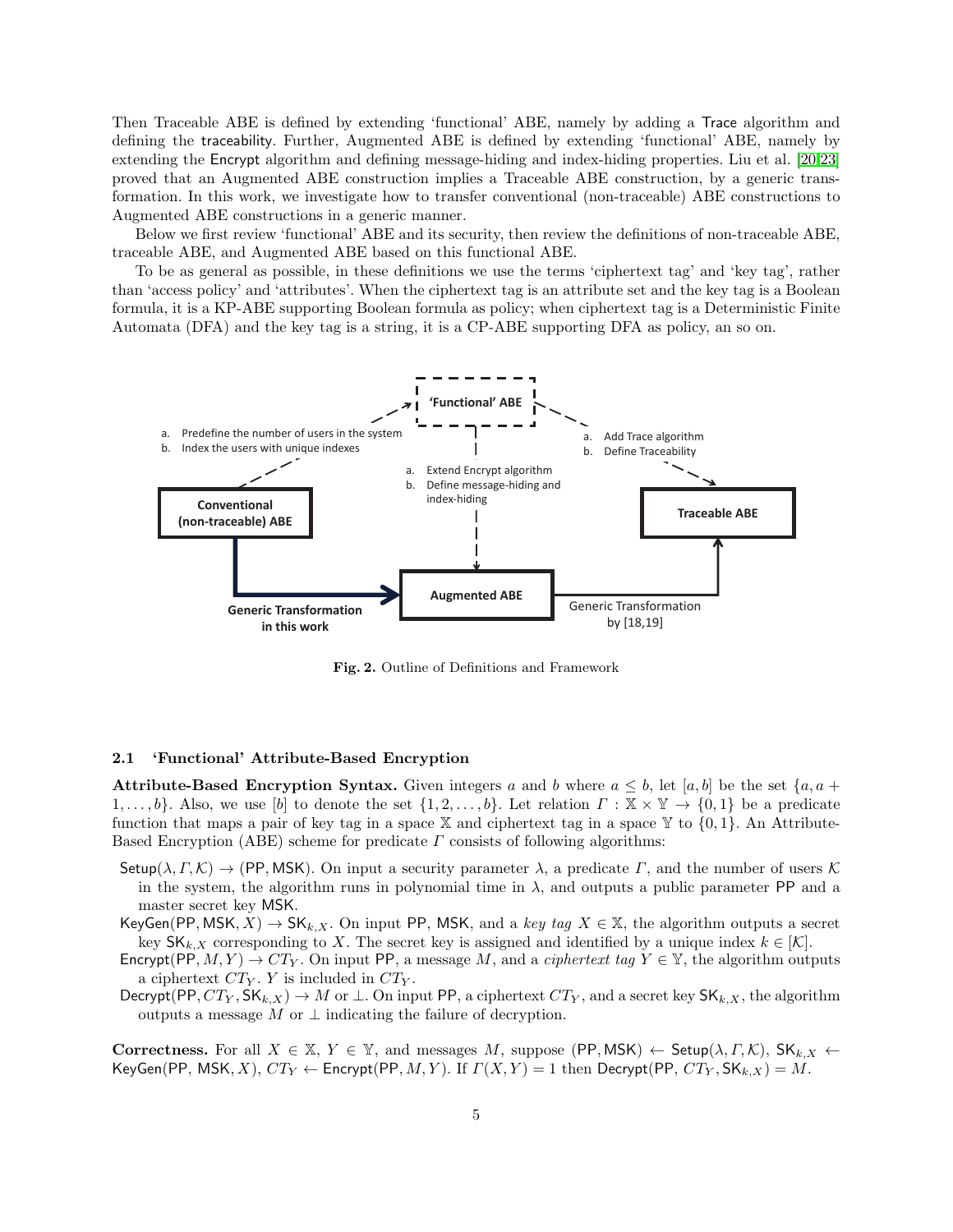Then Traceable ABE is defined by extending 'functional' ABE, namely by adding a Trace algorithm and defining the traceability. Further, Augmented ABE is defined by extending 'functional' ABE, namely by extending the Encrypt algorithm and defining message-hiding and index-hiding properties. Liu et al. [20,23] proved that an Augmented ABE construction implies a Traceable ABE construction, by a generic transformation. In this work, we investigate how to transfer conventional (non-traceable) ABE constructions to Augmented ABE constructions in a generic manner.

Below we first review 'functional' ABE and its security, then review the definitions of non-traceable ABE, traceable ABE, and Augmented ABE based on this functional ABE.

To be as general as possible, in these definitions we use the terms 'ciphertext tag' and 'key tag', rather than 'access policy' and 'attributes'. When the ciphertext tag is an attribute set and the key tag is a Boolean formula, it is a KP-ABE supporting Boolean formula as policy; when ciphertext tag is a Deterministic Finite Automata (DFA) and the key tag is a string, it is a CP-ABE supporting DFA as policy, an so on.

'Functional' ABE

a. Predefine the number of users in the system
b. Index the users with unique indexes

a. Extend Encrypt algorithm
b. Define message-hiding and index-hiding

a. Add Trace algorithm
b. Define Traceability

Conventional (non-traceable) ABE

Augmented ABE

Traceable ABE

Generic Transformation in this work

Generic Transformation by [18,19]

**Fig. 2.** Outline of Definitions and Framework

### 2.1 'Functional' Attribute-Based Encryption

**Attribute-Based Encryption Syntax.** Given integers $a$ and $b$ where $a \leq b$, let $[a, b]$ be the set $\{a, a + 1, \ldots, b\}$. Also, we use $[b]$ to denote the set $\{1, 2, \ldots, b\}$. Let relation $\Gamma : \mathbb{X} \times \mathbb{Y} \rightarrow \{0, 1\}$ be a predicate function that maps a pair of key tag in a space $\mathbb{X}$ and ciphertext tag in a space $\mathbb{Y}$ to $\{0, 1\}$. An Attribute-Based Encryption (ABE) scheme for predicate $\Gamma$ consists of following algorithms:

- $\mathsf{Setup}(\lambda, \Gamma, \mathcal{K}) \rightarrow (\mathsf{PP}, \mathsf{MSK})$. On input a security parameter $\lambda$, a predicate $\Gamma$, and the number of users $\mathcal{K}$ in the system, the algorithm runs in polynomial time in $\lambda$, and outputs a public parameter $\mathsf{PP}$ and a master secret key $\mathsf{MSK}$.
- $\mathsf{KeyGen}(\mathsf{PP}, \mathsf{MSK}, X) \rightarrow \mathsf{SK}_{k,X}$. On input $\mathsf{PP}$, $\mathsf{MSK}$, and a *key tag* $X \in \mathbb{X}$, the algorithm outputs a secret key $\mathsf{SK}_{k,X}$ corresponding to $X$. The secret key is assigned and identified by a unique index $k \in [\mathcal{K}]$.
- $\mathsf{Encrypt}(\mathsf{PP}, M, Y) \rightarrow CT_Y$. On input $\mathsf{PP}$, a message $M$, and a *ciphertext tag* $Y \in \mathbb{Y}$, the algorithm outputs a ciphertext $CT_Y$. $Y$ is included in $CT_Y$.
- $\mathsf{Decrypt}(\mathsf{PP}, CT_Y, \mathsf{SK}_{k,X}) \rightarrow M$ or $\perp$. On input $\mathsf{PP}$, a ciphertext $CT_Y$, and a secret key $\mathsf{SK}_{k,X}$, the algorithm outputs a message $M$ or $\perp$ indicating the failure of decryption.

**Correctness.** For all $X \in \mathbb{X}$, $Y \in \mathbb{Y}$, and messages $M$, suppose $(\mathsf{PP}, \mathsf{MSK}) \leftarrow \mathsf{Setup}(\lambda, \Gamma, \mathcal{K})$, $\mathsf{SK}_{k,X} \leftarrow \mathsf{KeyGen}(\mathsf{PP}, \mathsf{MSK}, X)$, $CT_Y \leftarrow \mathsf{Encrypt}(\mathsf{PP}, M, Y)$. If $\Gamma(X, Y) = 1$ then $\mathsf{Decrypt}(\mathsf{PP}, CT_Y, \mathsf{SK}_{k,X}) = M$.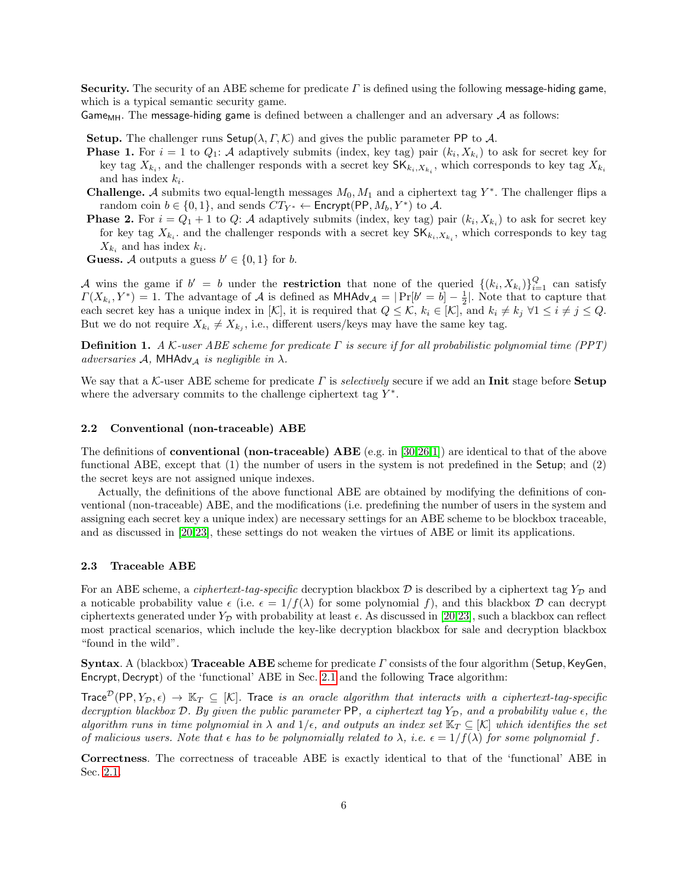**Security.** The security of an ABE scheme for predicate $\Gamma$ is defined using the following message-hiding game, which is a typical semantic security game.

$\mathsf{Game}_{\mathsf{MH}}$. The message-hiding game is defined between a challenger and an adversary $\mathcal{A}$ as follows:

**Setup.** The challenger runs $\mathsf{Setup}(\lambda, \Gamma, \mathcal{K})$ and gives the public parameter $\mathsf{PP}$ to $\mathcal{A}$.

**Phase 1.** For $i = 1$ to $Q_1$: $\mathcal{A}$ adaptively submits (index, key tag) pair $(k_i, X_{k_i})$ to ask for secret key for key tag $X_{k_i}$, and the challenger responds with a secret key $\mathsf{SK}_{k_i, X_{k_i}}$, which corresponds to key tag $X_{k_i}$ and has index $k_i$.

**Challenge.** $\mathcal{A}$ submits two equal-length messages $M_0, M_1$ and a ciphertext tag $Y^*$. The challenger flips a random coin $b \in \{0,1\}$, and sends $CT_{Y^*} \leftarrow \mathsf{Encrypt}(\mathsf{PP}, M_b, Y^*)$ to $\mathcal{A}$.

**Phase 2.** For $i = Q_1 + 1$ to $Q$: $\mathcal{A}$ adaptively submits (index, key tag) pair $(k_i, X_{k_i})$ to ask for secret key for key tag $X_{k_i}$. and the challenger responds with a secret key $\mathsf{SK}_{k_i, X_{k_i}}$, which corresponds to key tag $X_{k_i}$ and has index $k_i$.

**Guess.** $\mathcal{A}$ outputs a guess $b' \in \{0,1\}$ for $b$.

$\mathcal{A}$ wins the game if $b' = b$ under the **restriction** that none of the queried $\{(k_i, X_{k_i})\}_{i=1}^{Q}$ can satisfy $\Gamma(X_{k_i}, Y^*) = 1$. The advantage of $\mathcal{A}$ is defined as $\mathsf{MHAdv}_{\mathcal{A}} = |\Pr[b' = b] - \frac{1}{2}|$. Note that to capture that each secret key has a unique index in $[\mathcal{K}]$, it is required that $Q \leq \mathcal{K}$, $k_i \in [\mathcal{K}]$, and $k_i \neq k_j$ $\forall 1 \leq i \neq j \leq Q$. But we do not require $X_{k_i} \neq X_{k_j}$, i.e., different users/keys may have the same key tag.

**Definition 1.** *A $\mathcal{K}$-user ABE scheme for predicate $\Gamma$ is secure if for all probabilistic polynomial time (PPT) adversaries $\mathcal{A}$, $\mathsf{MHAdv}_{\mathcal{A}}$ is negligible in $\lambda$.*

We say that a $\mathcal{K}$-user ABE scheme for predicate $\Gamma$ is *selectively* secure if we add an **Init** stage before **Setup** where the adversary commits to the challenge ciphertext tag $Y^*$.

### 2.2 Conventional (non-traceable) ABE

The definitions of **conventional (non-traceable) ABE** (e.g. in [30,26,1]) are identical to that of the above functional ABE, except that (1) the number of users in the system is not predefined in the Setup; and (2) the secret keys are not assigned unique indexes.

Actually, the definitions of the above functional ABE are obtained by modifying the definitions of conventional (non-traceable) ABE, and the modifications (i.e. predefining the number of users in the system and assigning each secret key a unique index) are necessary settings for an ABE scheme to be blockbox traceable, and as discussed in [20,23], these settings do not weaken the virtues of ABE or limit its applications.

### 2.3 Traceable ABE

For an ABE scheme, a *ciphertext-tag-specific* decryption blackbox $\mathcal{D}$ is described by a ciphertext tag $Y_{\mathcal{D}}$ and a noticable probability value $\epsilon$ (i.e. $\epsilon = 1/f(\lambda)$ for some polynomial $f$), and this blackbox $\mathcal{D}$ can decrypt ciphertexts generated under $Y_{\mathcal{D}}$ with probability at least $\epsilon$. As discussed in [20,23], such a blackbox can reflect most practical scenarios, which include the key-like decryption blackbox for sale and decryption blackbox "found in the wild".

**Syntax**. A (blackbox) **Traceable ABE** scheme for predicate $\Gamma$ consists of the four algorithm ($\mathsf{Setup}$, $\mathsf{KeyGen}$, $\mathsf{Encrypt}$, $\mathsf{Decrypt}$) of the 'functional' ABE in Sec. 2.1 and the following $\mathsf{Trace}$ algorithm:

$\mathsf{Trace}^{\mathcal{D}}(\mathsf{PP}, Y_{\mathcal{D}}, \epsilon) \rightarrow \mathbb{K}_T \subseteq [\mathcal{K}]$. *$\mathsf{Trace}$ is an oracle algorithm that interacts with a ciphertext-tag-specific decryption blackbox $\mathcal{D}$. By given the public parameter $\mathsf{PP}$, a ciphertext tag $Y_{\mathcal{D}}$, and a probability value $\epsilon$, the algorithm runs in time polynomial in $\lambda$ and $1/\epsilon$, and outputs an index set $\mathbb{K}_T \subseteq [\mathcal{K}]$ which identifies the set of malicious users. Note that $\epsilon$ has to be polynomially related to $\lambda$, i.e. $\epsilon = 1/f(\lambda)$ for some polynomial $f$.*

**Correctness**. The correctness of traceable ABE is exactly identical to that of the 'functional' ABE in Sec. 2.1.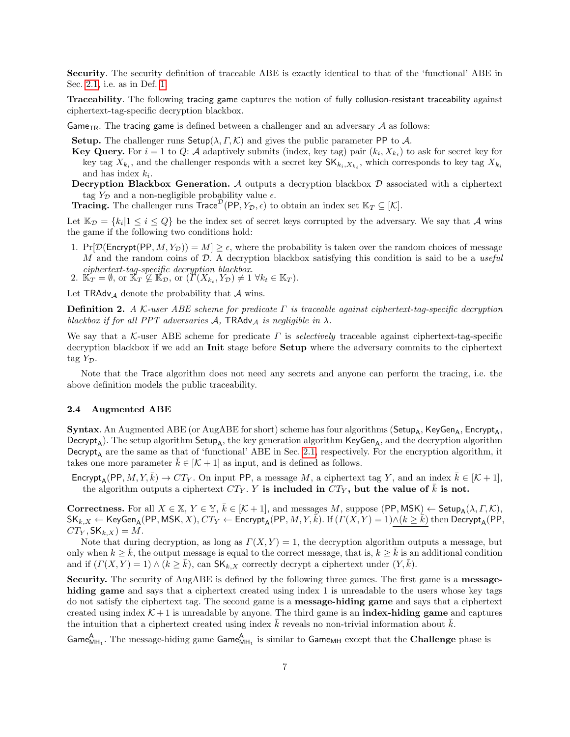**Security**. The security definition of traceable ABE is exactly identical to that of the 'functional' ABE in Sec. 2.1, i.e. as in Def. 1.

**Traceability**. The following tracing game captures the notion of fully collusion-resistant traceability against ciphertext-tag-specific decryption blackbox.

$\mathsf{Game}_{\mathsf{TR}}$. The tracing game is defined between a challenger and an adversary $\mathcal{A}$ as follows:

**Setup.** The challenger runs $\mathsf{Setup}(\lambda, \Gamma, \mathcal{K})$ and gives the public parameter $\mathsf{PP}$ to $\mathcal{A}$.

**Key Query.** For $i = 1$ to $Q$: $\mathcal{A}$ adaptively submits (index, key tag) pair $(k_i, X_{k_i})$ to ask for secret key for key tag $X_{k_i}$, and the challenger responds with a secret key $\mathsf{SK}_{k_i, X_{k_i}}$, which corresponds to key tag $X_{k_i}$ and has index $k_i$.

**Decryption Blackbox Generation.** $\mathcal{A}$ outputs a decryption blackbox $\mathcal{D}$ associated with a ciphertext tag $Y_{\mathcal{D}}$ and a non-negligible probability value $\epsilon$.

**Tracing.** The challenger runs $\mathsf{Trace}^{\mathcal{D}}(\mathsf{PP}, Y_{\mathcal{D}}, \epsilon)$ to obtain an index set $\mathbb{K}_T \subseteq [\mathcal{K}]$.

Let $\mathbb{K}_{\mathcal{D}} = \{k_i | 1 \le i \le Q\}$ be the index set of secret keys corrupted by the adversary. We say that $\mathcal{A}$ wins the game if the following two conditions hold:

1. $\Pr[\mathcal{D}(\mathsf{Encrypt}(\mathsf{PP}, M, Y_{\mathcal{D}})) = M] \ge \epsilon$, where the probability is taken over the random choices of message $M$ and the random coins of $\mathcal{D}$. A decryption blackbox satisfying this condition is said to be a *useful ciphertext-tag-specific decryption blackbox*.
2. $\mathbb{K}_T = \emptyset$, or $\mathbb{K}_T \not\subseteq \mathbb{K}_{\mathcal{D}}$, or $(\Gamma(X_{k_t}, Y_{\mathcal{D}}) \neq 1 \ \forall k_t \in \mathbb{K}_T)$.

Let $\mathsf{TRAdv}_{\mathcal{A}}$ denote the probability that $\mathcal{A}$ wins.

**Definition 2.** *A $\mathcal{K}$-user ABE scheme for predicate $\Gamma$ is traceable against ciphertext-tag-specific decryption blackbox if for all PPT adversaries $\mathcal{A}$, $\mathsf{TRAdv}_{\mathcal{A}}$ is negligible in $\lambda$.*

We say that a $\mathcal{K}$-user ABE scheme for predicate $\Gamma$ is *selectively* traceable against ciphertext-tag-specific decryption blackbox if we add an **Init** stage before **Setup** where the adversary commits to the ciphertext tag $Y_{\mathcal{D}}$.

Note that the $\mathsf{Trace}$ algorithm does not need any secrets and anyone can perform the tracing, i.e. the above definition models the public traceability.

### 2.4 Augmented ABE

**Syntax**. An Augmented ABE (or AugABE for short) scheme has four algorithms ($\mathsf{Setup}_{\mathsf{A}}$, $\mathsf{KeyGen}_{\mathsf{A}}$, $\mathsf{Encrypt}_{\mathsf{A}}$, $\mathsf{Decrypt}_{\mathsf{A}}$). The setup algorithm $\mathsf{Setup}_{\mathsf{A}}$, the key generation algorithm $\mathsf{KeyGen}_{\mathsf{A}}$, and the decryption algorithm $\mathsf{Decrypt}_{\mathsf{A}}$ are the same as that of 'functional' ABE in Sec. 2.1, respectively. For the encryption algorithm, it takes one more parameter $\bar{k} \in [\mathcal{K}+1]$ as input, and is defined as follows.

$\mathsf{Encrypt}_{\mathsf{A}}(\mathsf{PP}, M, Y, \bar{k}) \to CT_Y$. On input $\mathsf{PP}$, a message $M$, a ciphertext tag $Y$, and an index $\bar{k} \in [\mathcal{K}+1]$, the algorithm outputs a ciphertext $CT_Y$. **$Y$ is included in $CT_Y$, but the value of $\bar{k}$ is not.**

**Correctness.** For all $X \in \mathbb{X}$, $Y \in \mathbb{Y}$, $\bar{k} \in [\mathcal{K}+1]$, and messages $M$, suppose $(\mathsf{PP}, \mathsf{MSK}) \leftarrow \mathsf{Setup}_{\mathsf{A}}(\lambda, \Gamma, \mathcal{K})$, $\mathsf{SK}_{k,X} \leftarrow \mathsf{KeyGen}_{\mathsf{A}}(\mathsf{PP}, \mathsf{MSK}, X)$, $CT_Y \leftarrow \mathsf{Encrypt}_{\mathsf{A}}(\mathsf{PP}, M, Y, \bar{k})$. If $(\Gamma(X, Y) = 1)\underline{\wedge (k \ge \bar{k})}$ then $\mathsf{Decrypt}_{\mathsf{A}}(\mathsf{PP}, CT_Y, \mathsf{SK}_{k,X}) = M$.

Note that during decryption, as long as $\Gamma(X, Y) = 1$, the decryption algorithm outputs a message, but only when $k \ge \bar{k}$, the output message is equal to the correct message, that is, $k \ge \bar{k}$ is an additional condition and if $(\Gamma(X, Y) = 1) \wedge (k \ge \bar{k})$, can $\mathsf{SK}_{k,X}$ correctly decrypt a ciphertext under $(Y, \bar{k})$.

**Security.** The security of AugABE is defined by the following three games. The first game is a **message-hiding game** and says that a ciphertext created using index 1 is unreadable to the users whose key tags do not satisfy the ciphertext tag. The second game is a **message-hiding game** and says that a ciphertext created using index $\mathcal{K}+1$ is unreadable by anyone. The third game is an **index-hiding game** and captures the intuition that a ciphertext created using index $\bar{k}$ reveals no non-trivial information about $\bar{k}$.

$\mathsf{Game}^{\mathsf{A}}_{\mathsf{MH}_1}$. The message-hiding game $\mathsf{Game}^{\mathsf{A}}_{\mathsf{MH}_1}$ is similar to $\mathsf{Game}_{\mathsf{MH}}$ except that the **Challenge** phase is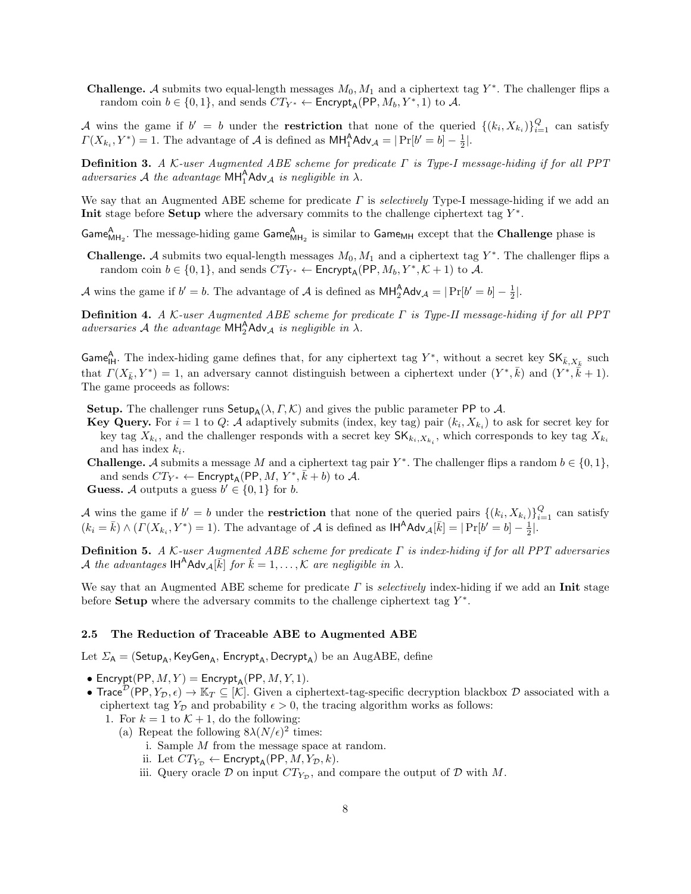**Challenge.** $\mathcal{A}$ submits two equal-length messages $M_0, M_1$ and a ciphertext tag $Y^*$. The challenger flips a random coin $b \in \{0,1\}$, and sends $CT_{Y^*} \leftarrow \mathsf{Encrypt_A}(\mathsf{PP}, M_b, Y^*, 1)$ to $\mathcal{A}$.

$\mathcal{A}$ wins the game if $b' = b$ under the **restriction** that none of the queried $\{(k_i, X_{k_i})\}_{i=1}^{Q}$ can satisfy $\Gamma(X_{k_i}, Y^*) = 1$. The advantage of $\mathcal{A}$ is defined as $\mathsf{MH_1^A Adv}_{\mathcal{A}} = |\Pr[b' = b] - \frac{1}{2}|$.

**Definition 3.** *A $\mathcal{K}$-user Augmented ABE scheme for predicate $\Gamma$ is Type-I message-hiding if for all PPT adversaries $\mathcal{A}$ the advantage $\mathsf{MH_1^A Adv}_{\mathcal{A}}$ is negligible in $\lambda$.*

We say that an Augmented ABE scheme for predicate $\Gamma$ is *selectively* Type-I message-hiding if we add an **Init** stage before **Setup** where the adversary commits to the challenge ciphertext tag $Y^*$.

$\mathsf{Game^A_{MH_2}}$. The message-hiding game $\mathsf{Game^A_{MH_2}}$ is similar to $\mathsf{Game_{MH}}$ except that the **Challenge** phase is

**Challenge.** $\mathcal{A}$ submits two equal-length messages $M_0, M_1$ and a ciphertext tag $Y^*$. The challenger flips a random coin $b \in \{0,1\}$, and sends $CT_{Y^*} \leftarrow \mathsf{Encrypt_A}(\mathsf{PP}, M_b, Y^*, \mathcal{K}+1)$ to $\mathcal{A}$.

$\mathcal{A}$ wins the game if $b' = b$. The advantage of $\mathcal{A}$ is defined as $\mathsf{MH_2^A Adv}_{\mathcal{A}} = |\Pr[b' = b] - \frac{1}{2}|$.

**Definition 4.** *A $\mathcal{K}$-user Augmented ABE scheme for predicate $\Gamma$ is Type-II message-hiding if for all PPT adversaries $\mathcal{A}$ the advantage $\mathsf{MH_2^A Adv}_{\mathcal{A}}$ is negligible in $\lambda$.*

$\mathsf{Game^A_{IH}}$. The index-hiding game defines that, for any ciphertext tag $Y^*$, without a secret key $\mathsf{SK}_{\bar{k}, X_{\bar{k}}}$ such that $\Gamma(X_{\bar{k}}, Y^*) = 1$, an adversary cannot distinguish between a ciphertext under $(Y^*, \bar{k})$ and $(Y^*, \bar{k}+1)$. The game proceeds as follows:

**Setup.** The challenger runs $\mathsf{Setup_A}(\lambda, \Gamma, \mathcal{K})$ and gives the public parameter $\mathsf{PP}$ to $\mathcal{A}$.
**Key Query.** For $i = 1$ to $Q$: $\mathcal{A}$ adaptively submits (index, key tag) pair $(k_i, X_{k_i})$ to ask for secret key for key tag $X_{k_i}$, and the challenger responds with a secret key $\mathsf{SK}_{k_i, X_{k_i}}$, which corresponds to key tag $X_{k_i}$ and has index $k_i$.
**Challenge.** $\mathcal{A}$ submits a message $M$ and a ciphertext tag pair $Y^*$. The challenger flips a random $b \in \{0,1\}$, and sends $CT_{Y^*} \leftarrow \mathsf{Encrypt_A}(\mathsf{PP}, M, Y^*, \bar{k}+b)$ to $\mathcal{A}$.
**Guess.** $\mathcal{A}$ outputs a guess $b' \in \{0,1\}$ for $b$.

$\mathcal{A}$ wins the game if $b' = b$ under the **restriction** that none of the queried pairs $\{(k_i, X_{k_i})\}_{i=1}^{Q}$ can satisfy $(k_i = \bar{k}) \wedge (\Gamma(X_{k_i}, Y^*) = 1)$. The advantage of $\mathcal{A}$ is defined as $\mathsf{IH^A Adv}_{\mathcal{A}}[\bar{k}] = |\Pr[b' = b] - \frac{1}{2}|$.

**Definition 5.** *A $\mathcal{K}$-user Augmented ABE scheme for predicate $\Gamma$ is index-hiding if for all PPT adversaries $\mathcal{A}$ the advantages $\mathsf{IH^A Adv}_{\mathcal{A}}[\bar{k}]$ for $\bar{k} = 1, \ldots, \mathcal{K}$ are negligible in $\lambda$.*

We say that an Augmented ABE scheme for predicate $\Gamma$ is *selectively* index-hiding if we add an **Init** stage before **Setup** where the adversary commits to the challenge ciphertext tag $Y^*$.

### 2.5 The Reduction of Traceable ABE to Augmented ABE

Let $\Sigma_{\mathsf{A}} = (\mathsf{Setup_A}, \mathsf{KeyGen_A}, \mathsf{Encrypt_A}, \mathsf{Decrypt_A})$ be an AugABE, define

- $\mathsf{Encrypt}(\mathsf{PP}, M, Y) = \mathsf{Encrypt_A}(\mathsf{PP}, M, Y, 1)$.
- $\mathsf{Trace}^{\mathcal{D}}(\mathsf{PP}, Y_{\mathcal{D}}, \epsilon) \rightarrow \mathbb{K}_T \subseteq [\mathcal{K}]$. Given a ciphertext-tag-specific decryption blackbox $\mathcal{D}$ associated with a ciphertext tag $Y_{\mathcal{D}}$ and probability $\epsilon > 0$, the tracing algorithm works as follows:
  1. For $k = 1$ to $\mathcal{K}+1$, do the following:
     (a) Repeat the following $8\lambda(N/\epsilon)^2$ times:
        i. Sample $M$ from the message space at random.
        ii. Let $CT_{Y_{\mathcal{D}}} \leftarrow \mathsf{Encrypt_A}(\mathsf{PP}, M, Y_{\mathcal{D}}, k)$.
        iii. Query oracle $\mathcal{D}$ on input $CT_{Y_{\mathcal{D}}}$, and compare the output of $\mathcal{D}$ with $M$.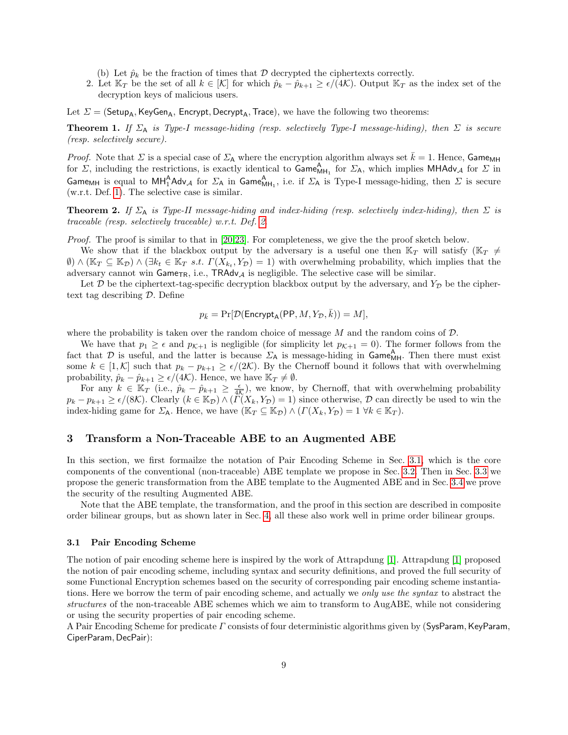(b) Let $\hat{p}_k$ be the fraction of times that $\mathcal{D}$ decrypted the ciphertexts correctly.

2. Let $\mathbb{K}_T$ be the set of all $k \in [\mathcal{K}]$ for which $\hat{p}_k - \hat{p}_{k+1} \geq \epsilon/(4\mathcal{K})$. Output $\mathbb{K}_T$ as the index set of the decryption keys of malicious users.

Let $\Sigma = (\mathsf{Setup_A}, \mathsf{KeyGen_A}, \mathsf{Encrypt}, \mathsf{Decrypt_A}, \mathsf{Trace})$, we have the following two theorems:

**Theorem 1.** *If $\Sigma_\mathsf{A}$ is Type-I message-hiding (resp. selectively Type-I message-hiding), then $\Sigma$ is secure (resp. selectively secure).*

*Proof.* Note that $\Sigma$ is a special case of $\Sigma_\mathsf{A}$ where the encryption algorithm always set $\bar{k} = 1$. Hence, $\mathsf{Game_{MH}}$ for $\Sigma$, including the restrictions, is exactly identical to $\mathsf{Game}^\mathsf{A}_{\mathsf{MH}_1}$ for $\Sigma_\mathsf{A}$, which implies $\mathsf{MHAdv}_\mathcal{A}$ for $\Sigma$ in $\mathsf{Game_{MH}}$ is equal to $\mathsf{MH}^\mathsf{A}_1\mathsf{Adv}_\mathcal{A}$ for $\Sigma_\mathsf{A}$ in $\mathsf{Game}^\mathsf{A}_{\mathsf{MH}_1}$, i.e. if $\Sigma_\mathsf{A}$ is Type-I message-hiding, then $\Sigma$ is secure (w.r.t. Def. 1). The selective case is similar.

**Theorem 2.** *If $\Sigma_\mathsf{A}$ is Type-II message-hiding and index-hiding (resp. selectively index-hiding), then $\Sigma$ is traceable (resp. selectively traceable) w.r.t. Def. 2.*

*Proof.* The proof is similar to that in [20,23]. For completeness, we give the the proof sketch below.

We show that if the blackbox output by the adversary is a useful one then $\mathbb{K}_T$ will satisfy $(\mathbb{K}_T \neq \emptyset) \wedge (\mathbb{K}_T \subseteq \mathbb{K}_\mathcal{D}) \wedge (\exists k_t \in \mathbb{K}_T \ s.t.\ \Gamma(X_{k_t}, Y_\mathcal{D}) = 1)$ with overwhelming probability, which implies that the adversary cannot win $\mathsf{Game_{TR}}$, i.e., $\mathsf{TRAdv}_\mathcal{A}$ is negligible. The selective case will be similar.

Let $\mathcal{D}$ be the ciphertext-tag-specific decryption blackbox output by the adversary, and $Y_\mathcal{D}$ be the ciphertext tag describing $\mathcal{D}$. Define

$$p_{\bar{k}} = \Pr[\mathcal{D}(\mathsf{Encrypt_A}(\mathsf{PP}, M, Y_\mathcal{D}, \bar{k})) = M],$$

where the probability is taken over the random choice of message $M$ and the random coins of $\mathcal{D}$.

We have that $p_1 \geq \epsilon$ and $p_{\mathcal{K}+1}$ is negligible (for simplicity let $p_{\mathcal{K}+1} = 0$). The former follows from the fact that $\mathcal{D}$ is useful, and the latter is because $\Sigma_\mathsf{A}$ is message-hiding in $\mathsf{Game}^\mathsf{A}_\mathsf{MH}$. Then there must exist some $k \in [1, \mathcal{K}]$ such that $p_k - p_{k+1} \geq \epsilon/(2\mathcal{K})$. By the Chernoff bound it follows that with overwhelming probability, $\hat{p}_k - \hat{p}_{k+1} \geq \epsilon/(4\mathcal{K})$. Hence, we have $\mathbb{K}_T \neq \emptyset$.

For any $k \in \mathbb{K}_T$ (i.e., $\hat{p}_k - \hat{p}_{k+1} \geq \frac{\epsilon}{4\mathcal{K}}$), we know, by Chernoff, that with overwhelming probability $p_k - p_{k+1} \geq \epsilon/(8\mathcal{K})$. Clearly $(k \in \mathbb{K}_\mathcal{D}) \wedge (\Gamma(X_k, Y_\mathcal{D}) = 1)$ since otherwise, $\mathcal{D}$ can directly be used to win the index-hiding game for $\Sigma_\mathsf{A}$. Hence, we have $(\mathbb{K}_T \subseteq \mathbb{K}_\mathcal{D}) \wedge (\Gamma(X_k, Y_\mathcal{D}) = 1 \ \forall k \in \mathbb{K}_T)$.

## 3 Transform a Non-Traceable ABE to an Augmented ABE

In this section, we first formailze the notation of Pair Encoding Scheme in Sec. 3.1, which is the core components of the conventional (non-traceable) ABE template we propose in Sec. 3.2. Then in Sec. 3.3 we propose the generic transformation from the ABE template to the Augmented ABE and in Sec. 3.4 we prove the security of the resulting Augmented ABE.

Note that the ABE template, the transformation, and the proof in this section are described in composite order bilinear groups, but as shown later in Sec. 4, all these also work well in prime order bilinear groups.

### 3.1 Pair Encoding Scheme

The notion of pair encoding scheme here is inspired by the work of Attrapdung [1]. Attrapdung [1] proposed the notion of pair encoding scheme, including syntax and security definitions, and proved the full security of some Functional Encryption schemes based on the security of corresponding pair encoding scheme instantiations. Here we borrow the term of pair encoding scheme, and actually we *only use the syntax* to abstract the *structures* of the non-traceable ABE schemes which we aim to transform to AugABE, while not considering or using the security properties of pair encoding scheme.

A Pair Encoding Scheme for predicate $\Gamma$ consists of four deterministic algorithms given by ($\mathsf{SysParam}$, $\mathsf{KeyParam}$, $\mathsf{CiperParam}$, $\mathsf{DecPair}$):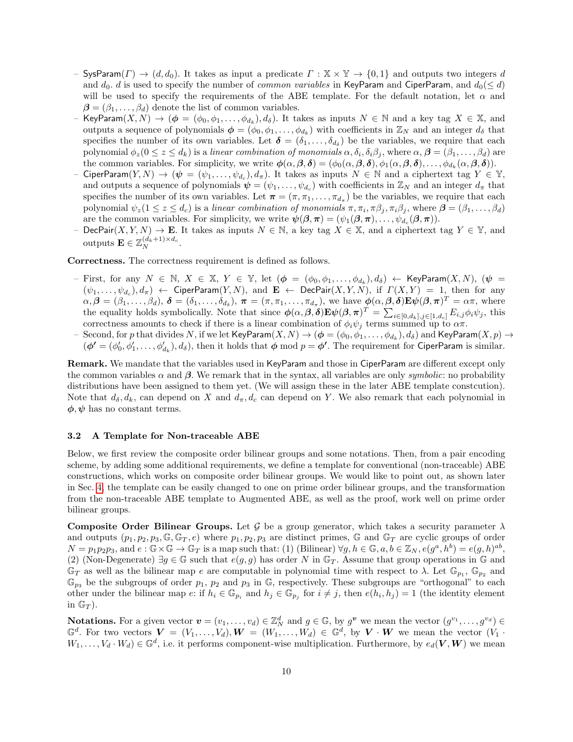– $\mathsf{SysParam}(\Gamma) \to (d, d_0)$. It takes as input a predicate $\Gamma : \mathbb{X} \times \mathbb{Y} \to \{0,1\}$ and outputs two integers $d$ and $d_0$. $d$ is used to specify the number of *common variables* in $\mathsf{KeyParam}$ and $\mathsf{CiperParam}$, and $d_0 (\leq d)$ will be used to specify the requirements of the ABE template. For the default notation, let $\alpha$ and $\boldsymbol{\beta} = (\beta_1, \ldots, \beta_d)$ denote the list of common variables.

– $\mathsf{KeyParam}(X, N) \to (\boldsymbol{\phi} = (\phi_0, \phi_1, \ldots, \phi_{d_k}), d_\delta)$. It takes as inputs $N \in \mathbb{N}$ and a key tag $X \in \mathbb{X}$, and outputs a sequence of polynomials $\boldsymbol{\phi} = (\phi_0, \phi_1, \ldots, \phi_{d_k})$ with coefficients in $\mathbb{Z}_N$ and an integer $d_\delta$ that specifies the number of its own variables. Let $\boldsymbol{\delta} = (\delta_1, \ldots, \delta_{d_\delta})$ be the variables, we require that each polynomial $\phi_z (0 \leq z \leq d_k)$ is a *linear combination of monomials* $\alpha, \delta_i, \delta_i\beta_j$, where $\alpha, \boldsymbol{\beta} = (\beta_1, \ldots, \beta_d)$ are the common variables. For simplicity, we write $\boldsymbol{\phi}(\alpha, \boldsymbol{\beta}, \boldsymbol{\delta}) = (\phi_0(\alpha, \boldsymbol{\beta}, \boldsymbol{\delta}), \phi_1(\alpha, \boldsymbol{\beta}, \boldsymbol{\delta}), \ldots, \phi_{d_k}(\alpha, \boldsymbol{\beta}, \boldsymbol{\delta}))$.

– $\mathsf{CiperParam}(Y, N) \to (\boldsymbol{\psi} = (\psi_1, \ldots, \psi_{d_c}), d_\pi)$. It takes as inputs $N \in \mathbb{N}$ and a ciphertext tag $Y \in \mathbb{Y}$, and outputs a sequence of polynomials $\boldsymbol{\psi} = (\psi_1, \ldots, \psi_{d_c})$ with coefficients in $\mathbb{Z}_N$ and an integer $d_\pi$ that specifies the number of its own variables. Let $\boldsymbol{\pi} = (\pi, \pi_1, \ldots, \pi_{d_\pi})$ be the variables, we require that each polynomial $\psi_z (1 \leq z \leq d_c)$ is a *linear combination of monomials* $\pi, \pi_i, \pi\beta_j, \pi_i\beta_j$, where $\boldsymbol{\beta} = (\beta_1, \ldots, \beta_d)$ are the common variables. For simplicity, we write $\boldsymbol{\psi}(\boldsymbol{\beta}, \boldsymbol{\pi}) = (\psi_1(\boldsymbol{\beta}, \boldsymbol{\pi}), \ldots, \psi_{d_c}(\boldsymbol{\beta}, \boldsymbol{\pi}))$.

– $\mathsf{DecPair}(X, Y, N) \to \mathbf{E}$. It takes as inputs $N \in \mathbb{N}$, a key tag $X \in \mathbb{X}$, and a ciphertext tag $Y \in \mathbb{Y}$, and outputs $\mathbf{E} \in \mathbb{Z}_N^{(d_k+1)\times d_c}$.

**Correctness.** The correctness requirement is defined as follows.

– First, for any $N \in \mathbb{N}$, $X \in \mathbb{X}$, $Y \in \mathbb{Y}$, let $(\boldsymbol{\phi} = (\phi_0, \phi_1, \ldots, \phi_{d_k}), d_\delta) \leftarrow \mathsf{KeyParam}(X, N)$, $(\boldsymbol{\psi} = (\psi_1, \ldots, \psi_{d_c}), d_\pi) \leftarrow \mathsf{CiperParam}(Y, N)$, and $\mathbf{E} \leftarrow \mathsf{DecPair}(X, Y, N)$, if $\Gamma(X, Y) = 1$, then for any $\alpha, \boldsymbol{\beta} = (\beta_1, \ldots, \beta_d)$, $\boldsymbol{\delta} = (\delta_1, \ldots, \delta_{d_\delta})$, $\boldsymbol{\pi} = (\pi, \pi_1, \ldots, \pi_{d_\pi})$, we have $\boldsymbol{\phi}(\alpha, \boldsymbol{\beta}, \boldsymbol{\delta})\mathbf{E}\boldsymbol{\psi}(\boldsymbol{\beta}, \boldsymbol{\pi})^T = \alpha\pi$, where the equality holds symbolically. Note that since $\boldsymbol{\phi}(\alpha, \boldsymbol{\beta}, \boldsymbol{\delta})\mathbf{E}\boldsymbol{\psi}(\boldsymbol{\beta}, \boldsymbol{\pi})^T = \sum_{i\in[0,d_k], j\in[1,d_c]} E_{i,j}\phi_i\psi_j$, this correctness amounts to check if there is a linear combination of $\phi_i\psi_j$ terms summed up to $\alpha\pi$.

– Second, for $p$ that divides $N$, if we let $\mathsf{KeyParam}(X, N) \to (\boldsymbol{\phi} = (\phi_0, \phi_1, \ldots, \phi_{d_k}), d_\delta)$ and $\mathsf{KeyParam}(X, p) \to (\boldsymbol{\phi}' = (\phi'_0, \phi'_1, \ldots, \phi'_{d_k}), d_\delta)$, then it holds that $\boldsymbol{\phi} \bmod p = \boldsymbol{\phi}'$. The requirement for $\mathsf{CiperParam}$ is similar.

**Remark.** We mandate that the variables used in $\mathsf{KeyParam}$ and those in $\mathsf{CiperParam}$ are different except only the common variables $\alpha$ and $\boldsymbol{\beta}$. We remark that in the syntax, all variables are only *symbolic*: no probability distributions have been assigned to them yet. (We will assign these in the later ABE template constcution). Note that $d_\delta, d_k$, can depend on $X$ and $d_\pi, d_c$ can depend on $Y$. We also remark that each polynomial in $\boldsymbol{\phi}, \boldsymbol{\psi}$ has no constant terms.

### 3.2 A Template for Non-traceable ABE

Below, we first review the composite order bilinear groups and some notations. Then, from a pair encoding scheme, by adding some additional requirements, we define a template for conventional (non-traceable) ABE constructions, which works on composite order bilinear groups. We would like to point out, as shown later in Sec. 4, the template can be easily changed to one on prime order bilinear groups, and the transformation from the non-traceable ABE template to Augmented ABE, as well as the proof, work well on prime order bilinear groups.

**Composite Order Bilinear Groups.** Let $\mathcal{G}$ be a group generator, which takes a security parameter $\lambda$ and outputs $(p_1, p_2, p_3, \mathbb{G}, \mathbb{G}_T, e)$ where $p_1, p_2, p_3$ are distinct primes, $\mathbb{G}$ and $\mathbb{G}_T$ are cyclic groups of order $N = p_1p_2p_3$, and $e : \mathbb{G} \times \mathbb{G} \to \mathbb{G}_T$ is a map such that: (1) (Bilinear) $\forall g, h \in \mathbb{G}, a, b \in \mathbb{Z}_N, e(g^a, h^b) = e(g, h)^{ab}$, (2) (Non-Degenerate) $\exists g \in \mathbb{G}$ such that $e(g, g)$ has order $N$ in $\mathbb{G}_T$. Assume that group operations in $\mathbb{G}$ and $\mathbb{G}_T$ as well as the bilinear map $e$ are computable in polynomial time with respect to $\lambda$. Let $\mathbb{G}_{p_1}$, $\mathbb{G}_{p_2}$ and $\mathbb{G}_{p_3}$ be the subgroups of order $p_1$, $p_2$ and $p_3$ in $\mathbb{G}$, respectively. These subgroups are "orthogonal" to each other under the bilinear map $e$: if $h_i \in \mathbb{G}_{p_i}$ and $h_j \in \mathbb{G}_{p_j}$ for $i \neq j$, then $e(h_i, h_j) = 1$ (the identity element in $\mathbb{G}_T$).

**Notations.** For a given vector $\boldsymbol{v} = (v_1, \ldots, v_d) \in \mathbb{Z}_N^d$ and $g \in \mathbb{G}$, by $g^{\boldsymbol{v}}$ we mean the vector $(g^{v_1}, \ldots, g^{v_d}) \in \mathbb{G}^d$. For two vectors $\boldsymbol{V} = (V_1, \ldots, V_d), \boldsymbol{W} = (W_1, \ldots, W_d) \in \mathbb{G}^d$, by $\boldsymbol{V} \cdot \boldsymbol{W}$ we mean the vector $(V_1 \cdot W_1, \ldots, V_d \cdot W_d) \in \mathbb{G}^d$, i.e. it performs component-wise multiplication. Furthermore, by $e_d(\boldsymbol{V}, \boldsymbol{W})$ we mean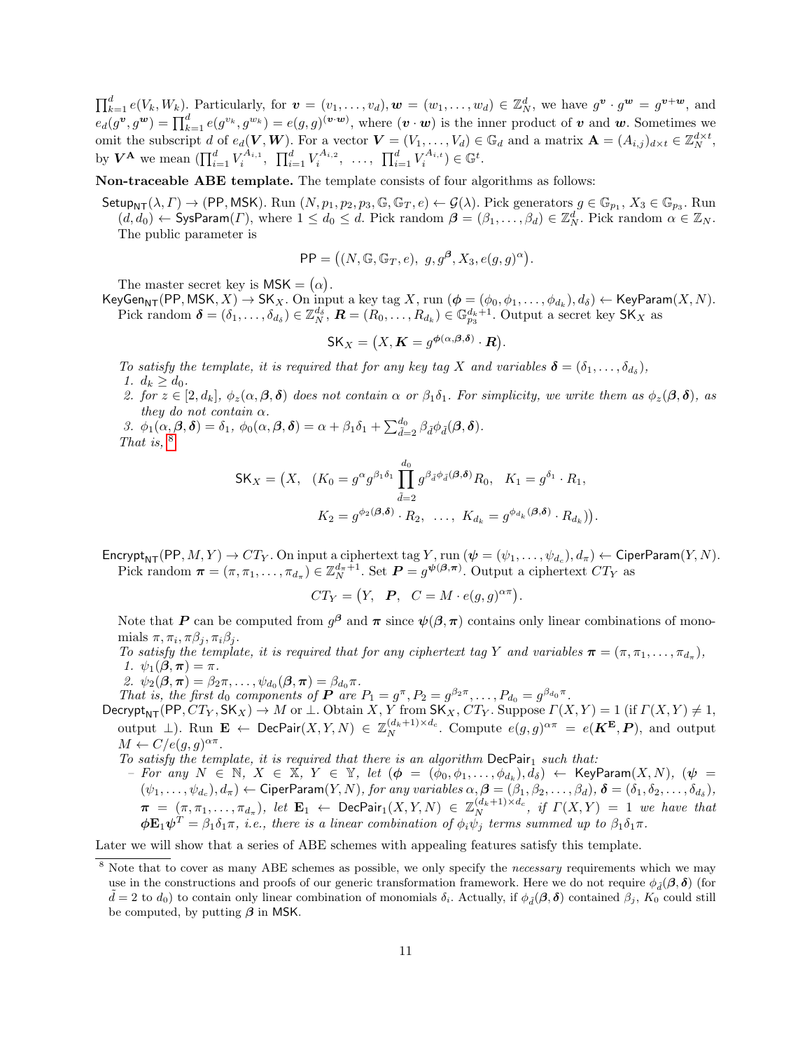$\prod_{k=1}^{d} e(V_k, W_k)$. Particularly, for $\boldsymbol{v} = (v_1, \ldots, v_d), \boldsymbol{w} = (w_1, \ldots, w_d) \in \mathbb{Z}_N^d$, we have $g^{\boldsymbol{v}} \cdot g^{\boldsymbol{w}} = g^{\boldsymbol{v}+\boldsymbol{w}}$, and $e_d(g^{\boldsymbol{v}}, g^{\boldsymbol{w}}) = \prod_{k=1}^{d} e(g^{v_k}, g^{w_k}) = e(g,g)^{(\boldsymbol{v}\cdot\boldsymbol{w})}$, where $(\boldsymbol{v}\cdot\boldsymbol{w})$ is the inner product of $\boldsymbol{v}$ and $\boldsymbol{w}$. Sometimes we omit the subscript $d$ of $e_d(\boldsymbol{V}, \boldsymbol{W})$. For a vector $\boldsymbol{V} = (V_1, \ldots, V_d) \in \mathbb{G}_d$ and a matrix $\mathbf{A} = (A_{i,j})_{d\times t} \in \mathbb{Z}_N^{d\times t}$, by $\boldsymbol{V}^{\mathbf{A}}$ we mean $(\prod_{i=1}^{d} V_i^{A_{i,1}}, \ \prod_{i=1}^{d} V_i^{A_{i,2}}, \ \ldots, \ \prod_{i=1}^{d} V_i^{A_{i,t}}) \in \mathbb{G}^t$.

**Non-traceable ABE template.** The template consists of four algorithms as follows:

$\mathsf{Setup}_{\mathsf{NT}}(\lambda, \Gamma) \to (\mathsf{PP}, \mathsf{MSK})$. Run $(N, p_1, p_2, p_3, \mathbb{G}, \mathbb{G}_T, e) \leftarrow \mathcal{G}(\lambda)$. Pick generators $g \in \mathbb{G}_{p_1}$, $X_3 \in \mathbb{G}_{p_3}$. Run $(d, d_0) \leftarrow \mathsf{SysParam}(\Gamma)$, where $1 \le d_0 \le d$. Pick random $\boldsymbol{\beta} = (\beta_1, \ldots, \beta_d) \in \mathbb{Z}_N^d$. Pick random $\alpha \in \mathbb{Z}_N$. The public parameter is

$$\mathsf{PP} = \big((N, \mathbb{G}, \mathbb{G}_T, e), \ g, g^{\boldsymbol{\beta}}, X_3, e(g,g)^{\alpha}\big).$$

The master secret key is $\mathsf{MSK} = (\alpha)$.

$\mathsf{KeyGen}_{\mathsf{NT}}(\mathsf{PP}, \mathsf{MSK}, X) \to \mathsf{SK}_X$. On input a key tag $X$, run $(\boldsymbol{\phi} = (\phi_0, \phi_1, \ldots, \phi_{d_k}), d_\delta) \leftarrow \mathsf{KeyParam}(X, N)$. Pick random $\boldsymbol{\delta} = (\delta_1, \ldots, \delta_{d_\delta}) \in \mathbb{Z}_N^{d_\delta}$, $\boldsymbol{R} = (R_0, \ldots, R_{d_k}) \in \mathbb{G}_{p_3}^{d_k+1}$. Output a secret key $\mathsf{SK}_X$ as

$$\mathsf{SK}_X = \big(X, \boldsymbol{K} = g^{\boldsymbol{\phi}(\alpha, \boldsymbol{\beta}, \boldsymbol{\delta})} \cdot \boldsymbol{R}\big).$$

*To satisfy the template, it is required that for any key tag $X$ and variables $\boldsymbol{\delta} = (\delta_1, \ldots, \delta_{d_\delta})$,*

1. $d_k \ge d_0$.
2. *for $z \in [2, d_k]$, $\phi_z(\alpha, \boldsymbol{\beta}, \boldsymbol{\delta})$ does not contain $\alpha$ or $\beta_1\delta_1$. For simplicity, we write them as $\phi_z(\boldsymbol{\beta}, \boldsymbol{\delta})$, as they do not contain $\alpha$.*
3. $\phi_1(\alpha, \boldsymbol{\beta}, \boldsymbol{\delta}) = \delta_1$, $\phi_0(\alpha, \boldsymbol{\beta}, \boldsymbol{\delta}) = \alpha + \beta_1\delta_1 + \sum_{\tilde{d}=2}^{d_0} \beta_{\tilde{d}}\phi_{\tilde{d}}(\boldsymbol{\beta}, \boldsymbol{\delta})$.

*That is,* [8]

$$\mathsf{SK}_X = \big(X, \ \ (K_0 = g^{\alpha} g^{\beta_1\delta_1} \prod_{\tilde{d}=2}^{d_0} g^{\beta_{\tilde{d}}\phi_{\tilde{d}}(\boldsymbol{\beta},\boldsymbol{\delta})} R_0, \ \ K_1 = g^{\delta_1} \cdot R_1,$$
$$K_2 = g^{\phi_2(\boldsymbol{\beta},\boldsymbol{\delta})} \cdot R_2, \ \ \ldots, \ K_{d_k} = g^{\phi_{d_k}(\boldsymbol{\beta},\boldsymbol{\delta})} \cdot R_{d_k})\big).$$

$\mathsf{Encrypt}_{\mathsf{NT}}(\mathsf{PP}, M, Y) \to CT_Y$. On input a ciphertext tag $Y$, run $(\boldsymbol{\psi} = (\psi_1, \ldots, \psi_{d_c}), d_\pi) \leftarrow \mathsf{CiperParam}(Y, N)$. Pick random $\boldsymbol{\pi} = (\pi, \pi_1, \ldots, \pi_{d_\pi}) \in \mathbb{Z}_N^{d_\pi+1}$. Set $\boldsymbol{P} = g^{\boldsymbol{\psi}(\boldsymbol{\beta}, \boldsymbol{\pi})}$. Output a ciphertext $CT_Y$ as

$$CT_Y = \big(Y, \ \ \boldsymbol{P}, \ \ C = M \cdot e(g,g)^{\alpha\pi}\big).$$

Note that $\boldsymbol{P}$ can be computed from $g^{\boldsymbol{\beta}}$ and $\boldsymbol{\pi}$ since $\boldsymbol{\psi}(\boldsymbol{\beta}, \boldsymbol{\pi})$ contains only linear combinations of monomials $\pi, \pi_i, \pi\beta_j, \pi_i\beta_j$.

*To satisfy the template, it is required that for any ciphertext tag $Y$ and variables $\boldsymbol{\pi} = (\pi, \pi_1, \ldots, \pi_{d_\pi})$,*

1. $\psi_1(\boldsymbol{\beta}, \boldsymbol{\pi}) = \pi$.
2. $\psi_2(\boldsymbol{\beta}, \boldsymbol{\pi}) = \beta_2\pi, \ldots, \psi_{d_0}(\boldsymbol{\beta}, \boldsymbol{\pi}) = \beta_{d_0}\pi$.

*That is, the first $d_0$ components of $\boldsymbol{P}$ are $P_1 = g^{\pi}, P_2 = g^{\beta_2\pi}, \ldots, P_{d_0} = g^{\beta_{d_0}\pi}$.*

$\mathsf{Decrypt}_{\mathsf{NT}}(\mathsf{PP}, CT_Y, \mathsf{SK}_X) \to M$ or $\perp$. Obtain $X, Y$ from $\mathsf{SK}_X, CT_Y$. Suppose $\Gamma(X,Y) = 1$ (if $\Gamma(X,Y) \ne 1$, output $\perp$). Run $\mathbf{E} \leftarrow \mathsf{DecPair}(X, Y, N) \in \mathbb{Z}_N^{(d_k+1)\times d_c}$. Compute $e(g,g)^{\alpha\pi} = e(\boldsymbol{K}^{\mathbf{E}}, \boldsymbol{P})$, and output $M \leftarrow C/e(g,g)^{\alpha\pi}$.

*To satisfy the template, it is required that there is an algorithm $\mathsf{DecPair}_1$ such that:*

- *For any $N \in \mathbb{N}$, $X \in \mathbb{X}$, $Y \in \mathbb{Y}$, let $(\boldsymbol{\phi} = (\phi_0, \phi_1, \ldots, \phi_{d_k}), d_\delta) \leftarrow \mathsf{KeyParam}(X, N)$, $(\boldsymbol{\psi} = (\psi_1, \ldots, \psi_{d_c}), d_\pi) \leftarrow \mathsf{CiperParam}(Y, N)$, for any variables $\alpha, \boldsymbol{\beta} = (\beta_1, \beta_2, \ldots, \beta_d)$, $\boldsymbol{\delta} = (\delta_1, \delta_2, \ldots, \delta_{d_\delta})$, $\boldsymbol{\pi} = (\pi, \pi_1, \ldots, \pi_{d_\pi})$, let $\mathbf{E}_1 \leftarrow \mathsf{DecPair}_1(X, Y, N) \in \mathbb{Z}_N^{(d_k+1)\times d_c}$, if $\Gamma(X,Y) = 1$ we have that $\boldsymbol{\phi}\mathbf{E}_1\boldsymbol{\psi}^T = \beta_1\delta_1\pi$, i.e., there is a linear combination of $\phi_i\psi_j$ terms summed up to $\beta_1\delta_1\pi$.*

Later we will show that a series of ABE schemes with appealing features satisfy this template.

---

[8] Note that to cover as many ABE schemes as possible, we only specify the *necessary* requirements which we may use in the constructions and proofs of our generic transformation framework. Here we do not require $\phi_{\tilde{d}}(\boldsymbol{\beta}, \boldsymbol{\delta})$ (for $\tilde{d} = 2$ to $d_0$) to contain only linear combination of monomials $\delta_i$. Actually, if $\phi_{\tilde{d}}(\boldsymbol{\beta}, \boldsymbol{\delta})$ contained $\beta_j$, $K_0$ could still be computed, by putting $\boldsymbol{\beta}$ in $\mathsf{MSK}$.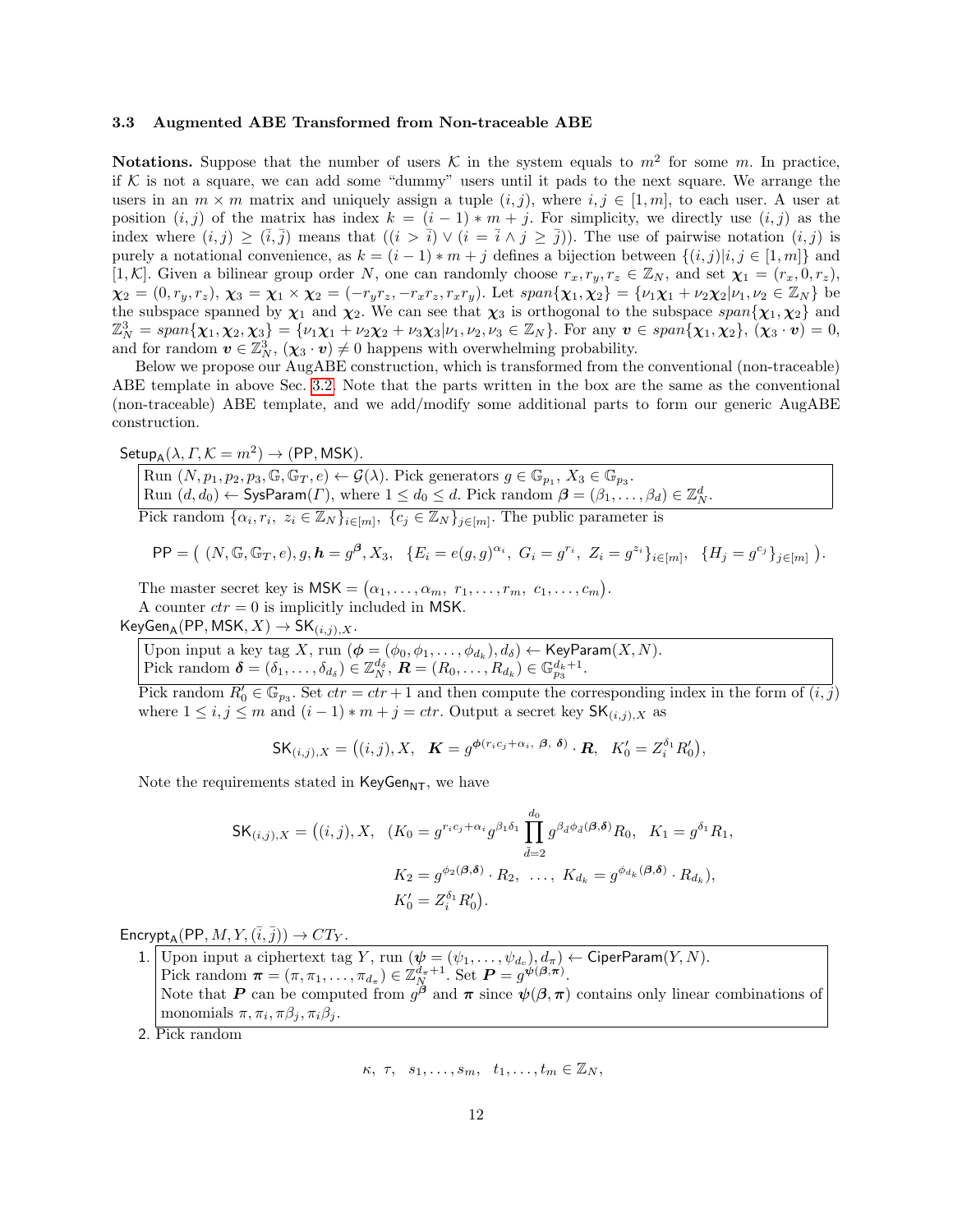### 3.3 Augmented ABE Transformed from Non-traceable ABE

**Notations.** Suppose that the number of users $\mathcal{K}$ in the system equals to $m^2$ for some $m$. In practice, if $\mathcal{K}$ is not a square, we can add some "dummy" users until it pads to the next square. We arrange the users in an $m \times m$ matrix and uniquely assign a tuple $(i, j)$, where $i, j \in [1, m]$, to each user. A user at position $(i, j)$ of the matrix has index $k = (i-1) * m + j$. For simplicity, we directly use $(i, j)$ as the index where $(i, j) \geq (\bar{i}, \bar{j})$ means that $((i > \bar{i}) \vee (i = \bar{i} \wedge j \geq \bar{j}))$. The use of pairwise notation $(i, j)$ is purely a notational convenience, as $k = (i-1) * m + j$ defines a bijection between $\{(i, j) | i, j \in [1, m]\}$ and $[1, \mathcal{K}]$. Given a bilinear group order $N$, one can randomly choose $r_x, r_y, r_z \in \mathbb{Z}_N$, and set $\boldsymbol{\chi}_1 = (r_x, 0, r_z)$, $\boldsymbol{\chi}_2 = (0, r_y, r_z)$, $\boldsymbol{\chi}_3 = \boldsymbol{\chi}_1 \times \boldsymbol{\chi}_2 = (-r_y r_z, -r_x r_z, r_x r_y)$. Let $span\{\boldsymbol{\chi}_1, \boldsymbol{\chi}_2\} = \{\nu_1 \boldsymbol{\chi}_1 + \nu_2 \boldsymbol{\chi}_2 | \nu_1, \nu_2 \in \mathbb{Z}_N\}$ be the subspace spanned by $\boldsymbol{\chi}_1$ and $\boldsymbol{\chi}_2$. We can see that $\boldsymbol{\chi}_3$ is orthogonal to the subspace $span\{\boldsymbol{\chi}_1, \boldsymbol{\chi}_2\}$ and $\mathbb{Z}_N^3 = span\{\boldsymbol{\chi}_1, \boldsymbol{\chi}_2, \boldsymbol{\chi}_3\} = \{\nu_1 \boldsymbol{\chi}_1 + \nu_2 \boldsymbol{\chi}_2 + \nu_3 \boldsymbol{\chi}_3 | \nu_1, \nu_2, \nu_3 \in \mathbb{Z}_N\}$. For any $\boldsymbol{v} \in span\{\boldsymbol{\chi}_1, \boldsymbol{\chi}_2\}$, $(\boldsymbol{\chi}_3 \cdot \boldsymbol{v}) = 0$, and for random $\boldsymbol{v} \in \mathbb{Z}_N^3$, $(\boldsymbol{\chi}_3 \cdot \boldsymbol{v}) \neq 0$ happens with overwhelming probability.

Below we propose our AugABE construction, which is transformed from the conventional (non-traceable) ABE template in above Sec. 3.2. Note that the parts written in the box are the same as the conventional (non-traceable) ABE template, and we add/modify some additional parts to form our generic AugABE construction.

$\mathsf{Setup_A}(\lambda, \Gamma, \mathcal{K} = m^2) \to (\mathsf{PP}, \mathsf{MSK})$.

Run $(N, p_1, p_2, p_3, \mathbb{G}, \mathbb{G}_T, e) \leftarrow \mathcal{G}(\lambda)$. Pick generators $g \in \mathbb{G}_{p_1}$, $X_3 \in \mathbb{G}_{p_3}$.
Run $(d, d_0) \leftarrow \mathsf{SysParam}(\Gamma)$, where $1 \leq d_0 \leq d$. Pick random $\boldsymbol{\beta} = (\beta_1, \ldots, \beta_d) \in \mathbb{Z}_N^d$.

Pick random $\{\alpha_i, r_i, z_i \in \mathbb{Z}_N\}_{i \in [m]}$, $\{c_j \in \mathbb{Z}_N\}_{j \in [m]}$. The public parameter is

$$\mathsf{PP} = \big( (N, \mathbb{G}, \mathbb{G}_T, e), g, \boldsymbol{h} = g^{\boldsymbol{\beta}}, X_3, \ \ \{E_i = e(g, g)^{\alpha_i}, \ G_i = g^{r_i}, \ Z_i = g^{z_i}\}_{i \in [m]}, \ \ \{H_j = g^{c_j}\}_{j \in [m]} \big).$$

The master secret key is $\mathsf{MSK} = \big(\alpha_1, \ldots, \alpha_m, \ r_1, \ldots, r_m, \ c_1, \ldots, c_m\big)$.
A counter $ctr = 0$ is implicitly included in $\mathsf{MSK}$.

$\mathsf{KeyGen_A}(\mathsf{PP}, \mathsf{MSK}, X) \to \mathsf{SK}_{(i,j),X}$.

Upon input a key tag $X$, run $(\boldsymbol{\phi} = (\phi_0, \phi_1, \ldots, \phi_{d_k}), d_\delta) \leftarrow \mathsf{KeyParam}(X, N)$.
Pick random $\boldsymbol{\delta} = (\delta_1, \ldots, \delta_{d_\delta}) \in \mathbb{Z}_N^{d_\delta}$, $\boldsymbol{R} = (R_0, \ldots, R_{d_k}) \in \mathbb{G}_{p_3}^{d_k+1}$.

Pick random $R'_0 \in \mathbb{G}_{p_3}$. Set $ctr = ctr + 1$ and then compute the corresponding index in the form of $(i, j)$ where $1 \leq i, j \leq m$ and $(i-1) * m + j = ctr$. Output a secret key $\mathsf{SK}_{(i,j),X}$ as

$$\mathsf{SK}_{(i,j),X} = \big((i,j), X, \ \ \boldsymbol{K} = g^{\boldsymbol{\phi}(r_i c_j + \alpha_i, \ \boldsymbol{\beta}, \ \boldsymbol{\delta})} \cdot \boldsymbol{R}, \ \ K'_0 = Z_i^{\delta_1} R'_0\big),$$

Note the requirements stated in $\mathsf{KeyGen_{NT}}$, we have

$$\mathsf{SK}_{(i,j),X} = \big((i,j), X, \ \ (K_0 = g^{r_i c_j + \alpha_i} g^{\beta_1 \delta_1} \prod_{\tilde{d}=2}^{d_0} g^{\beta_{\tilde{d}} \phi_{\tilde{d}}(\boldsymbol{\beta}, \boldsymbol{\delta})} R_0, \ \ K_1 = g^{\delta_1} R_1,$$
$$K_2 = g^{\phi_2(\boldsymbol{\beta}, \boldsymbol{\delta})} \cdot R_2, \ \ \ldots, \ K_{d_k} = g^{\phi_{d_k}(\boldsymbol{\beta}, \boldsymbol{\delta})} \cdot R_{d_k}),$$
$$K'_0 = Z_i^{\delta_1} R'_0\big).$$

$\mathsf{Encrypt_A}(\mathsf{PP}, M, Y, (\bar{i}, \bar{j})) \to CT_Y$.

1. Upon input a ciphertext tag $Y$, run $(\boldsymbol{\psi} = (\psi_1, \ldots, \psi_{d_c}), d_\pi) \leftarrow \mathsf{CiperParam}(Y, N)$.
   Pick random $\boldsymbol{\pi} = (\pi, \pi_1, \ldots, \pi_{d_\pi}) \in \mathbb{Z}_N^{d_\pi+1}$. Set $\boldsymbol{P} = g^{\boldsymbol{\psi}(\boldsymbol{\beta}, \boldsymbol{\pi})}$.
   Note that $\boldsymbol{P}$ can be computed from $g^{\boldsymbol{\beta}}$ and $\boldsymbol{\pi}$ since $\boldsymbol{\psi}(\boldsymbol{\beta}, \boldsymbol{\pi})$ contains only linear combinations of monomials $\pi, \pi_i, \pi\beta_j, \pi_i\beta_j$.
2. Pick random

$$\kappa, \ \tau, \ \ s_1, \ldots, s_m, \ \ t_1, \ldots, t_m \in \mathbb{Z}_N,$$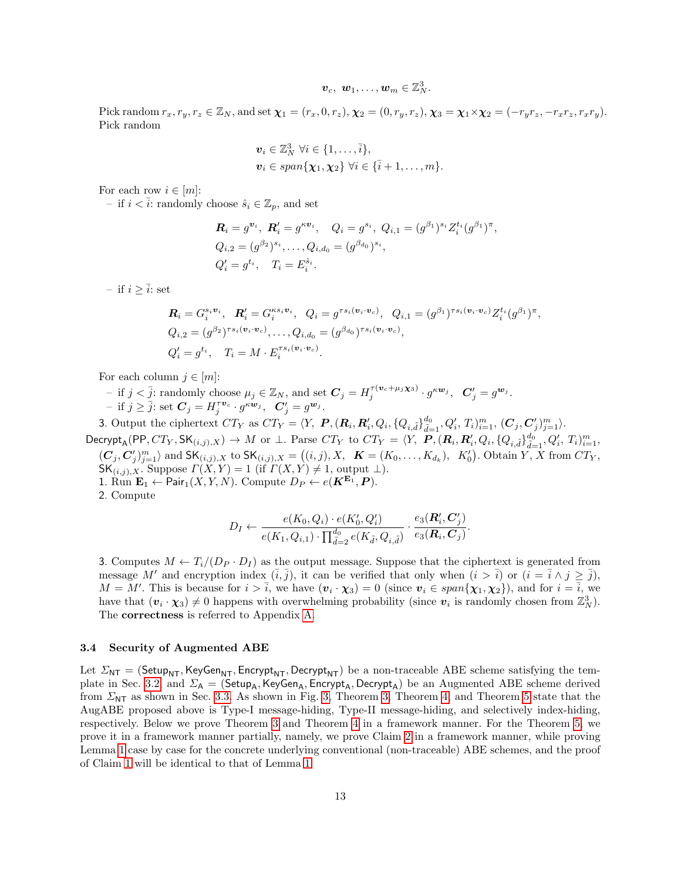$$\boldsymbol{v}_c,\ \boldsymbol{w}_1, \ldots, \boldsymbol{w}_m \in \mathbb{Z}_N^3.$$

Pick random $r_x, r_y, r_z \in \mathbb{Z}_N$, and set $\boldsymbol{\chi}_1 = (r_x, 0, r_z)$, $\boldsymbol{\chi}_2 = (0, r_y, r_z)$, $\boldsymbol{\chi}_3 = \boldsymbol{\chi}_1 \times \boldsymbol{\chi}_2 = (-r_y r_z, -r_x r_z, r_x r_y)$. Pick random

$$\boldsymbol{v}_i \in \mathbb{Z}_N^3\ \forall i \in \{1, \ldots, \bar{i}\},$$
$$\boldsymbol{v}_i \in span\{\boldsymbol{\chi}_1, \boldsymbol{\chi}_2\}\ \forall i \in \{\bar{i}+1, \ldots, m\}.$$

For each row $i \in [m]$:

– if $i < \bar{i}$: randomly choose $\hat{s}_i \in \mathbb{Z}_p$, and set

$$\boldsymbol{R}_i = g^{\boldsymbol{v}_i},\ \boldsymbol{R}'_i = g^{\kappa \boldsymbol{v}_i},\quad Q_i = g^{s_i},\ Q_{i,1} = (g^{\beta_1})^{s_i} Z_i^{t_i} (g^{\beta_1})^{\pi},$$
$$Q_{i,2} = (g^{\beta_2})^{s_i}, \ldots, Q_{i,d_0} = (g^{\beta_{d_0}})^{s_i},$$
$$Q'_i = g^{t_i},\quad T_i = E_i^{\hat{s}_i}.$$

– if $i \geq \bar{i}$: set

$$\boldsymbol{R}_i = G_i^{s_i \boldsymbol{v}_i},\quad \boldsymbol{R}'_i = G_i^{\kappa s_i \boldsymbol{v}_i},\quad Q_i = g^{\tau s_i (\boldsymbol{v}_i \cdot \boldsymbol{v}_c)},\quad Q_{i,1} = (g^{\beta_1})^{\tau s_i (\boldsymbol{v}_i \cdot \boldsymbol{v}_c)} Z_i^{t_i} (g^{\beta_1})^{\pi},$$
$$Q_{i,2} = (g^{\beta_2})^{\tau s_i (\boldsymbol{v}_i \cdot \boldsymbol{v}_c)}, \ldots, Q_{i,d_0} = (g^{\beta_{d_0}})^{\tau s_i (\boldsymbol{v}_i \cdot \boldsymbol{v}_c)},$$
$$Q'_i = g^{t_i},\quad T_i = M \cdot E_i^{\tau s_i (\boldsymbol{v}_i \cdot \boldsymbol{v}_c)}.$$

For each column $j \in [m]$:

– if $j < \bar{j}$: randomly choose $\mu_j \in \mathbb{Z}_N$, and set $\boldsymbol{C}_j = H_j^{\tau(\boldsymbol{v}_c + \mu_j \boldsymbol{\chi}_3)} \cdot g^{\kappa \boldsymbol{w}_j}$, $\boldsymbol{C}'_j = g^{\boldsymbol{w}_j}$.

– if $j \geq \bar{j}$: set $\boldsymbol{C}_j = H_j^{\tau \boldsymbol{v}_c} \cdot g^{\kappa \boldsymbol{w}_j}$, $\boldsymbol{C}'_j = g^{\boldsymbol{w}_j}$.

3. Output the ciphertext $CT_Y$ as $CT_Y = \langle Y,\ \boldsymbol{P}, (\boldsymbol{R}_i, \boldsymbol{R}'_i, Q_i, \{Q_{i,\tilde{d}}\}_{\tilde{d}=1}^{d_0}, Q'_i,\ T_i)_{i=1}^m,\ (\boldsymbol{C}_j, \boldsymbol{C}'_j)_{j=1}^m \rangle$.

$\mathsf{Decrypt_A}(\mathsf{PP}, CT_Y, \mathsf{SK}_{(i,j),X}) \to M$ or $\perp$. Parse $CT_Y$ to $CT_Y = \langle Y,\ \boldsymbol{P}, (\boldsymbol{R}_i, \boldsymbol{R}'_i, Q_i, \{Q_{i,\tilde{d}}\}_{\tilde{d}=1}^{d_0}, Q'_i,\ T_i)_{i=1}^m,$ $(\boldsymbol{C}_j, \boldsymbol{C}'_j)_{j=1}^m \rangle$ and $\mathsf{SK}_{(i,j),X}$ to $\mathsf{SK}_{(i,j),X} = \big((i,j), X,\ \boldsymbol{K} = (K_0, \ldots, K_{d_k}),\ K'_0\big)$. Obtain $Y, X$ from $CT_Y$, $\mathsf{SK}_{(i,j),X}$. Suppose $\Gamma(X,Y) = 1$ (if $\Gamma(X,Y) \neq 1$, output $\perp$).

1. Run $\mathbf{E}_1 \leftarrow \mathsf{Pair}_1(X, Y, N)$. Compute $D_P \leftarrow e(\boldsymbol{K}^{\mathbf{E}_1}, \boldsymbol{P})$.
2. Compute

$$D_I \leftarrow \frac{e(K_0, Q_i) \cdot e(K'_0, Q'_i)}{e(K_1, Q_{i,1}) \cdot \prod_{\tilde{d}=2}^{d_0} e(K_{\tilde{d}}, Q_{i,\tilde{d}})} \cdot \frac{e_3(\boldsymbol{R}'_i, \boldsymbol{C}'_j)}{e_3(\boldsymbol{R}_i, \boldsymbol{C}_j)}.$$

3. Computes $M \leftarrow T_i/(D_P \cdot D_I)$ as the output message. Suppose that the ciphertext is generated from message $M'$ and encryption index $(\bar{i}, \bar{j})$, it can be verified that only when $(i > \bar{i})$ or $(i = \bar{i} \wedge j \geq \bar{j})$, $M = M'$. This is because for $i > \bar{i}$, we have $(\boldsymbol{v}_i \cdot \boldsymbol{\chi}_3) = 0$ (since $\boldsymbol{v}_i \in span\{\boldsymbol{\chi}_1, \boldsymbol{\chi}_2\}$), and for $i = \bar{i}$, we have that $(\boldsymbol{v}_i \cdot \boldsymbol{\chi}_3) \neq 0$ happens with overwhelming probability (since $\boldsymbol{v}_i$ is randomly chosen from $\mathbb{Z}_N^3$). The **correctness** is referred to Appendix A.

### 3.4 Security of Augmented ABE

Let $\Sigma_{\mathsf{NT}} = (\mathsf{Setup_{NT}}, \mathsf{KeyGen_{NT}}, \mathsf{Encrypt_{NT}}, \mathsf{Decrypt_{NT}})$ be a non-traceable ABE scheme satisfying the template in Sec. 3.2 and $\Sigma_{\mathsf{A}} = (\mathsf{Setup_A}, \mathsf{KeyGen_A}, \mathsf{Encrypt_A}, \mathsf{Decrypt_A})$ be an Augmented ABE scheme derived from $\Sigma_{\mathsf{NT}}$ as shown in Sec. 3.3. As shown in Fig. 3, Theorem 3, Theorem 4, and Theorem 5 state that the AugABE proposed above is Type-I message-hiding, Type-II message-hiding, and selectively index-hiding, respectively. Below we prove Theorem 3 and Theorem 4 in a framework manner. For the Theorem 5, we prove it in a framework manner partially, namely, we prove Claim 2 in a framework manner, while proving Lemma 1 case by case for the concrete underlying conventional (non-traceable) ABE schemes, and the proof of Claim 1 will be identical to that of Lemma 1.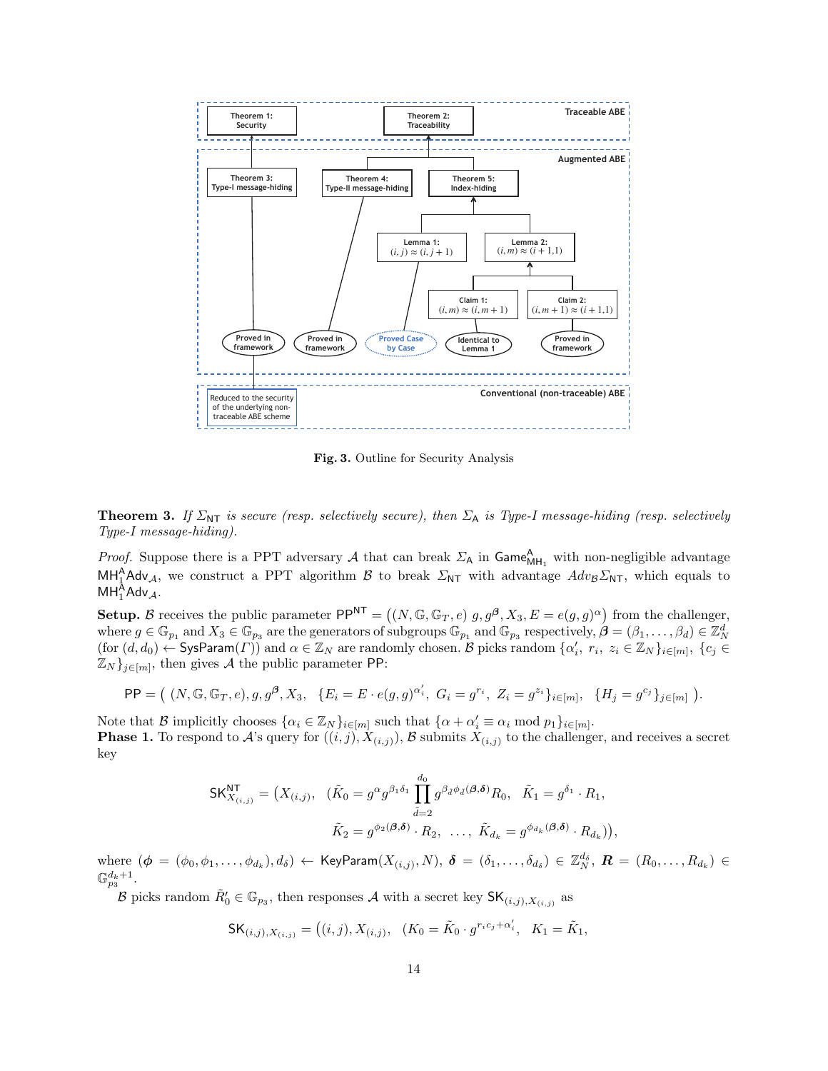Traceable ABE

Theorem 1: Security

Theorem 2: Traceability

Augmented ABE

Theorem 3: Type-I message-hiding

Theorem 4: Type-II message-hiding

Theorem 5: Index-hiding

Lemma 1: $(i, j) \approx (i, j+1)$

Lemma 2: $(i, m) \approx (i+1, 1)$

Claim 1: $(i, m) \approx (i, m+1)$

Claim 2: $(i, m+1) \approx (i+1, 1)$

Proved in framework

Proved in framework

Proved Case by Case

Identical to Lemma 1

Proved in framework

Conventional (non-traceable) ABE

Reduced to the security of the underlying non-traceable ABE scheme

**Fig. 3.** Outline for Security Analysis

**Theorem 3.** *If $\Sigma_{\mathsf{NT}}$ is secure (resp. selectively secure), then $\Sigma_{\mathsf{A}}$ is Type-I message-hiding (resp. selectively Type-I message-hiding).*

*Proof.* Suppose there is a PPT adversary $\mathcal{A}$ that can break $\Sigma_{\mathsf{A}}$ in $\mathsf{Game}^{\mathsf{A}}_{\mathsf{MH}_1}$ with non-negligible advantage $\mathsf{MH}^{\mathsf{A}}_1\mathsf{Adv}_{\mathcal{A}}$, we construct a PPT algorithm $\mathcal{B}$ to break $\Sigma_{\mathsf{NT}}$ with advantage $Adv_{\mathcal{B}}\Sigma_{\mathsf{NT}}$, which equals to $\mathsf{MH}^{\mathsf{A}}_1\mathsf{Adv}_{\mathcal{A}}$.

**Setup.** $\mathcal{B}$ receives the public parameter $\mathsf{PP}^{\mathsf{NT}} = \big((N, \mathbb{G}, \mathbb{G}_T, e)\ g, g^{\boldsymbol{\beta}}, X_3, E = e(g, g)^{\alpha}\big)$ from the challenger, where $g \in \mathbb{G}_{p_1}$ and $X_3 \in \mathbb{G}_{p_3}$ are the generators of subgroups $\mathbb{G}_{p_1}$ and $\mathbb{G}_{p_3}$ respectively, $\boldsymbol{\beta} = (\beta_1, \ldots, \beta_d) \in \mathbb{Z}_N^d$ (for $(d, d_0) \leftarrow \mathsf{SysParam}(\Gamma)$) and $\alpha \in \mathbb{Z}_N$ are randomly chosen. $\mathcal{B}$ picks random $\{\alpha'_i,\ r_i,\ z_i \in \mathbb{Z}_N\}_{i\in[m]}$, $\{c_j \in \mathbb{Z}_N\}_{j\in[m]}$, then gives $\mathcal{A}$ the public parameter $\mathsf{PP}$:

$$\mathsf{PP} = \big(\ (N, \mathbb{G}, \mathbb{G}_T, e), g, g^{\boldsymbol{\beta}}, X_3,\ \ \{E_i = E \cdot e(g, g)^{\alpha'_i},\ G_i = g^{r_i},\ Z_i = g^{z_i}\}_{i\in[m]},\ \ \{H_j = g^{c_j}\}_{j\in[m]}\ \big).$$

Note that $\mathcal{B}$ implicitly chooses $\{\alpha_i \in \mathbb{Z}_N\}_{i\in[m]}$ such that $\{\alpha + \alpha'_i \equiv \alpha_i \bmod p_1\}_{i\in[m]}$.
**Phase 1.** To respond to $\mathcal{A}$'s query for $((i, j), X_{(i,j)})$, $\mathcal{B}$ submits $X_{(i,j)}$ to the challenger, and receives a secret key

$$\mathsf{SK}^{\mathsf{NT}}_{X_{(i,j)}} = \big(X_{(i,j)},\ \ (\tilde{K}_0 = g^{\alpha} g^{\beta_1\delta_1} \prod_{\tilde{d}=2}^{d_0} g^{\beta_{\tilde{d}}\phi_{\tilde{d}}(\boldsymbol{\beta},\boldsymbol{\delta})} R_0,\ \ \tilde{K}_1 = g^{\delta_1} \cdot R_1,$$
$$\tilde{K}_2 = g^{\phi_2(\boldsymbol{\beta},\boldsymbol{\delta})} \cdot R_2,\ \ \ldots,\ \tilde{K}_{d_k} = g^{\phi_{d_k}(\boldsymbol{\beta},\boldsymbol{\delta})} \cdot R_{d_k})\big),$$

where $(\boldsymbol{\phi} = (\phi_0, \phi_1, \ldots, \phi_{d_k}), d_\delta) \leftarrow \mathsf{KeyParam}(X_{(i,j)}, N)$, $\boldsymbol{\delta} = (\delta_1, \ldots, \delta_{d_\delta}) \in \mathbb{Z}_N^{d_\delta}$, $\boldsymbol{R} = (R_0, \ldots, R_{d_k}) \in \mathbb{G}_{p_3}^{d_k+1}$.

$\mathcal{B}$ picks random $\tilde{R}'_0 \in \mathbb{G}_{p_3}$, then responses $\mathcal{A}$ with a secret key $\mathsf{SK}_{(i,j),X_{(i,j)}}$ as

$$\mathsf{SK}_{(i,j),X_{(i,j)}} = \big((i, j), X_{(i,j)},\ \ (K_0 = \tilde{K}_0 \cdot g^{r_i c_j + \alpha'_i},\ \ K_1 = \tilde{K}_1,$$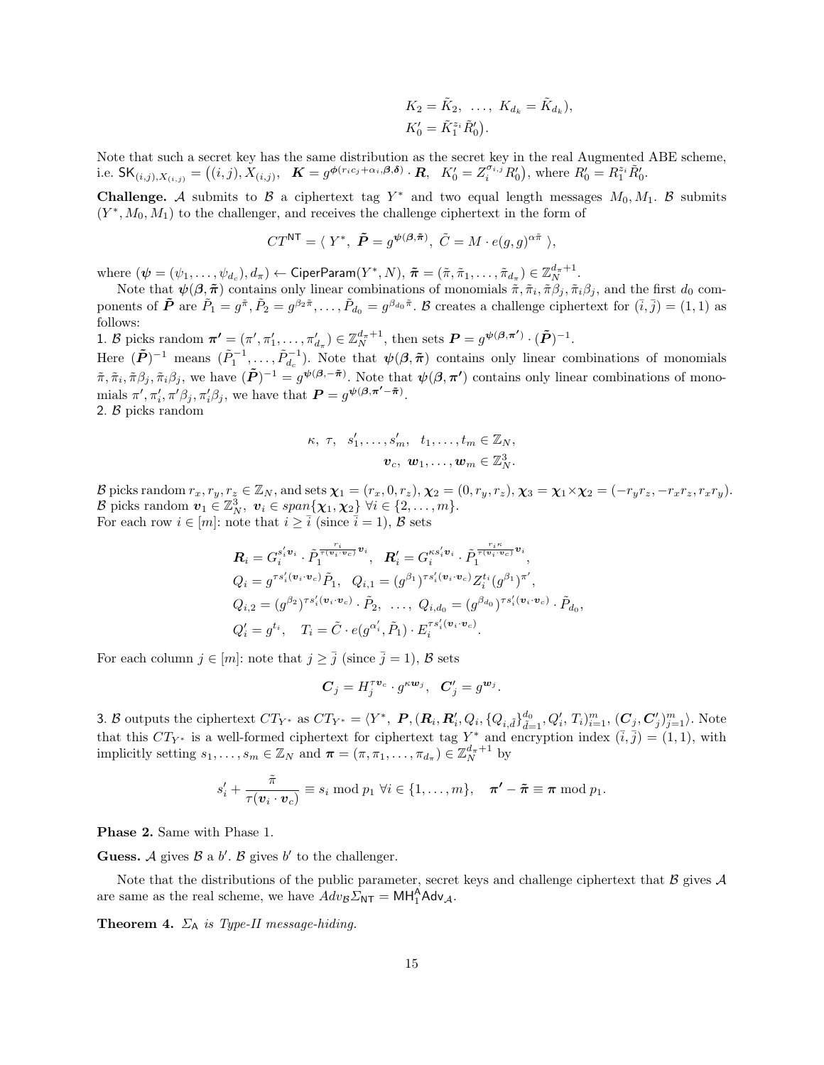$$K_2 = \tilde{K}_2, \ \ldots, \ K_{d_k} = \tilde{K}_{d_k}),$$
$$K'_0 = \tilde{K}_1^{z_i} \tilde{R}'_0).$$

Note that such a secret key has the same distribution as the secret key in the real Augmented ABE scheme, i.e. $\mathsf{SK}_{(i,j),X_{(i,j)}} = \big((i,j), X_{(i,j)}, \ \ \boldsymbol{K} = g^{\boldsymbol{\phi}(r_i c_j + \alpha_i, \boldsymbol{\beta}, \boldsymbol{\delta})} \cdot \boldsymbol{R}, \ \ K'_0 = Z_i^{\sigma_{i,j}} R'_0\big)$, where $R'_0 = R_1^{z_i} \tilde{R}'_0$.

**Challenge.** $\mathcal{A}$ submits to $\mathcal{B}$ a ciphertext tag $Y^*$ and two equal length messages $M_0, M_1$. $\mathcal{B}$ submits $(Y^*, M_0, M_1)$ to the challenger, and receives the challenge ciphertext in the form of

$$CT^{\mathsf{NT}} = \langle \ Y^*, \ \tilde{\boldsymbol{P}} = g^{\boldsymbol{\psi}(\boldsymbol{\beta}, \tilde{\boldsymbol{\pi}})}, \ \tilde{C} = M \cdot e(g,g)^{\alpha \tilde{\pi}} \ \rangle,$$

where $(\boldsymbol{\psi} = (\psi_1, \ldots, \psi_{d_c}), d_\pi) \leftarrow \mathsf{CiperParam}(Y^*, N)$, $\tilde{\boldsymbol{\pi}} = (\tilde{\pi}, \tilde{\pi}_1, \ldots, \tilde{\pi}_{d_\pi}) \in \mathbb{Z}_N^{d_\pi + 1}$.

Note that $\boldsymbol{\psi}(\boldsymbol{\beta}, \tilde{\boldsymbol{\pi}})$ contains only linear combinations of monomials $\tilde{\pi}, \tilde{\pi}_i, \tilde{\pi}\beta_j, \tilde{\pi}_i\beta_j$, and the first $d_0$ components of $\tilde{\boldsymbol{P}}$ are $\tilde{P}_1 = g^{\tilde{\pi}}, \tilde{P}_2 = g^{\beta_2 \tilde{\pi}}, \ldots, \tilde{P}_{d_0} = g^{\beta_{d_0} \tilde{\pi}}$. $\mathcal{B}$ creates a challenge ciphertext for $(\bar{i}, \bar{j}) = (1,1)$ as follows:

1. $\mathcal{B}$ picks random $\boldsymbol{\pi'} = (\pi', \pi'_1, \ldots, \pi'_{d_\pi}) \in \mathbb{Z}_N^{d_\pi+1}$, then sets $\boldsymbol{P} = g^{\boldsymbol{\psi}(\boldsymbol{\beta}, \boldsymbol{\pi'})} \cdot (\tilde{\boldsymbol{P}})^{-1}$.
Here $(\tilde{\boldsymbol{P}})^{-1}$ means $(\tilde{P}_1^{-1}, \ldots, \tilde{P}_{d_c}^{-1})$. Note that $\boldsymbol{\psi}(\boldsymbol{\beta}, \tilde{\boldsymbol{\pi}})$ contains only linear combinations of monomials $\tilde{\pi}, \tilde{\pi}_i, \tilde{\pi}\beta_j, \tilde{\pi}_i\beta_j$, we have $(\tilde{\boldsymbol{P}})^{-1} = g^{\boldsymbol{\psi}(\boldsymbol{\beta}, -\tilde{\boldsymbol{\pi}})}$. Note that $\boldsymbol{\psi}(\boldsymbol{\beta}, \boldsymbol{\pi'})$ contains only linear combinations of monomials $\pi', \pi'_i, \pi'\beta_j, \pi'_i\beta_j$, we have that $\boldsymbol{P} = g^{\boldsymbol{\psi}(\boldsymbol{\beta}, \boldsymbol{\pi'} - \tilde{\boldsymbol{\pi}})}$.
2. $\mathcal{B}$ picks random

$$\kappa, \ \tau, \ \ s'_1, \ldots, s'_m, \ \ t_1, \ldots, t_m \in \mathbb{Z}_N,$$
$$\boldsymbol{v}_c, \ \boldsymbol{w}_1, \ldots, \boldsymbol{w}_m \in \mathbb{Z}_N^3.$$

$\mathcal{B}$ picks random $r_x, r_y, r_z \in \mathbb{Z}_N$, and sets $\boldsymbol{\chi}_1 = (r_x, 0, r_z)$, $\boldsymbol{\chi}_2 = (0, r_y, r_z)$, $\boldsymbol{\chi}_3 = \boldsymbol{\chi}_1 \times \boldsymbol{\chi}_2 = (-r_y r_z, -r_x r_z, r_x r_y)$. $\mathcal{B}$ picks random $\boldsymbol{v}_1 \in \mathbb{Z}_N^3$, $\boldsymbol{v}_i \in span\{\boldsymbol{\chi}_1, \boldsymbol{\chi}_2\} \ \forall i \in \{2, \ldots, m\}$.
For each row $i \in [m]$: note that $i \geq \bar{i}$ (since $\bar{i} = 1$), $\mathcal{B}$ sets

$$\boldsymbol{R}_i = G_i^{s'_i \boldsymbol{v}_i} \cdot \tilde{P}_1^{\frac{r_i}{\tau(\boldsymbol{v}_i \cdot \boldsymbol{v}_c)} \boldsymbol{v}_i}, \ \ \boldsymbol{R}'_i = G_i^{\kappa s'_i \boldsymbol{v}_i} \cdot \tilde{P}_1^{\frac{r_i \kappa}{\tau(\boldsymbol{v}_i \cdot \boldsymbol{v}_c)} \boldsymbol{v}_i},$$
$$Q_i = g^{\tau s'_i (\boldsymbol{v}_i \cdot \boldsymbol{v}_c)} \tilde{P}_1, \ \ Q_{i,1} = (g^{\beta_1})^{\tau s'_i (\boldsymbol{v}_i \cdot \boldsymbol{v}_c)} Z_i^{t_i} (g^{\beta_1})^{\pi'},$$
$$Q_{i,2} = (g^{\beta_2})^{\tau s'_i (\boldsymbol{v}_i \cdot \boldsymbol{v}_c)} \cdot \tilde{P}_2, \ \ \ldots, \ \ Q_{i,d_0} = (g^{\beta_{d_0}})^{\tau s'_i (\boldsymbol{v}_i \cdot \boldsymbol{v}_c)} \cdot \tilde{P}_{d_0},$$
$$Q'_i = g^{t_i}, \ \ \ T_i = \tilde{C} \cdot e(g^{\alpha'_i}, \tilde{P}_1) \cdot E_i^{\tau s'_i (\boldsymbol{v}_i \cdot \boldsymbol{v}_c)}.$$

For each column $j \in [m]$: note that $j \geq \bar{j}$ (since $\bar{j} = 1$), $\mathcal{B}$ sets

$$\boldsymbol{C}_j = H_j^{\tau \boldsymbol{v}_c} \cdot g^{\kappa \boldsymbol{w}_j}, \ \ \boldsymbol{C}'_j = g^{\boldsymbol{w}_j}.$$

3. $\mathcal{B}$ outputs the ciphertext $CT_{Y^*}$ as $CT_{Y^*} = \langle Y^*, \ \boldsymbol{P}, (\boldsymbol{R}_i, \boldsymbol{R}'_i, Q_i, \{Q_{i,\tilde{d}}\}_{\tilde{d}=1}^{d_0}, Q'_i, T_i)_{i=1}^m, (\boldsymbol{C}_j, \boldsymbol{C}'_j)_{j=1}^m \rangle$. Note that this $CT_{Y^*}$ is a well-formed ciphertext for ciphertext tag $Y^*$ and encryption index $(\bar{i}, \bar{j}) = (1,1)$, with implicitly setting $s_1, \ldots, s_m \in \mathbb{Z}_N$ and $\boldsymbol{\pi} = (\pi, \pi_1, \ldots, \pi_{d_\pi}) \in \mathbb{Z}_N^{d_\pi+1}$ by

$$s'_i + \frac{\tilde{\pi}}{\tau(\boldsymbol{v}_i \cdot \boldsymbol{v}_c)} \equiv s_i \bmod p_1 \ \forall i \in \{1, \ldots, m\}, \ \ \ \boldsymbol{\pi'} - \tilde{\boldsymbol{\pi}} \equiv \boldsymbol{\pi} \bmod p_1.$$

**Phase 2.** Same with Phase 1.

**Guess.** $\mathcal{A}$ gives $\mathcal{B}$ a $b'$. $\mathcal{B}$ gives $b'$ to the challenger.

Note that the distributions of the public parameter, secret keys and challenge ciphertext that $\mathcal{B}$ gives $\mathcal{A}$ are same as the real scheme, we have $Adv_{\mathcal{B}}\Sigma_{\mathsf{NT}} = \mathsf{MH}_1^{\mathsf{A}}\mathsf{Adv}_{\mathcal{A}}$.

**Theorem 4.** *$\Sigma_{\mathsf{A}}$ is Type-II message-hiding.*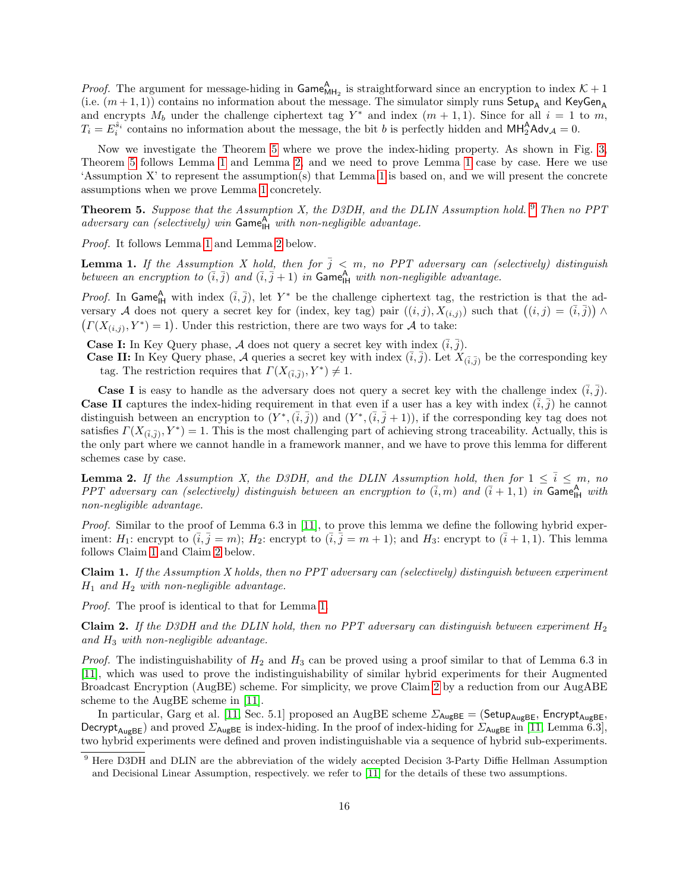*Proof.* The argument for message-hiding in $\mathsf{Game}^{\mathsf{A}}_{\mathsf{MH}_2}$ is straightforward since an encryption to index $\mathcal{K}+1$ (i.e. $(m+1,1)$) contains no information about the message. The simulator simply runs $\mathsf{Setup}_{\mathsf{A}}$ and $\mathsf{KeyGen}_{\mathsf{A}}$ and encrypts $M_b$ under the challenge ciphertext tag $Y^*$ and index $(m+1,1)$. Since for all $i=1$ to $m$, $T_i = E_i^{\hat{s}_i}$ contains no information about the message, the bit $b$ is perfectly hidden and $\mathsf{MH}^{\mathsf{A}}_2\mathsf{Adv}_{\mathcal{A}} = 0$.

Now we investigate the Theorem 5 where we prove the index-hiding property. As shown in Fig. 3, Theorem 5 follows Lemma 1 and Lemma 2, and we need to prove Lemma 1 case by case. Here we use 'Assumption X' to represent the assumption(s) that Lemma 1 is based on, and we will present the concrete assumptions when we prove Lemma 1 concretely.

**Theorem 5.** *Suppose that the Assumption X, the D3DH, and the DLIN Assumption hold.* [9] *Then no PPT adversary can (selectively) win* $\mathsf{Game}^{\mathsf{A}}_{\mathsf{IH}}$ *with non-negligible advantage.*

*Proof.* It follows Lemma 1 and Lemma 2 below.

**Lemma 1.** *If the Assumption X hold, then for* $\bar{j} < m$*, no PPT adversary can (selectively) distinguish between an encryption to* $(\bar{i},\bar{j})$ *and* $(\bar{i},\bar{j}+1)$ *in* $\mathsf{Game}^{\mathsf{A}}_{\mathsf{IH}}$ *with non-negligible advantage.*

*Proof.* In $\mathsf{Game}^{\mathsf{A}}_{\mathsf{IH}}$ with index $(\bar{i},\bar{j})$, let $Y^*$ be the challenge ciphertext tag, the restriction is that the adversary $\mathcal{A}$ does not query a secret key for (index, key tag) pair $((i,j), X_{(i,j)})$ such that $\big((i,j)=(\bar{i},\bar{j})\big) \wedge \big(\Gamma(X_{(i,j)}, Y^*)=1\big)$. Under this restriction, there are two ways for $\mathcal{A}$ to take:

- **Case I:** In Key Query phase, $\mathcal{A}$ does not query a secret key with index $(\bar{i},\bar{j})$.
- **Case II:** In Key Query phase, $\mathcal{A}$ queries a secret key with index $(\bar{i},\bar{j})$. Let $X_{(\bar{i},\bar{j})}$ be the corresponding key tag. The restriction requires that $\Gamma(X_{(\bar{i},\bar{j})}, Y^*) \neq 1$.

**Case I** is easy to handle as the adversary does not query a secret key with the challenge index $(\bar{i},\bar{j})$. **Case II** captures the index-hiding requirement in that even if a user has a key with index $(\bar{i},\bar{j})$ he cannot distinguish between an encryption to $(Y^*, (\bar{i},\bar{j}))$ and $(Y^*, (\bar{i},\bar{j}+1))$, if the corresponding key tag does not satisfies $\Gamma(X_{(\bar{i},\bar{j})}, Y^*)=1$. This is the most challenging part of achieving strong traceability. Actually, this is the only part where we cannot handle in a framework manner, and we have to prove this lemma for different schemes case by case.

**Lemma 2.** *If the Assumption X, the D3DH, and the DLIN Assumption hold, then for* $1 \le \bar{i} \le m$*, no PPT adversary can (selectively) distinguish between an encryption to* $(\bar{i},m)$ *and* $(\bar{i}+1,1)$ *in* $\mathsf{Game}^{\mathsf{A}}_{\mathsf{IH}}$ *with non-negligible advantage.*

*Proof.* Similar to the proof of Lemma 6.3 in [11], to prove this lemma we define the following hybrid experiment: $H_1$: encrypt to $(\bar{i},\bar{j}=m)$; $H_2$: encrypt to $(\bar{i},\bar{j}=m+1)$; and $H_3$: encrypt to $(\bar{i}+1,1)$. This lemma follows Claim 1 and Claim 2 below.

**Claim 1.** *If the Assumption X holds, then no PPT adversary can (selectively) distinguish between experiment* $H_1$ *and* $H_2$ *with non-negligible advantage.*

*Proof.* The proof is identical to that for Lemma 1.

**Claim 2.** *If the D3DH and the DLIN hold, then no PPT adversary can distinguish between experiment* $H_2$ *and* $H_3$ *with non-negligible advantage.*

*Proof.* The indistinguishability of $H_2$ and $H_3$ can be proved using a proof similar to that of Lemma 6.3 in [11], which was used to prove the indistinguishability of similar hybrid experiments for their Augmented Broadcast Encryption (AugBE) scheme. For simplicity, we prove Claim 2 by a reduction from our AugABE scheme to the AugBE scheme in [11].

In particular, Garg et al. [11, Sec. 5.1] proposed an AugBE scheme $\Sigma_{\mathsf{AugBE}} = (\mathsf{Setup}_{\mathsf{AugBE}}, \mathsf{Encrypt}_{\mathsf{AugBE}}, \mathsf{Decrypt}_{\mathsf{AugBE}})$ and proved $\Sigma_{\mathsf{AugBE}}$ is index-hiding. In the proof of index-hiding for $\Sigma_{\mathsf{AugBE}}$ in [11, Lemma 6.3], two hybrid experiments were defined and proven indistinguishable via a sequence of hybrid sub-experiments.

---

[9] Here D3DH and DLIN are the abbreviation of the widely accepted Decision 3-Party Diffie Hellman Assumption and Decisional Linear Assumption, respectively. we refer to [11] for the details of these two assumptions.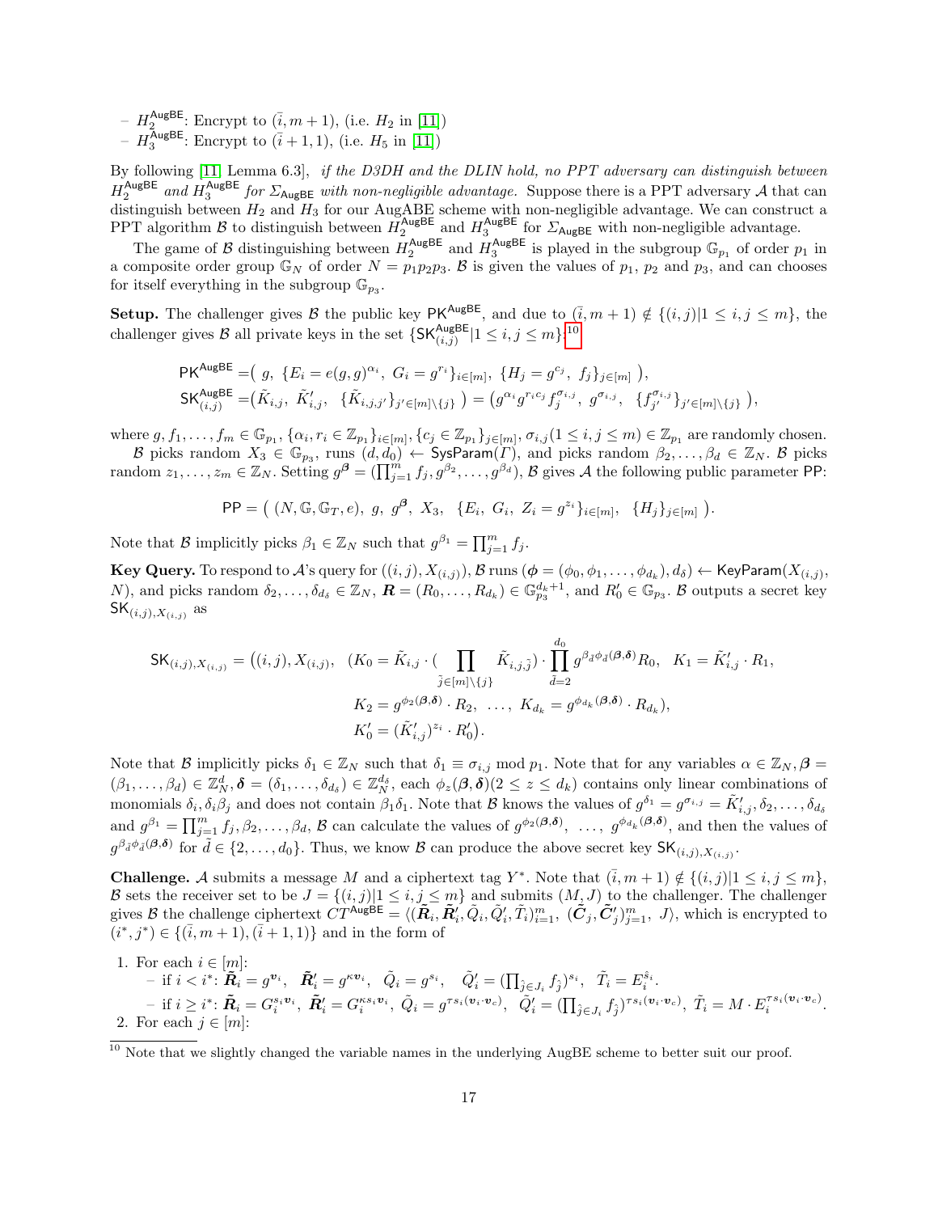– $H_2^{\mathsf{AugBE}}$: Encrypt to $(\bar{i}, m+1)$, (i.e. $H_2$ in [11])
– $H_3^{\mathsf{AugBE}}$: Encrypt to $(\bar{i}+1, 1)$, (i.e. $H_5$ in [11])

By following [11] Lemma 6.3], *if the D3DH and the DLIN hold, no PPT adversary can distinguish between $H_2^{\mathsf{AugBE}}$ and $H_3^{\mathsf{AugBE}}$ for $\Sigma_{\mathsf{AugBE}}$ with non-negligible advantage.* Suppose there is a PPT adversary $\mathcal{A}$ that can distinguish between $H_2$ and $H_3$ for our AugABE scheme with non-negligible advantage. We can construct a PPT algorithm $\mathcal{B}$ to distinguish between $H_2^{\mathsf{AugBE}}$ and $H_3^{\mathsf{AugBE}}$ for $\Sigma_{\mathsf{AugBE}}$ with non-negligible advantage.

The game of $\mathcal{B}$ distinguishing between $H_2^{\mathsf{AugBE}}$ and $H_3^{\mathsf{AugBE}}$ is played in the subgroup $\mathbb{G}_{p_1}$ of order $p_1$ in a composite order group $\mathbb{G}_N$ of order $N = p_1p_2p_3$. $\mathcal{B}$ is given the values of $p_1$, $p_2$ and $p_3$, and can chooses for itself everything in the subgroup $\mathbb{G}_{p_3}$.

**Setup.** The challenger gives $\mathcal{B}$ the public key $\mathsf{PK}^{\mathsf{AugBE}}$, and due to $(\bar{i}, m+1) \notin \{(i,j)|1 \le i,j \le m\}$, the challenger gives $\mathcal{B}$ all private keys in the set $\{\mathsf{SK}_{(i,j)}^{\mathsf{AugBE}}|1 \le i,j \le m\}$[10]

$$\mathsf{PK}^{\mathsf{AugBE}} = \big(\ g,\ \{E_i = e(g,g)^{\alpha_i},\ G_i = g^{r_i}\}_{i\in[m]},\ \{H_j = g^{c_j},\ f_j\}_{j\in[m]}\ \big),$$
$$\mathsf{SK}_{(i,j)}^{\mathsf{AugBE}} = \big(\tilde{K}_{i,j},\ \tilde{K}'_{i,j},\ \{\tilde{K}_{i,j,j'}\}_{j'\in[m]\setminus\{j\}}\ \big) = \big(g^{\alpha_i} g^{r_i c_j} f_j^{\sigma_{i,j}},\ g^{\sigma_{i,j}},\ \{f_{j'}^{\sigma_{i,j}}\}_{j'\in[m]\setminus\{j\}}\ \big),$$

where $g, f_1, \ldots, f_m \in \mathbb{G}_{p_1}$, $\{\alpha_i, r_i \in \mathbb{Z}_{p_1}\}_{i\in[m]}, \{c_j \in \mathbb{Z}_{p_1}\}_{j\in[m]}, \sigma_{i,j}(1 \le i,j \le m) \in \mathbb{Z}_{p_1}$ are randomly chosen.

$\mathcal{B}$ picks random $X_3 \in \mathbb{G}_{p_3}$, runs $(d, d_0) \leftarrow \mathsf{SysParam}(\Gamma)$, and picks random $\beta_2, \ldots, \beta_d \in \mathbb{Z}_N$. $\mathcal{B}$ picks random $z_1, \ldots, z_m \in \mathbb{Z}_N$. Setting $g^{\boldsymbol{\beta}} = (\prod_{j=1}^m f_j, g^{\beta_2}, \ldots, g^{\beta_d})$, $\mathcal{B}$ gives $\mathcal{A}$ the following public parameter $\mathsf{PP}$:

$$\mathsf{PP} = \big(\ (N, \mathbb{G}, \mathbb{G}_T, e),\ g,\ g^{\boldsymbol{\beta}},\ X_3,\ \ \{E_i,\ G_i,\ Z_i = g^{z_i}\}_{i\in[m]},\ \ \{H_j\}_{j\in[m]}\ \big).$$

Note that $\mathcal{B}$ implicitly picks $\beta_1 \in \mathbb{Z}_N$ such that $g^{\beta_1} = \prod_{j=1}^m f_j$.

**Key Query.** To respond to $\mathcal{A}$'s query for $((i,j), X_{(i,j)})$, $\mathcal{B}$ runs $(\boldsymbol{\phi} = (\phi_0, \phi_1, \ldots, \phi_{d_k}), d_\delta) \leftarrow \mathsf{KeyParam}(X_{(i,j)}, N)$, and picks random $\delta_2, \ldots, \delta_{d_\delta} \in \mathbb{Z}_N$, $\boldsymbol{R} = (R_0, \ldots, R_{d_k}) \in \mathbb{G}_{p_3}^{d_k+1}$, and $R'_0 \in \mathbb{G}_{p_3}$. $\mathcal{B}$ outputs a secret key $\mathsf{SK}_{(i,j),X_{(i,j)}}$ as

$$\begin{aligned}\mathsf{SK}_{(i,j),X_{(i,j)}} = \big((i,j), X_{(i,j)},\ \ &(K_0 = \tilde{K}_{i,j} \cdot (\prod_{\tilde{j}\in[m]\setminus\{j\}} \tilde{K}_{i,j,\tilde{j}}) \cdot \prod_{\tilde{d}=2}^{d_0} g^{\beta_{\tilde{d}}\phi_{\tilde{d}}(\boldsymbol{\beta},\boldsymbol{\delta})} R_0,\ \ K_1 = \tilde{K}'_{i,j} \cdot R_1,\\ &K_2 = g^{\phi_2(\boldsymbol{\beta},\boldsymbol{\delta})} \cdot R_2,\ \ \ldots,\ K_{d_k} = g^{\phi_{d_k}(\boldsymbol{\beta},\boldsymbol{\delta})} \cdot R_{d_k}),\\ &K'_0 = (\tilde{K}'_{i,j})^{z_i} \cdot R'_0\big).\end{aligned}$$

Note that $\mathcal{B}$ implicitly picks $\delta_1 \in \mathbb{Z}_N$ such that $\delta_1 \equiv \sigma_{i,j} \bmod p_1$. Note that for any variables $\alpha \in \mathbb{Z}_N, \boldsymbol{\beta} = (\beta_1, \ldots, \beta_d) \in \mathbb{Z}_N^d, \boldsymbol{\delta} = (\delta_1, \ldots, \delta_{d_\delta}) \in \mathbb{Z}_N^{d_\delta}$, each $\phi_z(\boldsymbol{\beta},\boldsymbol{\delta}) (2 \le z \le d_k)$ contains only linear combinations of monomials $\delta_i, \delta_i\beta_j$ and does not contain $\beta_1\delta_1$. Note that $\mathcal{B}$ knows the values of $g^{\delta_1} = g^{\sigma_{i,j}} = \tilde{K}'_{i,j}, \delta_2, \ldots, \delta_{d_\delta}$ and $g^{\beta_1} = \prod_{j=1}^m f_j, \beta_2, \ldots, \beta_d$, $\mathcal{B}$ can calculate the values of $g^{\phi_2(\boldsymbol{\beta},\boldsymbol{\delta})},\ \ldots,\ g^{\phi_{d_k}(\boldsymbol{\beta},\boldsymbol{\delta})}$, and then the values of $g^{\beta_{\tilde{d}}\phi_{\tilde{d}}(\boldsymbol{\beta},\boldsymbol{\delta})}$ for $\tilde{d} \in \{2, \ldots, d_0\}$. Thus, we know $\mathcal{B}$ can produce the above secret key $\mathsf{SK}_{(i,j),X_{(i,j)}}$.

**Challenge.** $\mathcal{A}$ submits a message $M$ and a ciphertext tag $Y^*$. Note that $(\bar{i}, m+1) \notin \{(i,j)|1 \le i,j \le m\}$, $\mathcal{B}$ sets the receiver set to be $J = \{(i,j)|1 \le i,j \le m\}$ and submits $(M, J)$ to the challenger. The challenger gives $\mathcal{B}$ the challenge ciphertext $CT^{\mathsf{AugBE}} = \langle(\tilde{\boldsymbol{R}}_i, \tilde{\boldsymbol{R}}'_i, \tilde{Q}_i, \tilde{Q}'_i, \tilde{T}_i)_{i=1}^m,\ (\tilde{\boldsymbol{C}}_j, \tilde{\boldsymbol{C}}'_j)_{j=1}^m,\ J\rangle$, which is encrypted to $(i^*, j^*) \in \{(\bar{i}, m+1), (\bar{i}+1, 1)\}$ and in the form of

1. For each $i \in [m]$:
   – if $i < i^*$: $\tilde{\boldsymbol{R}}_i = g^{\boldsymbol{v}_i}$, $\ \tilde{\boldsymbol{R}}'_i = g^{\kappa \boldsymbol{v}_i}$, $\ \tilde{Q}_i = g^{s_i}$, $\ \tilde{Q}'_i = (\prod_{\hat{j}\in J_i} f_{\hat{j}})^{s_i}$, $\ \tilde{T}_i = E_i^{\hat{s}_i}$.
   – if $i \ge i^*$: $\tilde{\boldsymbol{R}}_i = G_i^{s_i \boldsymbol{v}_i}$, $\tilde{\boldsymbol{R}}'_i = G_i^{\kappa s_i \boldsymbol{v}_i}$, $\tilde{Q}_i = g^{\tau s_i(\boldsymbol{v}_i \cdot \boldsymbol{v}_c)}$, $\tilde{Q}'_i = (\prod_{\hat{j}\in J_i} f_{\hat{j}})^{\tau s_i(\boldsymbol{v}_i\cdot\boldsymbol{v}_c)}$, $\tilde{T}_i = M \cdot E_i^{\tau s_i(\boldsymbol{v}_i\cdot\boldsymbol{v}_c)}$.
2. For each $j \in [m]$:

[10] Note that we slightly changed the variable names in the underlying AugBE scheme to better suit our proof.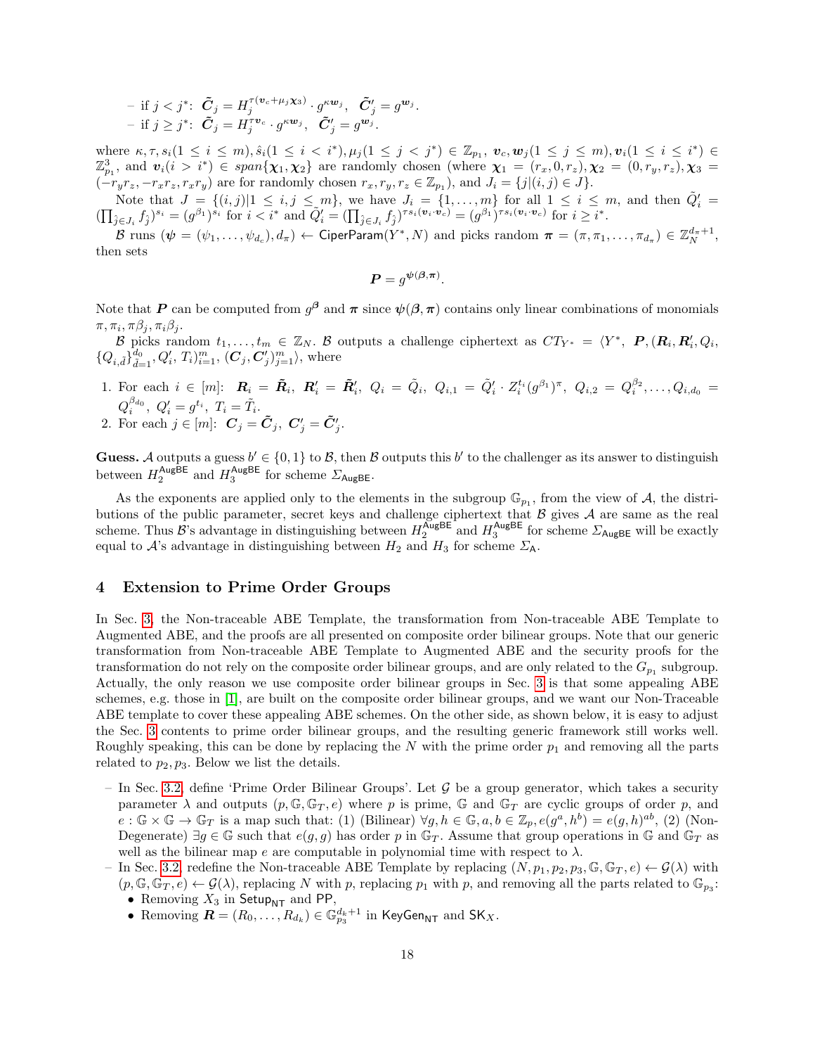– if $j < j^*$: $\tilde{\boldsymbol{C}}_j = H_j^{\tau(\boldsymbol{v}_c+\mu_j\boldsymbol{\chi}_3)} \cdot g^{\kappa \boldsymbol{w}_j}$, $\tilde{\boldsymbol{C}}'_j = g^{\boldsymbol{w}_j}$.
– if $j \geq j^*$: $\tilde{\boldsymbol{C}}_j = H_j^{\tau \boldsymbol{v}_c} \cdot g^{\kappa \boldsymbol{w}_j}$, $\tilde{\boldsymbol{C}}'_j = g^{\boldsymbol{w}_j}$.

where $\kappa, \tau, s_i (1 \leq i \leq m), \hat{s}_i (1 \leq i < i^*), \mu_j (1 \leq j < j^*) \in \mathbb{Z}_{p_1}$, $\boldsymbol{v}_c, \boldsymbol{w}_j (1 \leq j \leq m), \boldsymbol{v}_i (1 \leq i \leq i^*) \in \mathbb{Z}_{p_1}^3$, and $\boldsymbol{v}_i (i > i^*) \in span\{\boldsymbol{\chi}_1, \boldsymbol{\chi}_2\}$ are randomly chosen (where $\boldsymbol{\chi}_1 = (r_x, 0, r_z), \boldsymbol{\chi}_2 = (0, r_y, r_z), \boldsymbol{\chi}_3 = (-r_y r_z, -r_x r_z, r_x r_y)$ are for randomly chosen $r_x, r_y, r_z \in \mathbb{Z}_{p_1}$), and $J_i = \{j | (i,j) \in J\}$.

Note that $J = \{(i,j) | 1 \leq i, j \leq m\}$, we have $J_i = \{1, \ldots, m\}$ for all $1 \leq i \leq m$, and then $\tilde{Q}'_i = (\prod_{\hat{j} \in J_i} f_{\hat{j}})^{s_i} = (g^{\beta_1})^{s_i}$ for $i < i^*$ and $\tilde{Q}'_i = (\prod_{\hat{j} \in J_i} f_{\hat{j}})^{\tau s_i (\boldsymbol{v}_i \cdot \boldsymbol{v}_c)} = (g^{\beta_1})^{\tau s_i (\boldsymbol{v}_i \cdot \boldsymbol{v}_c)}$ for $i \geq i^*$.

$\mathcal{B}$ runs $(\boldsymbol{\psi} = (\psi_1, \ldots, \psi_{d_c}), d_\pi) \leftarrow \mathsf{CiperParam}(Y^*, N)$ and picks random $\boldsymbol{\pi} = (\pi, \pi_1, \ldots, \pi_{d_\pi}) \in \mathbb{Z}_N^{d_\pi+1}$, then sets

$$\boldsymbol{P} = g^{\boldsymbol{\psi}(\boldsymbol{\beta}, \boldsymbol{\pi})}.$$

Note that $\boldsymbol{P}$ can be computed from $g^{\boldsymbol{\beta}}$ and $\boldsymbol{\pi}$ since $\boldsymbol{\psi}(\boldsymbol{\beta}, \boldsymbol{\pi})$ contains only linear combinations of monomials $\pi, \pi_i, \pi\beta_j, \pi_i\beta_j$.

$\mathcal{B}$ picks random $t_1, \ldots, t_m \in \mathbb{Z}_N$. $\mathcal{B}$ outputs a challenge ciphertext as $CT_{Y^*} = \langle Y^*, \ \boldsymbol{P}, (\boldsymbol{R}_i, \boldsymbol{R}'_i, Q_i, \{Q_{i,\hat{d}}\}_{\hat{d}=1}^{d_0}, Q'_i, T_i)_{i=1}^m, (\boldsymbol{C}_j, \boldsymbol{C}'_j)_{j=1}^m \rangle$, where

1. For each $i \in [m]$: $\boldsymbol{R}_i = \tilde{\boldsymbol{R}}_i$, $\boldsymbol{R}'_i = \tilde{\boldsymbol{R}}'_i$, $Q_i = \tilde{Q}_i$, $Q_{i,1} = \tilde{Q}'_i \cdot Z_i^{t_i} (g^{\beta_1})^\pi$, $Q_{i,2} = Q_i^{\beta_2}, \ldots, Q_{i,d_0} = Q_i^{\beta_{d_0}}$, $Q'_i = g^{t_i}$, $T_i = \tilde{T}_i$.
2. For each $j \in [m]$: $\boldsymbol{C}_j = \tilde{\boldsymbol{C}}_j$, $\boldsymbol{C}'_j = \tilde{\boldsymbol{C}}'_j$.

**Guess.** $\mathcal{A}$ outputs a guess $b' \in \{0,1\}$ to $\mathcal{B}$, then $\mathcal{B}$ outputs this $b'$ to the challenger as its answer to distinguish between $H_2^{\mathsf{AugBE}}$ and $H_3^{\mathsf{AugBE}}$ for scheme $\Sigma_{\mathsf{AugBE}}$.

As the exponents are applied only to the elements in the subgroup $\mathbb{G}_{p_1}$, from the view of $\mathcal{A}$, the distributions of the public parameter, secret keys and challenge ciphertext that $\mathcal{B}$ gives $\mathcal{A}$ are same as the real scheme. Thus $\mathcal{B}$'s advantage in distinguishing between $H_2^{\mathsf{AugBE}}$ and $H_3^{\mathsf{AugBE}}$ for scheme $\Sigma_{\mathsf{AugBE}}$ will be exactly equal to $\mathcal{A}$'s advantage in distinguishing between $H_2$ and $H_3$ for scheme $\Sigma_{\mathsf{A}}$.

## 4 Extension to Prime Order Groups

In Sec. 3, the Non-traceable ABE Template, the transformation from Non-traceable ABE Template to Augmented ABE, and the proofs are all presented on composite order bilinear groups. Note that our generic transformation from Non-traceable ABE Template to Augmented ABE and the security proofs for the transformation do not rely on the composite order bilinear groups, and are only related to the $G_{p_1}$ subgroup. Actually, the only reason we use composite order bilinear groups in Sec. 3 is that some appealing ABE schemes, e.g. those in [1], are built on the composite order bilinear groups, and we want our Non-Traceable ABE template to cover these appealing ABE schemes. On the other side, as shown below, it is easy to adjust the Sec. 3 contents to prime order bilinear groups, and the resulting generic framework still works well. Roughly speaking, this can be done by replacing the $N$ with the prime order $p_1$ and removing all the parts related to $p_2, p_3$. Below we list the details.

– In Sec. 3.2, define 'Prime Order Bilinear Groups'. Let $\mathcal{G}$ be a group generator, which takes a security parameter $\lambda$ and outputs $(p, \mathbb{G}, \mathbb{G}_T, e)$ where $p$ is prime, $\mathbb{G}$ and $\mathbb{G}_T$ are cyclic groups of order $p$, and $e : \mathbb{G} \times \mathbb{G} \to \mathbb{G}_T$ is a map such that: (1) (Bilinear) $\forall g, h \in \mathbb{G}, a, b \in \mathbb{Z}_p, e(g^a, h^b) = e(g, h)^{ab}$, (2) (Non-Degenerate) $\exists g \in \mathbb{G}$ such that $e(g, g)$ has order $p$ in $\mathbb{G}_T$. Assume that group operations in $\mathbb{G}$ and $\mathbb{G}_T$ as well as the bilinear map $e$ are computable in polynomial time with respect to $\lambda$.
– In Sec. 3.2, redefine the Non-traceable ABE Template by replacing $(N, p_1, p_2, p_3, \mathbb{G}, \mathbb{G}_T, e) \leftarrow \mathcal{G}(\lambda)$ with $(p, \mathbb{G}, \mathbb{G}_T, e) \leftarrow \mathcal{G}(\lambda)$, replacing $N$ with $p$, replacing $p_1$ with $p$, and removing all the parts related to $\mathbb{G}_{p_3}$:
  - Removing $X_3$ in $\mathsf{Setup}_{\mathsf{NT}}$ and $\mathsf{PP}$,
  - Removing $\boldsymbol{R} = (R_0, \ldots, R_{d_k}) \in \mathbb{G}_{p_3}^{d_k+1}$ in $\mathsf{KeyGen}_{\mathsf{NT}}$ and $\mathsf{SK}_X$.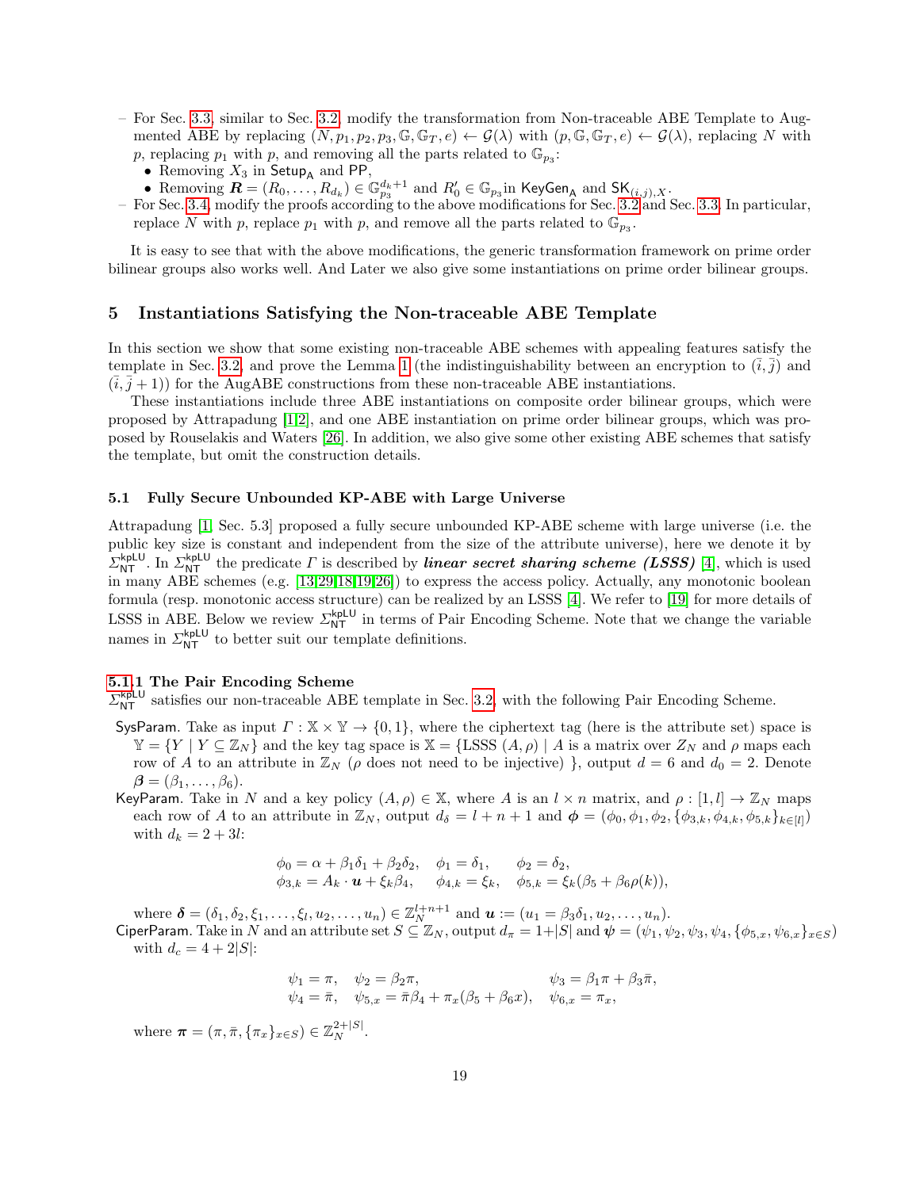– For Sec. 3.3, similar to Sec. 3.2, modify the transformation from Non-traceable ABE Template to Augmented ABE by replacing $(N, p_1, p_2, p_3, \mathbb{G}, \mathbb{G}_T, e) \leftarrow \mathcal{G}(\lambda)$ with $(p, \mathbb{G}, \mathbb{G}_T, e) \leftarrow \mathcal{G}(\lambda)$, replacing $N$ with $p$, replacing $p_1$ with $p$, and removing all the parts related to $\mathbb{G}_{p_3}$:
  - Removing $X_3$ in $\mathsf{Setup_A}$ and $\mathsf{PP}$,
  - Removing $\boldsymbol{R} = (R_0, \ldots, R_{d_k}) \in \mathbb{G}_{p_3}^{d_k+1}$ and $R'_0 \in \mathbb{G}_{p_3}$ in $\mathsf{KeyGen_A}$ and $\mathsf{SK}_{(i,j),X}$.
– For Sec. 3.4, modify the proofs according to the above modifications for Sec. 3.2 and Sec. 3.3. In particular, replace $N$ with $p$, replace $p_1$ with $p$, and remove all the parts related to $\mathbb{G}_{p_3}$.

It is easy to see that with the above modifications, the generic transformation framework on prime order bilinear groups also works well. And Later we also give some instantiations on prime order bilinear groups.

## 5 Instantiations Satisfying the Non-traceable ABE Template

In this section we show that some existing non-traceable ABE schemes with appealing features satisfy the template in Sec. 3.2, and prove the Lemma 1 (the indistinguishability between an encryption to $(\bar{i}, \bar{j})$ and $(\bar{i}, \bar{j}+1)$) for the AugABE constructions from these non-traceable ABE instantiations.

These instantiations include three ABE instantiations on composite order bilinear groups, which were proposed by Attrapadung [1,2], and one ABE instantiation on prime order bilinear groups, which was proposed by Rouselakis and Waters [26]. In addition, we also give some other existing ABE schemes that satisfy the template, but omit the construction details.

### 5.1 Fully Secure Unbounded KP-ABE with Large Universe

Attrapadung [1, Sec. 5.3] proposed a fully secure unbounded KP-ABE scheme with large universe (i.e. the public key size is constant and independent from the size of the attribute universe), here we denote it by $\Sigma_{\mathsf{NT}}^{\mathsf{kpLU}}$. In $\Sigma_{\mathsf{NT}}^{\mathsf{kpLU}}$ the predicate $\Gamma$ is described by ***linear secret sharing scheme (LSSS)*** [4], which is used in many ABE schemes (e.g. [13,29,18,19,26]) to express the access policy. Actually, any monotonic boolean formula (resp. monotonic access structure) can be realized by an LSSS [4]. We refer to [19] for more details of LSSS in ABE. Below we review $\Sigma_{\mathsf{NT}}^{\mathsf{kpLU}}$ in terms of Pair Encoding Scheme. Note that we change the variable names in $\Sigma_{\mathsf{NT}}^{\mathsf{kpLU}}$ to better suit our template definitions.

#### 5.1.1 The Pair Encoding Scheme

$\Sigma_{\mathsf{NT}}^{\mathsf{kpLU}}$ satisfies our non-traceable ABE template in Sec. 3.2, with the following Pair Encoding Scheme.

$\mathsf{SysParam}$. Take as input $\Gamma : \mathbb{X} \times \mathbb{Y} \to \{0, 1\}$, where the ciphertext tag (here is the attribute set) space is $\mathbb{Y} = \{Y \mid Y \subseteq \mathbb{Z}_N\}$ and the key tag space is $\mathbb{X} = \{\text{LSSS } (A, \rho) \mid A \text{ is a matrix over } Z_N \text{ and } \rho \text{ maps each row of } A \text{ to an attribute in } \mathbb{Z}_N \ (\rho \text{ does not need to be injective})\ \}$, output $d = 6$ and $d_0 = 2$. Denote $\boldsymbol{\beta} = (\beta_1, \ldots, \beta_6)$.

$\mathsf{KeyParam}$. Take in $N$ and a key policy $(A, \rho) \in \mathbb{X}$, where $A$ is an $l \times n$ matrix, and $\rho : [1, l] \to \mathbb{Z}_N$ maps each row of $A$ to an attribute in $\mathbb{Z}_N$, output $d_\delta = l + n + 1$ and $\boldsymbol{\phi} = (\phi_0, \phi_1, \phi_2, \{\phi_{3,k}, \phi_{4,k}, \phi_{5,k}\}_{k \in [l]})$ with $d_k = 2 + 3l$:

$$
\begin{aligned}
&\phi_0 = \alpha + \beta_1\delta_1 + \beta_2\delta_2, \quad \phi_1 = \delta_1, \quad\quad \phi_2 = \delta_2, \\
&\phi_{3,k} = A_k \cdot \boldsymbol{u} + \xi_k\beta_4, \quad\ \phi_{4,k} = \xi_k, \quad \phi_{5,k} = \xi_k(\beta_5 + \beta_6\rho(k)),
\end{aligned}
$$

where $\boldsymbol{\delta} = (\delta_1, \delta_2, \xi_1, \ldots, \xi_l, u_2, \ldots, u_n) \in \mathbb{Z}_N^{l+n+1}$ and $\boldsymbol{u} := (u_1 = \beta_3\delta_1, u_2, \ldots, u_n)$.

$\mathsf{CiperParam}$. Take in $N$ and an attribute set $S \subseteq \mathbb{Z}_N$, output $d_\pi = 1 + |S|$ and $\boldsymbol{\psi} = (\psi_1, \psi_2, \psi_3, \psi_4, \{\psi_{5,x}, \psi_{6,x}\}_{x \in S})$ with $d_c = 4 + 2|S|$:

$$
\begin{aligned}
&\psi_1 = \pi, \quad \psi_2 = \beta_2\pi, \quad\quad\quad\quad\quad\quad\quad \psi_3 = \beta_1\pi + \beta_3\bar{\pi}, \\
&\psi_4 = \bar{\pi}, \quad \psi_{5,x} = \bar{\pi}\beta_4 + \pi_x(\beta_5 + \beta_6 x), \quad \psi_{6,x} = \pi_x,
\end{aligned}
$$

where $\boldsymbol{\pi} = (\pi, \bar{\pi}, \{\pi_x\}_{x \in S}) \in \mathbb{Z}_N^{2+|S|}$.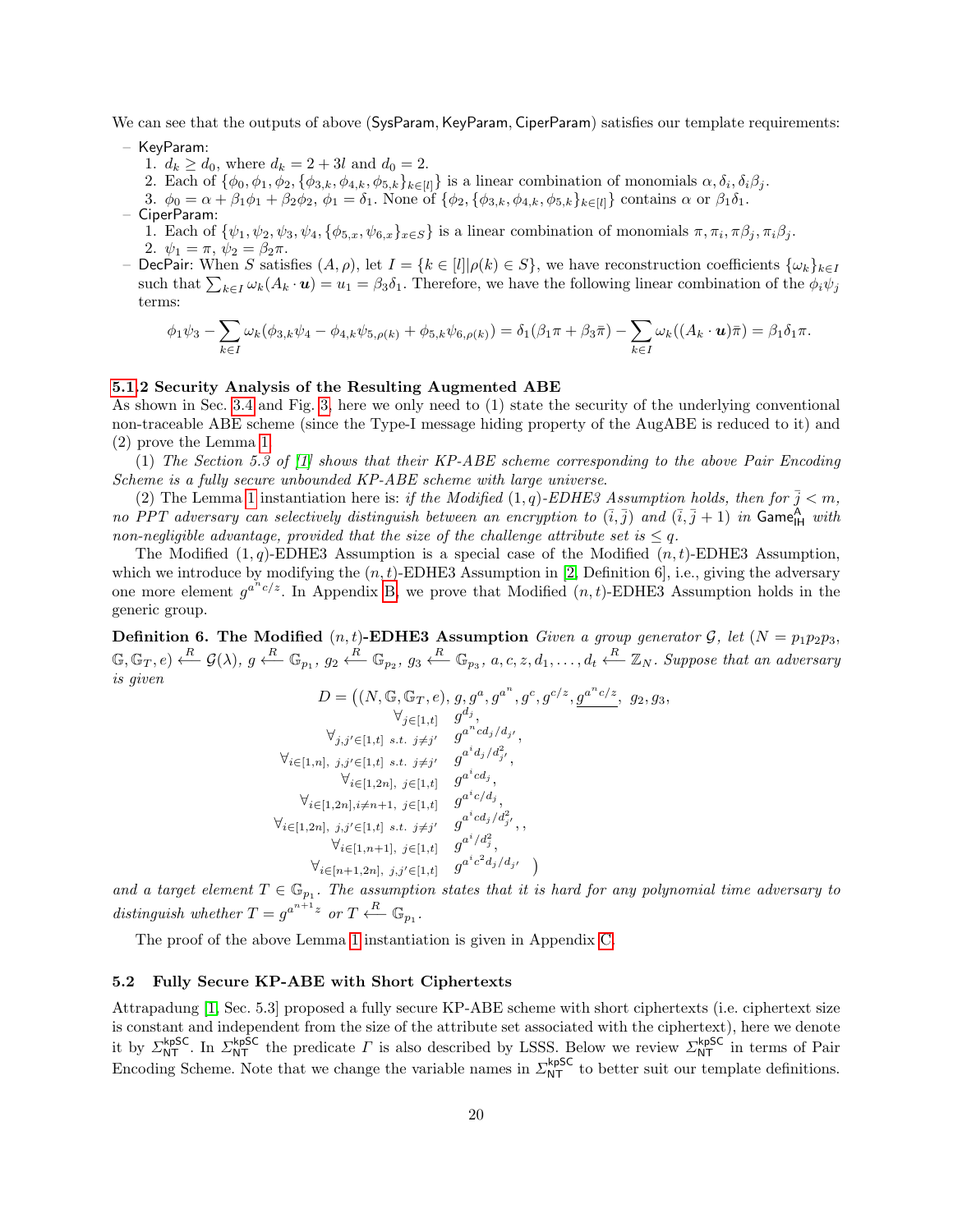We can see that the outputs of above (SysParam, KeyParam, CiperParam) satisfies our template requirements:

- KeyParam:
  1. $d_k \geq d_0$, where $d_k = 2 + 3l$ and $d_0 = 2$.
  2. Each of $\{\phi_0, \phi_1, \phi_2, \{\phi_{3,k}, \phi_{4,k}, \phi_{5,k}\}_{k\in[l]}\}$ is a linear combination of monomials $\alpha, \delta_i, \delta_i\beta_j$.
  3. $\phi_0 = \alpha + \beta_1\phi_1 + \beta_2\phi_2$, $\phi_1 = \delta_1$. None of $\{\phi_2, \{\phi_{3,k}, \phi_{4,k}, \phi_{5,k}\}_{k\in[l]}\}$ contains $\alpha$ or $\beta_1\delta_1$.
- CiperParam:
  1. Each of $\{\psi_1, \psi_2, \psi_3, \psi_4, \{\phi_{5,x}, \psi_{6,x}\}_{x\in S}\}$ is a linear combination of monomials $\pi, \pi_i, \pi\beta_j, \pi_i\beta_j$.
  2. $\psi_1 = \pi$, $\psi_2 = \beta_2\pi$.
- DecPair: When $S$ satisfies $(A, \rho)$, let $I = \{k \in [l] | \rho(k) \in S\}$, we have reconstruction coefficients $\{\omega_k\}_{k\in I}$ such that $\sum_{k\in I} \omega_k(A_k \cdot \boldsymbol{u}) = u_1 = \beta_3\delta_1$. Therefore, we have the following linear combination of the $\phi_i\psi_j$ terms:

$$\phi_1\psi_3 - \sum_{k\in I} \omega_k(\phi_{3,k}\psi_4 - \phi_{4,k}\psi_{5,\rho(k)} + \phi_{5,k}\psi_{6,\rho(k)}) = \delta_1(\beta_1\pi + \beta_3\tilde{\pi}) - \sum_{k\in I} \omega_k((A_k \cdot \boldsymbol{u})\tilde{\pi}) = \beta_1\delta_1\pi.$$

### 5.1.2 Security Analysis of the Resulting Augmented ABE

As shown in Sec. 3.4 and Fig. 3, here we only need to (1) state the security of the underlying conventional non-traceable ABE scheme (since the Type-I message hiding property of the AugABE is reduced to it) and (2) prove the Lemma 1.

(1) *The Section 5.3 of [1] shows that their KP-ABE scheme corresponding to the above Pair Encoding Scheme is a fully secure unbounded KP-ABE scheme with large universe.*

(2) The Lemma 1 instantiation here is: *if the Modified $(1, q)$-EDHE3 Assumption holds, then for $\bar{j} < m$, no PPT adversary can selectively distinguish between an encryption to $(\bar{i}, \bar{j})$ and $(\bar{i}, \bar{j}+1)$ in $\mathsf{Game}^{\mathsf{A}}_{\mathsf{IH}}$ with non-negligible advantage, provided that the size of the challenge attribute set is $\leq q$.*

The Modified $(1, q)$-EDHE3 Assumption is a special case of the Modified $(n, t)$-EDHE3 Assumption, which we introduce by modifying the $(n, t)$-EDHE3 Assumption in [2, Definition 6], i.e., giving the adversary one more element $g^{a^n c/z}$. In Appendix B, we prove that Modified $(n, t)$-EDHE3 Assumption holds in the generic group.

**Definition 6. The Modified $(n, t)$-EDHE3 Assumption** *Given a group generator $\mathcal{G}$, let $(N = p_1p_2p_3, \mathbb{G}, \mathbb{G}_T, e) \xleftarrow{R} \mathcal{G}(\lambda)$, $g \xleftarrow{R} \mathbb{G}_{p_1}$, $g_2 \xleftarrow{R} \mathbb{G}_{p_2}$, $g_3 \xleftarrow{R} \mathbb{G}_{p_3}$, $a, c, z, d_1, \ldots, d_t \xleftarrow{R} \mathbb{Z}_N$. Suppose that an adversary is given*

$$D = \Big((N, \mathbb{G}, \mathbb{G}_T, e), g, g^a, g^{a^n}, g^c, g^{c/z}, \underline{g^{a^n c/z}}, g_2, g_3,$$
$$\begin{array}{rl}
\forall_{j\in[1,t]} & g^{d_j}, \\
\forall_{j,j'\in[1,t] \text{ s.t. } j\neq j'} & g^{a^n c d_j/d_{j'}}, \\
\forall_{i\in[1,n],\ j,j'\in[1,t] \text{ s.t. } j\neq j'} & g^{a^i d_j/d_{j'}^2}, \\
\forall_{i\in[1,2n],\ j\in[1,t]} & g^{a^i c d_j}, \\
\forall_{i\in[1,2n], i\neq n+1,\ j\in[1,t]} & g^{a^i c/d_j}, \\
\forall_{i\in[1,2n],\ j,j'\in[1,t] \text{ s.t. } j\neq j'} & g^{a^i c d_j/d_{j'}^2}, , \\
\forall_{i\in[1,n+1],\ j\in[1,t]} & g^{a^i/d_j^2}, \\
\forall_{i\in[n+1,2n],\ j,j'\in[1,t]} & g^{a^i c^2 d_j/d_{j'}} \quad \Big)
\end{array}$$

*and a target element $T \in \mathbb{G}_{p_1}$. The assumption states that it is hard for any polynomial time adversary to distinguish whether $T = g^{a^{n+1}z}$ or $T \xleftarrow{R} \mathbb{G}_{p_1}$.*

The proof of the above Lemma 1 instantiation is given in Appendix C.

## 5.2 Fully Secure KP-ABE with Short Ciphertexts

Attrapadung [1, Sec. 5.3] proposed a fully secure KP-ABE scheme with short ciphertexts (i.e. ciphertext size is constant and independent from the size of the attribute set associated with the ciphertext), here we denote it by $\Sigma^{\mathsf{kpSC}}_{\mathsf{NT}}$. In $\Sigma^{\mathsf{kpSC}}_{\mathsf{NT}}$ the predicate $\Gamma$ is also described by LSSS. Below we review $\Sigma^{\mathsf{kpSC}}_{\mathsf{NT}}$ in terms of Pair Encoding Scheme. Note that we change the variable names in $\Sigma^{\mathsf{kpSC}}_{\mathsf{NT}}$ to better suit our template definitions.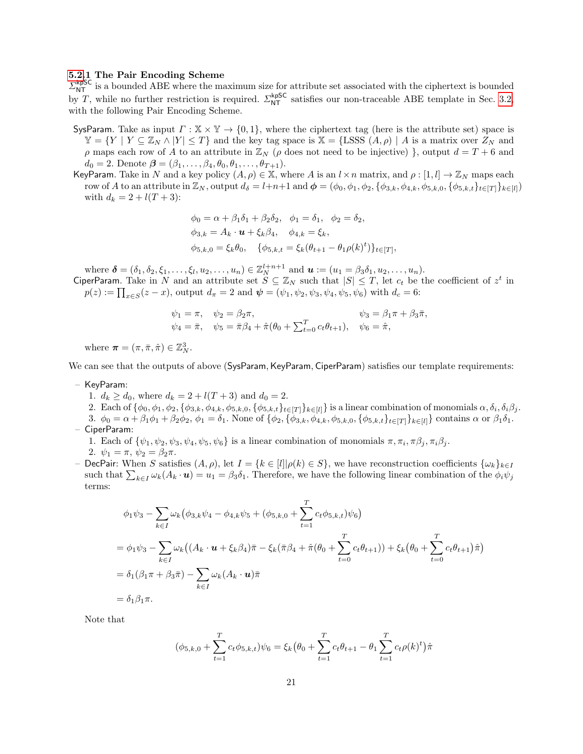#### 5.2.1 The Pair Encoding Scheme

$\Sigma_{\mathsf{NT}}^{\mathsf{kpSC}}$ is a bounded ABE where the maximum size for attribute set associated with the ciphertext is bounded by $T$, while no further restriction is required. $\Sigma_{\mathsf{NT}}^{\mathsf{kpSC}}$ satisfies our non-traceable ABE template in Sec. 3.2, with the following Pair Encoding Scheme.

SysParam. Take as input $\Gamma : \mathbb{X} \times \mathbb{Y} \to \{0, 1\}$, where the ciphertext tag (here is the attribute set) space is $\mathbb{Y} = \{Y \mid Y \subseteq \mathbb{Z}_N \wedge |Y| \leq T\}$ and the key tag space is $\mathbb{X} = \{$LSSS $(A, \rho) \mid A$ is a matrix over $Z_N$ and $\rho$ maps each row of $A$ to an attribute in $\mathbb{Z}_N$ ($\rho$ does not need to be injective) $\}$, output $d = T + 6$ and $d_0 = 2$. Denote $\boldsymbol{\beta} = (\beta_1, \ldots, \beta_4, \theta_0, \theta_1, \ldots, \theta_{T+1})$.

KeyParam. Take in $N$ and a key policy $(A, \rho) \in \mathbb{X}$, where $A$ is an $l \times n$ matrix, and $\rho : [1, l] \to \mathbb{Z}_N$ maps each row of $A$ to an attribute in $\mathbb{Z}_N$, output $d_\delta = l + n + 1$ and $\boldsymbol{\phi} = (\phi_0, \phi_1, \phi_2, \{\phi_{3,k}, \phi_{4,k}, \phi_{5,k,0}, \{\phi_{5,k,t}\}_{t \in [T]}\}_{k \in [l]})$ with $d_k = 2 + l(T + 3)$:

$$\phi_0 = \alpha + \beta_1\delta_1 + \beta_2\delta_2, \quad \phi_1 = \delta_1, \quad \phi_2 = \delta_2,$$
$$\phi_{3,k} = A_k \cdot \boldsymbol{u} + \xi_k\beta_4, \quad \phi_{4,k} = \xi_k,$$
$$\phi_{5,k,0} = \xi_k\theta_0, \quad \{\phi_{5,k,t} = \xi_k(\theta_{t+1} - \theta_1\rho(k)^t)\}_{t \in [T]},$$

where $\boldsymbol{\delta} = (\delta_1, \delta_2, \xi_1, \ldots, \xi_l, u_2, \ldots, u_n) \in \mathbb{Z}_N^{l+n+1}$ and $\boldsymbol{u} := (u_1 = \beta_3\delta_1, u_2, \ldots, u_n)$.

CiperParam. Take in $N$ and an attribute set $S \subseteq \mathbb{Z}_N$ such that $|S| \leq T$, let $c_t$ be the coefficient of $z^t$ in $p(z) := \prod_{x \in S}(z - x)$, output $d_\pi = 2$ and $\boldsymbol{\psi} = (\psi_1, \psi_2, \psi_3, \psi_4, \psi_5, \psi_6)$ with $d_c = 6$:

$$\psi_1 = \pi, \quad \psi_2 = \beta_2\pi, \qquad\qquad \psi_3 = \beta_1\pi + \beta_3\bar{\pi},$$
$$\psi_4 = \bar{\pi}, \quad \psi_5 = \bar{\pi}\beta_4 + \hat{\pi}(\theta_0 + \textstyle\sum_{t=0}^{T} c_t\theta_{t+1}), \quad \psi_6 = \hat{\pi},$$

where $\boldsymbol{\pi} = (\pi, \bar{\pi}, \hat{\pi}) \in \mathbb{Z}_N^3$.

We can see that the outputs of above (SysParam, KeyParam, CiperParam) satisfies our template requirements:

- KeyParam:
  1. $d_k \geq d_0$, where $d_k = 2 + l(T + 3)$ and $d_0 = 2$.
  2. Each of $\{\phi_0, \phi_1, \phi_2, \{\phi_{3,k}, \phi_{4,k}, \phi_{5,k,0}, \{\phi_{5,k,t}\}_{t \in [T]}\}_{k \in [l]}\}$ is a linear combination of monomials $\alpha, \delta_i, \delta_i\beta_j$.
  3. $\phi_0 = \alpha + \beta_1\phi_1 + \beta_2\phi_2$, $\phi_1 = \delta_1$. None of $\{\phi_2, \{\phi_{3,k}, \phi_{4,k}, \phi_{5,k,0}, \{\phi_{5,k,t}\}_{t \in [T]}\}_{k \in [l]}\}$ contains $\alpha$ or $\beta_1\delta_1$.
- CiperParam:
  1. Each of $\{\psi_1, \psi_2, \psi_3, \psi_4, \psi_5, \psi_6\}$ is a linear combination of monomials $\pi, \pi_i, \pi\beta_j, \pi_i\beta_j$.
  2. $\psi_1 = \pi$, $\psi_2 = \beta_2\pi$.
- DecPair: When $S$ satisfies $(A, \rho)$, let $I = \{k \in [l] | \rho(k) \in S\}$, we have reconstruction coefficients $\{\omega_k\}_{k \in I}$ such that $\sum_{k \in I}\omega_k(A_k \cdot \boldsymbol{u}) = u_1 = \beta_3\delta_1$. Therefore, we have the following linear combination of the $\phi_i\psi_j$ terms:

$$\begin{aligned}
&\phi_1\psi_3 - \sum_{k \in I}\omega_k\big(\phi_{3,k}\psi_4 - \phi_{4,k}\psi_5 + (\phi_{5,k,0} + \sum_{t=1}^{T} c_t\phi_{5,k,t})\psi_6\big) \\
&= \phi_1\psi_3 - \sum_{k \in I}\omega_k\big((A_k \cdot \boldsymbol{u} + \xi_k\beta_4)\bar{\pi} - \xi_k(\bar{\pi}\beta_4 + \hat{\pi}(\theta_0 + \sum_{t=0}^{T} c_t\theta_{t+1})) + \xi_k\big(\theta_0 + \sum_{t=0}^{T} c_t\theta_{t+1}\big)\hat{\pi}\big) \\
&= \delta_1(\beta_1\pi + \beta_3\bar{\pi}) - \sum_{k \in I}\omega_k(A_k \cdot \boldsymbol{u})\bar{\pi} \\
&= \delta_1\beta_1\pi.
\end{aligned}$$

  Note that

$$(\phi_{5,k,0} + \sum_{t=1}^{T} c_t\phi_{5,k,t})\psi_6 = \xi_k\big(\theta_0 + \sum_{t=1}^{T} c_t\theta_{t+1} - \theta_1\sum_{t=1}^{T} c_t\rho(k)^t\big)\hat{\pi}$$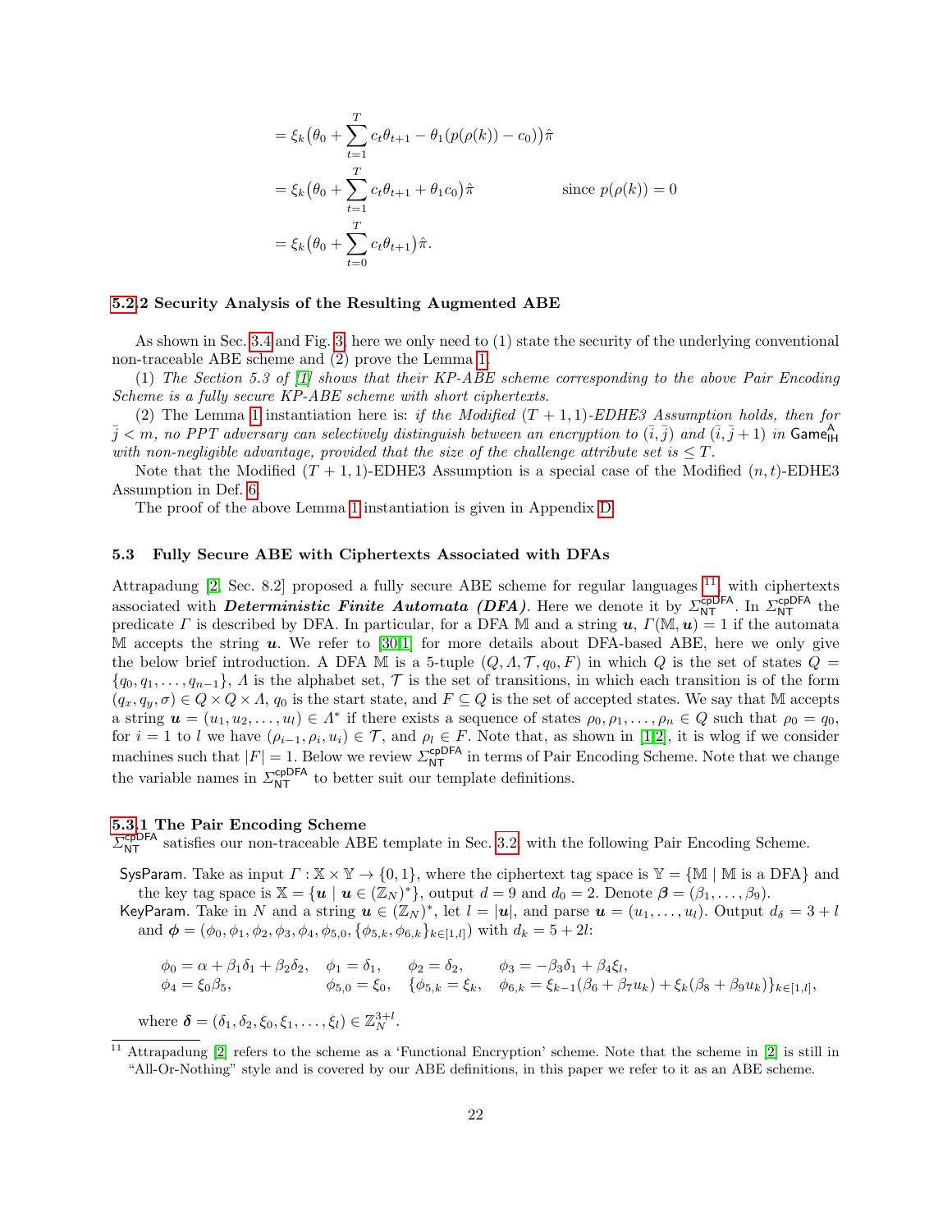$$= \xi_k\big(\theta_0 + \sum_{t=1}^{T} c_t\theta_{t+1} - \theta_1(p(\rho(k)) - c_0)\big)\hat{\pi}$$

$$= \xi_k\big(\theta_0 + \sum_{t=1}^{T} c_t\theta_{t+1} + \theta_1 c_0\big)\hat{\pi} \qquad\qquad \text{since } p(\rho(k)) = 0$$

$$= \xi_k\big(\theta_0 + \sum_{t=0}^{T} c_t\theta_{t+1}\big)\hat{\pi}.$$

#### 5.2.2 Security Analysis of the Resulting Augmented ABE

As shown in Sec. 3.4 and Fig. 3, here we only need to (1) state the security of the underlying conventional non-traceable ABE scheme and (2) prove the Lemma 1.

(1) *The Section 5.3 of [1] shows that their KP-ABE scheme corresponding to the above Pair Encoding Scheme is a fully secure KP-ABE scheme with short ciphertexts.*

(2) The Lemma 1 instantiation here is: *if the Modified $(T+1,1)$-EDHE3 Assumption holds, then for $\bar{j} < m$, no PPT adversary can selectively distinguish between an encryption to $(\bar{i}, \bar{j})$ and $(\bar{i}, \bar{j}+1)$ in $\mathsf{Game}_{\mathsf{IH}}^{\mathsf{A}}$ with non-negligible advantage, provided that the size of the challenge attribute set is $\leq T$.*

Note that the Modified $(T+1,1)$-EDHE3 Assumption is a special case of the Modified $(n,t)$-EDHE3 Assumption in Def. 6.

The proof of the above Lemma 1 instantiation is given in Appendix D.

### 5.3 Fully Secure ABE with Ciphertexts Associated with DFAs

Attrapadung [2, Sec. 8.2] proposed a fully secure ABE scheme for regular languages [11], with ciphertexts associated with ***Deterministic Finite Automata (DFA)***. Here we denote it by $\Sigma_{\mathsf{NT}}^{\mathsf{cpDFA}}$. In $\Sigma_{\mathsf{NT}}^{\mathsf{cpDFA}}$ the predicate $\Gamma$ is described by DFA. In particular, for a DFA $\mathbb{M}$ and a string $\boldsymbol{u}$, $\Gamma(\mathbb{M}, \boldsymbol{u}) = 1$ if the automata $\mathbb{M}$ accepts the string $\boldsymbol{u}$. We refer to [30,1] for more details about DFA-based ABE, here we only give the below brief introduction. A DFA $\mathbb{M}$ is a 5-tuple $(Q, \Lambda, \mathcal{T}, q_0, F)$ in which $Q$ is the set of states $Q = \{q_0, q_1, \ldots, q_{n-1}\}$, $\Lambda$ is the alphabet set, $\mathcal{T}$ is the set of transitions, in which each transition is of the form $(q_x, q_y, \sigma) \in Q \times Q \times \Lambda$, $q_0$ is the start state, and $F \subseteq Q$ is the set of accepted states. We say that $\mathbb{M}$ accepts a string $\boldsymbol{u} = (u_1, u_2, \ldots, u_l) \in \Lambda^*$ if there exists a sequence of states $\rho_0, \rho_1, \ldots, \rho_n \in Q$ such that $\rho_0 = q_0$, for $i = 1$ to $l$ we have $(\rho_{i-1}, \rho_i, u_i) \in \mathcal{T}$, and $\rho_l \in F$. Note that, as shown in [1,2], it is wlog if we consider machines such that $|F| = 1$. Below we review $\Sigma_{\mathsf{NT}}^{\mathsf{cpDFA}}$ in terms of Pair Encoding Scheme. Note that we change the variable names in $\Sigma_{\mathsf{NT}}^{\mathsf{cpDFA}}$ to better suit our template definitions.

#### 5.3.1 The Pair Encoding Scheme

$\Sigma_{\mathsf{NT}}^{\mathsf{cpDFA}}$ satisfies our non-traceable ABE template in Sec. 3.2, with the following Pair Encoding Scheme.

- $\mathsf{SysParam}$. Take as input $\Gamma : \mathbb{X} \times \mathbb{Y} \to \{0,1\}$, where the ciphertext tag space is $\mathbb{Y} = \{\mathbb{M} \mid \mathbb{M} \text{ is a DFA}\}$ and the key tag space is $\mathbb{X} = \{\boldsymbol{u} \mid \boldsymbol{u} \in (\mathbb{Z}_N)^*\}$, output $d = 9$ and $d_0 = 2$. Denote $\boldsymbol{\beta} = (\beta_1, \ldots, \beta_9)$.
- $\mathsf{KeyParam}$. Take in $N$ and a string $\boldsymbol{u} \in (\mathbb{Z}_N)^*$, let $l = |\boldsymbol{u}|$, and parse $\boldsymbol{u} = (u_1, \ldots, u_l)$. Output $d_\delta = 3 + l$ and $\boldsymbol{\phi} = (\phi_0, \phi_1, \phi_2, \phi_3, \phi_4, \phi_{5,0}, \{\phi_{5,k}, \phi_{6,k}\}_{k\in[1,l]})$ with $d_k = 5 + 2l$:

$$\begin{array}{llll} \phi_0 = \alpha + \beta_1\delta_1 + \beta_2\delta_2, & \phi_1 = \delta_1, & \phi_2 = \delta_2, & \phi_3 = -\beta_3\delta_1 + \beta_4\xi_l, \\ \phi_4 = \xi_0\beta_5, & \phi_{5,0} = \xi_0, & \{\phi_{5,k} = \xi_k, & \phi_{6,k} = \xi_{k-1}(\beta_6 + \beta_7 u_k) + \xi_k(\beta_8 + \beta_9 u_k)\}_{k\in[1,l]}, \end{array}$$

  where $\boldsymbol{\delta} = (\delta_1, \delta_2, \xi_0, \xi_1, \ldots, \xi_l) \in \mathbb{Z}_N^{3+l}$.

[11] Attrapadung [2] refers to the scheme as a 'Functional Encryption' scheme. Note that the scheme in [2] is still in "All-Or-Nothing" style and is covered by our ABE definitions, in this paper we refer to it as an ABE scheme.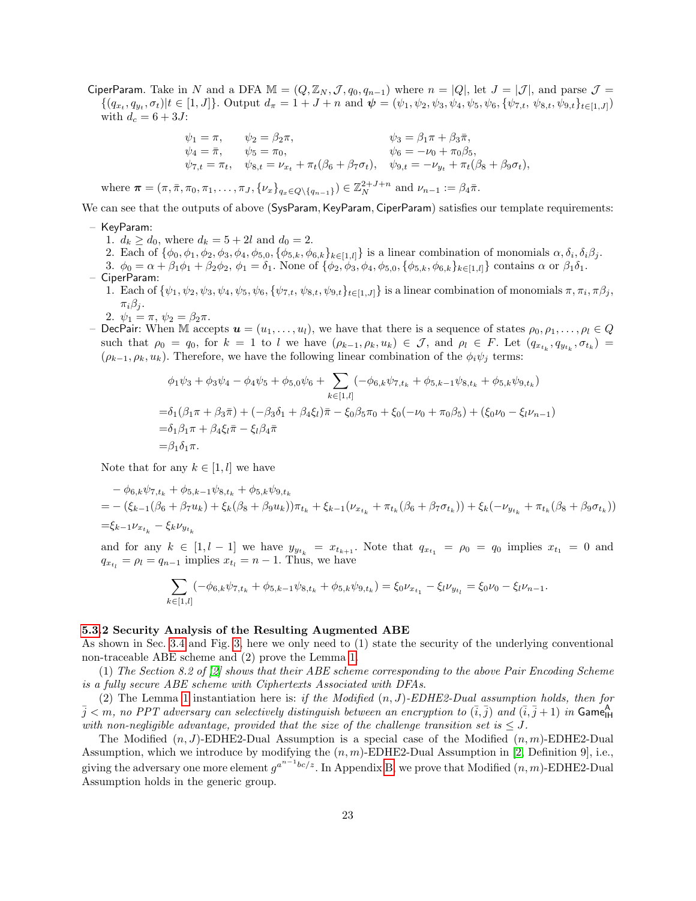CiperParam. Take in $N$ and a DFA $\mathbb{M} = (Q, \mathbb{Z}_N, \mathcal{J}, q_0, q_{n-1})$ where $n = |Q|$, let $J = |\mathcal{J}|$, and parse $\mathcal{J} = \{(q_{x_t}, q_{y_t}, \sigma_t) | t \in [1, J]\}$. Output $d_\pi = 1 + J + n$ and $\boldsymbol{\psi} = (\psi_1, \psi_2, \psi_3, \psi_4, \psi_5, \psi_6, \{\psi_{7,t}, \psi_{8,t}, \psi_{9,t}\}_{t\in[1,J]})$ with $d_c = 6 + 3J$:

$$
\begin{aligned}
&\psi_1 = \pi, && \psi_2 = \beta_2\pi, && \psi_3 = \beta_1\pi + \beta_3\bar{\pi},\\
&\psi_4 = \bar{\pi}, && \psi_5 = \pi_0, && \psi_6 = -\nu_0 + \pi_0\beta_5,\\
&\psi_{7,t} = \pi_t, && \psi_{8,t} = \nu_{x_t} + \pi_t(\beta_6 + \beta_7\sigma_t), && \psi_{9,t} = -\nu_{y_t} + \pi_t(\beta_8 + \beta_9\sigma_t),
\end{aligned}
$$

where $\boldsymbol{\pi} = (\pi, \bar{\pi}, \pi_0, \pi_1, \ldots, \pi_J, \{\nu_x\}_{q_x \in Q\setminus\{q_{n-1}\}}) \in \mathbb{Z}_N^{2+J+n}$ and $\nu_{n-1} := \beta_4\bar{\pi}$.

We can see that the outputs of above (SysParam, KeyParam, CiperParam) satisfies our template requirements:

- KeyParam:
  1. $d_k \geq d_0$, where $d_k = 5 + 2l$ and $d_0 = 2$.
  2. Each of $\{\phi_0, \phi_1, \phi_2, \phi_3, \phi_4, \phi_{5,0}, \{\phi_{5,k}, \phi_{6,k}\}_{k\in[1,l]}\}$ is a linear combination of monomials $\alpha, \delta_i, \delta_i\beta_j$.
  3. $\phi_0 = \alpha + \beta_1\phi_1 + \beta_2\phi_2$, $\phi_1 = \delta_1$. None of $\{\phi_2, \phi_3, \phi_4, \phi_{5,0}, \{\phi_{5,k}, \phi_{6,k}\}_{k\in[1,l]}\}$ contains $\alpha$ or $\beta_1\delta_1$.
- CiperParam:
  1. Each of $\{\psi_1, \psi_2, \psi_3, \psi_4, \psi_5, \psi_6, \{\psi_{7,t}, \psi_{8,t}, \psi_{9,t}\}_{t\in[1,J]}\}$ is a linear combination of monomials $\pi, \pi_i, \pi\beta_j$, $\pi_i\beta_j$.
  2. $\psi_1 = \pi$, $\psi_2 = \beta_2\pi$.
- DecPair: When $\mathbb{M}$ accepts $\boldsymbol{u} = (u_1, \ldots, u_l)$, we have that there is a sequence of states $\rho_0, \rho_1, \ldots, \rho_l \in Q$ such that $\rho_0 = q_0$, for $k = 1$ to $l$ we have $(\rho_{k-1}, \rho_k, u_k) \in \mathcal{J}$, and $\rho_l \in F$. Let $(q_{x_{t_k}}, q_{y_{t_k}}, \sigma_{t_k}) = (\rho_{k-1}, \rho_k, u_k)$. Therefore, we have the following linear combination of the $\phi_i\psi_j$ terms:

$$
\begin{aligned}
&\phi_1\psi_3 + \phi_3\psi_4 - \phi_4\psi_5 + \phi_{5,0}\psi_6 + \sum_{k\in[1,l]}(-\phi_{6,k}\psi_{7,t_k} + \phi_{5,k-1}\psi_{8,t_k} + \phi_{5,k}\psi_{9,t_k})\\
=&\delta_1(\beta_1\pi + \beta_3\bar{\pi}) + (-\beta_3\delta_1 + \beta_4\xi_l)\bar{\pi} - \xi_0\beta_5\pi_0 + \xi_0(-\nu_0 + \pi_0\beta_5) + (\xi_0\nu_0 - \xi_l\nu_{n-1})\\
=&\delta_1\beta_1\pi + \beta_4\xi_l\bar{\pi} - \xi_l\beta_4\bar{\pi}\\
=&\beta_1\delta_1\pi.
\end{aligned}
$$

  Note that for any $k \in [1, l]$ we have

$$
\begin{aligned}
&-\phi_{6,k}\psi_{7,t_k} + \phi_{5,k-1}\psi_{8,t_k} + \phi_{5,k}\psi_{9,t_k}\\
=&-(\xi_{k-1}(\beta_6 + \beta_7u_k) + \xi_k(\beta_8 + \beta_9u_k))\pi_{t_k} + \xi_{k-1}(\nu_{x_{t_k}} + \pi_{t_k}(\beta_6 + \beta_7\sigma_{t_k})) + \xi_k(-\nu_{y_{t_k}} + \pi_{t_k}(\beta_8 + \beta_9\sigma_{t_k}))\\
=&\xi_{k-1}\nu_{x_{t_k}} - \xi_k\nu_{y_{t_k}}
\end{aligned}
$$

  and for any $k \in [1, l-1]$ we have $y_{y_{t_k}} = x_{t_{k+1}}$. Note that $q_{x_{t_1}} = \rho_0 = q_0$ implies $x_{t_1} = 0$ and $q_{x_{t_l}} = \rho_l = q_{n-1}$ implies $x_{t_l} = n-1$. Thus, we have

$$
\sum_{k\in[1,l]}(-\phi_{6,k}\psi_{7,t_k} + \phi_{5,k-1}\psi_{8,t_k} + \phi_{5,k}\psi_{9,t_k}) = \xi_0\nu_{x_{t_1}} - \xi_l\nu_{y_{t_l}} = \xi_0\nu_0 - \xi_l\nu_{n-1}.
$$

### 5.3.2 Security Analysis of the Resulting Augmented ABE

As shown in Sec. 3.4 and Fig. 3, here we only need to (1) state the security of the underlying conventional non-traceable ABE scheme and (2) prove the Lemma 1.

(1) *The Section 8.2 of [2] shows that their ABE scheme corresponding to the above Pair Encoding Scheme is a fully secure ABE scheme with Ciphertexts Associated with DFAs.*

(2) The Lemma 1 instantiation here is: *if the Modified $(n, J)$-EDHE2-Dual assumption holds, then for $\bar{j} < m$, no PPT adversary can selectively distinguish between an encryption to $(\bar{i}, \bar{j})$ and $(\bar{i}, \bar{j}+1)$ in $\mathsf{Game}^{\mathsf{A}}_{\mathsf{IH}}$ with non-negligible advantage, provided that the size of the challenge transition set is $\leq J$.*

The Modified $(n, J)$-EDHE2-Dual Assumption is a special case of the Modified $(n, m)$-EDHE2-Dual Assumption, which we introduce by modifying the $(n, m)$-EDHE2-Dual Assumption in [2, Definition 9], i.e., giving the adversary one more element $g^{a^{n-1}bc/z}$. In Appendix B, we prove that Modified $(n, m)$-EDHE2-Dual Assumption holds in the generic group.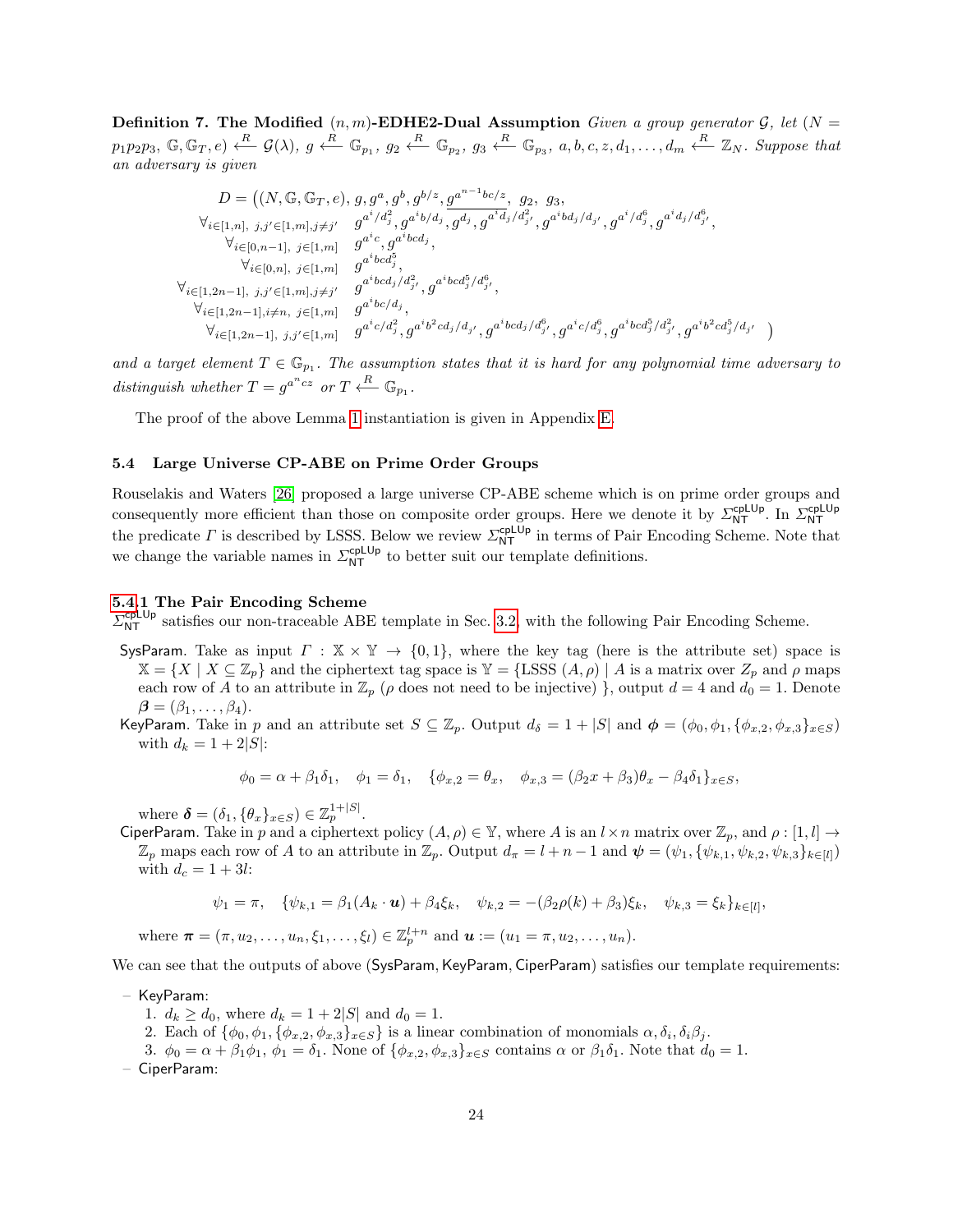**Definition 7. The Modified $(n, m)$-EDHE2-Dual Assumption** *Given a group generator $\mathcal{G}$, let $(N = p_1p_2p_3,\ \mathbb{G}, \mathbb{G}_T, e) \xleftarrow{R} \mathcal{G}(\lambda)$, $g \xleftarrow{R} \mathbb{G}_{p_1}$, $g_2 \xleftarrow{R} \mathbb{G}_{p_2}$, $g_3 \xleftarrow{R} \mathbb{G}_{p_3}$, $a, b, c, z, d_1, \ldots, d_m \xleftarrow{R} \mathbb{Z}_N$. Suppose that an adversary is given*

$$
\begin{aligned}
D = \big((N, \mathbb{G}, \mathbb{G}_T, e),\ & g, g^a, g^b, g^{b/z}, \underline{g^{a^{n-1}bc/z}},\ g_2,\ g_3, \\
\forall_{i\in[1,n],\ j,j'\in[1,m], j\neq j'}\quad & g^{a^i/d_j^2}, g^{a^ib/d_j}, \underline{g^{d_j}, g^{a^id_j/d_{j'}^2}}, g^{a^ibd_j/d_{j'}}, g^{a^i/d_j^6}, g^{a^id_j/d_{j'}^6}, \\
\forall_{i\in[0,n-1],\ j\in[1,m]}\quad & g^{a^ic}, g^{a^ibcd_j}, \\
\forall_{i\in[0,n],\ j\in[1,m]}\quad & g^{a^ibcd_j^5}, \\
\forall_{i\in[1,2n-1],\ j,j'\in[1,m], j\neq j'}\quad & g^{a^ibcd_j/d_{j'}^2}, g^{a^ibcd_j^5/d_{j'}^6}, \\
\forall_{i\in[1,2n-1], i\neq n,\ j\in[1,m]}\quad & g^{a^ibc/d_j}, \\
\forall_{i\in[1,2n-1],\ j,j'\in[1,m]}\quad & g^{a^ic/d_j^2}, g^{a^ib^2cd_j/d_{j'}}, g^{a^ibcd_j/d_{j'}^6}, g^{a^ic/d_j^6}, g^{a^ibcd_j^5/d_{j'}^2}, g^{a^ib^2cd_j^5/d_{j'}}\ \big)
\end{aligned}
$$

*and a target element $T \in \mathbb{G}_{p_1}$. The assumption states that it is hard for any polynomial time adversary to distinguish whether $T = g^{a^ncz}$ or $T \xleftarrow{R} \mathbb{G}_{p_1}$.*

The proof of the above Lemma 1 instantiation is given in Appendix E.

### 5.4 Large Universe CP-ABE on Prime Order Groups

Rouselakis and Waters [26] proposed a large universe CP-ABE scheme which is on prime order groups and consequently more efficient than those on composite order groups. Here we denote it by $\Sigma_{\mathsf{NT}}^{\mathsf{cpLUp}}$. In $\Sigma_{\mathsf{NT}}^{\mathsf{cpLUp}}$ the predicate $\Gamma$ is described by LSSS. Below we review $\Sigma_{\mathsf{NT}}^{\mathsf{cpLUp}}$ in terms of Pair Encoding Scheme. Note that we change the variable names in $\Sigma_{\mathsf{NT}}^{\mathsf{cpLUp}}$ to better suit our template definitions.

#### 5.4.1 The Pair Encoding Scheme

$\Sigma_{\mathsf{NT}}^{\mathsf{cpLUp}}$ satisfies our non-traceable ABE template in Sec. 3.2, with the following Pair Encoding Scheme.

- SysParam. Take as input $\Gamma : \mathbb{X} \times \mathbb{Y} \to \{0, 1\}$, where the key tag (here is the attribute set) space is $\mathbb{X} = \{X \mid X \subseteq \mathbb{Z}_p\}$ and the ciphertext tag space is $\mathbb{Y} = \{$LSSS $(A, \rho) \mid A$ is a matrix over $Z_p$ and $\rho$ maps each row of $A$ to an attribute in $\mathbb{Z}_p$ ($\rho$ does not need to be injective) $\}$, output $d = 4$ and $d_0 = 1$. Denote $\boldsymbol{\beta} = (\beta_1, \ldots, \beta_4)$.
- KeyParam. Take in $p$ and an attribute set $S \subseteq \mathbb{Z}_p$. Output $d_\delta = 1 + |S|$ and $\boldsymbol{\phi} = (\phi_0, \phi_1, \{\phi_{x,2}, \phi_{x,3}\}_{x\in S})$ with $d_k = 1 + 2|S|$:

$$\phi_0 = \alpha + \beta_1\delta_1, \quad \phi_1 = \delta_1, \quad \{\phi_{x,2} = \theta_x, \quad \phi_{x,3} = (\beta_2 x + \beta_3)\theta_x - \beta_4\delta_1\}_{x\in S},$$

  where $\boldsymbol{\delta} = (\delta_1, \{\theta_x\}_{x\in S}) \in \mathbb{Z}_p^{1+|S|}$.
- CiperParam. Take in $p$ and a ciphertext policy $(A, \rho) \in \mathbb{Y}$, where $A$ is an $l \times n$ matrix over $\mathbb{Z}_p$, and $\rho : [1, l] \to \mathbb{Z}_p$ maps each row of $A$ to an attribute in $\mathbb{Z}_p$. Output $d_\pi = l + n - 1$ and $\boldsymbol{\psi} = (\psi_1, \{\psi_{k,1}, \psi_{k,2}, \psi_{k,3}\}_{k\in[l]})$ with $d_c = 1 + 3l$:

$$\psi_1 = \pi, \quad \{\psi_{k,1} = \beta_1(A_k \cdot \boldsymbol{u}) + \beta_4\xi_k, \quad \psi_{k,2} = -(\beta_2\rho(k) + \beta_3)\xi_k, \quad \psi_{k,3} = \xi_k\}_{k\in[l]},$$

  where $\boldsymbol{\pi} = (\pi, u_2, \ldots, u_n, \xi_1, \ldots, \xi_l) \in \mathbb{Z}_p^{l+n}$ and $\boldsymbol{u} := (u_1 = \pi, u_2, \ldots, u_n)$.

We can see that the outputs of above (SysParam, KeyParam, CiperParam) satisfies our template requirements:

- KeyParam:
  1. $d_k \geq d_0$, where $d_k = 1 + 2|S|$ and $d_0 = 1$.
  2. Each of $\{\phi_0, \phi_1, \{\phi_{x,2}, \phi_{x,3}\}_{x\in S}\}$ is a linear combination of monomials $\alpha, \delta_i, \delta_i\beta_j$.
  3. $\phi_0 = \alpha + \beta_1\phi_1$, $\phi_1 = \delta_1$. None of $\{\phi_{x,2}, \phi_{x,3}\}_{x\in S}$ contains $\alpha$ or $\beta_1\delta_1$. Note that $d_0 = 1$.
- CiperParam: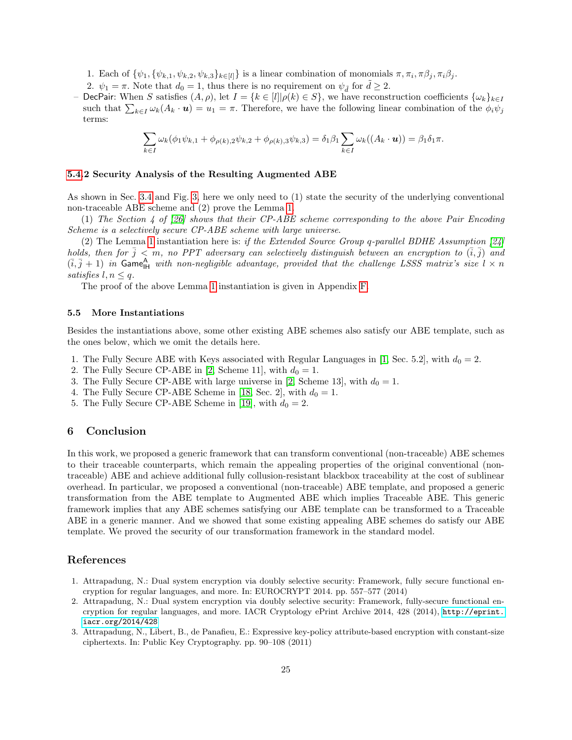1. Each of $\{\psi_1, \{\psi_{k,1}, \psi_{k,2}, \psi_{k,3}\}_{k\in[l]}\}$ is a linear combination of monomials $\pi, \pi_i, \pi\beta_j, \pi_i\beta_j$.
2. $\psi_1 = \pi$. Note that $d_0 = 1$, thus there is no requirement on $\psi_{\tilde{d}}$ for $\tilde{d} \geq 2$.

– DecPair: When $S$ satisfies $(A, \rho)$, let $I = \{k \in [l] | \rho(k) \in S\}$, we have reconstruction coefficients $\{\omega_k\}_{k\in I}$ such that $\sum_{k\in I} \omega_k(A_k \cdot \boldsymbol{u}) = u_1 = \pi$. Therefore, we have the following linear combination of the $\phi_i\psi_j$ terms:

$$\sum_{k\in I} \omega_k(\phi_1\psi_{k,1} + \phi_{\rho(k),2}\psi_{k,2} + \phi_{\rho(k),3}\psi_{k,3}) = \delta_1\beta_1 \sum_{k\in I} \omega_k((A_k \cdot \boldsymbol{u})) = \beta_1\delta_1\pi.$$

### 5.4.2 Security Analysis of the Resulting Augmented ABE

As shown in Sec. 3.4 and Fig. 3, here we only need to (1) state the security of the underlying conventional non-traceable ABE scheme and (2) prove the Lemma 1.

(1) *The Section 4 of [26] shows that their CP-ABE scheme corresponding to the above Pair Encoding Scheme is a selectively secure CP-ABE scheme with large universe.*

(2) The Lemma 1 instantiation here is: *if the Extended Source Group q-parallel BDHE Assumption [24] holds, then for $\bar{j} < m$, no PPT adversary can selectively distinguish between an encryption to $(\bar{i}, \bar{j})$ and $(\bar{i}, \bar{j}+1)$ in $\mathsf{Game}^{\mathsf{A}}_{\mathsf{IH}}$ with non-negligible advantage, provided that the challenge LSSS matrix's size $l \times n$ satisfies $l, n \leq q$.*

The proof of the above Lemma 1 instantiation is given in Appendix F.

### 5.5 More Instantiations

Besides the instantiations above, some other existing ABE schemes also satisfy our ABE template, such as the ones below, which we omit the details here.

1. The Fully Secure ABE with Keys associated with Regular Languages in [1, Sec. 5.2], with $d_0 = 2$.
2. The Fully Secure CP-ABE in [2, Scheme 11], with $d_0 = 1$.
3. The Fully Secure CP-ABE with large universe in [2, Scheme 13], with $d_0 = 1$.
4. The Fully Secure CP-ABE Scheme in [18, Sec. 2], with $d_0 = 1$.
5. The Fully Secure CP-ABE Scheme in [19], with $d_0 = 2$.

## 6 Conclusion

In this work, we proposed a generic framework that can transform conventional (non-traceable) ABE schemes to their traceable counterparts, which remain the appealing properties of the original conventional (non-traceable) ABE and achieve additional fully collusion-resistant blackbox traceability at the cost of sublinear overhead. In particular, we proposed a conventional (non-traceable) ABE template, and proposed a generic transformation from the ABE template to Augmented ABE which implies Traceable ABE. This generic framework implies that any ABE schemes satisfying our ABE template can be transformed to a Traceable ABE in a generic manner. And we showed that some existing appealing ABE schemes do satisfy our ABE template. We proved the security of our transformation framework in the standard model.

## References

1. Attrapadung, N.: Dual system encryption via doubly selective security: Framework, fully secure functional encryption for regular languages, and more. In: EUROCRYPT 2014. pp. 557–577 (2014)
2. Attrapadung, N.: Dual system encryption via doubly selective security: Framework, fully-secure functional encryption for regular languages, and more. IACR Cryptology ePrint Archive 2014, 428 (2014), http://eprint.iacr.org/2014/428
3. Attrapadung, N., Libert, B., de Panafieu, E.: Expressive key-policy attribute-based encryption with constant-size ciphertexts. In: Public Key Cryptography. pp. 90–108 (2011)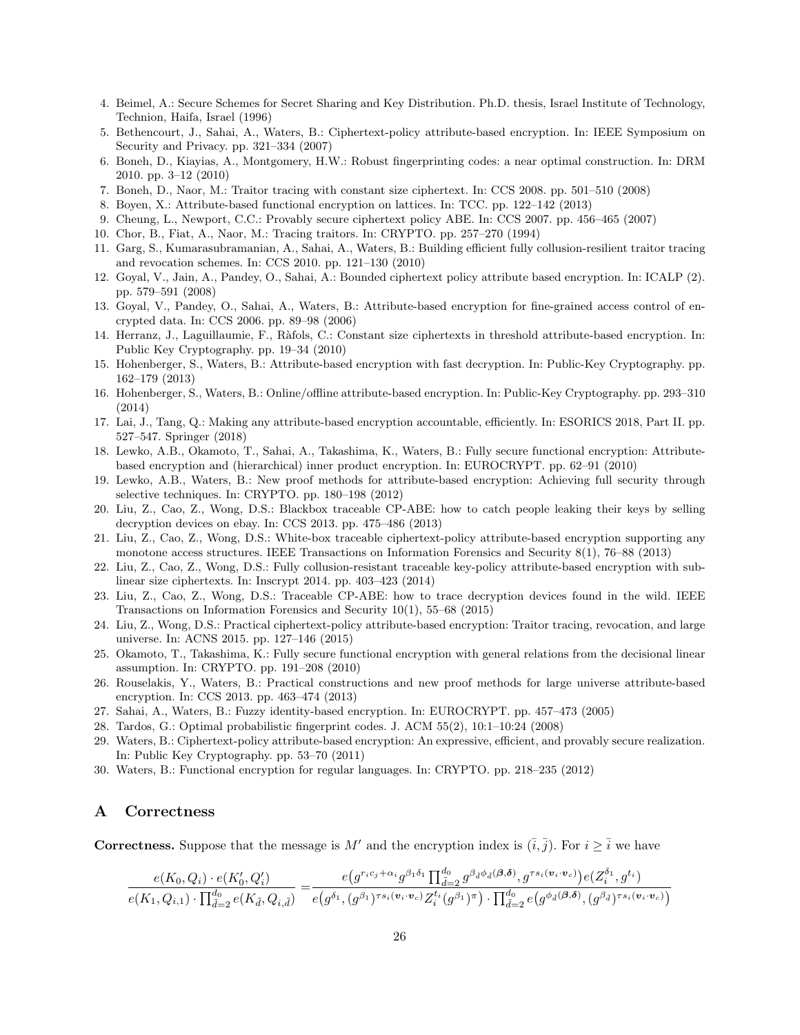4. Beimel, A.: Secure Schemes for Secret Sharing and Key Distribution. Ph.D. thesis, Israel Institute of Technology, Technion, Haifa, Israel (1996)
5. Bethencourt, J., Sahai, A., Waters, B.: Ciphertext-policy attribute-based encryption. In: IEEE Symposium on Security and Privacy. pp. 321–334 (2007)
6. Boneh, D., Kiayias, A., Montgomery, H.W.: Robust fingerprinting codes: a near optimal construction. In: DRM 2010. pp. 3–12 (2010)
7. Boneh, D., Naor, M.: Traitor tracing with constant size ciphertext. In: CCS 2008. pp. 501–510 (2008)
8. Boyen, X.: Attribute-based functional encryption on lattices. In: TCC. pp. 122–142 (2013)
9. Cheung, L., Newport, C.C.: Provably secure ciphertext policy ABE. In: CCS 2007. pp. 456–465 (2007)
10. Chor, B., Fiat, A., Naor, M.: Tracing traitors. In: CRYPTO. pp. 257–270 (1994)
11. Garg, S., Kumarasubramanian, A., Sahai, A., Waters, B.: Building efficient fully collusion-resilient traitor tracing and revocation schemes. In: CCS 2010. pp. 121–130 (2010)
12. Goyal, V., Jain, A., Pandey, O., Sahai, A.: Bounded ciphertext policy attribute based encryption. In: ICALP (2). pp. 579–591 (2008)
13. Goyal, V., Pandey, O., Sahai, A., Waters, B.: Attribute-based encryption for fine-grained access control of encrypted data. In: CCS 2006. pp. 89–98 (2006)
14. Herranz, J., Laguillaumie, F., Ràfols, C.: Constant size ciphertexts in threshold attribute-based encryption. In: Public Key Cryptography. pp. 19–34 (2010)
15. Hohenberger, S., Waters, B.: Attribute-based encryption with fast decryption. In: Public-Key Cryptography. pp. 162–179 (2013)
16. Hohenberger, S., Waters, B.: Online/offline attribute-based encryption. In: Public-Key Cryptography. pp. 293–310 (2014)
17. Lai, J., Tang, Q.: Making any attribute-based encryption accountable, efficiently. In: ESORICS 2018, Part II. pp. 527–547. Springer (2018)
18. Lewko, A.B., Okamoto, T., Sahai, A., Takashima, K., Waters, B.: Fully secure functional encryption: Attribute-based encryption and (hierarchical) inner product encryption. In: EUROCRYPT. pp. 62–91 (2010)
19. Lewko, A.B., Waters, B.: New proof methods for attribute-based encryption: Achieving full security through selective techniques. In: CRYPTO. pp. 180–198 (2012)
20. Liu, Z., Cao, Z., Wong, D.S.: Blackbox traceable CP-ABE: how to catch people leaking their keys by selling decryption devices on ebay. In: CCS 2013. pp. 475–486 (2013)
21. Liu, Z., Cao, Z., Wong, D.S.: White-box traceable ciphertext-policy attribute-based encryption supporting any monotone access structures. IEEE Transactions on Information Forensics and Security 8(1), 76–88 (2013)
22. Liu, Z., Cao, Z., Wong, D.S.: Fully collusion-resistant traceable key-policy attribute-based encryption with sub-linear size ciphertexts. In: Inscrypt 2014. pp. 403–423 (2014)
23. Liu, Z., Cao, Z., Wong, D.S.: Traceable CP-ABE: how to trace decryption devices found in the wild. IEEE Transactions on Information Forensics and Security 10(1), 55–68 (2015)
24. Liu, Z., Wong, D.S.: Practical ciphertext-policy attribute-based encryption: Traitor tracing, revocation, and large universe. In: ACNS 2015. pp. 127–146 (2015)
25. Okamoto, T., Takashima, K.: Fully secure functional encryption with general relations from the decisional linear assumption. In: CRYPTO. pp. 191–208 (2010)
26. Rouselakis, Y., Waters, B.: Practical constructions and new proof methods for large universe attribute-based encryption. In: CCS 2013. pp. 463–474 (2013)
27. Sahai, A., Waters, B.: Fuzzy identity-based encryption. In: EUROCRYPT. pp. 457–473 (2005)
28. Tardos, G.: Optimal probabilistic fingerprint codes. J. ACM 55(2), 10:1–10:24 (2008)
29. Waters, B.: Ciphertext-policy attribute-based encryption: An expressive, efficient, and provably secure realization. In: Public Key Cryptography. pp. 53–70 (2011)
30. Waters, B.: Functional encryption for regular languages. In: CRYPTO. pp. 218–235 (2012)

## A Correctness

**Correctness.** Suppose that the message is $M'$ and the encryption index is $(\bar{i}, \bar{j})$. For $i \geq \bar{i}$ we have

$$\frac{e(K_0, Q_i) \cdot e(K_0', Q_i')}{e(K_1, Q_{i,1}) \cdot \prod_{\tilde{d}=2}^{d_0} e(K_{\tilde{d}}, Q_{i,\tilde{d}})} = \frac{e\big(g^{r_i c_j + \alpha_i} g^{\beta_1 \delta_1} \prod_{\tilde{d}=2}^{d_0} g^{\beta_{\tilde{d}} \phi_{\tilde{d}}(\boldsymbol{\beta}, \boldsymbol{\delta})}, g^{\tau s_i (\boldsymbol{v}_i \cdot \boldsymbol{v}_c)}\big) e(Z_i^{\delta_1}, g^{t_i})}{e\big(g^{\delta_1}, (g^{\beta_1})^{\tau s_i (\boldsymbol{v}_i \cdot \boldsymbol{v}_c)} Z_i^{t_i} (g^{\beta_1})^{\pi}\big) \cdot \prod_{\tilde{d}=2}^{d_0} e\big(g^{\phi_{\tilde{d}}(\boldsymbol{\beta}, \boldsymbol{\delta})}, (g^{\beta_{\tilde{d}}})^{\tau s_i (\boldsymbol{v}_i \cdot \boldsymbol{v}_c)}\big)}$$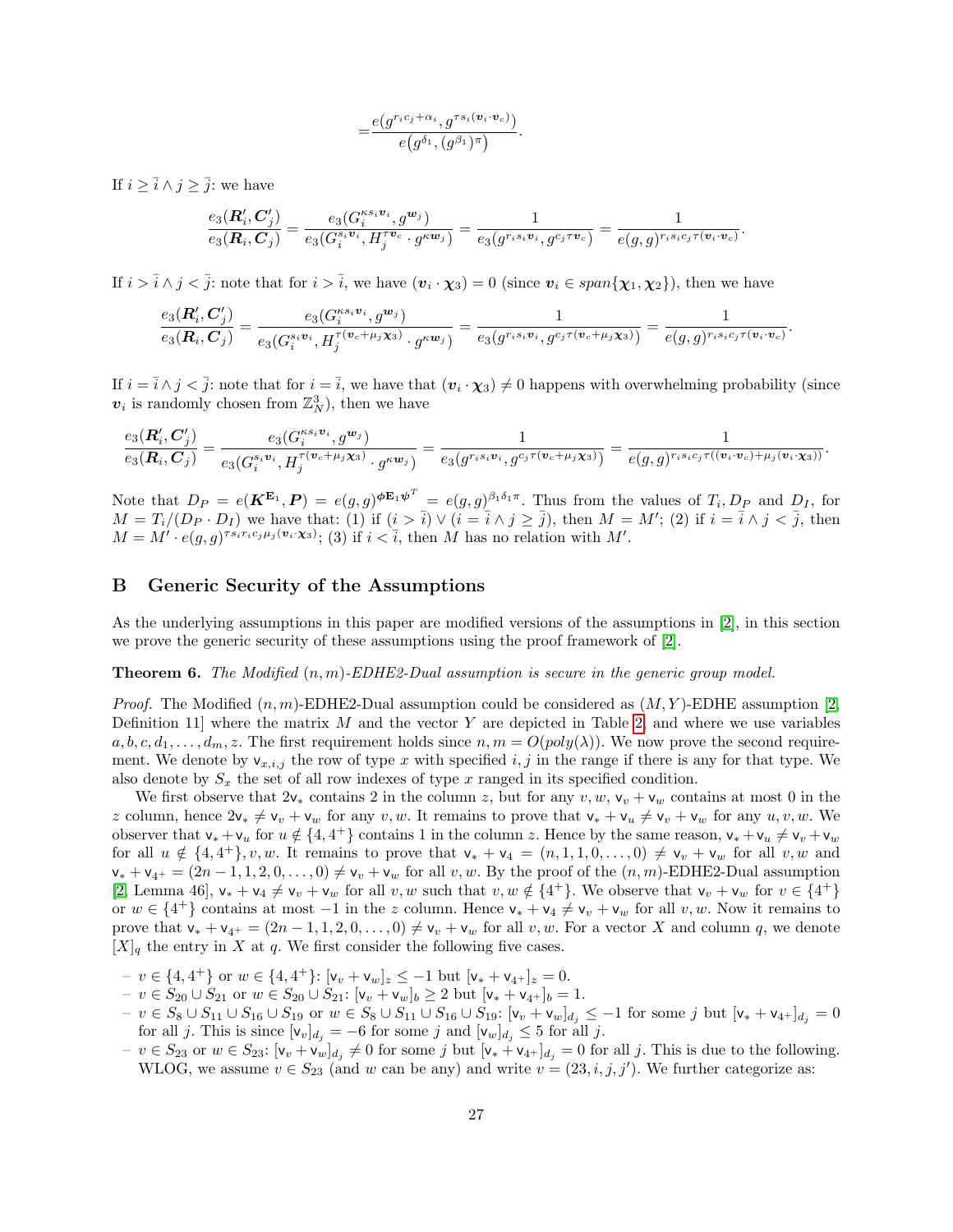$$=\frac{e(g^{r_i c_j+\alpha_i}, g^{\tau s_i(\boldsymbol{v}_i\cdot\boldsymbol{v}_c)})}{e\big(g^{\delta_1},(g^{\beta_1})^{\pi}\big)}.$$

If $i \geq \bar{i} \wedge j \geq \bar{j}$: we have

$$\frac{e_3(\boldsymbol{R}'_i, \boldsymbol{C}'_j)}{e_3(\boldsymbol{R}_i, \boldsymbol{C}_j)} = \frac{e_3(G_i^{\kappa s_i \boldsymbol{v}_i}, g^{\boldsymbol{w}_j})}{e_3(G_i^{s_i \boldsymbol{v}_i}, H_j^{\tau \boldsymbol{v}_c}\cdot g^{\kappa \boldsymbol{w}_j})} = \frac{1}{e_3(g^{r_i s_i \boldsymbol{v}_i}, g^{c_j \tau \boldsymbol{v}_c})} = \frac{1}{e(g,g)^{r_i s_i c_j \tau(\boldsymbol{v}_i\cdot\boldsymbol{v}_c)}}.$$

If $i > \bar{i} \wedge j < \bar{j}$: note that for $i > \bar{i}$, we have $(\boldsymbol{v}_i \cdot \boldsymbol{\chi}_3) = 0$ (since $\boldsymbol{v}_i \in span\{\boldsymbol{\chi}_1, \boldsymbol{\chi}_2\}$), then we have

$$\frac{e_3(\boldsymbol{R}'_i, \boldsymbol{C}'_j)}{e_3(\boldsymbol{R}_i, \boldsymbol{C}_j)} = \frac{e_3(G_i^{\kappa s_i \boldsymbol{v}_i}, g^{\boldsymbol{w}_j})}{e_3(G_i^{s_i \boldsymbol{v}_i}, H_j^{\tau(\boldsymbol{v}_c+\mu_j\boldsymbol{\chi}_3)}\cdot g^{\kappa \boldsymbol{w}_j})} = \frac{1}{e_3(g^{r_i s_i \boldsymbol{v}_i}, g^{c_j \tau(\boldsymbol{v}_c+\mu_j\boldsymbol{\chi}_3)})} = \frac{1}{e(g,g)^{r_i s_i c_j \tau(\boldsymbol{v}_i\cdot\boldsymbol{v}_c)}}.$$

If $i = \bar{i} \wedge j < \bar{j}$: note that for $i = \bar{i}$, we have that $(\boldsymbol{v}_i \cdot \boldsymbol{\chi}_3) \neq 0$ happens with overwhelming probability (since $\boldsymbol{v}_i$ is randomly chosen from $\mathbb{Z}_N^3$), then we have

$$\frac{e_3(\boldsymbol{R}'_i, \boldsymbol{C}'_j)}{e_3(\boldsymbol{R}_i, \boldsymbol{C}_j)} = \frac{e_3(G_i^{\kappa s_i \boldsymbol{v}_i}, g^{\boldsymbol{w}_j})}{e_3(G_i^{s_i \boldsymbol{v}_i}, H_j^{\tau(\boldsymbol{v}_c+\mu_j\boldsymbol{\chi}_3)}\cdot g^{\kappa \boldsymbol{w}_j})} = \frac{1}{e_3(g^{r_i s_i \boldsymbol{v}_i}, g^{c_j \tau(\boldsymbol{v}_c+\mu_j\boldsymbol{\chi}_3)})} = \frac{1}{e(g,g)^{r_i s_i c_j \tau((\boldsymbol{v}_i\cdot\boldsymbol{v}_c)+\mu_j(\boldsymbol{v}_i\cdot\boldsymbol{\chi}_3))}}.$$

Note that $D_P = e(\boldsymbol{K}^{\mathbf{E}_1}, \boldsymbol{P}) = e(g,g)^{\boldsymbol{\phi}\mathbf{E}_1\boldsymbol{\psi}^T} = e(g,g)^{\beta_1\delta_1\pi}$. Thus from the values of $T_i$, $D_P$ and $D_I$, for $M = T_i/(D_P \cdot D_I)$ we have that: (1) if $(i > \bar{i}) \vee (i = \bar{i} \wedge j \geq \bar{j})$, then $M = M'$; (2) if $i = \bar{i} \wedge j < \bar{j}$, then $M = M' \cdot e(g,g)^{\tau s_i r_i c_j \mu_j(\boldsymbol{v}_i\cdot\boldsymbol{\chi}_3)}$; (3) if $i < \bar{i}$, then $M$ has no relation with $M'$.

## B Generic Security of the Assumptions

As the underlying assumptions in this paper are modified versions of the assumptions in [2], in this section we prove the generic security of these assumptions using the proof framework of [2].

**Theorem 6.** *The Modified $(n,m)$-EDHE2-Dual assumption is secure in the generic group model.*

*Proof.* The Modified $(n,m)$-EDHE2-Dual assumption could be considered as $(M,Y)$-EDHE assumption [2, Definition 11] where the matrix $M$ and the vector $Y$ are depicted in Table 2, and where we use variables $a, b, c, d_1, \ldots, d_m, z$. The first requirement holds since $n, m = O(poly(\lambda))$. We now prove the second requirement. We denote by $\mathsf{v}_{x,i,j}$ the row of type $x$ with specified $i, j$ in the range if there is any for that type. We also denote by $S_x$ the set of all row indexes of type $x$ ranged in its specified condition.

We first observe that $2\mathsf{v}_*$ contains 2 in the column $z$, but for any $v, w$, $\mathsf{v}_v + \mathsf{v}_w$ contains at most 0 in the $z$ column, hence $2\mathsf{v}_* \neq \mathsf{v}_v + \mathsf{v}_w$ for any $v, w$. It remains to prove that $\mathsf{v}_* + \mathsf{v}_u \neq \mathsf{v}_v + \mathsf{v}_w$ for any $u, v, w$. We observer that $\mathsf{v}_* + \mathsf{v}_u$ for $u \notin \{4, 4^+\}$ contains 1 in the column $z$. Hence by the same reason, $\mathsf{v}_* + \mathsf{v}_u \neq \mathsf{v}_v + \mathsf{v}_w$ for all $u \notin \{4, 4^+\}, v, w$. It remains to prove that $\mathsf{v}_* + \mathsf{v}_4 = (n, 1, 1, 0, \ldots, 0) \neq \mathsf{v}_v + \mathsf{v}_w$ for all $v, w$ and $\mathsf{v}_* + \mathsf{v}_{4^+} = (2n-1, 1, 2, 0, \ldots, 0) \neq \mathsf{v}_v + \mathsf{v}_w$ for all $v, w$. By the proof of the $(n,m)$-EDHE2-Dual assumption [2, Lemma 46], $\mathsf{v}_* + \mathsf{v}_4 \neq \mathsf{v}_v + \mathsf{v}_w$ for all $v, w$ such that $v, w \notin \{4^+\}$. We observe that $\mathsf{v}_v + \mathsf{v}_w$ for $v \in \{4^+\}$ or $w \in \{4^+\}$ contains at most $-1$ in the $z$ column. Hence $\mathsf{v}_* + \mathsf{v}_4 \neq \mathsf{v}_v + \mathsf{v}_w$ for all $v, w$. Now it remains to prove that $\mathsf{v}_* + \mathsf{v}_{4^+} = (2n-1, 1, 2, 0, \ldots, 0) \neq \mathsf{v}_v + \mathsf{v}_w$ for all $v, w$. For a vector $X$ and column $q$, we denote $[X]_q$ the entry in $X$ at $q$. We first consider the following five cases.

- $v \in \{4, 4^+\}$ or $w \in \{4, 4^+\}$: $[\mathsf{v}_v + \mathsf{v}_w]_z \leq -1$ but $[\mathsf{v}_* + \mathsf{v}_{4^+}]_z = 0$.
- $v \in S_{20} \cup S_{21}$ or $w \in S_{20} \cup S_{21}$: $[\mathsf{v}_v + \mathsf{v}_w]_b \geq 2$ but $[\mathsf{v}_* + \mathsf{v}_{4^+}]_b = 1$.
- $v \in S_8 \cup S_{11} \cup S_{16} \cup S_{19}$ or $w \in S_8 \cup S_{11} \cup S_{16} \cup S_{19}$: $[\mathsf{v}_v + \mathsf{v}_w]_{d_j} \leq -1$ for some $j$ but $[\mathsf{v}_* + \mathsf{v}_{4^+}]_{d_j} = 0$ for all $j$. This is since $[\mathsf{v}_v]_{d_j} = -6$ for some $j$ and $[\mathsf{v}_w]_{d_j} \leq 5$ for all $j$.
- $v \in S_{23}$ or $w \in S_{23}$: $[\mathsf{v}_v + \mathsf{v}_w]_{d_j} \neq 0$ for some $j$ but $[\mathsf{v}_* + \mathsf{v}_{4^+}]_{d_j} = 0$ for all $j$. This is due to the following. WLOG, we assume $v \in S_{23}$ (and $w$ can be any) and write $v = (23, i, j, j')$. We further categorize as: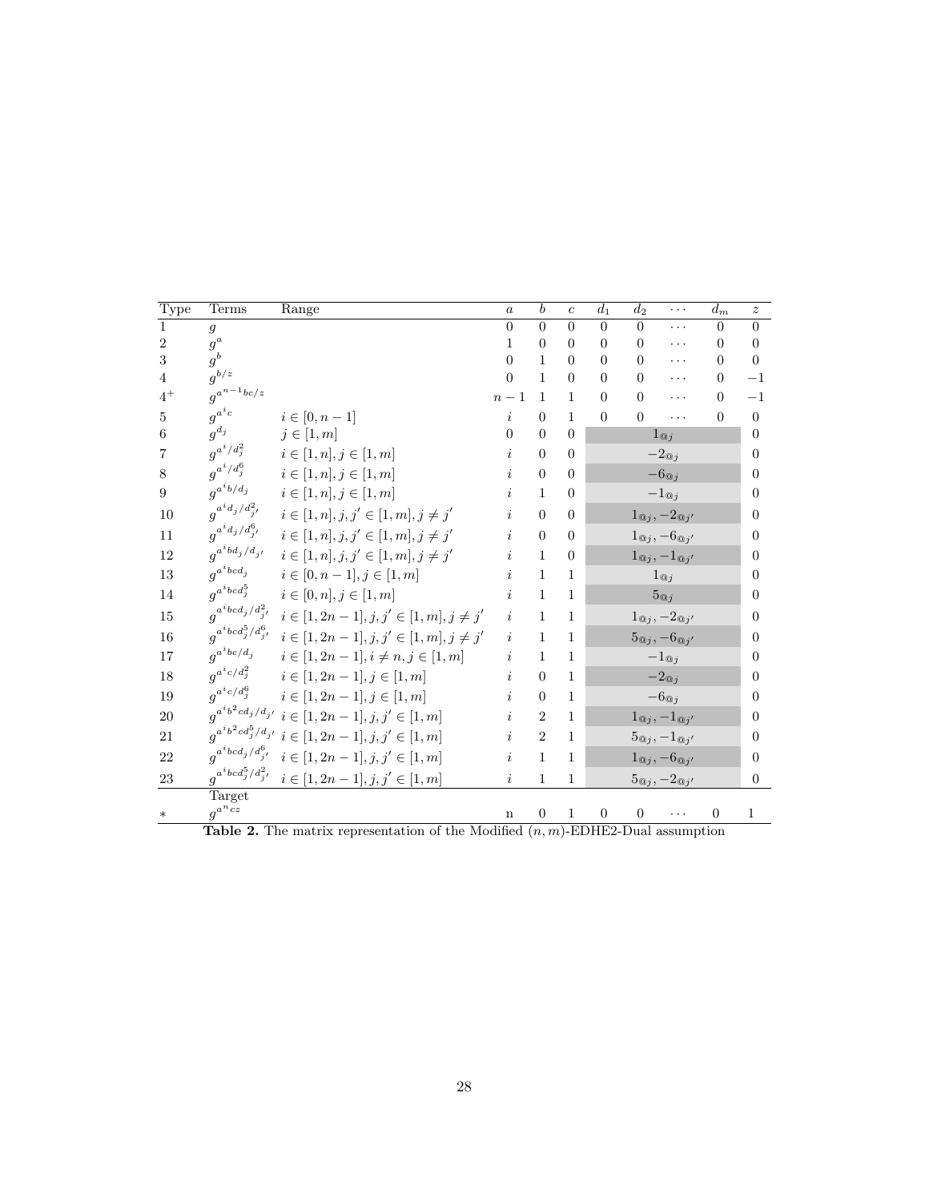| Type | Terms | Range | $a$ | $b$ | $c$ | $d_1$ | $d_2$ | $\cdots$ | $d_m$ | $z$ |
|---|---|---|---|---|---|---|---|---|---|---|
| 1 | $g$ | | 0 | 0 | 0 | 0 | 0 | $\cdots$ | 0 | 0 |
| 2 | $g^a$ | | 1 | 0 | 0 | 0 | 0 | $\cdots$ | 0 | 0 |
| 3 | $g^b$ | | 0 | 1 | 0 | 0 | 0 | $\cdots$ | 0 | 0 |
| 4 | $g^{b/z}$ | | 0 | 1 | 0 | 0 | 0 | $\cdots$ | 0 | $-1$ |
| $4^+$ | $g^{a^{n-1}bc/z}$ | | $n-1$ | 1 | 1 | 0 | 0 | $\cdots$ | 0 | $-1$ |
| 5 | $g^{a^i c}$ | $i \in [0, n-1]$ | $i$ | 0 | 1 | 0 | 0 | $\cdots$ | 0 | 0 |
| 6 | $g^{d_j}$ | $j \in [1, m]$ | 0 | 0 | 0 | | | $1_{@j}$ | | 0 |
| 7 | $g^{a^i/d_j^2}$ | $i \in [1, n], j \in [1, m]$ | $i$ | 0 | 0 | | | $-2_{@j}$ | | 0 |
| 8 | $g^{a^i/d_j^6}$ | $i \in [1, n], j \in [1, m]$ | $i$ | 0 | 0 | | | $-6_{@j}$ | | 0 |
| 9 | $g^{a^i b/d_j}$ | $i \in [1, n], j \in [1, m]$ | $i$ | 1 | 0 | | | $-1_{@j}$ | | 0 |
| 10 | $g^{a^i d_j/d_{j'}^2}$ | $i \in [1, n], j, j' \in [1, m], j \neq j'$ | $i$ | 0 | 0 | | | $1_{@j}, -2_{@j'}$ | | 0 |
| 11 | $g^{a^i d_j/d_{j'}^6}$ | $i \in [1, n], j, j' \in [1, m], j \neq j'$ | $i$ | 0 | 0 | | | $1_{@j}, -6_{@j'}$ | | 0 |
| 12 | $g^{a^i b d_j/d_{j'}}$ | $i \in [1, n], j, j' \in [1, m], j \neq j'$ | $i$ | 1 | 0 | | | $1_{@j}, -1_{@j'}$ | | 0 |
| 13 | $g^{a^i bcd_j}$ | $i \in [0, n-1], j \in [1, m]$ | $i$ | 1 | 1 | | | $1_{@j}$ | | 0 |
| 14 | $g^{a^i bcd_j^5}$ | $i \in [0, n], j \in [1, m]$ | $i$ | 1 | 1 | | | $5_{@j}$ | | 0 |
| 15 | $g^{a^i bcd_j/d_{j'}^2}$ | $i \in [1, 2n-1], j, j' \in [1, m], j \neq j'$ | $i$ | 1 | 1 | | | $1_{@j}, -2_{@j'}$ | | 0 |
| 16 | $g^{a^i bcd_j^5/d_{j'}^6}$ | $i \in [1, 2n-1], j, j' \in [1, m], j \neq j'$ | $i$ | 1 | 1 | | | $5_{@j}, -6_{@j'}$ | | 0 |
| 17 | $g^{a^i bc/d_j}$ | $i \in [1, 2n-1], i \neq n, j \in [1, m]$ | $i$ | 1 | 1 | | | $-1_{@j}$ | | 0 |
| 18 | $g^{a^i c/d_j^2}$ | $i \in [1, 2n-1], j \in [1, m]$ | $i$ | 0 | 1 | | | $-2_{@j}$ | | 0 |
| 19 | $g^{a^i c/d_j^6}$ | $i \in [1, 2n-1], j \in [1, m]$ | $i$ | 0 | 1 | | | $-6_{@j}$ | | 0 |
| 20 | $g^{a^i b^2 cd_j/d_{j'}}$ | $i \in [1, 2n-1], j, j' \in [1, m]$ | $i$ | 2 | 1 | | | $1_{@j}, -1_{@j'}$ | | 0 |
| 21 | $g^{a^i b^2 cd_j^5/d_{j'}}$ | $i \in [1, 2n-1], j, j' \in [1, m]$ | $i$ | 2 | 1 | | | $5_{@j}, -1_{@j'}$ | | 0 |
| 22 | $g^{a^i bcd_j/d_{j'}^6}$ | $i \in [1, 2n-1], j, j' \in [1, m]$ | $i$ | 1 | 1 | | | $1_{@j}, -6_{@j'}$ | | 0 |
| 23 | $g^{a^i bcd_j^5/d_{j'}^2}$ | $i \in [1, 2n-1], j, j' \in [1, m]$ | $i$ | 1 | 1 | | | $5_{@j}, -2_{@j'}$ | | 0 |
| | Target | | | | | | | | | |
| $*$ | $g^{a^n cz}$ | | n | 0 | 1 | 0 | 0 | $\cdots$ | 0 | 1 |

**Table 2.** The matrix representation of the Modified $(n, m)$-EDHE2-Dual assumption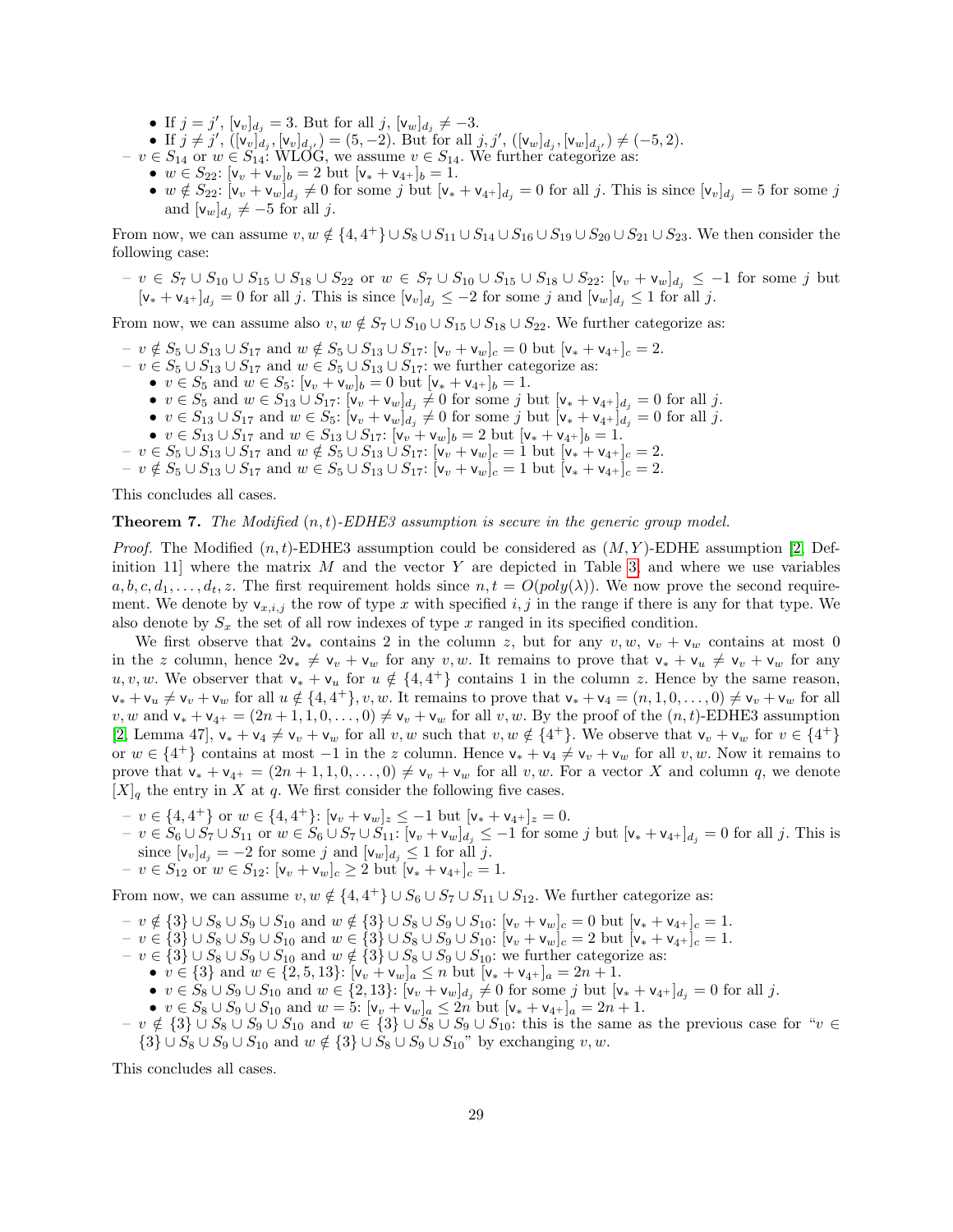- If $j = j'$, $[\mathsf{v}_v]_{d_j} = 3$. But for all $j$, $[\mathsf{v}_w]_{d_j} \neq -3$.
  - If $j \neq j'$, $([\mathsf{v}_v]_{d_j}, [\mathsf{v}_v]_{d_{j'}}) = (5, -2)$. But for all $j, j'$, $([\mathsf{v}_w]_{d_j}, [\mathsf{v}_w]_{d_{j'}}) \neq (-5, 2)$.
- $v \in S_{14}$ or $w \in S_{14}$: WLOG, we assume $v \in S_{14}$. We further categorize as:
  - $w \in S_{22}$: $[\mathsf{v}_v + \mathsf{v}_w]_b = 2$ but $[\mathsf{v}_* + \mathsf{v}_{4^+}]_b = 1$.
  - $w \notin S_{22}$: $[\mathsf{v}_v + \mathsf{v}_w]_{d_j} \neq 0$ for some $j$ but $[\mathsf{v}_* + \mathsf{v}_{4^+}]_{d_j} = 0$ for all $j$. This is since $[\mathsf{v}_v]_{d_j} = 5$ for some $j$ and $[\mathsf{v}_w]_{d_j} \neq -5$ for all $j$.

From now, we can assume $v, w \notin \{4, 4^+\} \cup S_8 \cup S_{11} \cup S_{14} \cup S_{16} \cup S_{19} \cup S_{20} \cup S_{21} \cup S_{23}$. We then consider the following case:

- $v \in S_7 \cup S_{10} \cup S_{15} \cup S_{18} \cup S_{22}$ or $w \in S_7 \cup S_{10} \cup S_{15} \cup S_{18} \cup S_{22}$: $[\mathsf{v}_v + \mathsf{v}_w]_{d_j} \leq -1$ for some $j$ but $[\mathsf{v}_* + \mathsf{v}_{4^+}]_{d_j} = 0$ for all $j$. This is since $[\mathsf{v}_v]_{d_j} \leq -2$ for some $j$ and $[\mathsf{v}_w]_{d_j} \leq 1$ for all $j$.

From now, we can assume also $v, w \notin S_7 \cup S_{10} \cup S_{15} \cup S_{18} \cup S_{22}$. We further categorize as:

- $v \notin S_5 \cup S_{13} \cup S_{17}$ and $w \notin S_5 \cup S_{13} \cup S_{17}$: $[\mathsf{v}_v + \mathsf{v}_w]_c = 0$ but $[\mathsf{v}_* + \mathsf{v}_{4^+}]_c = 2$.
- $v \in S_5 \cup S_{13} \cup S_{17}$ and $w \in S_5 \cup S_{13} \cup S_{17}$: we further categorize as:
  - $v \in S_5$ and $w \in S_5$: $[\mathsf{v}_v + \mathsf{v}_w]_b = 0$ but $[\mathsf{v}_* + \mathsf{v}_{4^+}]_b = 1$.
  - $v \in S_5$ and $w \in S_{13} \cup S_{17}$: $[\mathsf{v}_v + \mathsf{v}_w]_{d_j} \neq 0$ for some $j$ but $[\mathsf{v}_* + \mathsf{v}_{4^+}]_{d_j} = 0$ for all $j$.
  - $v \in S_{13} \cup S_{17}$ and $w \in S_5$: $[\mathsf{v}_v + \mathsf{v}_w]_{d_j} \neq 0$ for some $j$ but $[\mathsf{v}_* + \mathsf{v}_{4^+}]_{d_j} = 0$ for all $j$.
  - $v \in S_{13} \cup S_{17}$ and $w \in S_{13} \cup S_{17}$: $[\mathsf{v}_v + \mathsf{v}_w]_b = 2$ but $[\mathsf{v}_* + \mathsf{v}_{4^+}]_b = 1$.
- $v \in S_5 \cup S_{13} \cup S_{17}$ and $w \notin S_5 \cup S_{13} \cup S_{17}$: $[\mathsf{v}_v + \mathsf{v}_w]_c = 1$ but $[\mathsf{v}_* + \mathsf{v}_{4^+}]_c = 2$.
- $v \notin S_5 \cup S_{13} \cup S_{17}$ and $w \in S_5 \cup S_{13} \cup S_{17}$: $[\mathsf{v}_v + \mathsf{v}_w]_c = 1$ but $[\mathsf{v}_* + \mathsf{v}_{4^+}]_c = 2$.

This concludes all cases.

**Theorem 7.** *The Modified $(n, t)$-EDHE3 assumption is secure in the generic group model.*

*Proof.* The Modified $(n, t)$-EDHE3 assumption could be considered as $(M, Y)$-EDHE assumption [2, Definition 11] where the matrix $M$ and the vector $Y$ are depicted in Table 3, and where we use variables $a, b, c, d_1, \ldots, d_t, z$. The first requirement holds since $n, t = O(poly(\lambda))$. We now prove the second requirement. We denote by $\mathsf{v}_{x,i,j}$ the row of type $x$ with specified $i, j$ in the range if there is any for that type. We also denote by $S_x$ the set of all row indexes of type $x$ ranged in its specified condition.

We first observe that $2\mathsf{v}_*$ contains 2 in the column $z$, but for any $v, w$, $\mathsf{v}_v + \mathsf{v}_w$ contains at most 0 in the $z$ column, hence $2\mathsf{v}_* \neq \mathsf{v}_v + \mathsf{v}_w$ for any $v, w$. It remains to prove that $\mathsf{v}_* + \mathsf{v}_u \neq \mathsf{v}_v + \mathsf{v}_w$ for any $u, v, w$. We observer that $\mathsf{v}_* + \mathsf{v}_u$ for $u \notin \{4, 4^+\}$ contains 1 in the column $z$. Hence by the same reason, $\mathsf{v}_* + \mathsf{v}_u \neq \mathsf{v}_v + \mathsf{v}_w$ for all $u \notin \{4, 4^+\}, v, w$. It remains to prove that $\mathsf{v}_* + \mathsf{v}_4 = (n, 1, 0, \ldots, 0) \neq \mathsf{v}_v + \mathsf{v}_w$ for all $v, w$ and $\mathsf{v}_* + \mathsf{v}_{4^+} = (2n+1, 1, 0, \ldots, 0) \neq \mathsf{v}_v + \mathsf{v}_w$ for all $v, w$. By the proof of the $(n, t)$-EDHE3 assumption [2, Lemma 47], $\mathsf{v}_* + \mathsf{v}_4 \neq \mathsf{v}_v + \mathsf{v}_w$ for all $v, w$ such that $v, w \notin \{4^+\}$. We observe that $\mathsf{v}_v + \mathsf{v}_w$ for $v \in \{4^+\}$ or $w \in \{4^+\}$ contains at most $-1$ in the $z$ column. Hence $\mathsf{v}_* + \mathsf{v}_4 \neq \mathsf{v}_v + \mathsf{v}_w$ for all $v, w$. Now it remains to prove that $\mathsf{v}_* + \mathsf{v}_{4^+} = (2n+1, 1, 0, \ldots, 0) \neq \mathsf{v}_v + \mathsf{v}_w$ for all $v, w$. For a vector $X$ and column $q$, we denote $[X]_q$ the entry in $X$ at $q$. We first consider the following five cases.

- $v \in \{4, 4^+\}$ or $w \in \{4, 4^+\}$: $[\mathsf{v}_v + \mathsf{v}_w]_z \leq -1$ but $[\mathsf{v}_* + \mathsf{v}_{4^+}]_z = 0$.
- $v \in S_6 \cup S_7 \cup S_{11}$ or $w \in S_6 \cup S_7 \cup S_{11}$: $[\mathsf{v}_v + \mathsf{v}_w]_{d_j} \leq -1$ for some $j$ but $[\mathsf{v}_* + \mathsf{v}_{4^+}]_{d_j} = 0$ for all $j$. This is since $[\mathsf{v}_v]_{d_j} = -2$ for some $j$ and $[\mathsf{v}_w]_{d_j} \leq 1$ for all $j$.
- $v \in S_{12}$ or $w \in S_{12}$: $[\mathsf{v}_v + \mathsf{v}_w]_c \geq 2$ but $[\mathsf{v}_* + \mathsf{v}_{4^+}]_c = 1$.

From now, we can assume $v, w \notin \{4, 4^+\} \cup S_6 \cup S_7 \cup S_{11} \cup S_{12}$. We further categorize as:

- $v \notin \{3\} \cup S_8 \cup S_9 \cup S_{10}$ and $w \notin \{3\} \cup S_8 \cup S_9 \cup S_{10}$: $[\mathsf{v}_v + \mathsf{v}_w]_c = 0$ but $[\mathsf{v}_* + \mathsf{v}_{4^+}]_c = 1$.
- $v \in \{3\} \cup S_8 \cup S_9 \cup S_{10}$ and $w \in \{3\} \cup S_8 \cup S_9 \cup S_{10}$: $[\mathsf{v}_v + \mathsf{v}_w]_c = 2$ but $[\mathsf{v}_* + \mathsf{v}_{4^+}]_c = 1$.
- $v \in \{3\} \cup S_8 \cup S_9 \cup S_{10}$ and $w \notin \{3\} \cup S_8 \cup S_9 \cup S_{10}$: we further categorize as:
  - $v \in \{3\}$ and $w \in \{2, 5, 13\}$: $[\mathsf{v}_v + \mathsf{v}_w]_a \leq n$ but $[\mathsf{v}_* + \mathsf{v}_{4^+}]_a = 2n+1$.
  - $v \in S_8 \cup S_9 \cup S_{10}$ and $w \in \{2, 13\}$: $[\mathsf{v}_v + \mathsf{v}_w]_{d_j} \neq 0$ for some $j$ but $[\mathsf{v}_* + \mathsf{v}_{4^+}]_{d_j} = 0$ for all $j$.
  - $v \in S_8 \cup S_9 \cup S_{10}$ and $w = 5$: $[\mathsf{v}_v + \mathsf{v}_w]_a \leq 2n$ but $[\mathsf{v}_* + \mathsf{v}_{4^+}]_a = 2n+1$.
- $v \notin \{3\} \cup S_8 \cup S_9 \cup S_{10}$ and $w \in \{3\} \cup S_8 \cup S_9 \cup S_{10}$: this is the same as the previous case for "$v \in \{3\} \cup S_8 \cup S_9 \cup S_{10}$ and $w \notin \{3\} \cup S_8 \cup S_9 \cup S_{10}$" by exchanging $v, w$.

This concludes all cases.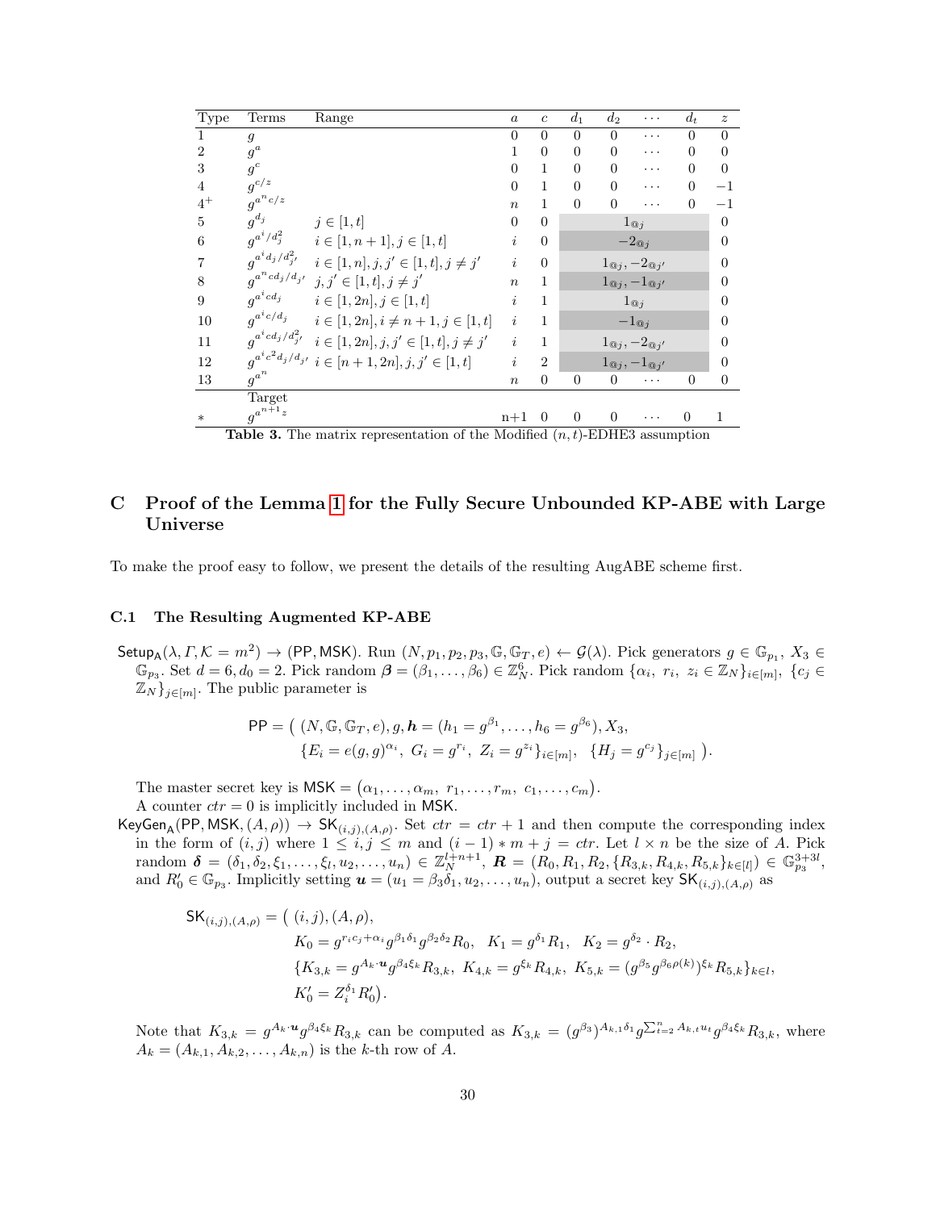| Type | Terms | Range | $a$ | $c$ | $d_1$ | $d_2$ | $\cdots$ | $d_t$ | $z$ |
|---|---|---|---|---|---|---|---|---|---|
| 1 | $g$ | | 0 | 0 | 0 | 0 | $\cdots$ | 0 | 0 |
| 2 | $g^a$ | | 1 | 0 | 0 | 0 | $\cdots$ | 0 | 0 |
| 3 | $g^c$ | | 0 | 1 | 0 | 0 | $\cdots$ | 0 | 0 |
| 4 | $g^{c/z}$ | | 0 | 1 | 0 | 0 | $\cdots$ | 0 | $-1$ |
| $4^+$ | $g^{a^n c/z}$ | | $n$ | 1 | 0 | 0 | $\cdots$ | 0 | $-1$ |
| 5 | $g^{d_j}$ | $j \in [1,t]$ | 0 | 0 | | $1_{@j}$ | | | 0 |
| 6 | $g^{a^i/d_j^2}$ | $i \in [1,n+1], j \in [1,t]$ | $i$ | 0 | | $-2_{@j}$ | | | 0 |
| 7 | $g^{a^i d_j/d_{j'}^2}$ | $i \in [1,n], j,j' \in [1,t], j \neq j'$ | $i$ | 0 | | $1_{@j}, -2_{@j'}$ | | | 0 |
| 8 | $g^{a^n c d_j/d_{j'}}$ | $j,j' \in [1,t], j \neq j'$ | $n$ | 1 | | $1_{@j}, -1_{@j'}$ | | | 0 |
| 9 | $g^{a^i c d_j}$ | $i \in [1,2n], j \in [1,t]$ | $i$ | 1 | | $1_{@j}$ | | | 0 |
| 10 | $g^{a^i c/d_j}$ | $i \in [1,2n], i \neq n+1, j \in [1,t]$ | $i$ | 1 | | $-1_{@j}$ | | | 0 |
| 11 | $g^{a^i c d_j/d_{j'}^2}$ | $i \in [1,2n], j,j' \in [1,t], j \neq j'$ | $i$ | 1 | | $1_{@j}, -2_{@j'}$ | | | 0 |
| 12 | $g^{a^i c^2 d_j/d_{j'}}$ | $i \in [n+1,2n], j,j' \in [1,t]$ | $i$ | 2 | | $1_{@j}, -1_{@j'}$ | | | 0 |
| 13 | $g^{a^n}$ | | $n$ | 0 | 0 | 0 | $\cdots$ | 0 | 0 |
| | Target | | | | | | | | |
| * | $g^{a^{n+1}z}$ | | n+1 | 0 | 0 | 0 | $\cdots$ | 0 | 1 |

**Table 3.** The matrix representation of the Modified $(n,t)$-EDHE3 assumption

## C Proof of the Lemma 1 for the Fully Secure Unbounded KP-ABE with Large Universe

To make the proof easy to follow, we present the details of the resulting AugABE scheme first.

### C.1 The Resulting Augmented KP-ABE

$\mathsf{Setup_A}(\lambda, \Gamma, \mathcal{K} = m^2) \rightarrow (\mathsf{PP}, \mathsf{MSK})$. Run $(N, p_1, p_2, p_3, \mathbb{G}, \mathbb{G}_T, e) \leftarrow \mathcal{G}(\lambda)$. Pick generators $g \in \mathbb{G}_{p_1}$, $X_3 \in \mathbb{G}_{p_3}$. Set $d = 6, d_0 = 2$. Pick random $\boldsymbol{\beta} = (\beta_1, \ldots, \beta_6) \in \mathbb{Z}_N^6$. Pick random $\{\alpha_i,\ r_i,\ z_i \in \mathbb{Z}_N\}_{i\in[m]}$, $\{c_j \in \mathbb{Z}_N\}_{j\in[m]}$. The public parameter is

$$\mathsf{PP} = \big(\ (N, \mathbb{G}, \mathbb{G}_T, e), g, \boldsymbol{h} = (h_1 = g^{\beta_1}, \ldots, h_6 = g^{\beta_6}), X_3,$$
$$\{E_i = e(g,g)^{\alpha_i},\ G_i = g^{r_i},\ Z_i = g^{z_i}\}_{i\in[m]},\ \ \{H_j = g^{c_j}\}_{j\in[m]}\ \big).$$

The master secret key is $\mathsf{MSK} = (\alpha_1, \ldots, \alpha_m,\ r_1, \ldots, r_m,\ c_1, \ldots, c_m)$.

A counter $ctr = 0$ is implicitly included in $\mathsf{MSK}$.

$\mathsf{KeyGen_A}(\mathsf{PP}, \mathsf{MSK}, (A, \rho)) \rightarrow \mathsf{SK}_{(i,j),(A,\rho)}$. Set $ctr = ctr + 1$ and then compute the corresponding index in the form of $(i,j)$ where $1 \leq i, j \leq m$ and $(i-1)*m + j = ctr$. Let $l \times n$ be the size of $A$. Pick random $\boldsymbol{\delta} = (\delta_1, \delta_2, \xi_1, \ldots, \xi_l, u_2, \ldots, u_n) \in \mathbb{Z}_N^{l+n+1}$, $\boldsymbol{R} = (R_0, R_1, R_2, \{R_{3,k}, R_{4,k}, R_{5,k}\}_{k\in[l]}) \in \mathbb{G}_{p_3}^{3+3l}$, and $R_0' \in \mathbb{G}_{p_3}$. Implicitly setting $\boldsymbol{u} = (u_1 = \beta_3\delta_1, u_2, \ldots, u_n)$, output a secret key $\mathsf{SK}_{(i,j),(A,\rho)}$ as

$$\mathsf{SK}_{(i,j),(A,\rho)} = \big(\ (i,j), (A,\rho),$$
$$K_0 = g^{r_i c_j + \alpha_i} g^{\beta_1\delta_1} g^{\beta_2\delta_2} R_0,\ \ K_1 = g^{\delta_1} R_1,\ \ K_2 = g^{\delta_2} \cdot R_2,$$
$$\{K_{3,k} = g^{A_k \cdot \boldsymbol{u}} g^{\beta_4\xi_k} R_{3,k},\ K_{4,k} = g^{\xi_k} R_{4,k},\ K_{5,k} = (g^{\beta_5} g^{\beta_6\rho(k)})^{\xi_k} R_{5,k}\}_{k\in l},$$
$$K_0' = Z_i^{\delta_1} R_0'\big).$$

Note that $K_{3,k} = g^{A_k\cdot\boldsymbol{u}} g^{\beta_4\xi_k} R_{3,k}$ can be computed as $K_{3,k} = (g^{\beta_3})^{A_{k,1}\delta_1} g^{\sum_{t=2}^{n} A_{k,t} u_t} g^{\beta_4\xi_k} R_{3,k}$, where $A_k = (A_{k,1}, A_{k,2}, \ldots, A_{k,n})$ is the $k$-th row of $A$.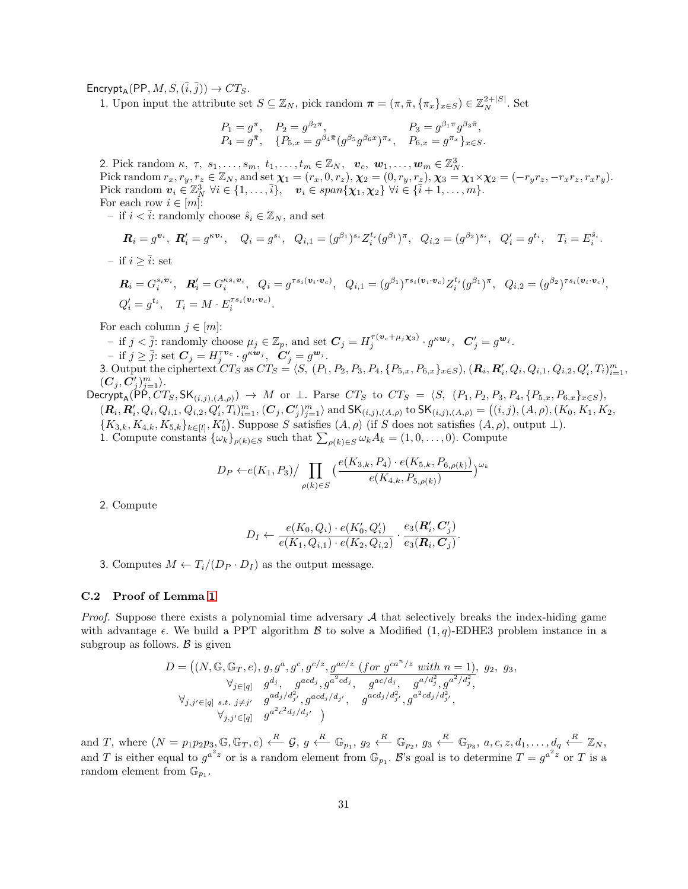$\mathsf{Encrypt}_{\mathsf{A}}(\mathsf{PP}, M, S, (\bar{i}, \bar{j})) \to CT_S$.

1. Upon input the attribute set $S \subseteq \mathbb{Z}_N$, pick random $\boldsymbol{\pi} = (\pi, \bar{\pi}, \{\pi_x\}_{x \in S}) \in \mathbb{Z}_N^{2+|S|}$. Set

$$P_1 = g^{\pi}, \quad P_2 = g^{\beta_2 \pi}, \qquad\qquad P_3 = g^{\beta_1 \pi} g^{\beta_3 \bar{\pi}},$$
$$P_4 = g^{\bar{\pi}}, \quad \{P_{5,x} = g^{\beta_4 \bar{\pi}} (g^{\beta_5} g^{\beta_6 x})^{\pi_x}, \quad P_{6,x} = g^{\pi_x}\}_{x \in S}.$$

2. Pick random $\kappa,\ \tau,\ s_1, \ldots, s_m,\ t_1, \ldots, t_m \in \mathbb{Z}_N,\ \ \boldsymbol{v}_c,\ \boldsymbol{w}_1, \ldots, \boldsymbol{w}_m \in \mathbb{Z}_N^3$.
Pick random $r_x, r_y, r_z \in \mathbb{Z}_N$, and set $\boldsymbol{\chi}_1 = (r_x, 0, r_z)$, $\boldsymbol{\chi}_2 = (0, r_y, r_z)$, $\boldsymbol{\chi}_3 = \boldsymbol{\chi}_1 \times \boldsymbol{\chi}_2 = (-r_y r_z, -r_x r_z, r_x r_y)$.
Pick random $\boldsymbol{v}_i \in \mathbb{Z}_N^3\ \forall i \in \{1, \ldots, \bar{i}\}, \quad \boldsymbol{v}_i \in span\{\boldsymbol{\chi}_1, \boldsymbol{\chi}_2\}\ \forall i \in \{\bar{i}+1, \ldots, m\}$.
For each row $i \in [m]$:
   - if $i < \bar{i}$: randomly choose $\hat{s}_i \in \mathbb{Z}_N$, and set

$$\boldsymbol{R}_i = g^{\boldsymbol{v}_i},\ \boldsymbol{R}'_i = g^{\kappa \boldsymbol{v}_i}, \quad Q_i = g^{s_i}, \quad Q_{i,1} = (g^{\beta_1})^{s_i} Z_i^{t_i} (g^{\beta_1})^{\pi}, \quad Q_{i,2} = (g^{\beta_2})^{s_i}, \quad Q'_i = g^{t_i}, \quad T_i = E_i^{\hat{s}_i}.$$

   - if $i \geq \bar{i}$: set

$$\boldsymbol{R}_i = G_i^{s_i \boldsymbol{v}_i}, \quad \boldsymbol{R}'_i = G_i^{\kappa s_i \boldsymbol{v}_i}, \quad Q_i = g^{\tau s_i (\boldsymbol{v}_i \cdot \boldsymbol{v}_c)}, \quad Q_{i,1} = (g^{\beta_1})^{\tau s_i (\boldsymbol{v}_i \cdot \boldsymbol{v}_c)} Z_i^{t_i} (g^{\beta_1})^{\pi}, \quad Q_{i,2} = (g^{\beta_2})^{\tau s_i (\boldsymbol{v}_i \cdot \boldsymbol{v}_c)},$$
$$Q'_i = g^{t_i}, \quad T_i = M \cdot E_i^{\tau s_i (\boldsymbol{v}_i \cdot \boldsymbol{v}_c)}.$$

For each column $j \in [m]$:
   - if $j < \bar{j}$: randomly choose $\mu_j \in \mathbb{Z}_p$, and set $\boldsymbol{C}_j = H_j^{\tau(\boldsymbol{v}_c + \mu_j \boldsymbol{\chi}_3)} \cdot g^{\kappa \boldsymbol{w}_j}, \ \ \boldsymbol{C}'_j = g^{\boldsymbol{w}_j}$.
   - if $j \geq \bar{j}$: set $\boldsymbol{C}_j = H_j^{\tau \boldsymbol{v}_c} \cdot g^{\kappa \boldsymbol{w}_j}, \ \ \boldsymbol{C}'_j = g^{\boldsymbol{w}_j}$.

3. Output the ciphertext $CT_S$ as $CT_S = \langle S,\ (P_1, P_2, P_3, P_4, \{P_{5,x}, P_{6,x}\}_{x \in S}), (\boldsymbol{R}_i, \boldsymbol{R}'_i, Q_i, Q_{i,1}, Q_{i,2}, Q'_i, T_i)_{i=1}^m, (\boldsymbol{C}_j, \boldsymbol{C}'_j)_{j=1}^m \rangle$.

$\mathsf{Decrypt}_{\mathsf{A}}(\mathsf{PP}, CT_S, \mathsf{SK}_{(i,j),(A,\rho)}) \to M$ or $\bot$. Parse $CT_S$ to $CT_S = \langle S,\ (P_1, P_2, P_3, P_4, \{P_{5,x}, P_{6,x}\}_{x \in S}),$ $(\boldsymbol{R}_i, \boldsymbol{R}'_i, Q_i, Q_{i,1}, Q_{i,2}, Q'_i, T_i)_{i=1}^m, (\boldsymbol{C}_j, \boldsymbol{C}'_j)_{j=1}^m \rangle$ and $\mathsf{SK}_{(i,j),(A,\rho)}$ to $\mathsf{SK}_{(i,j),(A,\rho)} = \big((i,j), (A, \rho), (K_0, K_1, K_2,$ $\{K_{3,k}, K_{4,k}, K_{5,k}\}_{k \in [l]}, K'_0\big)$. Suppose $S$ satisfies $(A, \rho)$ (if $S$ does not satisfies $(A, \rho)$, output $\bot$).

1. Compute constants $\{\omega_k\}_{\rho(k) \in S}$ such that $\sum_{\rho(k) \in S} \omega_k A_k = (1, 0, \ldots, 0)$. Compute

$$D_P \leftarrow e(K_1, P_3) \Big/ \prod_{\rho(k) \in S} \Big(\frac{e(K_{3,k}, P_4) \cdot e(K_{5,k}, P_{6,\rho(k)})}{e(K_{4,k}, P_{5,\rho(k)})}\Big)^{\omega_k}$$

2. Compute

$$D_I \leftarrow \frac{e(K_0, Q_i) \cdot e(K'_0, Q'_i)}{e(K_1, Q_{i,1}) \cdot e(K_2, Q_{i,2})} \cdot \frac{e_3(\boldsymbol{R}'_i, \boldsymbol{C}'_j)}{e_3(\boldsymbol{R}_i, \boldsymbol{C}_j)}.$$

3. Computes $M \leftarrow T_i / (D_P \cdot D_I)$ as the output message.

### C.2 Proof of Lemma 1

*Proof.* Suppose there exists a polynomial time adversary $\mathcal{A}$ that selectively breaks the index-hiding game with advantage $\epsilon$. We build a PPT algorithm $\mathcal{B}$ to solve a Modified $(1, q)$-EDHE3 problem instance in a subgroup as follows. $\mathcal{B}$ is given

$$D = \Big((N, \mathbb{G}, \mathbb{G}_T, e), g, g^a, g^c, g^{c/z}, \underline{g^{ac/z}\ (for\ g^{ca^n/z}\ with\ n=1)},\ g_2,\ g_3,$$
$$\forall_{j \in [q]} \quad g^{d_j}, \quad g^{acd_j}, \underline{g^{a^2 cd_j}}, \quad g^{ac/d_j}, \quad g^{a/d_j^2}, g^{a^2/d_j^2},$$
$$\forall_{j,j' \in [q]\ s.t.\ j \neq j'} \quad g^{ad_j/d_{j'}^2}, g^{acd_j/d_{j'}}, \quad g^{acd_j/d_{j'}^2}, g^{a^2 cd_j/d_{j'}^2},$$
$$\forall_{j,j' \in [q]} \quad g^{a^2 c^2 d_j / d_{j'}} \quad \Big)$$

and $T$, where $(N = p_1 p_2 p_3, \mathbb{G}, \mathbb{G}_T, e) \xleftarrow{R} \mathcal{G}$, $g \xleftarrow{R} \mathbb{G}_{p_1}$, $g_2 \xleftarrow{R} \mathbb{G}_{p_2}$, $g_3 \xleftarrow{R} \mathbb{G}_{p_3}$, $a, c, z, d_1, \ldots, d_q \xleftarrow{R} \mathbb{Z}_N$, and $T$ is either equal to $g^{a^2 z}$ or is a random element from $\mathbb{G}_{p_1}$. $\mathcal{B}$'s goal is to determine $T = g^{a^2 z}$ or $T$ is a random element from $\mathbb{G}_{p_1}$.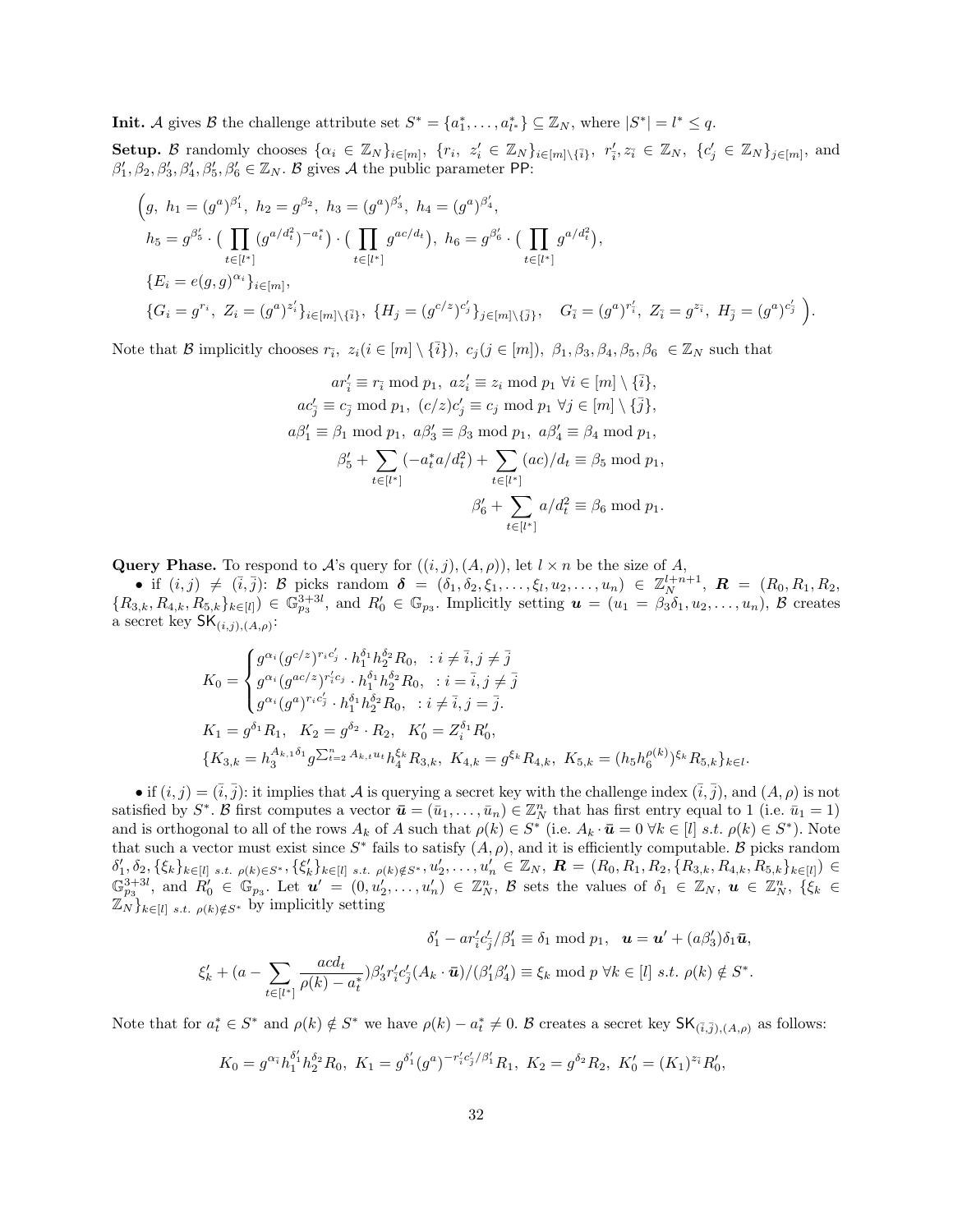**Init.** $\mathcal{A}$ gives $\mathcal{B}$ the challenge attribute set $S^* = \{a_1^*, \ldots, a_{l^*}^*\} \subseteq \mathbb{Z}_N$, where $|S^*| = l^* \leq q$.

**Setup.** $\mathcal{B}$ randomly chooses $\{\alpha_i \in \mathbb{Z}_N\}_{i\in[m]}$, $\{r_i,\ z_i' \in \mathbb{Z}_N\}_{i\in[m]\setminus\{\bar{i}\}}$, $r_{\bar{i}}', z_{\bar{i}} \in \mathbb{Z}_N$, $\{c_j' \in \mathbb{Z}_N\}_{j\in[m]}$, and $\beta_1', \beta_2, \beta_3', \beta_4', \beta_5', \beta_6' \in \mathbb{Z}_N$. $\mathcal{B}$ gives $\mathcal{A}$ the public parameter $\mathsf{PP}$:

$$
\Big(g,\ h_1 = (g^a)^{\beta_1'},\ h_2 = g^{\beta_2},\ h_3 = (g^a)^{\beta_3'},\ h_4 = (g^a)^{\beta_4'},
$$

$$
h_5 = g^{\beta_5'} \cdot \big(\prod_{t\in[l^*]} (g^{a/d_t^2})^{-a_t^*}\big) \cdot \big(\prod_{t\in[l^*]} g^{ac/d_t}\big),\ h_6 = g^{\beta_6'} \cdot \big(\prod_{t\in[l^*]} g^{a/d_t^2}\big),
$$

$$
\{E_i = e(g,g)^{\alpha_i}\}_{i\in[m]},
$$

$$
\{G_i = g^{r_i},\ Z_i = (g^a)^{z_i'}\}_{i\in[m]\setminus\{\bar{i}\}},\ \{H_j = (g^{c/z})^{c_j'}\}_{j\in[m]\setminus\{\bar{j}\}},\quad G_{\bar{i}} = (g^a)^{r_{\bar{i}}'},\ Z_{\bar{i}} = g^{z_{\bar{i}}},\ H_{\bar{j}} = (g^a)^{c_{\bar{j}}'}\ \Big).
$$

Note that $\mathcal{B}$ implicitly chooses $r_{\bar{i}},\ z_i (i \in [m] \setminus \{\bar{i}\}),\ c_j (j \in [m]),\ \beta_1, \beta_3, \beta_4, \beta_5, \beta_6\ \in \mathbb{Z}_N$ such that

$$
a r_{\bar{i}}' \equiv r_{\bar{i}} \bmod p_1,\ a z_i' \equiv z_i \bmod p_1\ \forall i \in [m] \setminus \{\bar{i}\},
$$

$$
a c_{\bar{j}}' \equiv c_{\bar{j}} \bmod p_1,\ (c/z)c_j' \equiv c_j \bmod p_1\ \forall j \in [m] \setminus \{\bar{j}\},
$$

$$
a\beta_1' \equiv \beta_1 \bmod p_1,\ a\beta_3' \equiv \beta_3 \bmod p_1,\ a\beta_4' \equiv \beta_4 \bmod p_1,
$$

$$
\beta_5' + \sum_{t\in[l^*]} (-a_t^* a/d_t^2) + \sum_{t\in[l^*]} (ac)/d_t \equiv \beta_5 \bmod p_1,
$$

$$
\beta_6' + \sum_{t\in[l^*]} a/d_t^2 \equiv \beta_6 \bmod p_1.
$$

**Query Phase.** To respond to $\mathcal{A}$'s query for $((i,j),(A,\rho))$, let $l \times n$ be the size of $A$,

• if $(i,j) \neq (\bar{i},\bar{j})$: $\mathcal{B}$ picks random $\boldsymbol{\delta} = (\delta_1, \delta_2, \xi_1, \ldots, \xi_l, u_2, \ldots, u_n) \in \mathbb{Z}_N^{l+n+1}$, $\boldsymbol{R} = (R_0, R_1, R_2, \{R_{3,k}, R_{4,k}, R_{5,k}\}_{k\in[l]}) \in \mathbb{G}_{p_3}^{3+3l}$, and $R_0' \in \mathbb{G}_{p_3}$. Implicitly setting $\boldsymbol{u} = (u_1 = \beta_3\delta_1, u_2, \ldots, u_n)$, $\mathcal{B}$ creates a secret key $\mathsf{SK}_{(i,j),(A,\rho)}$:

$$
K_0 = \begin{cases} g^{\alpha_i}(g^{c/z})^{r_i c_j'} \cdot h_1^{\delta_1} h_2^{\delta_2} R_0, & : i \neq \bar{i}, j \neq \bar{j} \\ g^{\alpha_i}(g^{ac/z})^{r_i' c_j} \cdot h_1^{\delta_1} h_2^{\delta_2} R_0, & : i = \bar{i}, j \neq \bar{j} \\ g^{\alpha_i}(g^a)^{r_i c_{\bar{j}}'} \cdot h_1^{\delta_1} h_2^{\delta_2} R_0, & : i \neq \bar{i}, j = \bar{j}. \end{cases}
$$

$$
K_1 = g^{\delta_1} R_1,\quad K_2 = g^{\delta_2} \cdot R_2,\quad K_0' = Z_i^{\delta_1} R_0',
$$

$$
\{K_{3,k} = h_3^{A_{k,1}\delta_1} g^{\sum_{t=2}^n A_{k,t} u_t} h_4^{\xi_k} R_{3,k},\ K_{4,k} = g^{\xi_k} R_{4,k},\ K_{5,k} = (h_5 h_6^{\rho(k)})^{\xi_k} R_{5,k}\}_{k\in l}.
$$

• if $(i,j) = (\bar{i},\bar{j})$: it implies that $\mathcal{A}$ is querying a secret key with the challenge index $(\bar{i},\bar{j})$, and $(A,\rho)$ is not satisfied by $S^*$. $\mathcal{B}$ first computes a vector $\bar{\boldsymbol{u}} = (\bar{u}_1, \ldots, \bar{u}_n) \in \mathbb{Z}_N^n$ that has first entry equal to 1 (i.e. $\bar{u}_1 = 1$) and is orthogonal to all of the rows $A_k$ of $A$ such that $\rho(k) \in S^*$ (i.e. $A_k \cdot \bar{\boldsymbol{u}} = 0\ \forall k \in [l]\ s.t.\ \rho(k) \in S^*$). Note that such a vector must exist since $S^*$ fails to satisfy $(A,\rho)$, and it is efficiently computable. $\mathcal{B}$ picks random $\delta_1', \delta_2, \{\xi_k\}_{k\in[l]\ s.t.\ \rho(k)\in S^*}, \{\xi_k'\}_{k\in[l]\ s.t.\ \rho(k)\notin S^*}, u_2', \ldots, u_n' \in \mathbb{Z}_N$, $\boldsymbol{R} = (R_0, R_1, R_2, \{R_{3,k}, R_{4,k}, R_{5,k}\}_{k\in[l]}) \in \mathbb{G}_{p_3}^{3+3l}$, and $R_0' \in \mathbb{G}_{p_3}$. Let $\boldsymbol{u}' = (0, u_2', \ldots, u_n') \in \mathbb{Z}_N^n$, $\mathcal{B}$ sets the values of $\delta_1 \in \mathbb{Z}_N$, $\boldsymbol{u} \in \mathbb{Z}_N^n$, $\{\xi_k \in \mathbb{Z}_N\}_{k\in[l]\ s.t.\ \rho(k)\notin S^*}$ by implicitly setting

$$
\delta_1' - a r_i' c_j' / \beta_1' \equiv \delta_1 \bmod p_1,\quad \boldsymbol{u} = \boldsymbol{u}' + (a\beta_3')\delta_1 \bar{\boldsymbol{u}},
$$

$$
\xi_k' + \big(a - \sum_{t\in[l^*]} \frac{acd_t}{\rho(k) - a_t^*}\big)\beta_3' r_i' c_j' (A_k \cdot \bar{\boldsymbol{u}})/(\beta_1'\beta_4') \equiv \xi_k \bmod p\ \forall k \in [l]\ s.t.\ \rho(k) \notin S^*.
$$

Note that for $a_t^* \in S^*$ and $\rho(k) \notin S^*$ we have $\rho(k) - a_t^* \neq 0$. $\mathcal{B}$ creates a secret key $\mathsf{SK}_{(\bar{i},\bar{j}),(A,\rho)}$ as follows:

$$
K_0 = g^{\alpha_{\bar{i}}} h_1^{\delta_1'} h_2^{\delta_2} R_0,\ K_1 = g^{\delta_1'} (g^a)^{-r_i' c_j' / \beta_1'} R_1,\ K_2 = g^{\delta_2} R_2,\ K_0' = (K_1)^{z_{\bar{i}}} R_0',
$$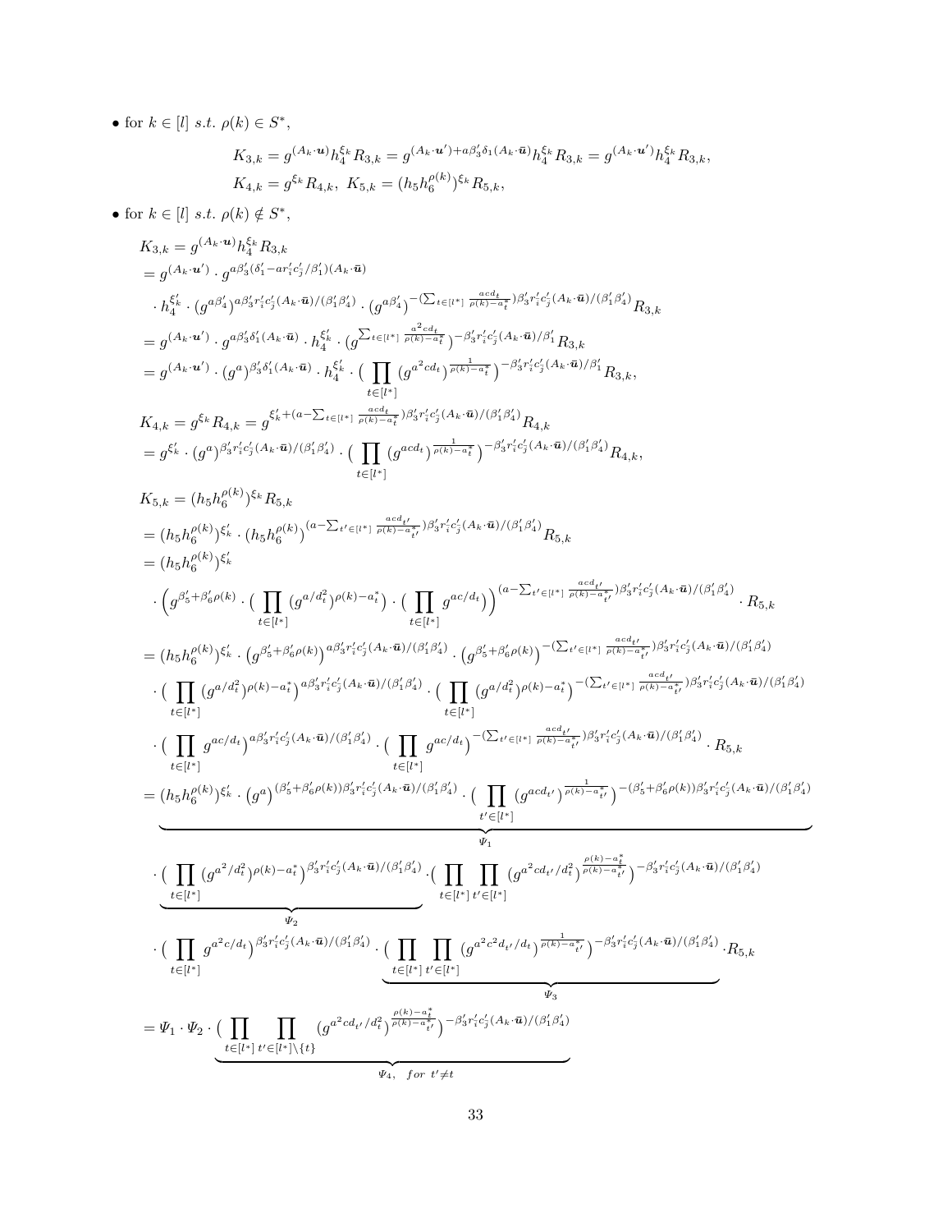- for $k \in [l]$ $s.t.$ $\rho(k) \in S^*$,

$$K_{3,k} = g^{(A_k \cdot \boldsymbol{u})} h_4^{\xi_k} R_{3,k} = g^{(A_k \cdot \boldsymbol{u}') + a\beta_3' \delta_1 (A_k \cdot \bar{\boldsymbol{u}})} h_4^{\xi_k} R_{3,k} = g^{(A_k \cdot \boldsymbol{u}')} h_4^{\xi_k} R_{3,k},$$

$$K_{4,k} = g^{\xi_k} R_{4,k},\ K_{5,k} = (h_5 h_6^{\rho(k)})^{\xi_k} R_{5,k},$$

- for $k \in [l]$ $s.t.$ $\rho(k) \notin S^*$,

$$\begin{aligned}
K_{3,k} &= g^{(A_k \cdot \boldsymbol{u})} h_4^{\xi_k} R_{3,k} \\
&= g^{(A_k \cdot \boldsymbol{u}')} \cdot g^{a\beta_3'(\delta_1' - a r_i' c_j' / \beta_1')(A_k \cdot \bar{\boldsymbol{u}})} \\
&\quad \cdot h_4^{\xi_k'} \cdot (g^{a\beta_4'})^{a\beta_3' r_i' c_j' (A_k \cdot \bar{\boldsymbol{u}})/(\beta_1' \beta_4')} \cdot (g^{a\beta_4'})^{-(\sum_{t \in [l^*]} \frac{acd_t}{\rho(k) - a_t^*})\beta_3' r_i' c_j' (A_k \cdot \bar{\boldsymbol{u}})/(\beta_1' \beta_4')} R_{3,k} \\
&= g^{(A_k \cdot \boldsymbol{u}')} \cdot g^{a\beta_3' \delta_1' (A_k \cdot \bar{\boldsymbol{u}})} \cdot h_4^{\xi_k'} \cdot (g^{\sum_{t \in [l^*]} \frac{a^2 cd_t}{\rho(k) - a_t^*}})^{-\beta_3' r_i' c_j' (A_k \cdot \bar{\boldsymbol{u}})/\beta_1'} R_{3,k} \\
&= g^{(A_k \cdot \boldsymbol{u}')} \cdot (g^a)^{\beta_3' \delta_1' (A_k \cdot \bar{\boldsymbol{u}})} \cdot h_4^{\xi_k'} \cdot \big( \prod_{t \in [l^*]} (g^{a^2 cd_t})^{\frac{1}{\rho(k) - a_t^*}} \big)^{-\beta_3' r_i' c_j' (A_k \cdot \bar{\boldsymbol{u}})/\beta_1'} R_{3,k},
\end{aligned}$$

$$\begin{aligned}
K_{4,k} &= g^{\xi_k} R_{4,k} = g^{\xi_k' + (a - \sum_{t \in [l^*]} \frac{acd_t}{\rho(k) - a_t^*})\beta_3' r_i' c_j' (A_k \cdot \bar{\boldsymbol{u}})/(\beta_1' \beta_4')} R_{4,k} \\
&= g^{\xi_k'} \cdot (g^a)^{\beta_3' r_i' c_j' (A_k \cdot \bar{\boldsymbol{u}})/(\beta_1' \beta_4')} \cdot \big( \prod_{t \in [l^*]} (g^{acd_t})^{\frac{1}{\rho(k) - a_t^*}} \big)^{-\beta_3' r_i' c_j' (A_k \cdot \bar{\boldsymbol{u}})/(\beta_1' \beta_4')} R_{4,k},
\end{aligned}$$

$$\begin{aligned}
K_{5,k} &= (h_5 h_6^{\rho(k)})^{\xi_k} R_{5,k} \\
&= (h_5 h_6^{\rho(k)})^{\xi_k'} \cdot (h_5 h_6^{\rho(k)})^{(a - \sum_{t' \in [l^*]} \frac{acd_{t'}}{\rho(k) - a_{t'}^*})\beta_3' r_i' c_j' (A_k \cdot \bar{\boldsymbol{u}})/(\beta_1' \beta_4')} R_{5,k} \\
&= (h_5 h_6^{\rho(k)})^{\xi_k'} \\
&\quad \cdot \Big( g^{\beta_5' + \beta_6' \rho(k)} \cdot \big( \prod_{t \in [l^*]} (g^{a/d_t^2})^{\rho(k) - a_t^*} \big) \cdot \big( \prod_{t \in [l^*]} g^{ac/d_t} \big) \Big)^{(a - \sum_{t' \in [l^*]} \frac{acd_{t'}}{\rho(k) - a_{t'}^*})\beta_3' r_i' c_j' (A_k \cdot \bar{\boldsymbol{u}})/(\beta_1' \beta_4')} \cdot R_{5,k} \\
&= (h_5 h_6^{\rho(k)})^{\xi_k'} \cdot \big( g^{\beta_5' + \beta_6' \rho(k)} \big)^{a\beta_3' r_i' c_j' (A_k \cdot \bar{\boldsymbol{u}})/(\beta_1' \beta_4')} \cdot \big( g^{\beta_5' + \beta_6' \rho(k)} \big)^{-(\sum_{t' \in [l^*]} \frac{acd_{t'}}{\rho(k) - a_{t'}^*})\beta_3' r_i' c_j' (A_k \cdot \bar{\boldsymbol{u}})/(\beta_1' \beta_4')} \\
&\quad \cdot \big( \prod_{t \in [l^*]} (g^{a/d_t^2})^{\rho(k) - a_t^*} \big)^{a\beta_3' r_i' c_j' (A_k \cdot \bar{\boldsymbol{u}})/(\beta_1' \beta_4')} \cdot \big( \prod_{t \in [l^*]} (g^{a/d_t^2})^{\rho(k) - a_t^*} \big)^{-(\sum_{t' \in [l^*]} \frac{acd_{t'}}{\rho(k) - a_{t'}^*})\beta_3' r_i' c_j' (A_k \cdot \bar{\boldsymbol{u}})/(\beta_1' \beta_4')} \\
&\quad \cdot \big( \prod_{t \in [l^*]} g^{ac/d_t} \big)^{a\beta_3' r_i' c_j' (A_k \cdot \bar{\boldsymbol{u}})/(\beta_1' \beta_4')} \cdot \big( \prod_{t \in [l^*]} g^{ac/d_t} \big)^{-(\sum_{t' \in [l^*]} \frac{acd_{t'}}{\rho(k) - a_{t'}^*})\beta_3' r_i' c_j' (A_k \cdot \bar{\boldsymbol{u}})/(\beta_1' \beta_4')} \cdot R_{5,k} \\
&= \underbrace{(h_5 h_6^{\rho(k)})^{\xi_k'} \cdot \big( g^a \big)^{(\beta_5' + \beta_6' \rho(k))\beta_3' r_i' c_j' (A_k \cdot \bar{\boldsymbol{u}})/(\beta_1' \beta_4')} \cdot \big( \prod_{t' \in [l^*]} (g^{acd_{t'}})^{\frac{1}{\rho(k) - a_{t'}^*}} \big)^{-(\beta_5' + \beta_6' \rho(k))\beta_3' r_i' c_j' (A_k \cdot \bar{\boldsymbol{u}})/(\beta_1' \beta_4')}}_{\Psi_1} \\
&\quad \cdot \underbrace{\big( \prod_{t \in [l^*]} (g^{a^2/d_t^2})^{\rho(k) - a_t^*} \big)^{\beta_3' r_i' c_j' (A_k \cdot \bar{\boldsymbol{u}})/(\beta_1' \beta_4')}}_{\Psi_2} \cdot \big( \prod_{t \in [l^*]} \prod_{t' \in [l^*]} (g^{a^2 cd_{t'}/d_t^2})^{\frac{\rho(k) - a_t^*}{\rho(k) - a_{t'}^*}} \big)^{-\beta_3' r_i' c_j' (A_k \cdot \bar{\boldsymbol{u}})/(\beta_1' \beta_4')} \\
&\quad \cdot \big( \prod_{t \in [l^*]} g^{a^2 c/d_t} \big)^{\beta_3' r_i' c_j' (A_k \cdot \bar{\boldsymbol{u}})/(\beta_1' \beta_4')} \cdot \underbrace{\big( \prod_{t \in [l^*]} \prod_{t' \in [l^*]} (g^{a^2 c^2 d_{t'}/d_t})^{\frac{1}{\rho(k) - a_{t'}^*}} \big)^{-\beta_3' r_i' c_j' (A_k \cdot \bar{\boldsymbol{u}})/(\beta_1' \beta_4')}}_{\Psi_3} \cdot R_{5,k} \\
&= \Psi_1 \cdot \Psi_2 \cdot \underbrace{\big( \prod_{t \in [l^*]} \prod_{t' \in [l^*] \setminus \{t\}} (g^{a^2 cd_{t'}/d_t^2})^{\frac{\rho(k) - a_t^*}{\rho(k) - a_{t'}^*}} \big)^{-\beta_3' r_i' c_j' (A_k \cdot \bar{\boldsymbol{u}})/(\beta_1' \beta_4')}}_{\Psi_4,\ \ for\ t' \neq t}
\end{aligned}$$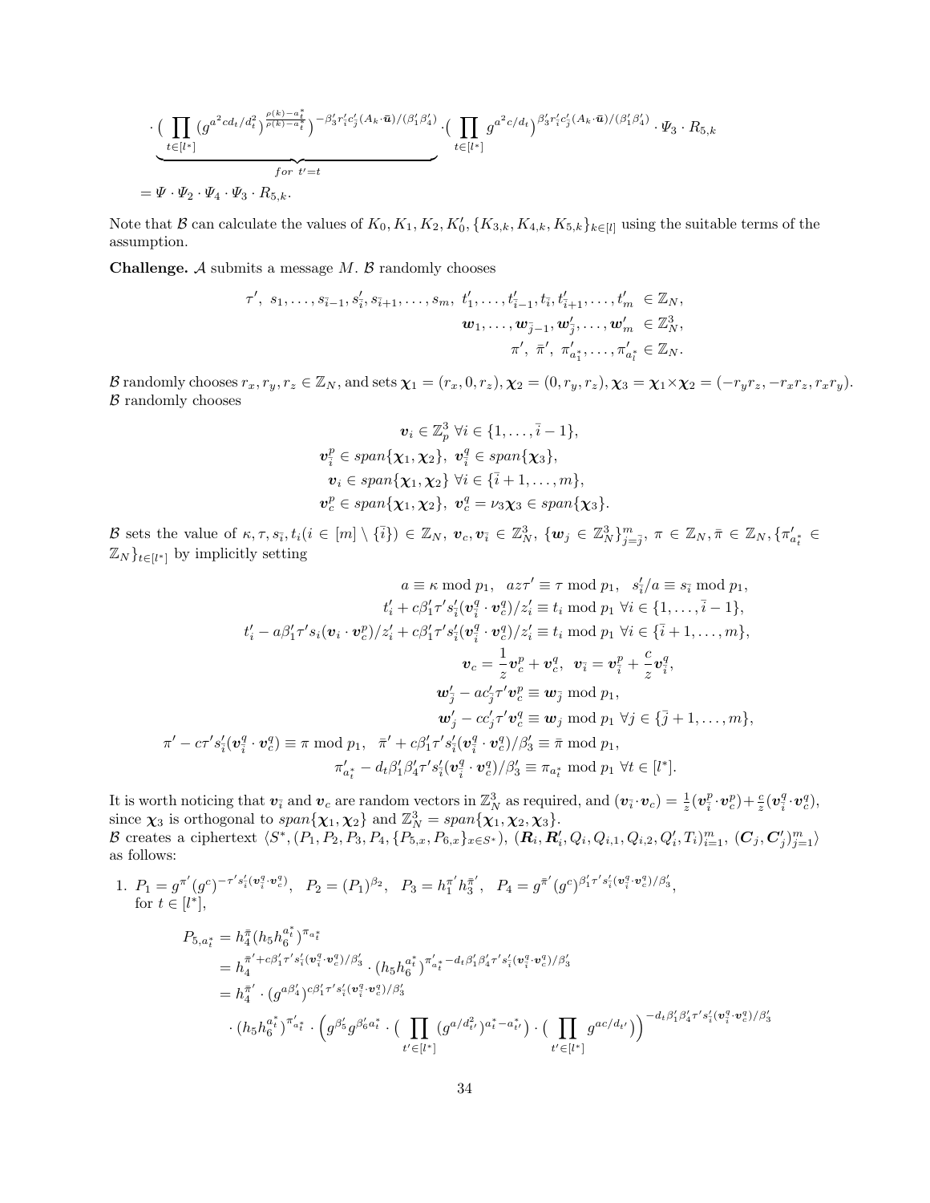$$\cdot \underbrace{\Big( \prod_{t\in[l^*]} (g^{a^2 c d_t/d_t^2})^{\frac{\rho(k)-a_t^*}{\rho(k)-a_t^*}} \Big)^{-\beta_3' r_i' c_j' (A_k\cdot \bar{\boldsymbol{u}})/(\beta_1'\beta_4')}}_{for\ t'=t} \cdot \Big( \prod_{t\in[l^*]} g^{a^2 c/d_t} \Big)^{\beta_3' r_i' c_j' (A_k\cdot \bar{\boldsymbol{u}})/(\beta_1'\beta_4')} \cdot \Psi_3 \cdot R_{5,k}$$

$$= \Psi \cdot \Psi_2 \cdot \Psi_4 \cdot \Psi_3 \cdot R_{5,k}.$$

Note that $\mathcal{B}$ can calculate the values of $K_0, K_1, K_2, K_0', \{K_{3,k}, K_{4,k}, K_{5,k}\}_{k\in[l]}$ using the suitable terms of the assumption.

**Challenge.** $\mathcal{A}$ submits a message $M$. $\mathcal{B}$ randomly chooses

$$\tau',\ s_1,\ldots,s_{\bar{i}-1}, s_{\bar{i}}', s_{\bar{i}+1},\ldots,s_m,\ t_1',\ldots,t_{\bar{i}-1}', t_{\bar{i}}, t_{\bar{i}+1}',\ldots,t_m' \ \in \mathbb{Z}_N,$$
$$\boldsymbol{w}_1,\ldots,\boldsymbol{w}_{\bar{j}-1}, \boldsymbol{w}_{\bar{j}}',\ldots,\boldsymbol{w}_m' \ \in \mathbb{Z}_N^3,$$
$$\pi',\ \bar{\pi}',\ \pi_{a_1^*}',\ldots,\pi_{a_l^*}' \in \mathbb{Z}_N.$$

$\mathcal{B}$ randomly chooses $r_x, r_y, r_z \in \mathbb{Z}_N$, and sets $\boldsymbol{\chi}_1 = (r_x, 0, r_z), \boldsymbol{\chi}_2 = (0, r_y, r_z), \boldsymbol{\chi}_3 = \boldsymbol{\chi}_1 \times \boldsymbol{\chi}_2 = (-r_y r_z, -r_x r_z, r_x r_y)$. $\mathcal{B}$ randomly chooses

$$\boldsymbol{v}_i \in \mathbb{Z}_p^3\ \forall i \in \{1,\ldots,\bar{i}-1\},$$
$$\boldsymbol{v}_{\bar{i}}^p \in span\{\boldsymbol{\chi}_1, \boldsymbol{\chi}_2\},\ \boldsymbol{v}_{\bar{i}}^q \in span\{\boldsymbol{\chi}_3\},$$
$$\boldsymbol{v}_i \in span\{\boldsymbol{\chi}_1, \boldsymbol{\chi}_2\}\ \forall i \in \{\bar{i}+1,\ldots,m\},$$
$$\boldsymbol{v}_c^p \in span\{\boldsymbol{\chi}_1, \boldsymbol{\chi}_2\},\ \boldsymbol{v}_c^q = \nu_3 \boldsymbol{\chi}_3 \in span\{\boldsymbol{\chi}_3\}.$$

$\mathcal{B}$ sets the value of $\kappa, \tau, s_{\bar{i}}, t_i (i \in [m]\setminus\{\bar{i}\}) \in \mathbb{Z}_N$, $\boldsymbol{v}_c, \boldsymbol{v}_{\bar{i}} \in \mathbb{Z}_N^3$, $\{\boldsymbol{w}_j \in \mathbb{Z}_N^3\}_{j=\bar{j}}^m$, $\pi \in \mathbb{Z}_N, \bar{\pi} \in \mathbb{Z}_N, \{\pi_{a_t^*}' \in \mathbb{Z}_N\}_{t\in[l^*]}$ by implicitly setting

$$a \equiv \kappa \bmod p_1,\quad az\tau' \equiv \tau \bmod p_1,\quad s_{\bar{i}}'/a \equiv s_{\bar{i}} \bmod p_1,$$
$$t_i' + c\beta_1'\tau' s_{\bar{i}}'(\boldsymbol{v}_{\bar{i}}^q \cdot \boldsymbol{v}_c^q)/z_i' \equiv t_i \bmod p_1\ \forall i \in \{1,\ldots,\bar{i}-1\},$$
$$t_i' - a\beta_1'\tau' s_i(\boldsymbol{v}_i \cdot \boldsymbol{v}_c^p)/z_i' + c\beta_1'\tau' s_{\bar{i}}'(\boldsymbol{v}_{\bar{i}}^q \cdot \boldsymbol{v}_c^q)/z_i' \equiv t_i \bmod p_1\ \forall i \in \{\bar{i}+1,\ldots,m\},$$
$$\boldsymbol{v}_c = \frac{1}{z}\boldsymbol{v}_c^p + \boldsymbol{v}_c^q,\ \ \boldsymbol{v}_{\bar{i}} = \boldsymbol{v}_{\bar{i}}^p + \frac{c}{z}\boldsymbol{v}_{\bar{i}}^q,$$
$$\boldsymbol{w}_{\bar{j}}' - ac_{\bar{j}}'\tau'\boldsymbol{v}_c^p \equiv \boldsymbol{w}_{\bar{j}} \bmod p_1,$$
$$\boldsymbol{w}_j' - cc_j'\tau'\boldsymbol{v}_c^q \equiv \boldsymbol{w}_j \bmod p_1\ \forall j \in \{\bar{j}+1,\ldots,m\},$$
$$\pi' - c\tau' s_{\bar{i}}'(\boldsymbol{v}_{\bar{i}}^q \cdot \boldsymbol{v}_c^q) \equiv \pi \bmod p_1,\quad \bar{\pi}' + c\beta_1'\tau' s_{\bar{i}}'(\boldsymbol{v}_{\bar{i}}^q \cdot \boldsymbol{v}_c^q)/\beta_3' \equiv \bar{\pi} \bmod p_1,$$
$$\pi_{a_t^*}' - d_t\beta_1'\beta_4'\tau' s_{\bar{i}}'(\boldsymbol{v}_{\bar{i}}^q \cdot \boldsymbol{v}_c^q)/\beta_3' \equiv \pi_{a_t^*} \bmod p_1\ \forall t \in [l^*].$$

It is worth noticing that $\boldsymbol{v}_{\bar{i}}$ and $\boldsymbol{v}_c$ are random vectors in $\mathbb{Z}_N^3$ as required, and $(\boldsymbol{v}_{\bar{i}} \cdot \boldsymbol{v}_c) = \frac{1}{z}(\boldsymbol{v}_{\bar{i}}^p \cdot \boldsymbol{v}_c^p) + \frac{c}{z}(\boldsymbol{v}_{\bar{i}}^q \cdot \boldsymbol{v}_c^q)$, since $\boldsymbol{\chi}_3$ is orthogonal to $span\{\boldsymbol{\chi}_1, \boldsymbol{\chi}_2\}$ and $\mathbb{Z}_N^3 = span\{\boldsymbol{\chi}_1, \boldsymbol{\chi}_2, \boldsymbol{\chi}_3\}$.
$\mathcal{B}$ creates a ciphertext $\langle S^*, (P_1, P_2, P_3, P_4, \{P_{5,x}, P_{6,x}\}_{x\in S^*}), (\boldsymbol{R}_i, \boldsymbol{R}_i', Q_i, Q_{i,1}, Q_{i,2}, Q_i', T_i)_{i=1}^m, (\boldsymbol{C}_j, \boldsymbol{C}_j')_{j=1}^m \rangle$ as follows:

1. $P_1 = g^{\pi'}(g^c)^{-\tau' s_{\bar{i}}'(\boldsymbol{v}_{\bar{i}}^q \cdot \boldsymbol{v}_c^q)}$, $P_2 = (P_1)^{\beta_2}$, $P_3 = h_1^{\pi'} h_3^{\bar{\pi}'}$, $P_4 = g^{\bar{\pi}'}(g^c)^{\beta_1'\tau' s_{\bar{i}}'(\boldsymbol{v}_{\bar{i}}^q \cdot \boldsymbol{v}_c^q)/\beta_3'}$, for $t \in [l^*]$,

$$\begin{aligned}
P_{5,a_t^*} &= h_4^{\bar{\pi}}(h_5 h_6^{a_t^*})^{\pi_{a_t^*}} \\
&= h_4^{\bar{\pi}' + c\beta_1'\tau' s_{\bar{i}}'(\boldsymbol{v}_{\bar{i}}^q \cdot \boldsymbol{v}_c^q)/\beta_3'} \cdot (h_5 h_6^{a_t^*})^{\pi_{a_t^*}' - d_t\beta_1'\beta_4'\tau' s_{\bar{i}}'(\boldsymbol{v}_{\bar{i}}^q \cdot \boldsymbol{v}_c^q)/\beta_3'} \\
&= h_4^{\bar{\pi}'} \cdot (g^{a\beta_4'})^{c\beta_1'\tau' s_{\bar{i}}'(\boldsymbol{v}_{\bar{i}}^q \cdot \boldsymbol{v}_c^q)/\beta_3'} \\
&\quad \cdot (h_5 h_6^{a_t^*})^{\pi_{a_t^*}'} \cdot \Big( g^{\beta_5'} g^{\beta_6' a_t^*} \cdot \big( \prod_{t'\in[l^*]} (g^{a/d_{t'}^2})^{a_t^* - a_{t'}^*} \big) \cdot \big( \prod_{t'\in[l^*]} g^{ac/d_{t'}} \big) \Big)^{-d_t\beta_1'\beta_4'\tau' s_{\bar{i}}'(\boldsymbol{v}_{\bar{i}}^q \cdot \boldsymbol{v}_c^q)/\beta_3'}
\end{aligned}$$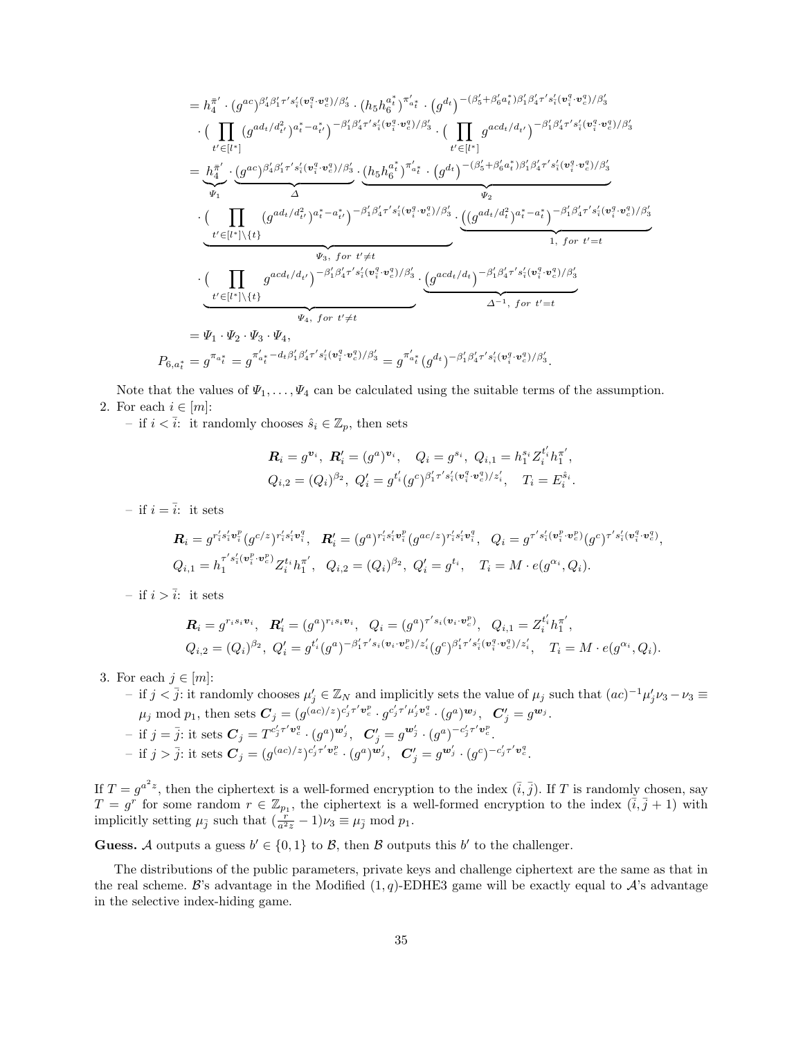$$
\begin{aligned}
&= h_4^{\bar{\pi}'} \cdot (g^{ac})^{\beta_4'\beta_1'\tau' s_i'(\boldsymbol{v}_i^q\cdot \boldsymbol{v}_c^q)/\beta_3'} \cdot (h_5 h_6^{a_t^*})^{\pi_{a_t^*}'} \cdot \left(g^{d_t}\right)^{-(\beta_5'+\beta_6' a_t^*)\beta_1'\beta_4'\tau' s_i'(\boldsymbol{v}_i^q\cdot \boldsymbol{v}_c^q)/\beta_3'} \\
&\quad \cdot \Big( \prod_{t'\in[l^*]} (g^{ad_t/d_{t'}^2})^{a_t^*-a_{t'}^*} \Big)^{-\beta_1'\beta_4'\tau' s_i'(\boldsymbol{v}_i^q\cdot \boldsymbol{v}_c^q)/\beta_3'} \cdot \Big( \prod_{t'\in[l^*]} g^{acd_t/d_{t'}} \Big)^{-\beta_1'\beta_4'\tau' s_i'(\boldsymbol{v}_i^q\cdot \boldsymbol{v}_c^q)/\beta_3'} \\
&= \underbrace{h_4^{\bar{\pi}'}}_{\Psi_1} \cdot \underbrace{(g^{ac})^{\beta_4'\beta_1'\tau' s_i'(\boldsymbol{v}_i^q\cdot \boldsymbol{v}_c^q)/\beta_3'}}_{\Delta} \cdot \underbrace{(h_5 h_6^{a_t^*})^{\pi_{a_t^*}'} \cdot \left(g^{d_t}\right)^{-(\beta_5'+\beta_6' a_t^*)\beta_1'\beta_4'\tau' s_i'(\boldsymbol{v}_i^q\cdot \boldsymbol{v}_c^q)/\beta_3'}}_{\Psi_2} \\
&\quad \cdot \underbrace{\Big( \prod_{t'\in[l^*]\setminus\{t\}} (g^{ad_t/d_{t'}^2})^{a_t^*-a_{t'}^*} \Big)^{-\beta_1'\beta_4'\tau' s_i'(\boldsymbol{v}_i^q\cdot \boldsymbol{v}_c^q)/\beta_3'}}_{\Psi_3,\ for\ t'\neq t} \cdot \underbrace{\left((g^{ad_t/d_t^2})^{a_t^*-a_t^*}\right)^{-\beta_1'\beta_4'\tau' s_i'(\boldsymbol{v}_i^q\cdot \boldsymbol{v}_c^q)/\beta_3'}}_{1,\ for\ t'=t} \\
&\quad \cdot \underbrace{\Big( \prod_{t'\in[l^*]\setminus\{t\}} g^{acd_t/d_{t'}} \Big)^{-\beta_1'\beta_4'\tau' s_i'(\boldsymbol{v}_i^q\cdot \boldsymbol{v}_c^q)/\beta_3'}}_{\Psi_4,\ for\ t'\neq t} \cdot \underbrace{\left(g^{acd_t/d_t}\right)^{-\beta_1'\beta_4'\tau' s_i'(\boldsymbol{v}_i^q\cdot \boldsymbol{v}_c^q)/\beta_3'}}_{\Delta^{-1},\ for\ t'=t} \\
&= \Psi_1 \cdot \Psi_2 \cdot \Psi_3 \cdot \Psi_4,
\end{aligned}
$$

$$
P_{6,a_t^*} = g^{\pi_{a_t^*}} = g^{\pi_{a_t^*}' - d_t\beta_1'\beta_4'\tau' s_i'(\boldsymbol{v}_i^q\cdot \boldsymbol{v}_c^q)/\beta_3'} = g^{\pi_{a_t^*}'}(g^{d_t})^{-\beta_1'\beta_4'\tau' s_i'(\boldsymbol{v}_i^q\cdot \boldsymbol{v}_c^q)/\beta_3'}.
$$

Note that the values of $\Psi_1, \ldots, \Psi_4$ can be calculated using the suitable terms of the assumption.

2. For each $i \in [m]$:
   - if $i < \bar{i}$: it randomly chooses $\hat{s}_i \in \mathbb{Z}_p$, then sets

$$
\boldsymbol{R}_i = g^{\boldsymbol{v}_i},\ \boldsymbol{R}_i' = (g^a)^{\boldsymbol{v}_i}, \quad Q_i = g^{s_i},\ Q_{i,1} = h_1^{s_i} Z_i^{t_i'} h_1^{\pi'},
$$
$$
Q_{i,2} = (Q_i)^{\beta_2},\ Q_i' = g^{t_i'}(g^c)^{\beta_1'\tau' s_i'(\boldsymbol{v}_i^q\cdot \boldsymbol{v}_c^q)/z_i'}, \quad T_i = E_i^{\hat{s}_i}.
$$

   - if $i = \bar{i}$: it sets

$$
\boldsymbol{R}_i = g^{r_i' s_i' \boldsymbol{v}_i^p}(g^{c/z})^{r_i' s_i' \boldsymbol{v}_i^q},\quad \boldsymbol{R}_i' = (g^a)^{r_i' s_i' \boldsymbol{v}_i^p}(g^{ac/z})^{r_i' s_i' \boldsymbol{v}_i^q},\quad Q_i = g^{\tau' s_i'(\boldsymbol{v}_i^p\cdot \boldsymbol{v}_c^p)}(g^c)^{\tau' s_i'(\boldsymbol{v}_i^q\cdot \boldsymbol{v}_c^q)},
$$
$$
Q_{i,1} = h_1^{\tau' s_i'(\boldsymbol{v}_i^p\cdot \boldsymbol{v}_c^p)} Z_i^{t_i} h_1^{\pi'},\quad Q_{i,2} = (Q_i)^{\beta_2},\ Q_i' = g^{t_i}, \quad T_i = M \cdot e(g^{\alpha_i}, Q_i).
$$

   - if $i > \bar{i}$: it sets

$$
\boldsymbol{R}_i = g^{r_i s_i \boldsymbol{v}_i},\quad \boldsymbol{R}_i' = (g^a)^{r_i s_i \boldsymbol{v}_i},\quad Q_i = (g^a)^{\tau' s_i(\boldsymbol{v}_i\cdot \boldsymbol{v}_c^p)},\quad Q_{i,1} = Z_i^{t_i'} h_1^{\pi'},
$$
$$
Q_{i,2} = (Q_i)^{\beta_2},\ Q_i' = g^{t_i'}(g^a)^{-\beta_1'\tau' s_i(\boldsymbol{v}_i\cdot \boldsymbol{v}_c^p)/z_i'}(g^c)^{\beta_1'\tau' s_i'(\boldsymbol{v}_i^q\cdot \boldsymbol{v}_c^q)/z_i'}, \quad T_i = M \cdot e(g^{\alpha_i}, Q_i).
$$

3. For each $j \in [m]$:
   - if $j < \bar{j}$: it randomly chooses $\mu_j' \in \mathbb{Z}_N$ and implicitly sets the value of $\mu_j$ such that $(ac)^{-1}\mu_j'\nu_3 - \nu_3 \equiv \mu_j \bmod p_1$, then sets $\boldsymbol{C}_j = (g^{(ac)/z})^{c_j'\tau'\boldsymbol{v}_c^p} \cdot g^{c_j'\tau'\mu_j'\boldsymbol{v}_c^q} \cdot (g^a)^{\boldsymbol{w}_j}$, $\ \boldsymbol{C}_j' = g^{\boldsymbol{w}_j}$.
   - if $j = \bar{j}$: it sets $\boldsymbol{C}_j = T^{c_j'\tau'\boldsymbol{v}_c^p} \cdot (g^a)^{\boldsymbol{w}_j'}$, $\ \boldsymbol{C}_j' = g^{\boldsymbol{w}_j'} \cdot (g^a)^{-c_j'\tau'\boldsymbol{v}_c^p}$.
   - if $j > \bar{j}$: it sets $\boldsymbol{C}_j = (g^{(ac)/z})^{c_j'\tau'\boldsymbol{v}_c^p} \cdot (g^a)^{\boldsymbol{w}_j'}$, $\ \boldsymbol{C}_j' = g^{\boldsymbol{w}_j'} \cdot (g^c)^{-c_j'\tau'\boldsymbol{v}_c^q}$.

If $T = g^{a^2 z}$, then the ciphertext is a well-formed encryption to the index $(\bar{i}, \bar{j})$. If $T$ is randomly chosen, say $T = g^r$ for some random $r \in \mathbb{Z}_{p_1}$, the ciphertext is a well-formed encryption to the index $(\bar{i}, \bar{j}+1)$ with implicitly setting $\mu_{\bar{j}}$ such that $(\frac{r}{a^2 z} - 1)\nu_3 \equiv \mu_{\bar{j}} \bmod p_1$.

**Guess.** $\mathcal{A}$ outputs a guess $b' \in \{0,1\}$ to $\mathcal{B}$, then $\mathcal{B}$ outputs this $b'$ to the challenger.

The distributions of the public parameters, private keys and challenge ciphertext are the same as that in the real scheme. $\mathcal{B}$'s advantage in the Modified $(1,q)$-EDHE3 game will be exactly equal to $\mathcal{A}$'s advantage in the selective index-hiding game.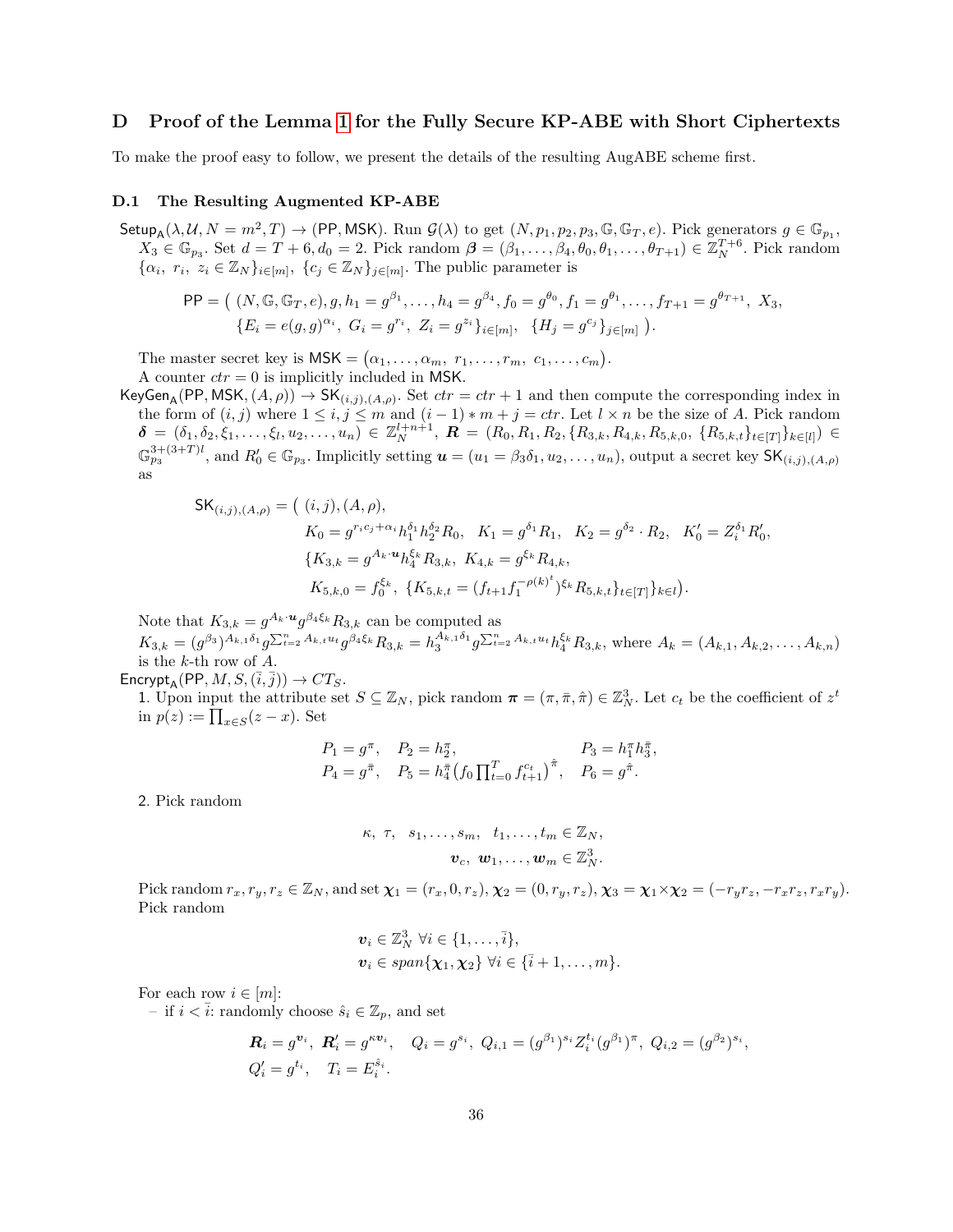## D Proof of the Lemma 1 for the Fully Secure KP-ABE with Short Ciphertexts

To make the proof easy to follow, we present the details of the resulting AugABE scheme first.

### D.1 The Resulting Augmented KP-ABE

$\mathsf{Setup_A}(\lambda, \mathcal{U}, N = m^2, T) \rightarrow (\mathsf{PP}, \mathsf{MSK})$. Run $\mathcal{G}(\lambda)$ to get $(N, p_1, p_2, p_3, \mathbb{G}, \mathbb{G}_T, e)$. Pick generators $g \in \mathbb{G}_{p_1}$, $X_3 \in \mathbb{G}_{p_3}$. Set $d = T + 6, d_0 = 2$. Pick random $\boldsymbol{\beta} = (\beta_1, \ldots, \beta_4, \theta_0, \theta_1, \ldots, \theta_{T+1}) \in \mathbb{Z}_N^{T+6}$. Pick random $\{\alpha_i,\ r_i,\ z_i \in \mathbb{Z}_N\}_{i \in [m]}$, $\{c_j \in \mathbb{Z}_N\}_{j \in [m]}$. The public parameter is

$$\mathsf{PP} = \big(\ (N, \mathbb{G}, \mathbb{G}_T, e), g, h_1 = g^{\beta_1}, \ldots, h_4 = g^{\beta_4}, f_0 = g^{\theta_0}, f_1 = g^{\theta_1}, \ldots, f_{T+1} = g^{\theta_{T+1}},\ X_3,$$
$$\{E_i = e(g,g)^{\alpha_i},\ G_i = g^{r_i},\ Z_i = g^{z_i}\}_{i \in [m]},\ \ \{H_j = g^{c_j}\}_{j \in [m]}\ \big).$$

The master secret key is $\mathsf{MSK} = (\alpha_1, \ldots, \alpha_m,\ r_1, \ldots, r_m,\ c_1, \ldots, c_m)$.
A counter $ctr = 0$ is implicitly included in $\mathsf{MSK}$.

$\mathsf{KeyGen_A}(\mathsf{PP}, \mathsf{MSK}, (A, \rho)) \rightarrow \mathsf{SK}_{(i,j),(A,\rho)}$. Set $ctr = ctr + 1$ and then compute the corresponding index in the form of $(i, j)$ where $1 \leq i, j \leq m$ and $(i-1) * m + j = ctr$. Let $l \times n$ be the size of $A$. Pick random $\boldsymbol{\delta} = (\delta_1, \delta_2, \xi_1, \ldots, \xi_l, u_2, \ldots, u_n) \in \mathbb{Z}_N^{l+n+1}$, $\boldsymbol{R} = (R_0, R_1, R_2, \{R_{3,k}, R_{4,k}, R_{5,k,0}, \{R_{5,k,t}\}_{t \in [T]}\}_{k \in [l]}) \in \mathbb{G}_{p_3}^{3+(3+T)l}$, and $R'_0 \in \mathbb{G}_{p_3}$. Implicitly setting $\boldsymbol{u} = (u_1 = \beta_3 \delta_1, u_2, \ldots, u_n)$, output a secret key $\mathsf{SK}_{(i,j),(A,\rho)}$ as

$$\begin{aligned}
\mathsf{SK}_{(i,j),(A,\rho)} = \big(\ &(i,j), (A, \rho),\\
&K_0 = g^{r_i c_j + \alpha_i} h_1^{\delta_1} h_2^{\delta_2} R_0,\quad K_1 = g^{\delta_1} R_1,\quad K_2 = g^{\delta_2} \cdot R_2,\quad K'_0 = Z_i^{\delta_1} R'_0,\\
&\{K_{3,k} = g^{A_k \cdot \boldsymbol{u}} h_4^{\xi_k} R_{3,k},\ K_{4,k} = g^{\xi_k} R_{4,k},\\
&\ K_{5,k,0} = f_0^{\xi_k},\ \{K_{5,k,t} = (f_{t+1} f_1^{-\rho(k)^t})^{\xi_k} R_{5,k,t}\}_{t \in [T]}\}_{k \in l}\big).
\end{aligned}$$

Note that $K_{3,k} = g^{A_k \cdot \boldsymbol{u}} g^{\beta_4 \xi_k} R_{3,k}$ can be computed as
$K_{3,k} = (g^{\beta_3})^{A_{k,1}\delta_1} g^{\sum_{t=2}^{n} A_{k,t} u_t} g^{\beta_4 \xi_k} R_{3,k} = h_3^{A_{k,1}\delta_1} g^{\sum_{t=2}^{n} A_{k,t} u_t} h_4^{\xi_k} R_{3,k}$, where $A_k = (A_{k,1}, A_{k,2}, \ldots, A_{k,n})$ is the $k$-th row of $A$.

$\mathsf{Encrypt_A}(\mathsf{PP}, M, S, (\bar{i}, \bar{j})) \rightarrow CT_S$.

1. Upon input the attribute set $S \subseteq \mathbb{Z}_N$, pick random $\boldsymbol{\pi} = (\pi, \bar{\pi}, \hat{\pi}) \in \mathbb{Z}_N^3$. Let $c_t$ be the coefficient of $z^t$ in $p(z) := \prod_{x \in S}(z - x)$. Set

$$\begin{aligned}
P_1 &= g^{\pi}, \quad P_2 = h_2^{\pi}, \quad && P_3 = h_1^{\pi} h_3^{\bar{\pi}},\\
P_4 &= g^{\bar{\pi}}, \quad P_5 = h_4^{\bar{\pi}} \big(f_0 \textstyle\prod_{t=0}^{T} f_{t+1}^{c_t}\big)^{\hat{\pi}}, \quad && P_6 = g^{\hat{\pi}}.
\end{aligned}$$

2. Pick random

$$\kappa,\ \tau,\ \ s_1, \ldots, s_m,\ \ t_1, \ldots, t_m \in \mathbb{Z}_N,$$
$$\boldsymbol{v}_c,\ \boldsymbol{w}_1, \ldots, \boldsymbol{w}_m \in \mathbb{Z}_N^3.$$

Pick random $r_x, r_y, r_z \in \mathbb{Z}_N$, and set $\boldsymbol{\chi}_1 = (r_x, 0, r_z)$, $\boldsymbol{\chi}_2 = (0, r_y, r_z)$, $\boldsymbol{\chi}_3 = \boldsymbol{\chi}_1 \times \boldsymbol{\chi}_2 = (-r_y r_z, -r_x r_z, r_x r_y)$.
Pick random

$$\boldsymbol{v}_i \in \mathbb{Z}_N^3\ \forall i \in \{1, \ldots, \bar{i}\},$$
$$\boldsymbol{v}_i \in span\{\boldsymbol{\chi}_1, \boldsymbol{\chi}_2\}\ \forall i \in \{\bar{i}+1, \ldots, m\}.$$

For each row $i \in [m]$:

– if $i < \bar{i}$: randomly choose $\hat{s}_i \in \mathbb{Z}_p$, and set

$$\begin{aligned}
&\boldsymbol{R}_i = g^{\boldsymbol{v}_i},\ \boldsymbol{R}'_i = g^{\kappa \boldsymbol{v}_i}, \quad Q_i = g^{s_i},\ Q_{i,1} = (g^{\beta_1})^{s_i} Z_i^{t_i} (g^{\beta_1})^{\pi},\ Q_{i,2} = (g^{\beta_2})^{s_i},\\
&Q'_i = g^{t_i}, \quad T_i = E_i^{\hat{s}_i}.
\end{aligned}$$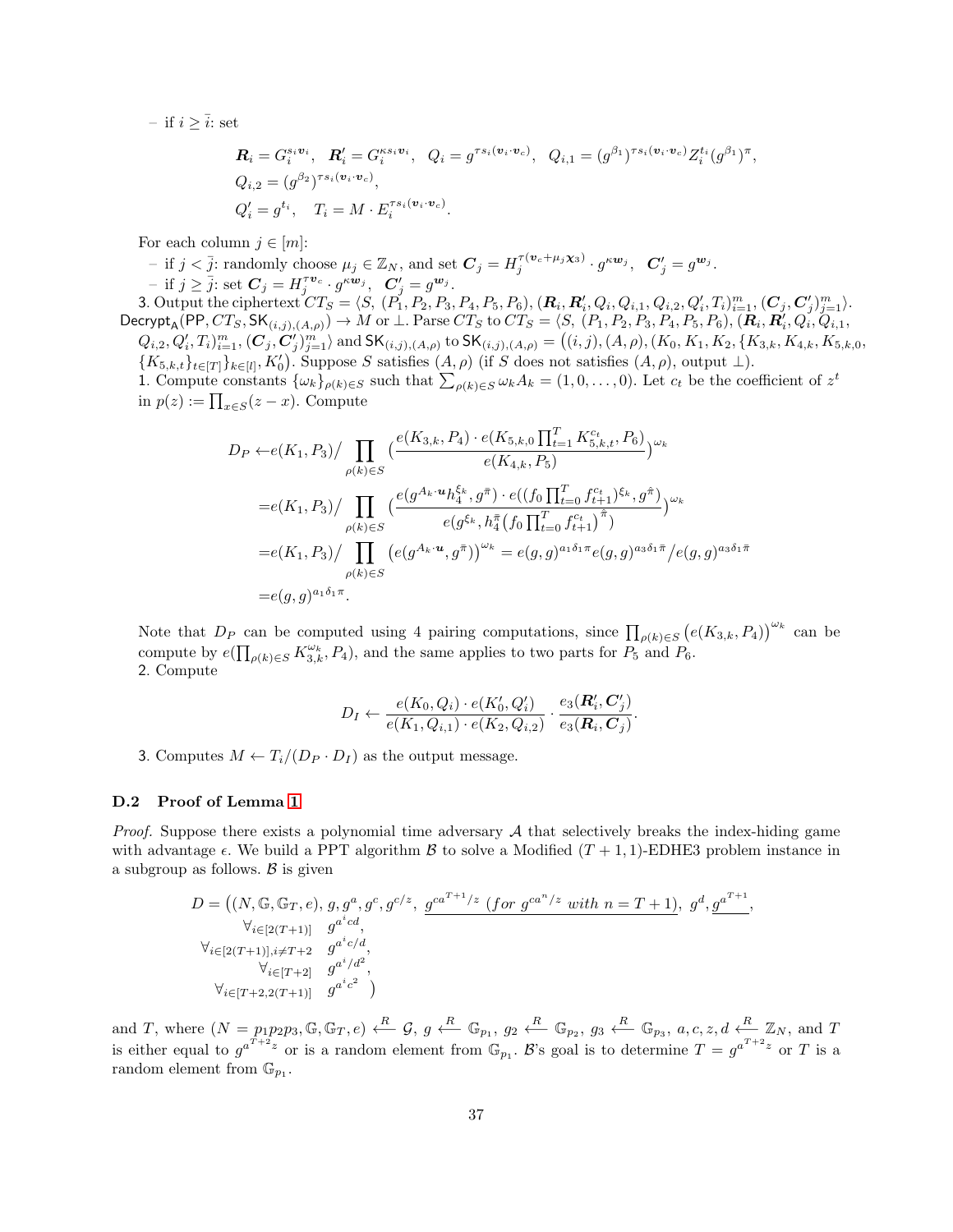– if $i \geq \bar{i}$: set

$$\boldsymbol{R}_i = G_i^{s_i \boldsymbol{v}_i}, \quad \boldsymbol{R}'_i = G_i^{\kappa s_i \boldsymbol{v}_i}, \quad Q_i = g^{\tau s_i(\boldsymbol{v}_i \cdot \boldsymbol{v}_c)}, \quad Q_{i,1} = (g^{\beta_1})^{\tau s_i(\boldsymbol{v}_i \cdot \boldsymbol{v}_c)} Z_i^{t_i} (g^{\beta_1})^{\pi},$$
$$Q_{i,2} = (g^{\beta_2})^{\tau s_i(\boldsymbol{v}_i \cdot \boldsymbol{v}_c)},$$
$$Q'_i = g^{t_i}, \quad T_i = M \cdot E_i^{\tau s_i(\boldsymbol{v}_i \cdot \boldsymbol{v}_c)}.$$

For each column $j \in [m]$:

– if $j < \bar{j}$: randomly choose $\mu_j \in \mathbb{Z}_N$, and set $\boldsymbol{C}_j = H_j^{\tau(\boldsymbol{v}_c + \mu_j \boldsymbol{\chi}_3)} \cdot g^{\kappa \boldsymbol{w}_j}, \quad \boldsymbol{C}'_j = g^{\boldsymbol{w}_j}$.

– if $j \geq \bar{j}$: set $\boldsymbol{C}_j = H_j^{\tau \boldsymbol{v}_c} \cdot g^{\kappa \boldsymbol{w}_j}, \quad \boldsymbol{C}'_j = g^{\boldsymbol{w}_j}$.

3. Output the ciphertext $CT_S = \langle S, (P_1, P_2, P_3, P_4, P_5, P_6), (\boldsymbol{R}_i, \boldsymbol{R}'_i, Q_i, Q_{i,1}, Q_{i,2}, Q'_i, T_i)_{i=1}^m, (\boldsymbol{C}_j, \boldsymbol{C}'_j)_{j=1}^m \rangle$.

$\mathsf{Decrypt_A}(\mathsf{PP}, CT_S, \mathsf{SK}_{(i,j),(A,\rho)}) \to M$ or $\perp$. Parse $CT_S$ to $CT_S = \langle S, (P_1, P_2, P_3, P_4, P_5, P_6), (\boldsymbol{R}_i, \boldsymbol{R}'_i, Q_i, Q_{i,1}, Q_{i,2}, Q'_i, T_i)_{i=1}^m, (\boldsymbol{C}_j, \boldsymbol{C}'_j)_{j=1}^m \rangle$ and $\mathsf{SK}_{(i,j),(A,\rho)}$ to $\mathsf{SK}_{(i,j),(A,\rho)} = \big((i,j), (A,\rho), (K_0, K_1, K_2, \{K_{3,k}, K_{4,k}, K_{5,k,0}, \{K_{5,k,t}\}_{t \in [T]}\}_{k \in [l]}, K'_0\big)$. Suppose $S$ satisfies $(A,\rho)$ (if $S$ does not satisfies $(A,\rho)$, output $\perp$).

1. Compute constants $\{\omega_k\}_{\rho(k) \in S}$ such that $\sum_{\rho(k) \in S} \omega_k A_k = (1, 0, \ldots, 0)$. Let $c_t$ be the coefficient of $z^t$ in $p(z) := \prod_{x \in S}(z - x)$. Compute

$$\begin{aligned}
D_P \leftarrow & e(K_1, P_3) / \prod_{\rho(k) \in S} \Big(\frac{e(K_{3,k}, P_4) \cdot e(K_{5,k,0} \prod_{t=1}^T K_{5,k,t}^{c_t}, P_6)}{e(K_{4,k}, P_5)}\Big)^{\omega_k} \\
= & e(K_1, P_3) / \prod_{\rho(k) \in S} \Big(\frac{e(g^{A_k \cdot \boldsymbol{u}} h_4^{\xi_k}, g^{\bar{\pi}}) \cdot e((f_0 \prod_{t=0}^T f_{t+1}^{c_t})^{\xi_k}, g^{\hat{\pi}})}{e(g^{\xi_k}, h_4^{\bar{\pi}} (f_0 \prod_{t=0}^T f_{t+1}^{c_t})^{\hat{\pi}})}\Big)^{\omega_k} \\
= & e(K_1, P_3) / \prod_{\rho(k) \in S} \big(e(g^{A_k \cdot \boldsymbol{u}}, g^{\bar{\pi}})\big)^{\omega_k} = e(g,g)^{a_1 \delta_1 \pi} e(g,g)^{a_3 \delta_1 \bar{\pi}} / e(g,g)^{a_3 \delta_1 \bar{\pi}} \\
= & e(g,g)^{a_1 \delta_1 \pi}.
\end{aligned}$$

Note that $D_P$ can be computed using 4 pairing computations, since $\prod_{\rho(k) \in S} \big(e(K_{3,k}, P_4)\big)^{\omega_k}$ can be compute by $e(\prod_{\rho(k) \in S} K_{3,k}^{\omega_k}, P_4)$, and the same applies to two parts for $P_5$ and $P_6$.

2. Compute

$$D_I \leftarrow \frac{e(K_0, Q_i) \cdot e(K'_0, Q'_i)}{e(K_1, Q_{i,1}) \cdot e(K_2, Q_{i,2})} \cdot \frac{e_3(\boldsymbol{R}'_i, \boldsymbol{C}'_j)}{e_3(\boldsymbol{R}_i, \boldsymbol{C}_j)}.$$

3. Computes $M \leftarrow T_i / (D_P \cdot D_I)$ as the output message.

### D.2 Proof of Lemma 1

*Proof.* Suppose there exists a polynomial time adversary $\mathcal{A}$ that selectively breaks the index-hiding game with advantage $\epsilon$. We build a PPT algorithm $\mathcal{B}$ to solve a Modified $(T+1, 1)$-EDHE3 problem instance in a subgroup as follows. $\mathcal{B}$ is given

$$\begin{aligned}
D = \big((N, \mathbb{G}, \mathbb{G}_T, e), \ & g, g^a, g^c, g^{c/z}, \ \underline{g^{ca^{T+1}/z} \ (for\ g^{ca^n/z}\ with\ n = T+1)}, \ g^d, \underline{g^{a^{T+1}}}, \\
\forall_{i \in [2(T+1)]} \quad & g^{a^i cd}, \\
\forall_{i \in [2(T+1)], i \neq T+2} \quad & g^{a^i c/d}, \\
\forall_{i \in [T+2]} \quad & g^{a^i/d^2}, \\
\forall_{i \in [T+2, 2(T+1)]} \quad & g^{a^i c^2} \quad \big)
\end{aligned}$$

and $T$, where $(N = p_1 p_2 p_3, \mathbb{G}, \mathbb{G}_T, e) \xleftarrow{R} \mathcal{G}$, $g \xleftarrow{R} \mathbb{G}_{p_1}$, $g_2 \xleftarrow{R} \mathbb{G}_{p_2}$, $g_3 \xleftarrow{R} \mathbb{G}_{p_3}$, $a, c, z, d \xleftarrow{R} \mathbb{Z}_N$, and $T$ is either equal to $g^{a^{T+2}z}$ or is a random element from $\mathbb{G}_{p_1}$. $\mathcal{B}$'s goal is to determine $T = g^{a^{T+2}z}$ or $T$ is a random element from $\mathbb{G}_{p_1}$.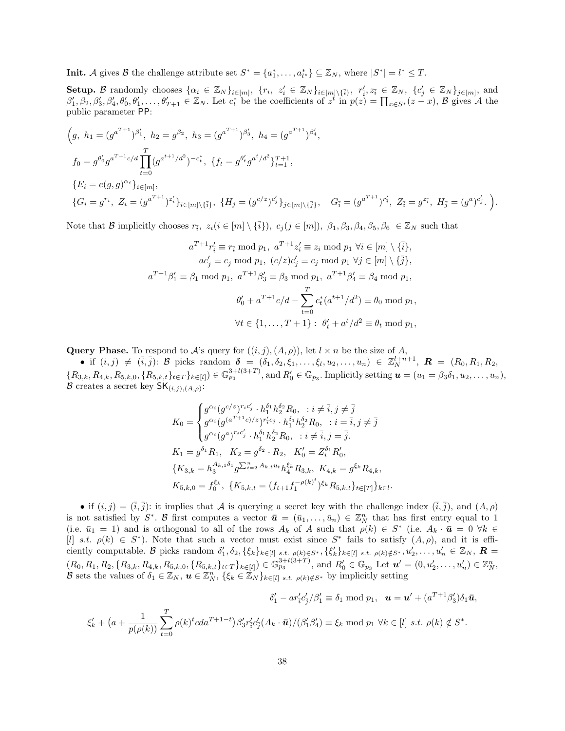**Init.** $\mathcal{A}$ gives $\mathcal{B}$ the challenge attribute set $S^* = \{a_1^*, \ldots, a_{l^*}^*\} \subseteq \mathbb{Z}_N$, where $|S^*| = l^* \leq T$.

**Setup.** $\mathcal{B}$ randomly chooses $\{\alpha_i \in \mathbb{Z}_N\}_{i\in[m]}$, $\{r_i,\ z_i' \in \mathbb{Z}_N\}_{i\in[m]\setminus\{\bar{i}\}}$, $r_{\bar{i}}', z_{\bar{i}} \in \mathbb{Z}_N$, $\{c_j' \in \mathbb{Z}_N\}_{j\in[m]}$, and $\beta_1', \beta_2, \beta_3', \beta_4', \theta_0', \theta_1', \ldots, \theta_{T+1}' \in \mathbb{Z}_N$. Let $c_t^*$ be the coefficients of $z^t$ in $p(z) = \prod_{x\in S^*}(z - x)$, $\mathcal{B}$ gives $\mathcal{A}$ the public parameter $\mathsf{PP}$:

$$
\Big(g,\ h_1 = (g^{a^{T+1}})^{\beta_1'},\ h_2 = g^{\beta_2},\ h_3 = (g^{a^{T+1}})^{\beta_3'},\ h_4 = (g^{a^{T+1}})^{\beta_4'},
$$

$$
f_0 = g^{\theta_0'} g^{a^{T+1}c/d} \prod_{t=0}^{T} (g^{a^{t+1}/d^2})^{-c_t^*},\ \{f_t = g^{\theta_t'} g^{a^t/d^2}\}_{t=1}^{T+1},
$$

$$
\{E_i = e(g,g)^{\alpha_i}\}_{i\in[m]},
$$

$$
\{G_i = g^{r_i},\ Z_i = (g^{a^{T+1}})^{z_i'}\}_{i\in[m]\setminus\{\bar{i}\}},\ \{H_j = (g^{c/z})^{c_j'}\}_{j\in[m]\setminus\{\bar{j}\}},\quad G_{\bar{i}} = (g^{a^{T+1}})^{r_{\bar{i}}'},\ Z_{\bar{i}} = g^{z_{\bar{i}}},\ H_{\bar{j}} = (g^a)^{c_{\bar{j}}'}.\ \Big).
$$

Note that $\mathcal{B}$ implicitly chooses $r_{\bar{i}},\ z_i (i \in [m]\setminus\{\bar{i}\}),\ c_j (j\in[m]),\ \beta_1, \beta_3, \beta_4, \beta_5, \beta_6\ \in \mathbb{Z}_N$ such that

$$
a^{T+1} r_{\bar{i}}' \equiv r_{\bar{i}} \bmod p_1,\ a^{T+1} z_i' \equiv z_i \bmod p_1\ \forall i \in [m]\setminus\{\bar{i}\},
$$

$$
a c_{\bar{j}}' \equiv c_{\bar{j}} \bmod p_1,\ (c/z)c_j' \equiv c_j \bmod p_1\ \forall j \in [m]\setminus\{\bar{j}\},
$$

$$
a^{T+1}\beta_1' \equiv \beta_1 \bmod p_1,\ a^{T+1}\beta_3' \equiv \beta_3 \bmod p_1,\ a^{T+1}\beta_4' \equiv \beta_4 \bmod p_1,
$$

$$
\theta_0' + a^{T+1}c/d - \sum_{t=0}^{T} c_t^*(a^{t+1}/d^2) \equiv \theta_0 \bmod p_1,
$$

$$
\forall t \in \{1, \ldots, T+1\}:\ \theta_t' + a^t/d^2 \equiv \theta_t \bmod p_1,
$$

**Query Phase.** To respond to $\mathcal{A}$'s query for $((i,j),(A,\rho))$, let $l \times n$ be the size of $A$,

- if $(i,j) \neq (\bar{i},\bar{j})$: $\mathcal{B}$ picks random $\boldsymbol{\delta} = (\delta_1, \delta_2, \xi_1, \ldots, \xi_l, u_2, \ldots, u_n) \in \mathbb{Z}_N^{l+n+1}$, $\boldsymbol{R} = (R_0, R_1, R_2, \{R_{3,k}, R_{4,k}, R_{5,k,0}, \{R_{5,k,t}\}_{t\in T}\}_{k\in[l]}) \in \mathbb{G}_{p_3}^{3+l(3+T)}$, and $R_0' \in \mathbb{G}_{p_3}$. Implicitly setting $\boldsymbol{u} = (u_1 = \beta_3\delta_1, u_2, \ldots, u_n)$, $\mathcal{B}$ creates a secret key $\mathsf{SK}_{(i,j),(A,\rho)}$:

$$
K_0 = \begin{cases} g^{\alpha_i}(g^{c/z})^{r_i c_j'} \cdot h_1^{\delta_1} h_2^{\delta_2} R_0, & : i \neq \bar{i}, j \neq \bar{j} \\ g^{\alpha_i}(g^{(a^{T+1}c)/z})^{r_{\bar{i}}' c_j} \cdot h_1^{\delta_1} h_2^{\delta_2} R_0, & : i = \bar{i}, j \neq \bar{j} \\ g^{\alpha_i}(g^a)^{r_i c_{\bar{j}}'} \cdot h_1^{\delta_1} h_2^{\delta_2} R_0, & : i \neq \bar{i}, j = \bar{j}. \end{cases}
$$

$$
K_1 = g^{\delta_1} R_1,\quad K_2 = g^{\delta_2} \cdot R_2,\quad K_0' = Z_i^{\delta_1} R_0',
$$

$$
\{K_{3,k} = h_3^{A_{k,1}\delta_1} g^{\sum_{t=2}^{n} A_{k,t} u_t} h_4^{\xi_k} R_{3,k},\ K_{4,k} = g^{\xi_k} R_{4,k},
$$

$$
K_{5,k,0} = f_0^{\xi_k},\ \{K_{5,k,t} = (f_{t+1} f_1^{-\rho(k)^t})^{\xi_k} R_{5,k,t}\}_{t\in[T]}\}_{k\in l}.
$$

- if $(i,j) = (\bar{i},\bar{j})$: it implies that $\mathcal{A}$ is querying a secret key with the challenge index $(\bar{i},\bar{j})$, and $(A,\rho)$ is not satisfied by $S^*$. $\mathcal{B}$ first computes a vector $\bar{\boldsymbol{u}} = (\bar{u}_1, \ldots, \bar{u}_n) \in \mathbb{Z}_N^n$ that has first entry equal to 1 (i.e. $\bar{u}_1 = 1$) and is orthogonal to all of the rows $A_k$ of $A$ such that $\rho(k) \in S^*$ (i.e. $A_k \cdot \bar{\boldsymbol{u}} = 0\ \forall k \in [l]\ s.t.\ \rho(k) \in S^*$). Note that such a vector must exist since $S^*$ fails to satisfy $(A,\rho)$, and it is efficiently computable. $\mathcal{B}$ picks random $\delta_1', \delta_2, \{\xi_k\}_{k\in[l]\ s.t.\ \rho(k)\in S^*}, \{\xi_k'\}_{k\in[l]\ s.t.\ \rho(k)\notin S^*}, u_2', \ldots, u_n' \in \mathbb{Z}_N$, $\boldsymbol{R} = (R_0, R_1, R_2, \{R_{3,k}, R_{4,k}, R_{5,k,0}, \{R_{5,k,t}\}_{t\in T}\}_{k\in[l]}) \in \mathbb{G}_{p_3}^{3+l(3+T)}$, and $R_0' \in \mathbb{G}_{p_3}$ Let $\boldsymbol{u}' = (0, u_2', \ldots, u_n') \in \mathbb{Z}_N^n$, $\mathcal{B}$ sets the values of $\delta_1 \in \mathbb{Z}_N$, $\boldsymbol{u} \in \mathbb{Z}_N^n$, $\{\xi_k \in \mathbb{Z}_N\}_{k\in[l]\ s.t.\ \rho(k)\notin S^*}$ by implicitly setting

$$
\delta_1' - a r_{\bar{i}}' c_{\bar{j}}'/\beta_1' \equiv \delta_1 \bmod p_1,\quad \boldsymbol{u} = \boldsymbol{u}' + (a^{T+1}\beta_3')\delta_1 \bar{\boldsymbol{u}},
$$

$$
\xi_k' + \Big(a + \frac{1}{p(\rho(k))} \sum_{t=0}^{T} \rho(k)^t c d a^{T+1-t}\Big) \beta_3' r_{\bar{i}}' c_{\bar{j}}' (A_k \cdot \bar{\boldsymbol{u}})/(\beta_1'\beta_4') \equiv \xi_k \bmod p_1\ \forall k \in [l]\ s.t.\ \rho(k) \notin S^*.
$$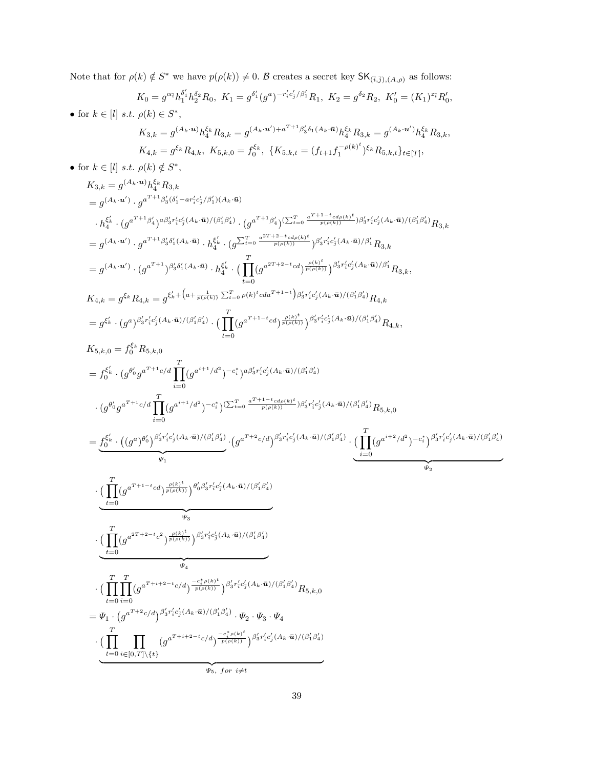Note that for $\rho(k) \notin S^*$ we have $p(\rho(k)) \neq 0$. $\mathcal{B}$ creates a secret key $\mathsf{SK}_{(\bar{i},\bar{j}),(A,\rho)}$ as follows:

$$K_0 = g^{\alpha_{\bar{i}}} h_1^{\delta_1'} h_2^{\delta_2} R_0,\ K_1 = g^{\delta_1'} (g^a)^{-r_{\bar{i}}' c_{\bar{j}}' / \beta_1'} R_1,\ K_2 = g^{\delta_2} R_2,\ K_0' = (K_1)^{z_{\bar{i}}} R_0',$$

- for $k \in [l]$ $s.t.$ $\rho(k) \in S^*$,

$$K_{3,k} = g^{(A_k \cdot \boldsymbol{u})} h_4^{\xi_k} R_{3,k} = g^{(A_k \cdot \boldsymbol{u}') + a^{T+1} \beta_3' \delta_1 (A_k \cdot \bar{\boldsymbol{u}})} h_4^{\xi_k} R_{3,k} = g^{(A_k \cdot \boldsymbol{u}')} h_4^{\xi_k} R_{3,k},$$

$$K_{4,k} = g^{\xi_k} R_{4,k},\ K_{5,k,0} = f_0^{\xi_k},\ \{K_{5,k,t} = (f_{t+1} f_1^{-\rho(k)^t})^{\xi_k} R_{5,k,t}\}_{t \in [T]},$$

- for $k \in [l]$ $s.t.$ $\rho(k) \notin S^*$,

$$\begin{aligned}
K_{3,k} &= g^{(A_k \cdot \boldsymbol{u})} h_4^{\xi_k} R_{3,k} \\
&= g^{(A_k \cdot \boldsymbol{u}')} \cdot g^{a^{T+1} \beta_3' (\delta_1' - a r_{\bar{i}}' c_{\bar{j}}' / \beta_1')(A_k \cdot \bar{\boldsymbol{u}})} \\
&\quad \cdot h_4^{\xi_k'} \cdot (g^{a^{T+1} \beta_4'})^{a \beta_3' r_{\bar{i}}' c_{\bar{j}}' (A_k \cdot \bar{\boldsymbol{u}}) / (\beta_1' \beta_4')} \cdot (g^{a^{T+1} \beta_4'})^{(\sum_{t=0}^{T} \frac{a^{T+1-t} c d \rho(k)^t}{p(\rho(k))}) \beta_3' r_{\bar{i}}' c_{\bar{j}}' (A_k \cdot \bar{\boldsymbol{u}}) / (\beta_1' \beta_4')} R_{3,k} \\
&= g^{(A_k \cdot \boldsymbol{u}')} \cdot g^{a^{T+1} \beta_3' \delta_1' (A_k \cdot \bar{\boldsymbol{u}})} \cdot h_4^{\xi_k'} \cdot (g^{\sum_{t=0}^{T} \frac{a^{2T+2-t} c d \rho(k)^t}{p(\rho(k))}})^{\beta_3' r_{\bar{i}}' c_{\bar{j}}' (A_k \cdot \bar{\boldsymbol{u}}) / \beta_1'} R_{3,k} \\
&= g^{(A_k \cdot \boldsymbol{u}')} \cdot (g^{a^{T+1}})^{\beta_3' \delta_1' (A_k \cdot \bar{\boldsymbol{u}})} \cdot h_4^{\xi_k'} \cdot \Big( \prod_{t=0}^{T} (g^{a^{2T+2-t} c d})^{\frac{\rho(k)^t}{p(\rho(k))}} \Big)^{\beta_3' r_{\bar{i}}' c_{\bar{j}}' (A_k \cdot \bar{\boldsymbol{u}}) / \beta_1'} R_{3,k},
\end{aligned}$$

$$\begin{aligned}
K_{4,k} &= g^{\xi_k} R_{4,k} = g^{\xi_k' + \left(a + \frac{1}{p(\rho(k))} \sum_{t=0}^{T} \rho(k)^t c d a^{T+1-t}\right) \beta_3' r_{\bar{i}}' c_{\bar{j}}' (A_k \cdot \bar{\boldsymbol{u}}) / (\beta_1' \beta_4')} R_{4,k} \\
&= g^{\xi_k'} \cdot (g^a)^{\beta_3' r_{\bar{i}}' c_{\bar{j}}' (A_k \cdot \bar{\boldsymbol{u}}) / (\beta_1' \beta_4')} \cdot \Big( \prod_{t=0}^{T} (g^{a^{T+1-t} c d})^{\frac{\rho(k)^t}{p(\rho(k))}} \Big)^{\beta_3' r_{\bar{i}}' c_{\bar{j}}' (A_k \cdot \bar{\boldsymbol{u}}) / (\beta_1' \beta_4')} R_{4,k},
\end{aligned}$$

$$\begin{aligned}
K_{5,k,0} &= f_0^{\xi_k} R_{5,k,0} \\
&= f_0^{\xi_k'} \cdot \Big( g^{\theta_0'} g^{a^{T+1} c / d} \prod_{i=0}^{T} (g^{a^{i+1}/d^2})^{-c_i^*} \Big)^{a \beta_3' r_{\bar{i}}' c_{\bar{j}}' (A_k \cdot \bar{\boldsymbol{u}}) / (\beta_1' \beta_4')} \\
&\quad \cdot \Big( g^{\theta_0'} g^{a^{T+1} c / d} \prod_{i=0}^{T} (g^{a^{i+1}/d^2})^{-c_i^*} \Big)^{(\sum_{t=0}^{T} \frac{a^{T+1-t} c d \rho(k)^t}{p(\rho(k))}) \beta_3' r_{\bar{i}}' c_{\bar{j}}' (A_k \cdot \bar{\boldsymbol{u}}) / (\beta_1' \beta_4')} R_{5,k,0} \\
&= \underbrace{f_0^{\xi_k'} \cdot \big( (g^a)^{\theta_0'} \big)^{\beta_3' r_{\bar{i}}' c_{\bar{j}}' (A_k \cdot \bar{\boldsymbol{u}}) / (\beta_1' \beta_4')}}_{\Psi_1} \cdot \big( g^{a^{T+2} c / d} \big)^{\beta_3' r_{\bar{i}}' c_{\bar{j}}' (A_k \cdot \bar{\boldsymbol{u}}) / (\beta_1' \beta_4')} \cdot \underbrace{\Big( \prod_{i=0}^{T} (g^{a^{i+2}/d^2})^{-c_i^*} \Big)^{\beta_3' r_{\bar{i}}' c_{\bar{j}}' (A_k \cdot \bar{\boldsymbol{u}}) / (\beta_1' \beta_4')}}_{\Psi_2} \\
&\quad \cdot \underbrace{\Big( \prod_{t=0}^{T} (g^{a^{T+1-t} c d})^{\frac{\rho(k)^t}{p(\rho(k))}} \Big)^{\theta_0' \beta_3' r_{\bar{i}}' c_{\bar{j}}' (A_k \cdot \bar{\boldsymbol{u}}) / (\beta_1' \beta_4')}}_{\Psi_3} \\
&\quad \cdot \underbrace{\Big( \prod_{t=0}^{T} (g^{a^{2T+2-t} c^2})^{\frac{\rho(k)^t}{p(\rho(k))}} \Big)^{\beta_3' r_{\bar{i}}' c_{\bar{j}}' (A_k \cdot \bar{\boldsymbol{u}}) / (\beta_1' \beta_4')}}_{\Psi_4} \\
&\quad \cdot \Big( \prod_{t=0}^{T} \prod_{i=0}^{T} (g^{a^{T+i+2-t} c / d})^{\frac{-c_i^* \rho(k)^t}{p(\rho(k))}} \Big)^{\beta_3' r_{\bar{i}}' c_{\bar{j}}' (A_k \cdot \bar{\boldsymbol{u}}) / (\beta_1' \beta_4')} R_{5,k,0} \\
&= \Psi_1 \cdot \big( g^{a^{T+2} c / d} \big)^{\beta_3' r_{\bar{i}}' c_{\bar{j}}' (A_k \cdot \bar{\boldsymbol{u}}) / (\beta_1' \beta_4')} \cdot \Psi_2 \cdot \Psi_3 \cdot \Psi_4 \\
&\quad \cdot \underbrace{\Big( \prod_{t=0}^{T} \prod_{i \in [0,T] \setminus \{t\}} (g^{a^{T+i+2-t} c / d})^{\frac{-c_i^* \rho(k)^t}{p(\rho(k))}} \Big)^{\beta_3' r_{\bar{i}}' c_{\bar{j}}' (A_k \cdot \bar{\boldsymbol{u}}) / (\beta_1' \beta_4')}}_{\Psi_5,\ for\ i \neq t}
\end{aligned}$$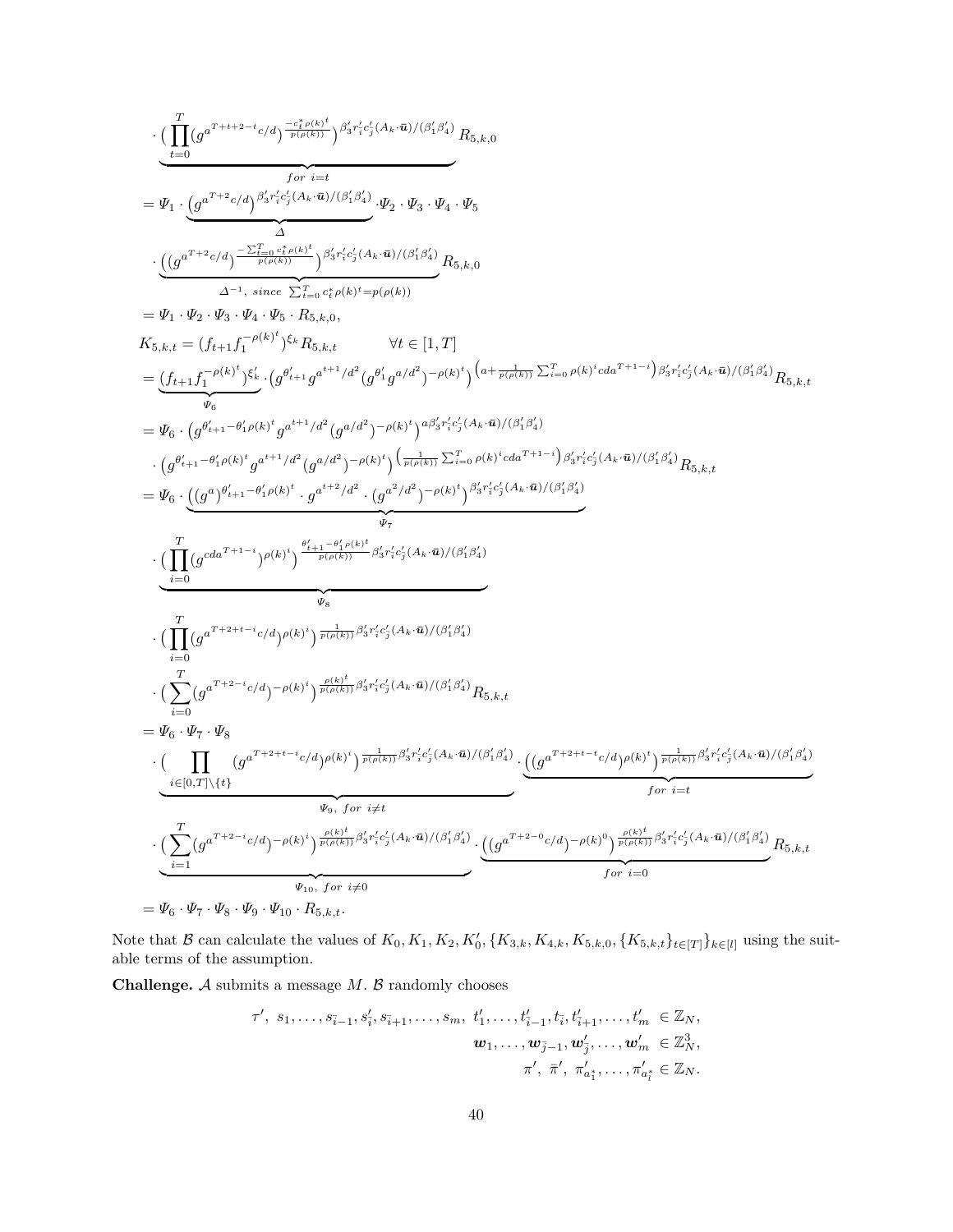$$
\cdot \underbrace{\Big(\prod_{t=0}^{T} (g^{a^{T+t+2-t} c/d})^{\frac{-c_t^* \rho(k)^t}{p(\rho(k))}}\Big)^{\beta_3' r_i' c_j' (A_k \cdot \bar{\boldsymbol{u}})/(\beta_1' \beta_4')}}_{for\ i=t} R_{5,k,0}
$$

$$
= \Psi_1 \cdot \underbrace{\big(g^{a^{T+2} c/d}\big)^{\beta_3' r_i' c_j' (A_k \cdot \bar{\boldsymbol{u}})/(\beta_1' \beta_4')}}_{\Delta} \cdot \Psi_2 \cdot \Psi_3 \cdot \Psi_4 \cdot \Psi_5
$$

$$
\cdot \underbrace{\Big((g^{a^{T+2} c/d})^{\frac{-\sum_{t=0}^{T} c_t^* \rho(k)^t}{p(\rho(k))}}\Big)^{\beta_3' r_i' c_j' (A_k \cdot \bar{\boldsymbol{u}})/(\beta_1' \beta_4')}}_{\Delta^{-1},\ since\ \sum_{t=0}^{T} c_t^* \rho(k)^t = p(\rho(k))} R_{5,k,0}
$$

$$
= \Psi_1 \cdot \Psi_2 \cdot \Psi_3 \cdot \Psi_4 \cdot \Psi_5 \cdot R_{5,k,0},
$$

$$
K_{5,k,t} = (f_{t+1} f_1^{-\rho(k)^t})^{\xi_k} R_{5,k,t} \qquad \forall t \in [1, T]
$$

$$
= \underbrace{(f_{t+1} f_1^{-\rho(k)^t})^{\xi_k'}}_{\Psi_6} \cdot \big(g^{\theta_{t+1}'} g^{a^{t+1}/d^2} (g^{\theta_1'} g^{a/d^2})^{-\rho(k)^t}\big)^{\left(a + \frac{1}{p(\rho(k))} \sum_{i=0}^{T} \rho(k)^i c d a^{T+1-i}\right) \beta_3' r_i' c_j' (A_k \cdot \bar{\boldsymbol{u}})/(\beta_1' \beta_4')} R_{5,k,t}
$$

$$
= \Psi_6 \cdot \big(g^{\theta_{t+1}' - \theta_1' \rho(k)^t} g^{a^{t+1}/d^2} (g^{a/d^2})^{-\rho(k)^t}\big)^{a \beta_3' r_i' c_j' (A_k \cdot \bar{\boldsymbol{u}})/(\beta_1' \beta_4')}
$$

$$
\cdot \big(g^{\theta_{t+1}' - \theta_1' \rho(k)^t} g^{a^{t+1}/d^2} (g^{a/d^2})^{-\rho(k)^t}\big)^{\left(\frac{1}{p(\rho(k))} \sum_{i=0}^{T} \rho(k)^i c d a^{T+1-i}\right) \beta_3' r_i' c_j' (A_k \cdot \bar{\boldsymbol{u}})/(\beta_1' \beta_4')} R_{5,k,t}
$$

$$
= \Psi_6 \cdot \underbrace{\big((g^a)^{\theta_{t+1}' - \theta_1' \rho(k)^t} \cdot g^{a^{t+2}/d^2} \cdot (g^{a^2/d^2})^{-\rho(k)^t}\big)^{\beta_3' r_i' c_j' (A_k \cdot \bar{\boldsymbol{u}})/(\beta_1' \beta_4')}}_{\Psi_7}
$$

$$
\cdot \underbrace{\Big(\prod_{i=0}^{T} (g^{c d a^{T+1-i}})^{\rho(k)^i}\Big)^{\frac{\theta_{t+1}' - \theta_1' \rho(k)^t}{p(\rho(k))} \beta_3' r_i' c_j' (A_k \cdot \bar{\boldsymbol{u}})/(\beta_1' \beta_4')}}_{\Psi_8}
$$

$$
\cdot \Big(\prod_{i=0}^{T} (g^{a^{T+2+t-i} c/d})^{\rho(k)^i}\Big)^{\frac{1}{p(\rho(k))} \beta_3' r_i' c_j' (A_k \cdot \bar{\boldsymbol{u}})/(\beta_1' \beta_4')}
$$

$$
\cdot \Big(\sum_{i=0}^{T} (g^{a^{T+2-i} c/d})^{-\rho(k)^i}\Big)^{\frac{\rho(k)^t}{p(\rho(k))} \beta_3' r_i' c_j' (A_k \cdot \bar{\boldsymbol{u}})/(\beta_1' \beta_4')} R_{5,k,t}
$$

$$
= \Psi_6 \cdot \Psi_7 \cdot \Psi_8
$$

$$
\cdot \underbrace{\Big(\prod_{i \in [0,T] \setminus \{t\}} (g^{a^{T+2+t-i} c/d})^{\rho(k)^i}\Big)^{\frac{1}{p(\rho(k))} \beta_3' r_i' c_j' (A_k \cdot \bar{\boldsymbol{u}})/(\beta_1' \beta_4')}}_{\Psi_9,\ for\ i \neq t} \cdot \underbrace{\big((g^{a^{T+2+t-t} c/d})^{\rho(k)^t}\big)^{\frac{1}{p(\rho(k))} \beta_3' r_i' c_j' (A_k \cdot \bar{\boldsymbol{u}})/(\beta_1' \beta_4')}}_{for\ i=t}
$$

$$
\cdot \underbrace{\Big(\sum_{i=1}^{T} (g^{a^{T+2-i} c/d})^{-\rho(k)^i}\Big)^{\frac{\rho(k)^t}{p(\rho(k))} \beta_3' r_i' c_j' (A_k \cdot \bar{\boldsymbol{u}})/(\beta_1' \beta_4')}}_{\Psi_{10},\ for\ i \neq 0} \cdot \underbrace{\big((g^{a^{T+2-0} c/d})^{-\rho(k)^0}\big)^{\frac{\rho(k)^t}{p(\rho(k))} \beta_3' r_i' c_j' (A_k \cdot \bar{\boldsymbol{u}})/(\beta_1' \beta_4')}}_{for\ i=0} R_{5,k,t}
$$

$$
= \Psi_6 \cdot \Psi_7 \cdot \Psi_8 \cdot \Psi_9 \cdot \Psi_{10} \cdot R_{5,k,t}.
$$

Note that $\mathcal{B}$ can calculate the values of $K_0, K_1, K_2, K_0', \{K_{3,k}, K_{4,k}, K_{5,k,0}, \{K_{5,k,t}\}_{t \in [T]}\}_{k \in [l]}$ using the suitable terms of the assumption.

**Challenge.** $\mathcal{A}$ submits a message $M$. $\mathcal{B}$ randomly chooses

$$
\begin{aligned}
\tau',\ s_1, \ldots, s_{\bar{i}-1}, s_{\bar{i}}', s_{\bar{i}+1}, \ldots, s_m,\ t_1', \ldots, t_{\bar{i}-1}', t_{\bar{i}}, t_{\bar{i}+1}', \ldots, t_m' &\in \mathbb{Z}_N, \\
\boldsymbol{w}_1, \ldots, \boldsymbol{w}_{\bar{j}-1}, \boldsymbol{w}_{\bar{j}}', \ldots, \boldsymbol{w}_m' &\in \mathbb{Z}_N^3, \\
\pi',\ \bar{\pi}',\ \pi_{a_1^*}', \ldots, \pi_{a_l^*}' &\in \mathbb{Z}_N.
\end{aligned}
$$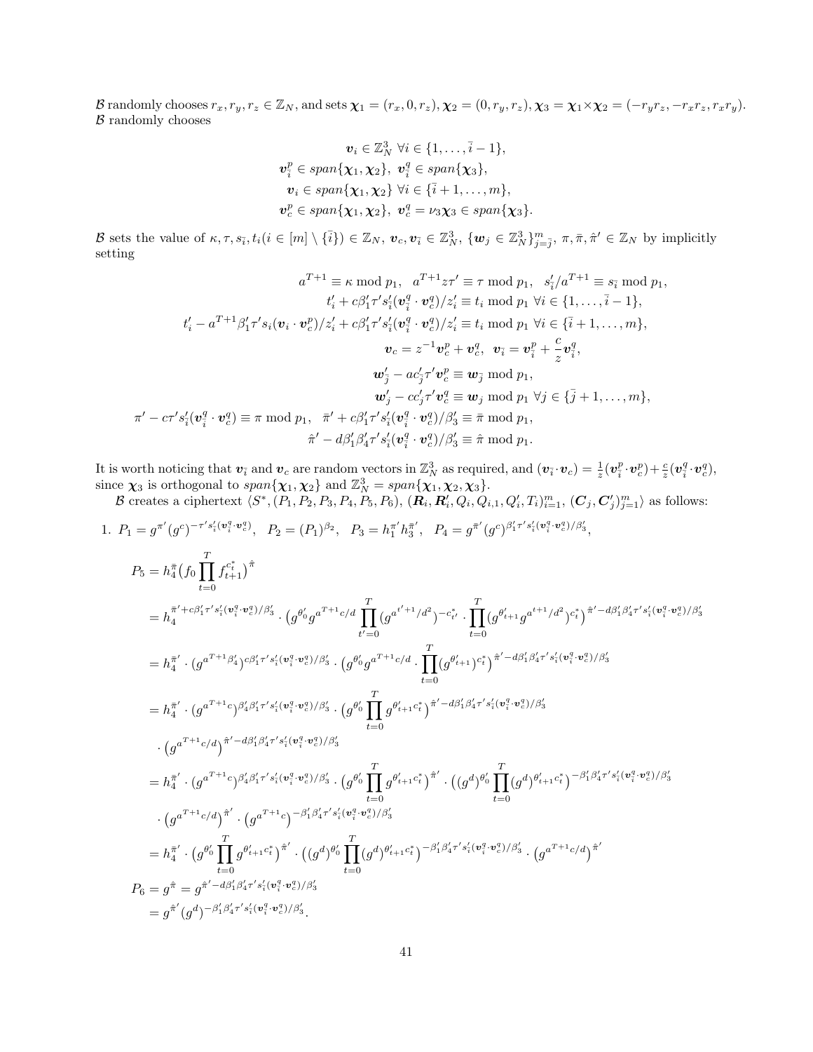$\mathcal{B}$ randomly chooses $r_x, r_y, r_z \in \mathbb{Z}_N$, and sets $\boldsymbol{\chi}_1 = (r_x, 0, r_z), \boldsymbol{\chi}_2 = (0, r_y, r_z), \boldsymbol{\chi}_3 = \boldsymbol{\chi}_1 \times \boldsymbol{\chi}_2 = (-r_y r_z, -r_x r_z, r_x r_y)$. $\mathcal{B}$ randomly chooses

$$
\begin{aligned}
&\boldsymbol{v}_i \in \mathbb{Z}_N^3 \;\; \forall i \in \{1, \ldots, \bar{i}-1\},\\
&\boldsymbol{v}_{\bar{i}}^p \in span\{\boldsymbol{\chi}_1, \boldsymbol{\chi}_2\}, \;\; \boldsymbol{v}_{\bar{i}}^q \in span\{\boldsymbol{\chi}_3\},\\
&\boldsymbol{v}_i \in span\{\boldsymbol{\chi}_1, \boldsymbol{\chi}_2\} \;\; \forall i \in \{\bar{i}+1, \ldots, m\},\\
&\boldsymbol{v}_c^p \in span\{\boldsymbol{\chi}_1, \boldsymbol{\chi}_2\}, \;\; \boldsymbol{v}_c^q = \nu_3 \boldsymbol{\chi}_3 \in span\{\boldsymbol{\chi}_3\}.
\end{aligned}
$$

$\mathcal{B}$ sets the value of $\kappa, \tau, s_{\bar{i}}, t_i (i \in [m] \setminus \{\bar{i}\}) \in \mathbb{Z}_N$, $\boldsymbol{v}_c, \boldsymbol{v}_{\bar{i}} \in \mathbb{Z}_N^3$, $\{\boldsymbol{w}_j \in \mathbb{Z}_N^3\}_{j=\bar{j}}^m$, $\pi, \bar{\pi}, \hat{\pi}' \in \mathbb{Z}_N$ by implicitly setting

$$
\begin{aligned}
a^{T+1} \equiv \kappa \bmod p_1, \quad a^{T+1} z\tau' \equiv \tau \bmod p_1, \quad s'_{\bar{i}}/a^{T+1} \equiv s_{\bar{i}} \bmod p_1,\\
t'_i + c\beta'_1 \tau' s'_{\bar{i}}(\boldsymbol{v}_{\bar{i}}^q \cdot \boldsymbol{v}_c^q)/z'_i \equiv t_i \bmod p_1 \;\; \forall i \in \{1, \ldots, \bar{i}-1\},\\
t'_i - a^{T+1}\beta'_1 \tau' s_i(\boldsymbol{v}_i \cdot \boldsymbol{v}_c^p)/z'_i + c\beta'_1 \tau' s'_{\bar{i}}(\boldsymbol{v}_{\bar{i}}^q \cdot \boldsymbol{v}_c^q)/z'_i \equiv t_i \bmod p_1 \;\; \forall i \in \{\bar{i}+1, \ldots, m\},\\
\boldsymbol{v}_c = z^{-1}\boldsymbol{v}_c^p + \boldsymbol{v}_c^q, \;\; \boldsymbol{v}_{\bar{i}} = \boldsymbol{v}_{\bar{i}}^p + \frac{c}{z}\boldsymbol{v}_{\bar{i}}^q,\\
\boldsymbol{w}'_{\bar{j}} - ac'_{\bar{j}}\tau' \boldsymbol{v}_c^p \equiv \boldsymbol{w}_{\bar{j}} \bmod p_1,\\
\boldsymbol{w}'_j - cc'_j \tau' \boldsymbol{v}_c^q \equiv \boldsymbol{w}_j \bmod p_1 \;\; \forall j \in \{\bar{j}+1, \ldots, m\},\\
\pi' - c\tau' s'_{\bar{i}}(\boldsymbol{v}_{\bar{i}}^q \cdot \boldsymbol{v}_c^q) \equiv \pi \bmod p_1, \quad \bar{\pi}' + c\beta'_1 \tau' s'_{\bar{i}}(\boldsymbol{v}_{\bar{i}}^q \cdot \boldsymbol{v}_c^q)/\beta'_3 \equiv \bar{\pi} \bmod p_1,\\
\hat{\pi}' - d\beta'_1\beta'_4 \tau' s'_{\bar{i}}(\boldsymbol{v}_{\bar{i}}^q \cdot \boldsymbol{v}_c^q)/\beta'_3 \equiv \hat{\pi} \bmod p_1.
\end{aligned}
$$

It is worth noticing that $\boldsymbol{v}_{\bar{i}}$ and $\boldsymbol{v}_c$ are random vectors in $\mathbb{Z}_N^3$ as required, and $(\boldsymbol{v}_{\bar{i}} \cdot \boldsymbol{v}_c) = \frac{1}{z}(\boldsymbol{v}_{\bar{i}}^p \cdot \boldsymbol{v}_c^p) + \frac{c}{z}(\boldsymbol{v}_{\bar{i}}^q \cdot \boldsymbol{v}_c^q)$, since $\boldsymbol{\chi}_3$ is orthogonal to $span\{\boldsymbol{\chi}_1, \boldsymbol{\chi}_2\}$ and $\mathbb{Z}_N^3 = span\{\boldsymbol{\chi}_1, \boldsymbol{\chi}_2, \boldsymbol{\chi}_3\}$.

$\mathcal{B}$ creates a ciphertext $\langle \boldsymbol{S}^*, (P_1, P_2, P_3, P_4, P_5, P_6), (\boldsymbol{R}_i, \boldsymbol{R}'_i, Q_i, Q_{i,1}, Q'_i, T_i)_{i=1}^m, (\boldsymbol{C}_j, \boldsymbol{C}'_j)_{j=1}^m \rangle$ as follows:

1. $P_1 = g^{\pi'}(g^c)^{-\tau' s'_{\bar{i}}(\boldsymbol{v}_{\bar{i}}^q \cdot \boldsymbol{v}_c^q)}, \;\; P_2 = (P_1)^{\beta_2}, \;\; P_3 = h_1^{\pi'} h_3^{\bar{\pi}'}, \;\; P_4 = g^{\bar{\pi}'}(g^c)^{\beta'_1 \tau' s'_{\bar{i}}(\boldsymbol{v}_{\bar{i}}^q \cdot \boldsymbol{v}_c^q)/\beta'_3},$

$$
\begin{aligned}
P_5 &= h_4^{\bar{\pi}}\big(f_0 \prod_{t=0}^{T} f_{t+1}^{c_t^*}\big)^{\hat{\pi}}\\
&= h_4^{\bar{\pi}' + c\beta'_1\tau' s'_{\bar{i}}(\boldsymbol{v}_{\bar{i}}^q \cdot \boldsymbol{v}_c^q)/\beta'_3} \cdot \big(g^{\theta'_0} g^{a^{T+1}c/d} \prod_{t'=0}^{T}(g^{a^{t'+1}/d^2})^{-c_{t'}^*} \cdot \prod_{t=0}^{T}(g^{\theta'_{t+1}} g^{a^{t+1}/d^2})^{c_t^*}\big)^{\hat{\pi}' - d\beta'_1\beta'_4\tau' s'_{\bar{i}}(\boldsymbol{v}_{\bar{i}}^q \cdot \boldsymbol{v}_c^q)/\beta'_3}\\
&= h_4^{\bar{\pi}'} \cdot (g^{a^{T+1}\beta'_4})^{c\beta'_1\tau' s'_{\bar{i}}(\boldsymbol{v}_{\bar{i}}^q \cdot \boldsymbol{v}_c^q)/\beta'_3} \cdot \big(g^{\theta'_0} g^{a^{T+1}c/d} \cdot \prod_{t=0}^{T}(g^{\theta'_{t+1}})^{c_t^*}\big)^{\hat{\pi}' - d\beta'_1\beta'_4\tau' s'_{\bar{i}}(\boldsymbol{v}_{\bar{i}}^q \cdot \boldsymbol{v}_c^q)/\beta'_3}\\
&= h_4^{\bar{\pi}'} \cdot (g^{a^{T+1}c})^{\beta'_4\beta'_1\tau' s'_{\bar{i}}(\boldsymbol{v}_{\bar{i}}^q \cdot \boldsymbol{v}_c^q)/\beta'_3} \cdot \big(g^{\theta'_0} \prod_{t=0}^{T} g^{\theta'_{t+1}c_t^*}\big)^{\hat{\pi}' - d\beta'_1\beta'_4\tau' s'_{\bar{i}}(\boldsymbol{v}_{\bar{i}}^q \cdot \boldsymbol{v}_c^q)/\beta'_3}\\
&\quad \cdot \big(g^{a^{T+1}c/d}\big)^{\hat{\pi}' - d\beta'_1\beta'_4\tau' s'_{\bar{i}}(\boldsymbol{v}_{\bar{i}}^q \cdot \boldsymbol{v}_c^q)/\beta'_3}\\
&= h_4^{\bar{\pi}'} \cdot (g^{a^{T+1}c})^{\beta'_4\beta'_1\tau' s'_{\bar{i}}(\boldsymbol{v}_{\bar{i}}^q \cdot \boldsymbol{v}_c^q)/\beta'_3} \cdot \big(g^{\theta'_0} \prod_{t=0}^{T} g^{\theta'_{t+1}c_t^*}\big)^{\hat{\pi}'} \cdot \big((g^d)^{\theta'_0} \prod_{t=0}^{T}(g^d)^{\theta'_{t+1}c_t^*}\big)^{-\beta'_1\beta'_4\tau' s'_{\bar{i}}(\boldsymbol{v}_{\bar{i}}^q \cdot \boldsymbol{v}_c^q)/\beta'_3}\\
&\quad \cdot \big(g^{a^{T+1}c/d}\big)^{\hat{\pi}'} \cdot \big(g^{a^{T+1}c}\big)^{-\beta'_1\beta'_4\tau' s'_{\bar{i}}(\boldsymbol{v}_{\bar{i}}^q \cdot \boldsymbol{v}_c^q)/\beta'_3}\\
&= h_4^{\bar{\pi}'} \cdot \big(g^{\theta'_0} \prod_{t=0}^{T} g^{\theta'_{t+1}c_t^*}\big)^{\hat{\pi}'} \cdot \big((g^d)^{\theta'_0} \prod_{t=0}^{T}(g^d)^{\theta'_{t+1}c_t^*}\big)^{-\beta'_1\beta'_4\tau' s'_{\bar{i}}(\boldsymbol{v}_{\bar{i}}^q \cdot \boldsymbol{v}_c^q)/\beta'_3} \cdot \big(g^{a^{T+1}c/d}\big)^{\hat{\pi}'}\\
P_6 &= g^{\hat{\pi}} = g^{\hat{\pi}' - d\beta'_1\beta'_4\tau' s'_{\bar{i}}(\boldsymbol{v}_{\bar{i}}^q \cdot \boldsymbol{v}_c^q)/\beta'_3}\\
&= g^{\hat{\pi}'}(g^d)^{-\beta'_1\beta'_4\tau' s'_{\bar{i}}(\boldsymbol{v}_{\bar{i}}^q \cdot \boldsymbol{v}_c^q)/\beta'_3}.
\end{aligned}
$$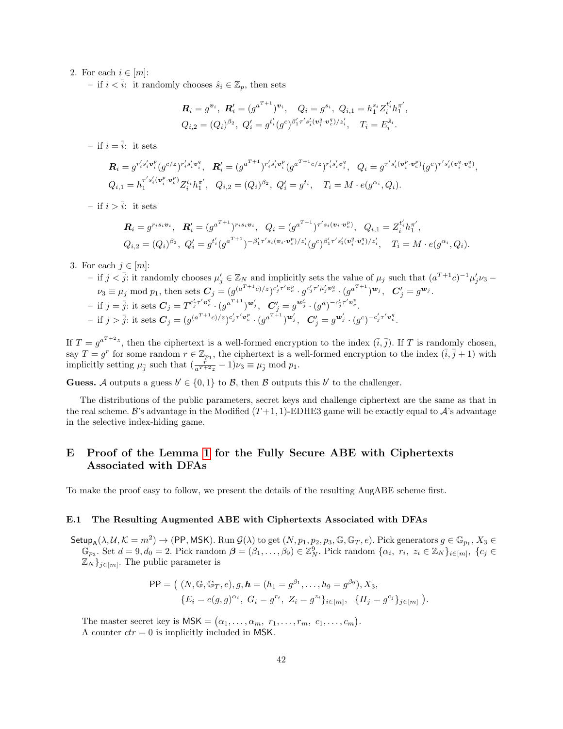2. For each $i \in [m]$:
   – if $i < \bar{i}$: it randomly chooses $\hat{s}_i \in \mathbb{Z}_p$, then sets

$$\boldsymbol{R}_i = g^{\boldsymbol{v}_i},\ \boldsymbol{R}'_i = (g^{a^{T+1}})^{\boldsymbol{v}_i},\quad Q_i = g^{s_i},\ Q_{i,1} = h_1^{s_i} Z_i^{t'_i} h_1^{\pi'},$$
$$Q_{i,2} = (Q_i)^{\beta_2},\ Q'_i = g^{t'_i}(g^c)^{\beta'_1 \tau' s'_i (\boldsymbol{v}_i^q \cdot \boldsymbol{v}_c^q)/z'_i},\quad T_i = E_i^{\hat{s}_i}.$$

   – if $i = \bar{i}$: it sets

$$\boldsymbol{R}_i = g^{r'_i s'_i \boldsymbol{v}_i^p}(g^{c/z})^{r'_i s'_i \boldsymbol{v}_i^q},\ \ \boldsymbol{R}'_i = (g^{a^{T+1}})^{r'_i s'_i \boldsymbol{v}_i^p}(g^{a^{T+1}c/z})^{r'_i s'_i \boldsymbol{v}_i^q},\ \ Q_i = g^{\tau' s'_i (\boldsymbol{v}_i^p \cdot \boldsymbol{v}_c^p)}(g^c)^{\tau' s'_i (\boldsymbol{v}_i^q \cdot \boldsymbol{v}_c^q)},$$
$$Q_{i,1} = h_1^{\tau' s'_i (\boldsymbol{v}_i^p \cdot \boldsymbol{v}_c^p)} Z_i^{t_i} h_1^{\pi'},\ \ Q_{i,2} = (Q_i)^{\beta_2},\ Q'_i = g^{t_i},\quad T_i = M \cdot e(g^{\alpha_i}, Q_i).$$

   – if $i > \bar{i}$: it sets

$$\boldsymbol{R}_i = g^{r_i s_i \boldsymbol{v}_i},\ \ \boldsymbol{R}'_i = (g^{a^{T+1}})^{r_i s_i \boldsymbol{v}_i},\ \ Q_i = (g^{a^{T+1}})^{\tau' s_i (\boldsymbol{v}_i \cdot \boldsymbol{v}_c^p)},\ \ Q_{i,1} = Z_i^{t'_i} h_1^{\pi'},$$
$$Q_{i,2} = (Q_i)^{\beta_2},\ Q'_i = g^{t'_i}(g^{a^{T+1}})^{-\beta'_1 \tau' s_i (\boldsymbol{v}_i \cdot \boldsymbol{v}_c^p)/z'_i}(g^c)^{\beta'_1 \tau' s'_i (\boldsymbol{v}_i^q \cdot \boldsymbol{v}_c^q)/z'_i},\quad T_i = M \cdot e(g^{\alpha_i}, Q_i).$$

3. For each $j \in [m]$:
   – if $j < \bar{j}$: it randomly chooses $\mu'_j \in \mathbb{Z}_N$ and implicitly sets the value of $\mu_j$ such that $(a^{T+1}c)^{-1}\mu'_j \nu_3 - \nu_3 \equiv \mu_j \bmod p_1$, then sets $\boldsymbol{C}_j = (g^{(a^{T+1}c)/z})^{c'_j \tau' \boldsymbol{v}_c^p} \cdot g^{c'_j \tau' \mu'_j \boldsymbol{v}_c^q} \cdot (g^{a^{T+1}})^{\boldsymbol{w}_j},\ \ \boldsymbol{C}'_j = g^{\boldsymbol{w}_j}$.
   – if $j = \bar{j}$: it sets $\boldsymbol{C}_j = T^{c'_j \tau' \boldsymbol{v}_c^q} \cdot (g^{a^{T+1}})^{\boldsymbol{w}'_j},\ \ \boldsymbol{C}'_j = g^{\boldsymbol{w}'_j} \cdot (g^a)^{-c'_j \tau' \boldsymbol{v}_c^p}$.
   – if $j > \bar{j}$: it sets $\boldsymbol{C}_j = (g^{(a^{T+1}c)/z})^{c'_j \tau' \boldsymbol{v}_c^p} \cdot (g^{a^{T+1}})^{\boldsymbol{w}'_j},\ \ \boldsymbol{C}'_j = g^{\boldsymbol{w}'_j} \cdot (g^c)^{-c'_j \tau' \boldsymbol{v}_c^q}$.

If $T = g^{a^{T+2}z}$, then the ciphertext is a well-formed encryption to the index $(\bar{i}, \bar{j})$. If $T$ is randomly chosen, say $T = g^r$ for some random $r \in \mathbb{Z}_{p_1}$, the ciphertext is a well-formed encryption to the index $(\bar{i}, \bar{j}+1)$ with implicitly setting $\mu_{\bar{j}}$ such that $(\frac{r}{a^{T+2}z} - 1)\nu_3 \equiv \mu_{\bar{j}} \bmod p_1$.

**Guess.** $\mathcal{A}$ outputs a guess $b' \in \{0,1\}$ to $\mathcal{B}$, then $\mathcal{B}$ outputs this $b'$ to the challenger.

The distributions of the public parameters, secret keys and challenge ciphertext are the same as that in the real scheme. $\mathcal{B}$'s advantage in the Modified $(T+1,1)$-EDHE3 game will be exactly equal to $\mathcal{A}$'s advantage in the selective index-hiding game.

# E Proof of the Lemma 1 for the Fully Secure ABE with Ciphertexts Associated with DFAs

To make the proof easy to follow, we present the details of the resulting AugABE scheme first.

## E.1 The Resulting Augmented ABE with Ciphertexts Associated with DFAs

$\mathsf{Setup_A}(\lambda, \mathcal{U}, \mathcal{K} = m^2) \to (\mathsf{PP}, \mathsf{MSK})$. Run $\mathcal{G}(\lambda)$ to get $(N, p_1, p_2, p_3, \mathbb{G}, \mathbb{G}_T, e)$. Pick generators $g \in \mathbb{G}_{p_1}$, $X_3 \in \mathbb{G}_{p_3}$. Set $d = 9, d_0 = 2$. Pick random $\boldsymbol{\beta} = (\beta_1, \ldots, \beta_9) \in \mathbb{Z}_N^9$. Pick random $\{\alpha_i,\ r_i,\ z_i \in \mathbb{Z}_N\}_{i \in [m]}$, $\{c_j \in \mathbb{Z}_N\}_{j \in [m]}$. The public parameter is

$$\mathsf{PP} = \big(\ (N, \mathbb{G}, \mathbb{G}_T, e), g, \boldsymbol{h} = (h_1 = g^{\beta_1}, \ldots, h_9 = g^{\beta_9}), X_3,$$
$$\{E_i = e(g,g)^{\alpha_i},\ G_i = g^{r_i},\ Z_i = g^{z_i}\}_{i \in [m]},\ \ \{H_j = g^{c_j}\}_{j \in [m]}\ \big).$$

The master secret key is $\mathsf{MSK} = (\alpha_1, \ldots, \alpha_m,\ r_1, \ldots, r_m,\ c_1, \ldots, c_m)$.
A counter $ctr = 0$ is implicitly included in $\mathsf{MSK}$.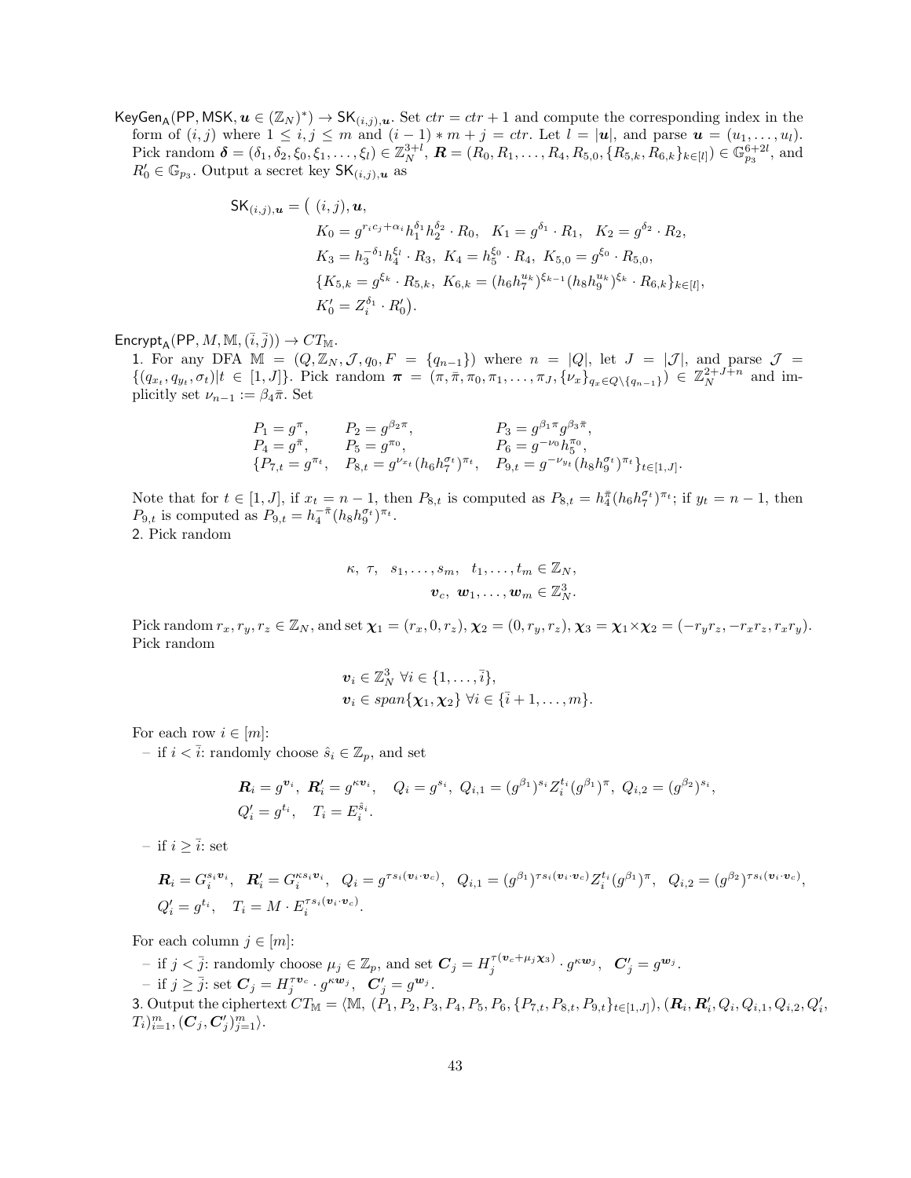$\mathsf{KeyGen_A}(\mathsf{PP}, \mathsf{MSK}, \boldsymbol{u} \in (\mathbb{Z}_N)^*) \to \mathsf{SK}_{(i,j),\boldsymbol{u}}$. Set $ctr = ctr + 1$ and compute the corresponding index in the form of $(i, j)$ where $1 \le i, j \le m$ and $(i-1) * m + j = ctr$. Let $l = |\boldsymbol{u}|$, and parse $\boldsymbol{u} = (u_1, \dots, u_l)$. Pick random $\boldsymbol{\delta} = (\delta_1, \delta_2, \xi_0, \xi_1, \dots, \xi_l) \in \mathbb{Z}_N^{3+l}$, $\boldsymbol{R} = (R_0, R_1, \dots, R_4, R_{5,0}, \{R_{5,k}, R_{6,k}\}_{k\in[l]}) \in \mathbb{G}_{p_3}^{6+2l}$, and $R_0' \in \mathbb{G}_{p_3}$. Output a secret key $\mathsf{SK}_{(i,j),\boldsymbol{u}}$ as

$$
\begin{aligned}
\mathsf{SK}_{(i,j),\boldsymbol{u}} = \big(\ & (i,j), \boldsymbol{u}, \\
& K_0 = g^{r_i c_j + \alpha_i} h_1^{\delta_1} h_2^{\delta_2} \cdot R_0, \quad K_1 = g^{\delta_1} \cdot R_1, \quad K_2 = g^{\delta_2} \cdot R_2, \\
& K_3 = h_3^{-\delta_1} h_4^{\xi_l} \cdot R_3, \ K_4 = h_5^{\xi_0} \cdot R_4, \ K_{5,0} = g^{\xi_0} \cdot R_{5,0}, \\
& \{K_{5,k} = g^{\xi_k} \cdot R_{5,k}, \ K_{6,k} = (h_6 h_7^{u_k})^{\xi_{k-1}} (h_8 h_9^{u_k})^{\xi_k} \cdot R_{6,k}\}_{k\in[l]}, \\
& K_0' = Z_i^{\delta_1} \cdot R_0' \big).
\end{aligned}
$$

$\mathsf{Encrypt_A}(\mathsf{PP}, M, \mathbb{M}, (\bar{i}, \bar{j})) \to CT_{\mathbb{M}}$.

1. For any DFA $\mathbb{M} = (Q, \mathbb{Z}_N, \mathcal{J}, q_0, F = \{q_{n-1}\})$ where $n = |Q|$, let $J = |\mathcal{J}|$, and parse $\mathcal{J} = \{(q_{x_t}, q_{y_t}, \sigma_t) | t \in [1, J]\}$. Pick random $\boldsymbol{\pi} = (\pi, \bar{\pi}, \pi_0, \pi_1, \dots, \pi_J, \{\nu_x\}_{q_x \in Q\setminus\{q_{n-1}\}}) \in \mathbb{Z}_N^{2+J+n}$ and implicitly set $\nu_{n-1} := \beta_4 \bar{\pi}$. Set

$$
\begin{array}{lll}
P_1 = g^{\pi}, & P_2 = g^{\beta_2 \pi}, & P_3 = g^{\beta_1 \pi} g^{\beta_3 \bar{\pi}}, \\
P_4 = g^{\bar{\pi}}, & P_5 = g^{\pi_0}, & P_6 = g^{-\nu_0} h_5^{\pi_0}, \\
\{P_{7,t} = g^{\pi_t}, & P_{8,t} = g^{\nu_{x_t}} (h_6 h_7^{\sigma_t})^{\pi_t}, & P_{9,t} = g^{-\nu_{y_t}} (h_8 h_9^{\sigma_t})^{\pi_t}\}_{t\in[1,J]}.
\end{array}
$$

Note that for $t \in [1, J]$, if $x_t = n-1$, then $P_{8,t}$ is computed as $P_{8,t} = h_4^{\bar{\pi}} (h_6 h_7^{\sigma_t})^{\pi_t}$; if $y_t = n-1$, then $P_{9,t}$ is computed as $P_{9,t} = h_4^{-\bar{\pi}} (h_8 h_9^{\sigma_t})^{\pi_t}$.

2. Pick random

$$
\begin{aligned}
\kappa, \ \tau, \ \ s_1, \dots, s_m, \ \ t_1, \dots, t_m \in \mathbb{Z}_N, \\
\boldsymbol{v}_c, \ \boldsymbol{w}_1, \dots, \boldsymbol{w}_m \in \mathbb{Z}_N^3.
\end{aligned}
$$

Pick random $r_x, r_y, r_z \in \mathbb{Z}_N$, and set $\boldsymbol{\chi}_1 = (r_x, 0, r_z)$, $\boldsymbol{\chi}_2 = (0, r_y, r_z)$, $\boldsymbol{\chi}_3 = \boldsymbol{\chi}_1 \times \boldsymbol{\chi}_2 = (-r_y r_z, -r_x r_z, r_x r_y)$. Pick random

$$
\begin{aligned}
& \boldsymbol{v}_i \in \mathbb{Z}_N^3 \ \forall i \in \{1, \dots, \bar{i}\}, \\
& \boldsymbol{v}_i \in span\{\boldsymbol{\chi}_1, \boldsymbol{\chi}_2\} \ \forall i \in \{\bar{i}+1, \dots, m\}.
\end{aligned}
$$

For each row $i \in [m]$:

– if $i < \bar{i}$: randomly choose $\hat{s}_i \in \mathbb{Z}_p$, and set

$$
\begin{aligned}
& \boldsymbol{R}_i = g^{\boldsymbol{v}_i}, \ \boldsymbol{R}_i' = g^{\kappa \boldsymbol{v}_i}, \quad Q_i = g^{s_i}, \ Q_{i,1} = (g^{\beta_1})^{s_i} Z_i^{t_i} (g^{\beta_1})^{\pi}, \ Q_{i,2} = (g^{\beta_2})^{s_i}, \\
& Q_i' = g^{t_i}, \quad T_i = E_i^{\hat{s}_i}.
\end{aligned}
$$

– if $i \ge \bar{i}$: set

$$
\begin{aligned}
& \boldsymbol{R}_i = G_i^{s_i \boldsymbol{v}_i}, \ \ \boldsymbol{R}_i' = G_i^{\kappa s_i \boldsymbol{v}_i}, \ \ Q_i = g^{\tau s_i (\boldsymbol{v}_i \cdot \boldsymbol{v}_c)}, \ \ Q_{i,1} = (g^{\beta_1})^{\tau s_i (\boldsymbol{v}_i \cdot \boldsymbol{v}_c)} Z_i^{t_i} (g^{\beta_1})^{\pi}, \ \ Q_{i,2} = (g^{\beta_2})^{\tau s_i (\boldsymbol{v}_i \cdot \boldsymbol{v}_c)}, \\
& Q_i' = g^{t_i}, \quad T_i = M \cdot E_i^{\tau s_i (\boldsymbol{v}_i \cdot \boldsymbol{v}_c)}.
\end{aligned}
$$

For each column $j \in [m]$:

– if $j < \bar{j}$: randomly choose $\mu_j \in \mathbb{Z}_p$, and set $\boldsymbol{C}_j = H_j^{\tau(\boldsymbol{v}_c + \mu_j \boldsymbol{\chi}_3)} \cdot g^{\kappa \boldsymbol{w}_j}$, $\ \boldsymbol{C}_j' = g^{\boldsymbol{w}_j}$.

– if $j \ge \bar{j}$: set $\boldsymbol{C}_j = H_j^{\tau \boldsymbol{v}_c} \cdot g^{\kappa \boldsymbol{w}_j}$, $\ \boldsymbol{C}_j' = g^{\boldsymbol{w}_j}$.

3. Output the ciphertext $CT_{\mathbb{M}} = \langle \mathbb{M}, \ (P_1, P_2, P_3, P_4, P_5, P_6, \{P_{7,t}, P_{8,t}, P_{9,t}\}_{t\in[1,J]}), (\boldsymbol{R}_i, \boldsymbol{R}_i', Q_i, Q_{i,1}, Q_{i,2}, Q_i', T_i)_{i=1}^m, (\boldsymbol{C}_j, \boldsymbol{C}_j')_{j=1}^m \rangle$.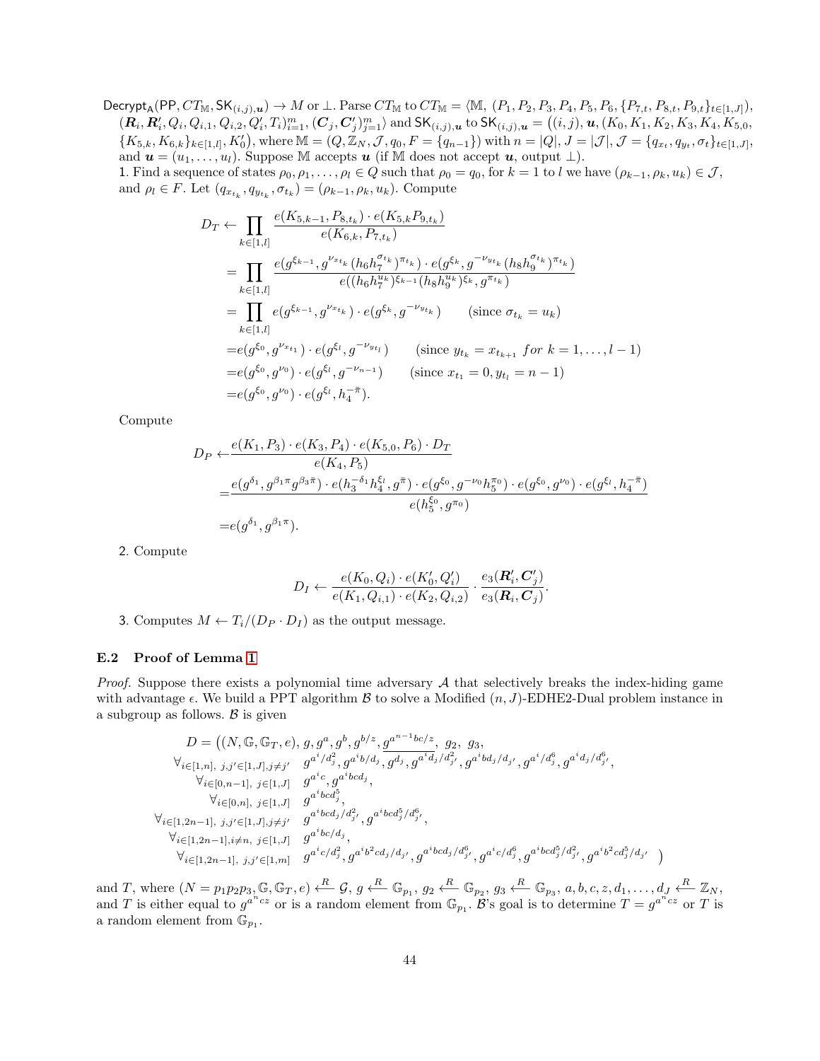$\mathsf{Decrypt_A}(\mathsf{PP}, CT_{\mathbb{M}}, \mathsf{SK}_{(i,j),\boldsymbol{u}}) \to M$ or $\perp$. Parse $CT_{\mathbb{M}}$ to $CT_{\mathbb{M}} = \langle \mathbb{M}, (P_1, P_2, P_3, P_4, P_5, P_6, \{P_{7,t}, P_{8,t}, P_{9,t}\}_{t\in[1,J]}),$ $(\boldsymbol{R}_i, \boldsymbol{R}'_i, Q_i, Q_{i,1}, Q_{i,2}, Q'_i, T_i)_{i=1}^m, (\boldsymbol{C}_j, \boldsymbol{C}'_j)_{j=1}^m\rangle$ and $\mathsf{SK}_{(i,j),\boldsymbol{u}}$ to $\mathsf{SK}_{(i,j),\boldsymbol{u}} = \big((i,j), \boldsymbol{u}, (K_0, K_1, K_2, K_3, K_4, K_{5,0},$ $\{K_{5,k}, K_{6,k}\}_{k\in[1,l]}, K'_0\big)$, where $\mathbb{M} = (Q, \mathbb{Z}_N, \mathcal{J}, q_0, F = \{q_{n-1}\})$ with $n = |Q|, J = |\mathcal{J}|, \mathcal{J} = \{q_{x_t}, q_{y_t}, \sigma_t\}_{t\in[1,J]}$, and $\boldsymbol{u} = (u_1, \ldots, u_l)$. Suppose $\mathbb{M}$ accepts $\boldsymbol{u}$ (if $\mathbb{M}$ does not accept $\boldsymbol{u}$, output $\perp$).

1. Find a sequence of states $\rho_0, \rho_1, \ldots, \rho_l \in Q$ such that $\rho_0 = q_0$, for $k = 1$ to $l$ we have $(\rho_{k-1}, \rho_k, u_k) \in \mathcal{J}$, and $\rho_l \in F$. Let $(q_{x_{t_k}}, q_{y_{t_k}}, \sigma_{t_k}) = (\rho_{k-1}, \rho_k, u_k)$. Compute

$$
\begin{aligned}
D_T \leftarrow & \prod_{k\in[1,l]} \frac{e(K_{5,k-1}, P_{8,t_k}) \cdot e(K_{5,k} P_{9,t_k})}{e(K_{6,k}, P_{7,t_k})} \\
= & \prod_{k\in[1,l]} \frac{e(g^{\xi_{k-1}}, g^{\nu_{x_{t_k}}} (h_6 h_7^{\sigma_{t_k}})^{\pi_{t_k}}) \cdot e(g^{\xi_k}, g^{-\nu_{y_{t_k}}} (h_8 h_9^{\sigma_{t_k}})^{\pi_{t_k}})}{e((h_6 h_7^{u_k})^{\xi_{k-1}} (h_8 h_9^{u_k})^{\xi_k}, g^{\pi_{t_k}})} \\
= & \prod_{k\in[1,l]} e(g^{\xi_{k-1}}, g^{\nu_{x_{t_k}}}) \cdot e(g^{\xi_k}, g^{-\nu_{y_{t_k}}}) \qquad (\text{since } \sigma_{t_k} = u_k) \\
= & e(g^{\xi_0}, g^{\nu_{x_{t_1}}}) \cdot e(g^{\xi_l}, g^{-\nu_{y_{t_l}}}) \qquad (\text{since } y_{t_k} = x_{t_{k+1}} \ for\ k = 1, \ldots, l-1) \\
= & e(g^{\xi_0}, g^{\nu_0}) \cdot e(g^{\xi_l}, g^{-\nu_{n-1}}) \qquad (\text{since } x_{t_1} = 0, y_{t_l} = n-1) \\
= & e(g^{\xi_0}, g^{\nu_0}) \cdot e(g^{\xi_l}, h_4^{-\bar{\pi}}).
\end{aligned}
$$

Compute

$$
\begin{aligned}
D_P \leftarrow & \frac{e(K_1, P_3) \cdot e(K_3, P_4) \cdot e(K_{5,0}, P_6) \cdot D_T}{e(K_4, P_5)} \\
= & \frac{e(g^{\delta_1}, g^{\beta_1 \pi} g^{\beta_3 \bar{\pi}}) \cdot e(h_3^{-\delta_1} h_4^{\xi_l}, g^{\bar{\pi}}) \cdot e(g^{\xi_0}, g^{-\nu_0} h_5^{\pi_0}) \cdot e(g^{\xi_0}, g^{\nu_0}) \cdot e(g^{\xi_l}, h_4^{-\bar{\pi}})}{e(h_5^{\xi_0}, g^{\pi_0})} \\
= & e(g^{\delta_1}, g^{\beta_1 \pi}).
\end{aligned}
$$

2. Compute

$$
D_I \leftarrow \frac{e(K_0, Q_i) \cdot e(K'_0, Q'_i)}{e(K_1, Q_{i,1}) \cdot e(K_2, Q_{i,2})} \cdot \frac{e_3(\boldsymbol{R}'_i, \boldsymbol{C}'_j)}{e_3(\boldsymbol{R}_i, \boldsymbol{C}_j)}.
$$

3. Computes $M \leftarrow T_i/(D_P \cdot D_I)$ as the output message.

### E.2 Proof of Lemma 1

*Proof.* Suppose there exists a polynomial time adversary $\mathcal{A}$ that selectively breaks the index-hiding game with advantage $\epsilon$. We build a PPT algorithm $\mathcal{B}$ to solve a Modified $(n, J)$-EDHE2-Dual problem instance in a subgroup as follows. $\mathcal{B}$ is given

$$
\begin{aligned}
D = \big( & (N, \mathbb{G}, \mathbb{G}_T, e),\ g, g^a, g^b, g^{b/z}, \underline{g^{a^{n-1}bc/z}},\ g_2,\ g_3, \\
\forall_{i\in[1,n],\ j,j'\in[1,J], j\neq j'} \quad & g^{a^i/d_j^2}, g^{a^i b/d_j}, g^{d_j}, g^{a^i d_j/d_{j'}^2}, g^{a^i b d_j/d_{j'}}, g^{a^i/d_j^6}, g^{a^i d_j/d_{j'}^6}, \\
\forall_{i\in[0,n-1],\ j\in[1,J]} \quad & g^{a^i c}, g^{a^i b c d_j}, \\
\forall_{i\in[0,n],\ j\in[1,J]} \quad & g^{a^i b c d_j^5}, \\
\forall_{i\in[1,2n-1],\ j,j'\in[1,J], j\neq j'} \quad & g^{a^i b c d_j/d_{j'}^2}, g^{a^i b c d_j^5/d_{j'}^6}, \\
\forall_{i\in[1,2n-1], i\neq n,\ j\in[1,J]} \quad & g^{a^i bc/d_j}, \\
\forall_{i\in[1,2n-1],\ j,j'\in[1,m]} \quad & g^{a^i c/d_j^2}, g^{a^i b^2 c d_j/d_{j'}}, g^{a^i b c d_j/d_{j'}^6}, g^{a^i c/d_j^6}, g^{a^i b c d_j^5/d_{j'}^2}, g^{a^i b^2 c d_j^5/d_{j'}} \quad \big)
\end{aligned}
$$

and $T$, where $(N = p_1 p_2 p_3, \mathbb{G}, \mathbb{G}_T, e) \xleftarrow{R} \mathcal{G}$, $g \xleftarrow{R} \mathbb{G}_{p_1}$, $g_2 \xleftarrow{R} \mathbb{G}_{p_2}$, $g_3 \xleftarrow{R} \mathbb{G}_{p_3}$, $a, b, c, z, d_1, \ldots, d_J \xleftarrow{R} \mathbb{Z}_N$, and $T$ is either equal to $g^{a^n cz}$ or is a random element from $\mathbb{G}_{p_1}$. $\mathcal{B}$'s goal is to determine $T = g^{a^n cz}$ or $T$ is a random element from $\mathbb{G}_{p_1}$.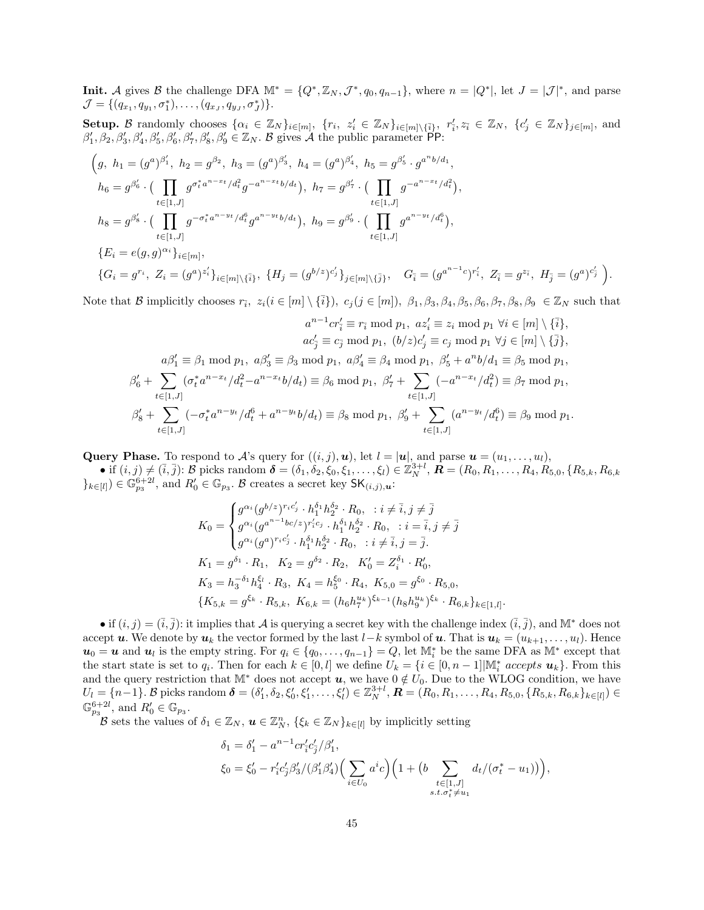**Init.** $\mathcal{A}$ gives $\mathcal{B}$ the challenge DFA $\mathbb{M}^* = \{Q^*, \mathbb{Z}_N, \mathcal{J}^*, q_0, q_{n-1}\}$, where $n = |Q^*|$, let $J = |\mathcal{J}|^*$, and parse $\mathcal{J} = \{(q_{x_1}, q_{y_1}, \sigma_1^*), \ldots, (q_{x_J}, q_{y_J}, \sigma_J^*)\}$.

**Setup.** $\mathcal{B}$ randomly chooses $\{\alpha_i \in \mathbb{Z}_N\}_{i\in[m]}$, $\{r_i,\ z_i' \in \mathbb{Z}_N\}_{i\in[m]\setminus\{\bar{i}\}}$, $r_{\bar{i}}', z_{\bar{i}} \in \mathbb{Z}_N$, $\{c_j' \in \mathbb{Z}_N\}_{j\in[m]}$, and $\beta_1', \beta_2, \beta_3', \beta_4', \beta_5', \beta_6', \beta_7', \beta_8', \beta_9' \in \mathbb{Z}_N$. $\mathcal{B}$ gives $\mathcal{A}$ the public parameter $\mathsf{PP}$:

$$
\Big(g,\ h_1 = (g^a)^{\beta_1'},\ h_2 = g^{\beta_2},\ h_3 = (g^a)^{\beta_3'},\ h_4 = (g^a)^{\beta_4'},\ h_5 = g^{\beta_5'} \cdot g^{a^n b/d_1},
$$
$$
h_6 = g^{\beta_6'} \cdot \big(\prod_{t\in[1,J]} g^{\sigma_t^* a^{n-x_t}/d_t^2} g^{-a^{n-x_t}b/d_t}\big),\ h_7 = g^{\beta_7'} \cdot \big(\prod_{t\in[1,J]} g^{-a^{n-x_t}/d_t^2}\big),
$$
$$
h_8 = g^{\beta_8'} \cdot \big(\prod_{t\in[1,J]} g^{-\sigma_t^* a^{n-y_t}/d_t^6} g^{a^{n-y_t}b/d_t}\big),\ h_9 = g^{\beta_9'} \cdot \big(\prod_{t\in[1,J]} g^{a^{n-y_t}/d_t^6}\big),
$$
$$
\{E_i = e(g,g)^{\alpha_i}\}_{i\in[m]},
$$
$$
\{G_i = g^{r_i},\ Z_i = (g^a)^{z_i'}\}_{i\in[m]\setminus\{\bar{i}\}},\ \{H_j = (g^{b/z})^{c_j'}\}_{j\in[m]\setminus\{\bar{j}\}},\quad G_{\bar{i}} = (g^{a^{n-1}c})^{r_{\bar{i}}'},\ Z_{\bar{i}} = g^{z_{\bar{i}}},\ H_{\bar{j}} = (g^a)^{c_{\bar{j}}'}\ \Big).
$$

Note that $\mathcal{B}$ implicitly chooses $r_{\bar{i}},\ z_i (i \in [m]\setminus\{\bar{i}\}),\ c_j (j \in [m]),\ \beta_1, \beta_3, \beta_4, \beta_5, \beta_6, \beta_7, \beta_8, \beta_9 \ \in \mathbb{Z}_N$ such that

$$
a^{n-1}cr_{\bar{i}}' \equiv r_{\bar{i}} \bmod p_1,\ az_i' \equiv z_i \bmod p_1\ \forall i \in [m]\setminus\{\bar{i}\},
$$
$$
ac_{\bar{j}}' \equiv c_{\bar{j}} \bmod p_1,\ (b/z)c_j' \equiv c_j \bmod p_1\ \forall j \in [m]\setminus\{\bar{j}\},
$$
$$
a\beta_1' \equiv \beta_1 \bmod p_1,\ a\beta_3' \equiv \beta_3 \bmod p_1,\ a\beta_4' \equiv \beta_4 \bmod p_1,\ \beta_5' + a^n b/d_1 \equiv \beta_5 \bmod p_1,
$$
$$
\beta_6' + \sum_{t\in[1,J]} (\sigma_t^* a^{n-x_t}/d_t^2 - a^{n-x_t}b/d_t) \equiv \beta_6 \bmod p_1,\ \beta_7' + \sum_{t\in[1,J]} (-a^{n-x_t}/d_t^2) \equiv \beta_7 \bmod p_1,
$$
$$
\beta_8' + \sum_{t\in[1,J]} (-\sigma_t^* a^{n-y_t}/d_t^6 + a^{n-y_t}b/d_t) \equiv \beta_8 \bmod p_1,\ \beta_9' + \sum_{t\in[1,J]} (a^{n-y_t}/d_t^6) \equiv \beta_9 \bmod p_1.
$$

**Query Phase.** To respond to $\mathcal{A}$'s query for $((i,j), \boldsymbol{u})$, let $l = |\boldsymbol{u}|$, and parse $\boldsymbol{u} = (u_1, \ldots, u_l)$,

• if $(i,j) \neq (\bar{i}, \bar{j})$: $\mathcal{B}$ picks random $\boldsymbol{\delta} = (\delta_1, \delta_2, \xi_0, \xi_1, \ldots, \xi_l) \in \mathbb{Z}_N^{3+l}$, $\boldsymbol{R} = (R_0, R_1, \ldots, R_4, R_{5,0}, \{R_{5,k}, R_{6,k}\}_{k\in[l]}) \in \mathbb{G}_{p_3}^{6+2l}$, and $R_0' \in \mathbb{G}_{p_3}$. $\mathcal{B}$ creates a secret key $\mathsf{SK}_{(i,j),\boldsymbol{u}}$:

$$
K_0 = \begin{cases} g^{\alpha_i}(g^{b/z})^{r_i c_j'} \cdot h_1^{\delta_1} h_2^{\delta_2} \cdot R_0, & : i \neq \bar{i}, j \neq \bar{j} \\ g^{\alpha_i}(g^{a^{n-1}bc/z})^{r_i' c_j} \cdot h_1^{\delta_1} h_2^{\delta_2} \cdot R_0, & : i = \bar{i}, j \neq \bar{j} \\ g^{\alpha_i}(g^a)^{r_i c_{\bar{j}}'} \cdot h_1^{\delta_1} h_2^{\delta_2} \cdot R_0, & : i \neq \bar{i}, j = \bar{j}. \end{cases}
$$
$$
K_1 = g^{\delta_1} \cdot R_1,\quad K_2 = g^{\delta_2} \cdot R_2,\quad K_0' = Z_i^{\delta_1} \cdot R_0',
$$
$$
K_3 = h_3^{-\delta_1} h_4^{\xi_l} \cdot R_3,\ K_4 = h_5^{\xi_0} \cdot R_4,\ K_{5,0} = g^{\xi_0} \cdot R_{5,0},
$$
$$
\{K_{5,k} = g^{\xi_k} \cdot R_{5,k},\ K_{6,k} = (h_6 h_7^{u_k})^{\xi_{k-1}} (h_8 h_9^{u_k})^{\xi_k} \cdot R_{6,k}\}_{k\in[1,l]}.
$$

• if $(i,j) = (\bar{i}, \bar{j})$: it implies that $\mathcal{A}$ is querying a secret key with the challenge index $(\bar{i}, \bar{j})$, and $\mathbb{M}^*$ does not accept $\boldsymbol{u}$. We denote by $\boldsymbol{u}_k$ the vector formed by the last $l-k$ symbol of $\boldsymbol{u}$. That is $\boldsymbol{u}_k = (u_{k+1}, \ldots, u_l)$. Hence $\boldsymbol{u}_0 = \boldsymbol{u}$ and $\boldsymbol{u}_l$ is the empty string. For $q_i \in \{q_0, \ldots, q_{n-1}\} = Q$, let $\mathbb{M}_i^*$ be the same DFA as $\mathbb{M}^*$ except that the start state is set to $q_i$. Then for each $k \in [0,l]$ we define $U_k = \{i \in [0, n-1] | \mathbb{M}_i^* \textit{ accepts } \boldsymbol{u}_k\}$. From this and the query restriction that $\mathbb{M}^*$ does not accept $\boldsymbol{u}$, we have $0 \notin U_0$. Due to the WLOG condition, we have $U_l = \{n-1\}$. $\mathcal{B}$ picks random $\boldsymbol{\delta} = (\delta_1', \delta_2, \xi_0', \xi_1', \ldots, \xi_l') \in \mathbb{Z}_N^{3+l}$, $\boldsymbol{R} = (R_0, R_1, \ldots, R_4, R_{5,0}, \{R_{5,k}, R_{6,k}\}_{k\in[l]}) \in \mathbb{G}_{p_3}^{6+2l}$, and $R_0' \in \mathbb{G}_{p_3}$.

$\mathcal{B}$ sets the values of $\delta_1 \in \mathbb{Z}_N$, $\boldsymbol{u} \in \mathbb{Z}_N^n$, $\{\xi_k \in \mathbb{Z}_N\}_{k\in[l]}$ by implicitly setting

$$
\delta_1 = \delta_1' - a^{n-1}cr_i'c_j'/\beta_1',
$$
$$
\xi_0 = \xi_0' - r_i'c_j'\beta_3'/(\beta_1'\beta_4')\Big(\sum_{i\in U_0} a^i c\Big)\Big(1 + \big(b \sum_{\substack{t\in[1,J] \\ s.t.\, \sigma_t^* \neq u_1}} d_t/(\sigma_t^* - u_1)\big)\Big),
$$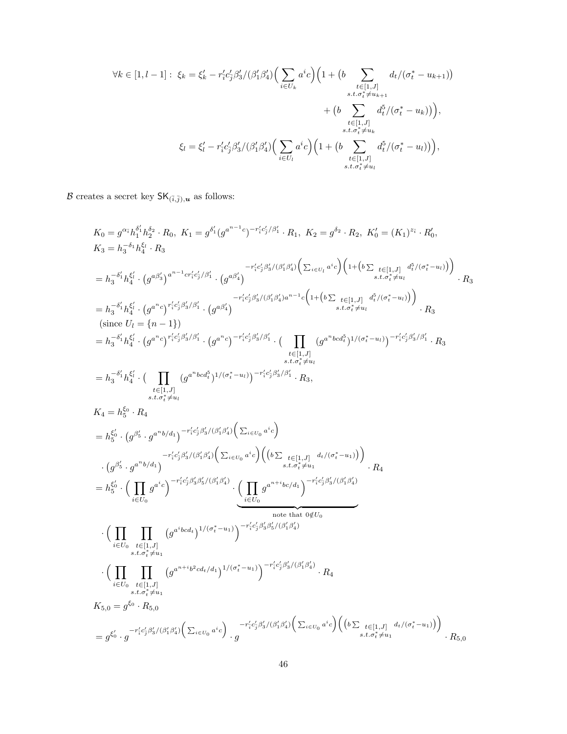$$
\begin{aligned}
\forall k \in [1, l-1]: \ \xi_k = \xi_k' - r_{\bar{i}}' c_{\bar{j}}' \beta_3' / (\beta_1' \beta_4') \Big( \sum_{i \in U_k} a^i c \Big) \Big( 1 + \big( b \sum_{\substack{t \in [1,J] \\ s.t. \sigma_t^* \neq u_{k+1}}} d_t / (\sigma_t^* - u_{k+1}) \big) \\
+ \big( b \sum_{\substack{t \in [1,J] \\ s.t. \sigma_t^* \neq u_k}} d_t^5 / (\sigma_t^* - u_k) \big) \Big), \\
\xi_l = \xi_l' - r_{\bar{i}}' c_{\bar{j}}' \beta_3' / (\beta_1' \beta_4') \Big( \sum_{i \in U_l} a^i c \Big) \Big( 1 + \big( b \sum_{\substack{t \in [1,J] \\ s.t. \sigma_t^* \neq u_l}} d_t^5 / (\sigma_t^* - u_l) \big) \Big),
\end{aligned}
$$

$\mathcal{B}$ creates a secret key $\mathsf{SK}_{(\bar{i},\bar{j}),\boldsymbol{u}}$ as follows:

$$
\begin{aligned}
& K_0 = g^{\alpha_{\bar{i}}} h_1^{\delta_1'} h_2^{\delta_2} \cdot R_0, \ K_1 = g^{\delta_1'} (g^{a^{n-1}c})^{-r_{\bar{i}}' c_{\bar{j}}' / \beta_1'} \cdot R_1, \ K_2 = g^{\delta_2} \cdot R_2, \ K_0' = (K_1)^{z_{\bar{i}}} \cdot R_0', \\
& K_3 = h_3^{-\delta_1} h_4^{\xi_l} \cdot R_3 \\
& = h_3^{-\delta_1'} h_4^{\xi_l'} \cdot \big( g^{a\beta_3'} \big)^{a^{n-1} c r_{\bar{i}}' c_{\bar{j}}' / \beta_1'} \cdot \big( g^{a\beta_4'} \big)^{-r_{\bar{i}}' c_{\bar{j}}' \beta_3' / (\beta_1' \beta_4') \Big( \sum_{i \in U_l} a^i c \Big) \Big( 1 + \big( b \sum_{\substack{t \in [1,J] \\ s.t. \sigma_t^* \neq u_l}} d_t^5 / (\sigma_t^* - u_l) \big) \Big)} \cdot R_3 \\
& = h_3^{-\delta_1'} h_4^{\xi_l'} \cdot \big( g^{a^n c} \big)^{r_{\bar{i}}' c_{\bar{j}}' \beta_3' / \beta_1'} \cdot \big( g^{a\beta_4'} \big)^{-r_{\bar{i}}' c_{\bar{j}}' \beta_3' / (\beta_1' \beta_4') a^{n-1} c \Big( 1 + \big( b \sum_{\substack{t \in [1,J] \\ s.t. \sigma_t^* \neq u_l}} d_t^5 / (\sigma_t^* - u_l) \big) \Big)} \cdot R_3 \\
& \ \ (\text{since } U_l = \{n-1\}) \\
& = h_3^{-\delta_1'} h_4^{\xi_l'} \cdot \big( g^{a^n c} \big)^{r_{\bar{i}}' c_{\bar{j}}' \beta_3' / \beta_1'} \cdot \big( g^{a^n c} \big)^{-r_{\bar{i}}' c_{\bar{j}}' \beta_3' / \beta_1'} \cdot \Big( \prod_{\substack{t \in [1,J] \\ s.t. \sigma_t^* \neq u_l}} (g^{a^n bcd_t^5})^{1/(\sigma_t^* - u_l)} \Big)^{-r_{\bar{i}}' c_{\bar{j}}' \beta_3' / \beta_1'} \cdot R_3 \\
& = h_3^{-\delta_1'} h_4^{\xi_l'} \cdot \Big( \prod_{\substack{t \in [1,J] \\ s.t. \sigma_t^* \neq u_l}} (g^{a^n bcd_t^5})^{1/(\sigma_t^* - u_l)} \Big)^{-r_{\bar{i}}' c_{\bar{j}}' \beta_3' / \beta_1'} \cdot R_3, \\
& K_4 = h_5^{\xi_0} \cdot R_4 \\
& = h_5^{\xi_0'} \cdot \big( g^{\beta_5'} \cdot g^{a^n b / d_1} \big)^{-r_{\bar{i}}' c_{\bar{j}}' \beta_3' / (\beta_1' \beta_4') \Big( \sum_{i \in U_0} a^i c \Big)} \\
& \quad \cdot \big( g^{\beta_5'} \cdot g^{a^n b / d_1} \big)^{-r_{\bar{i}}' c_{\bar{j}}' \beta_3' / (\beta_1' \beta_4') \Big( \sum_{i \in U_0} a^i c \Big) \Big( \big( b \sum_{\substack{t \in [1,J] \\ s.t. \sigma_t^* \neq u_1}} d_t / (\sigma_t^* - u_1) \big) \Big)} \cdot R_4 \\
& = h_5^{\xi_0'} \cdot \Big( \prod_{i \in U_0} g^{a^i c} \Big)^{-r_{\bar{i}}' c_{\bar{j}}' \beta_3' \beta_5' / (\beta_1' \beta_4')} \cdot \underbrace{\Big( \prod_{i \in U_0} g^{a^{n+i} bc / d_1} \Big)^{-r_{\bar{i}}' c_{\bar{j}}' \beta_3' / (\beta_1' \beta_4')}}_{\text{note that } 0 \notin U_0} \\
& \quad \cdot \Big( \prod_{i \in U_0} \prod_{\substack{t \in [1,J] \\ s.t. \sigma_t^* \neq u_1}} \big( g^{a^i bcd_t} \big)^{1/(\sigma_t^* - u_1)} \Big)^{-r_{\bar{i}}' c_{\bar{j}}' \beta_3' \beta_5' / (\beta_1' \beta_4')} \\
& \quad \cdot \Big( \prod_{i \in U_0} \prod_{\substack{t \in [1,J] \\ s.t. \sigma_t^* \neq u_1}} \big( g^{a^{n+i} b^2 cd_t / d_1} \big)^{1/(\sigma_t^* - u_1)} \Big)^{-r_{\bar{i}}' c_{\bar{j}}' \beta_3' / (\beta_1' \beta_4')} \cdot R_4 \\
& K_{5,0} = g^{\xi_0} \cdot R_{5,0} \\
& = g^{\xi_0'} \cdot g^{-r_{\bar{i}}' c_{\bar{j}}' \beta_3' / (\beta_1' \beta_4') \Big( \sum_{i \in U_0} a^i c \Big)} \cdot g^{-r_{\bar{i}}' c_{\bar{j}}' \beta_3' / (\beta_1' \beta_4') \Big( \sum_{i \in U_0} a^i c \Big) \Big( \big( b \sum_{\substack{t \in [1,J] \\ s.t. \sigma_t^* \neq u_1}} d_t / (\sigma_t^* - u_1) \big) \Big)} \cdot R_{5,0}
\end{aligned}
$$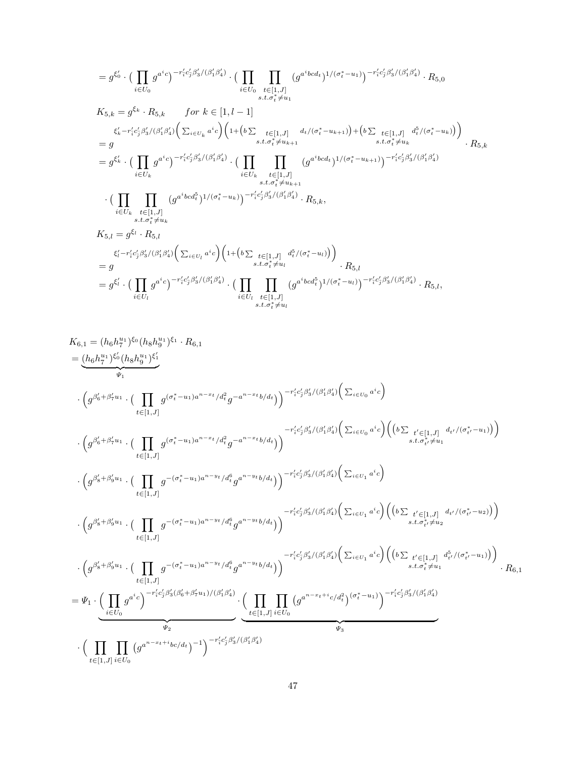$$
= g^{\xi'_0} \cdot \big( \prod_{i \in U_0} g^{a^i c} \big)^{-r'_i c'_j \beta'_3/(\beta'_1 \beta'_4)} \cdot \big( \prod_{i \in U_0} \prod_{\substack{t \in [1,J] \\ s.t. \sigma^*_t \neq u_1}} (g^{a^i bcd_t})^{1/(\sigma^*_t - u_1)} \big)^{-r'_i c'_j \beta'_3/(\beta'_1 \beta'_4)} \cdot R_{5,0}
$$

$$
K_{5,k} = g^{\xi_k} \cdot R_{5,k} \qquad for\ k \in [1, l-1]
$$

$$
= g^{\xi'_k - r'_i c'_j \beta'_3/(\beta'_1 \beta'_4) \Big( \sum_{i \in U_k} a^i c \Big) \Big( 1 + \big( b \sum_{\substack{t \in [1,J] \\ s.t. \sigma^*_t \neq u_{k+1}}} d_t/(\sigma^*_t - u_{k+1}) \big) + \big( b \sum_{\substack{t \in [1,J] \\ s.t. \sigma^*_t \neq u_k}} d_t^5/(\sigma^*_t - u_k) \big) \Big)} \cdot R_{5,k}
$$

$$
= g^{\xi'_k} \cdot \big( \prod_{i \in U_k} g^{a^i c} \big)^{-r'_i c'_j \beta'_3/(\beta'_1 \beta'_4)} \cdot \big( \prod_{i \in U_k} \prod_{\substack{t \in [1,J] \\ s.t. \sigma^*_t \neq u_{k+1}}} (g^{a^i bcd_t})^{1/(\sigma^*_t - u_{k+1})} \big)^{-r'_i c'_j \beta'_3/(\beta'_1 \beta'_4)}
$$

$$
\cdot \big( \prod_{i \in U_k} \prod_{\substack{t \in [1,J] \\ s.t. \sigma^*_t \neq u_k}} (g^{a^i bcd_t^5})^{1/(\sigma^*_t - u_k)} \big)^{-r'_i c'_j \beta'_3/(\beta'_1 \beta'_4)} \cdot R_{5,k},
$$

$$
K_{5,l} = g^{\xi_l} \cdot R_{5,l}
$$

$$
= g^{\xi'_l - r'_i c'_j \beta'_3/(\beta'_1 \beta'_4) \Big( \sum_{i \in U_l} a^i c \Big) \Big( 1 + \big( b \sum_{\substack{t \in [1,J] \\ s.t. \sigma^*_t \neq u_l}} d_t^5/(\sigma^*_t - u_l) \big) \Big)} \cdot R_{5,l}
$$

$$
= g^{\xi'_l} \cdot \big( \prod_{i \in U_l} g^{a^i c} \big)^{-r'_i c'_j \beta'_3/(\beta'_1 \beta'_4)} \cdot \big( \prod_{i \in U_l} \prod_{\substack{t \in [1,J] \\ s.t. \sigma^*_t \neq u_l}} (g^{a^i bcd_t^5})^{1/(\sigma^*_t - u_l)} \big)^{-r'_i c'_j \beta'_3/(\beta'_1 \beta'_4)} \cdot R_{5,l},
$$

$$
K_{6,1} = (h_6 h_7^{u_1})^{\xi_0} (h_8 h_9^{u_1})^{\xi_1} \cdot R_{6,1}
$$

$$
= \underbrace{(h_6 h_7^{u_1})^{\xi'_0} (h_8 h_9^{u_1})^{\xi'_1}}_{\Psi_1}
$$

$$
\cdot \Big( g^{\beta'_6 + \beta'_7 u_1} \cdot \big( \prod_{t \in [1,J]} g^{(\sigma^*_t - u_1) a^{n - x_t}/d_t^2} g^{-a^{n - x_t} b/d_t} \big) \Big)^{-r'_i c'_j \beta'_3/(\beta'_1 \beta'_4) \Big( \sum_{i \in U_0} a^i c \Big)}
$$

$$
\cdot \Big( g^{\beta'_6 + \beta'_7 u_1} \cdot \big( \prod_{t \in [1,J]} g^{(\sigma^*_t - u_1) a^{n - x_t}/d_t^2} g^{-a^{n - x_t} b/d_t} \big) \Big)^{-r'_i c'_j \beta'_3/(\beta'_1 \beta'_4) \Big( \sum_{i \in U_0} a^i c \Big) \Big( \big( b \sum_{\substack{t' \in [1,J] \\ s.t. \sigma^*_{t'} \neq u_1}} d_{t'}/(\sigma^*_{t'} - u_1) \big) \Big)}
$$

$$
\cdot \Big( g^{\beta'_8 + \beta'_9 u_1} \cdot \big( \prod_{t \in [1,J]} g^{-(\sigma^*_t - u_1) a^{n - y_t}/d_t^6} g^{a^{n - y_t} b/d_t} \big) \Big)^{-r'_i c'_j \beta'_3/(\beta'_1 \beta'_4) \Big( \sum_{i \in U_1} a^i c \Big)}
$$

$$
\cdot \Big( g^{\beta'_8 + \beta'_9 u_1} \cdot \big( \prod_{t \in [1,J]} g^{-(\sigma^*_t - u_1) a^{n - y_t}/d_t^6} g^{a^{n - y_t} b/d_t} \big) \Big)^{-r'_i c'_j \beta'_3/(\beta'_1 \beta'_4) \Big( \sum_{i \in U_1} a^i c \Big) \Big( \big( b \sum_{\substack{t' \in [1,J] \\ s.t. \sigma^*_{t'} \neq u_2}} d_{t'}/(\sigma^*_{t'} - u_2) \big) \Big)}
$$

$$
\cdot \Big( g^{\beta'_8 + \beta'_9 u_1} \cdot \big( \prod_{t \in [1,J]} g^{-(\sigma^*_t - u_1) a^{n - y_t}/d_t^6} g^{a^{n - y_t} b/d_t} \big) \Big)^{-r'_i c'_j \beta'_3/(\beta'_1 \beta'_4) \Big( \sum_{i \in U_1} a^i c \Big) \Big( \big( b \sum_{\substack{t' \in [1,J] \\ s.t. \sigma^*_t \neq u_1}} d_{t'}^5/(\sigma^*_{t'} - u_1) \big) \Big)} \cdot R_{6,1}
$$

$$
= \Psi_1 \cdot \underbrace{\Big( \prod_{i \in U_0} g^{a^i c} \Big)^{-r'_i c'_j \beta'_3 (\beta'_6 + \beta'_7 u_1)/(\beta'_1 \beta'_4)}}_{\Psi_2} \cdot \underbrace{\Big( \prod_{t \in [1,J]} \prod_{i \in U_0} \big( g^{a^{n - x_t + i} c/d_t^2} \big)^{(\sigma^*_t - u_1)} \Big)^{-r'_i c'_j \beta'_3/(\beta'_1 \beta'_4)}}_{\Psi_3}
$$

$$
\cdot \Big( \prod_{t \in [1,J]} \prod_{i \in U_0} \big( g^{a^{n - x_t + i} bc/d_t} \big)^{-1} \Big)^{-r'_i c'_j \beta'_3/(\beta'_1 \beta'_4)}
$$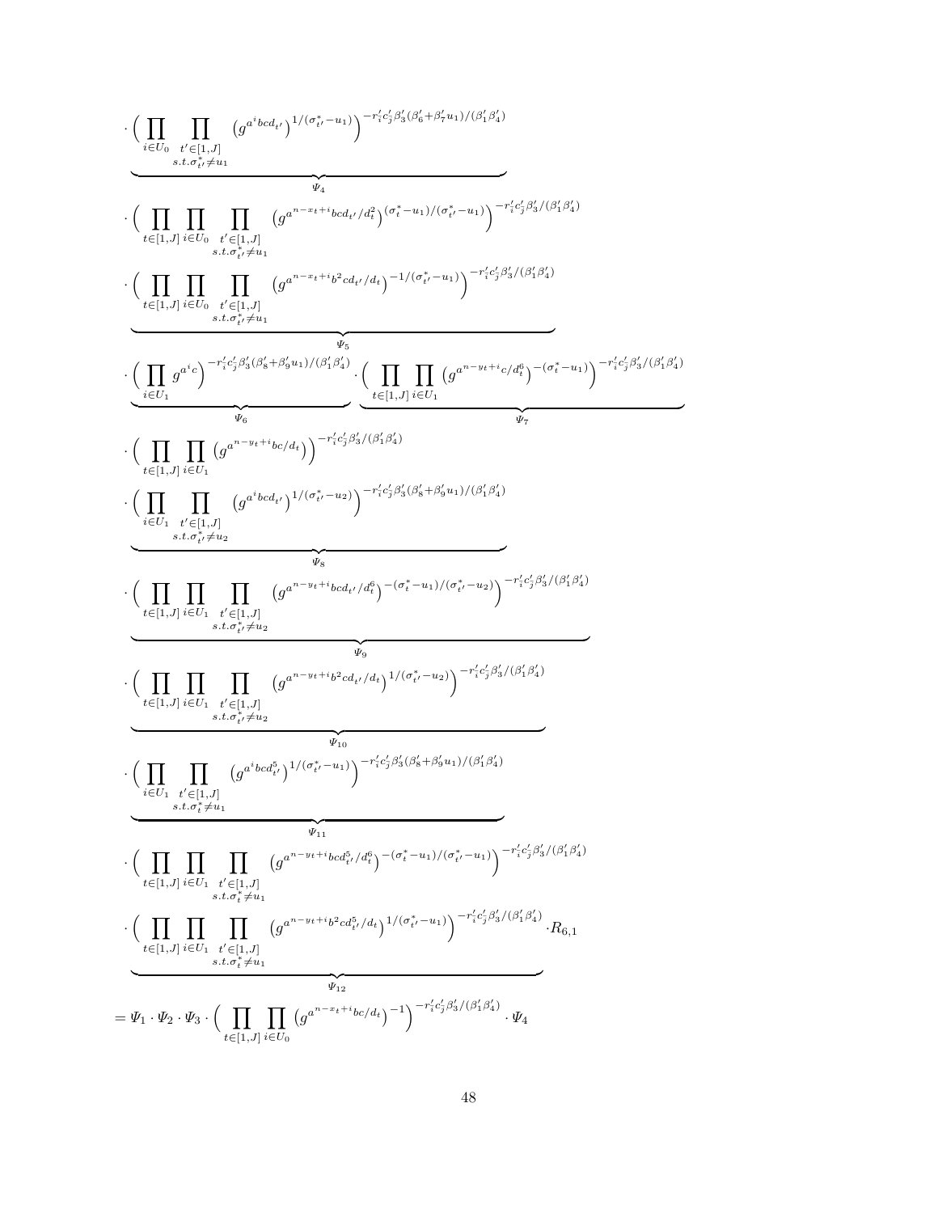$$
\begin{aligned}
&\cdot \underbrace{\Big( \prod_{i \in U_0} \prod_{\substack{t' \in [1,J] \\ s.t. \sigma^*_{t'} \neq u_1}} \big( g^{a^i bcd_{t'}} \big)^{1/(\sigma^*_{t'} - u_1)} \Big)^{-r'_i c'_j \beta'_3 (\beta'_6 + \beta'_7 u_1)/(\beta'_1 \beta'_4)}}_{\Psi_4} \\
&\cdot \Big( \prod_{t \in [1,J]} \prod_{i \in U_0} \prod_{\substack{t' \in [1,J] \\ s.t. \sigma^*_{t'} \neq u_1}} \big( g^{a^{n-x_t+i} bcd_{t'}/d_t^2} \big)^{(\sigma^*_t - u_1)/(\sigma^*_{t'} - u_1)} \Big)^{-r'_i c'_j \beta'_3/(\beta'_1 \beta'_4)} \\
&\underbrace{\cdot \Big( \prod_{t \in [1,J]} \prod_{i \in U_0} \prod_{\substack{t' \in [1,J] \\ s.t. \sigma^*_{t'} \neq u_1}} \big( g^{a^{n-x_t+i} b^2 cd_{t'}/d_t} \big)^{-1/(\sigma^*_{t'} - u_1)} \Big)^{-r'_i c'_j \beta'_3/(\beta'_1 \beta'_4)}}_{\Psi_5} \\
&\cdot \underbrace{\Big( \prod_{i \in U_1} g^{a^i c} \Big)^{-r'_i c'_j \beta'_3 (\beta'_8 + \beta'_9 u_1)/(\beta'_1 \beta'_4)}}_{\Psi_6} \cdot \underbrace{\Big( \prod_{t \in [1,J]} \prod_{i \in U_1} \big( g^{a^{n-y_t+i} c/d_t^6} \big)^{-(\sigma^*_t - u_1)} \Big)^{-r'_i c'_j \beta'_3/(\beta'_1 \beta'_4)}}_{\Psi_7} \\
&\cdot \Big( \prod_{t \in [1,J]} \prod_{i \in U_1} \big( g^{a^{n-y_t+i} bc/d_t} \big) \Big)^{-r'_i c'_j \beta'_3/(\beta'_1 \beta'_4)} \\
&\underbrace{\cdot \Big( \prod_{i \in U_1} \prod_{\substack{t' \in [1,J] \\ s.t. \sigma^*_{t'} \neq u_2}} \big( g^{a^i bcd_{t'}} \big)^{1/(\sigma^*_{t'} - u_2)} \Big)^{-r'_i c'_j \beta'_3 (\beta'_8 + \beta'_9 u_1)/(\beta'_1 \beta'_4)}}_{\Psi_8} \\
&\underbrace{\cdot \Big( \prod_{t \in [1,J]} \prod_{i \in U_1} \prod_{\substack{t' \in [1,J] \\ s.t. \sigma^*_{t'} \neq u_2}} \big( g^{a^{n-y_t+i} bcd_{t'}/d_t^6} \big)^{-(\sigma^*_t - u_1)/(\sigma^*_{t'} - u_2)} \Big)^{-r'_i c'_j \beta'_3/(\beta'_1 \beta'_4)}}_{\Psi_9} \\
&\underbrace{\cdot \Big( \prod_{t \in [1,J]} \prod_{i \in U_1} \prod_{\substack{t' \in [1,J] \\ s.t. \sigma^*_{t'} \neq u_2}} \big( g^{a^{n-y_t+i} b^2 cd_{t'}/d_t} \big)^{1/(\sigma^*_{t'} - u_2)} \Big)^{-r'_i c'_j \beta'_3/(\beta'_1 \beta'_4)}}_{\Psi_{10}} \\
&\underbrace{\cdot \Big( \prod_{i \in U_1} \prod_{\substack{t' \in [1,J] \\ s.t. \sigma^*_t \neq u_1}} \big( g^{a^i bcd^5_{t'}} \big)^{1/(\sigma^*_{t'} - u_1)} \Big)^{-r'_i c'_j \beta'_3 (\beta'_8 + \beta'_9 u_1)/(\beta'_1 \beta'_4)}}_{\Psi_{11}} \\
&\cdot \Big( \prod_{t \in [1,J]} \prod_{i \in U_1} \prod_{\substack{t' \in [1,J] \\ s.t. \sigma^*_t \neq u_1}} \big( g^{a^{n-y_t+i} bcd^5_{t'}/d_t^6} \big)^{-(\sigma^*_t - u_1)/(\sigma^*_{t'} - u_1)} \Big)^{-r'_i c'_j \beta'_3/(\beta'_1 \beta'_4)} \\
&\underbrace{\cdot \Big( \prod_{t \in [1,J]} \prod_{i \in U_1} \prod_{\substack{t' \in [1,J] \\ s.t. \sigma^*_t \neq u_1}} \big( g^{a^{n-y_t+i} b^2 cd^5_{t'}/d_t} \big)^{1/(\sigma^*_{t'} - u_1)} \Big)^{-r'_i c'_j \beta'_3/(\beta'_1 \beta'_4)}}_{\Psi_{12}} \cdot R_{6,1} \\
= \;& \Psi_1 \cdot \Psi_2 \cdot \Psi_3 \cdot \Big( \prod_{t \in [1,J]} \prod_{i \in U_0} \big( g^{a^{n-x_t+i} bc/d_t} \big)^{-1} \Big)^{-r'_i c'_j \beta'_3/(\beta'_1 \beta'_4)} \cdot \Psi_4
\end{aligned}
$$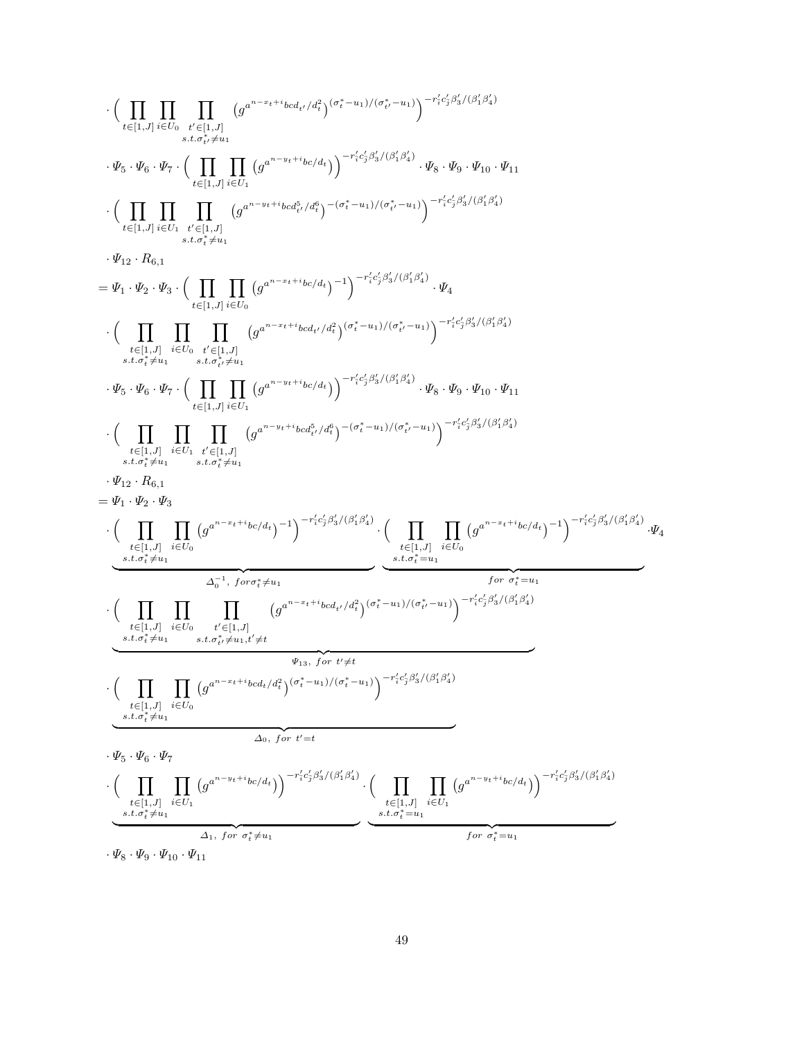$$
\begin{aligned}
&\cdot \Big( \prod_{t\in[1,J]} \prod_{i\in U_0} \prod_{\substack{t'\in[1,J]\\ s.t. \sigma^*_{t'}\neq u_1}} \left(g^{a^{n-x_t+i}bcd_{t'}/d_t^2}\right)^{(\sigma^*_t-u_1)/(\sigma^*_{t'}-u_1)} \Big)^{-r'_i c'_j \beta'_3/(\beta'_1\beta'_4)} \\
&\cdot \Psi_5 \cdot \Psi_6 \cdot \Psi_7 \cdot \Big( \prod_{t\in[1,J]} \prod_{i\in U_1} \left(g^{a^{n-y_t+i}bc/d_t}\right) \Big)^{-r'_i c'_j \beta'_3/(\beta'_1\beta'_4)} \cdot \Psi_8 \cdot \Psi_9 \cdot \Psi_{10} \cdot \Psi_{11} \\
&\cdot \Big( \prod_{t\in[1,J]} \prod_{i\in U_1} \prod_{\substack{t'\in[1,J]\\ s.t. \sigma^*_t\neq u_1}} \left(g^{a^{n-y_t+i}bcd^5_{t'}/d_t^6}\right)^{-(\sigma^*_t-u_1)/(\sigma^*_{t'}-u_1)} \Big)^{-r'_i c'_j \beta'_3/(\beta'_1\beta'_4)} \\
&\cdot \Psi_{12} \cdot R_{6,1} \\
=\;& \Psi_1 \cdot \Psi_2 \cdot \Psi_3 \cdot \Big( \prod_{t\in[1,J]} \prod_{i\in U_0} \left(g^{a^{n-x_t+i}bc/d_t}\right)^{-1} \Big)^{-r'_i c'_j \beta'_3/(\beta'_1\beta'_4)} \cdot \Psi_4 \\
&\cdot \Big( \prod_{\substack{t\in[1,J]\\ s.t. \sigma^*_t\neq u_1}} \prod_{i\in U_0} \prod_{\substack{t'\in[1,J]\\ s.t. \sigma^*_{t'}\neq u_1}} \left(g^{a^{n-x_t+i}bcd_{t'}/d_t^2}\right)^{(\sigma^*_t-u_1)/(\sigma^*_{t'}-u_1)} \Big)^{-r'_i c'_j \beta'_3/(\beta'_1\beta'_4)} \\
&\cdot \Psi_5 \cdot \Psi_6 \cdot \Psi_7 \cdot \Big( \prod_{t\in[1,J]} \prod_{i\in U_1} \left(g^{a^{n-y_t+i}bc/d_t}\right) \Big)^{-r'_i c'_j \beta'_3/(\beta'_1\beta'_4)} \cdot \Psi_8 \cdot \Psi_9 \cdot \Psi_{10} \cdot \Psi_{11} \\
&\cdot \Big( \prod_{\substack{t\in[1,J]\\ s.t. \sigma^*_t\neq u_1}} \prod_{i\in U_1} \prod_{\substack{t'\in[1,J]\\ s.t. \sigma^*_t\neq u_1}} \left(g^{a^{n-y_t+i}bcd^5_{t'}/d_t^6}\right)^{-(\sigma^*_t-u_1)/(\sigma^*_{t'}-u_1)} \Big)^{-r'_i c'_j \beta'_3/(\beta'_1\beta'_4)} \\
&\cdot \Psi_{12} \cdot R_{6,1} \\
=\;& \Psi_1 \cdot \Psi_2 \cdot \Psi_3 \\
&\cdot \underbrace{\Big( \prod_{\substack{t\in[1,J]\\ s.t. \sigma^*_t\neq u_1}} \prod_{i\in U_0} \left(g^{a^{n-x_t+i}bc/d_t}\right)^{-1} \Big)^{-r'_i c'_j \beta'_3/(\beta'_1\beta'_4)}}_{\Delta_0^{-1},\ for \sigma^*_t\neq u_1} \cdot \underbrace{\Big( \prod_{\substack{t\in[1,J]\\ s.t. \sigma^*_t= u_1}} \prod_{i\in U_0} \left(g^{a^{n-x_t+i}bc/d_t}\right)^{-1} \Big)^{-r'_i c'_j \beta'_3/(\beta'_1\beta'_4)}}_{for\ \sigma^*_t=u_1} \cdot \Psi_4 \\
&\cdot \underbrace{\Big( \prod_{\substack{t\in[1,J]\\ s.t. \sigma^*_t\neq u_1}} \prod_{i\in U_0} \prod_{\substack{t'\in[1,J]\\ s.t. \sigma^*_{t'}\neq u_1, t'\neq t}} \left(g^{a^{n-x_t+i}bcd_{t'}/d_t^2}\right)^{(\sigma^*_t-u_1)/(\sigma^*_{t'}-u_1)} \Big)^{-r'_i c'_j \beta'_3/(\beta'_1\beta'_4)}}_{\Psi_{13},\ for\ t'\neq t} \\
&\cdot \underbrace{\Big( \prod_{\substack{t\in[1,J]\\ s.t. \sigma^*_t\neq u_1}} \prod_{i\in U_0} \left(g^{a^{n-x_t+i}bcd_t/d_t^2}\right)^{(\sigma^*_t-u_1)/(\sigma^*_t-u_1)} \Big)^{-r'_i c'_j \beta'_3/(\beta'_1\beta'_4)}}_{\Delta_0,\ for\ t'=t} \\
&\cdot \Psi_5 \cdot \Psi_6 \cdot \Psi_7 \\
&\cdot \underbrace{\Big( \prod_{\substack{t\in[1,J]\\ s.t. \sigma^*_t\neq u_1}} \prod_{i\in U_1} \left(g^{a^{n-y_t+i}bc/d_t}\right) \Big)^{-r'_i c'_j \beta'_3/(\beta'_1\beta'_4)}}_{\Delta_1,\ for\ \sigma^*_t\neq u_1} \cdot \underbrace{\Big( \prod_{\substack{t\in[1,J]\\ s.t. \sigma^*_t= u_1}} \prod_{i\in U_1} \left(g^{a^{n-y_t+i}bc/d_t}\right) \Big)^{-r'_i c'_j \beta'_3/(\beta'_1\beta'_4)}}_{for\ \sigma^*_t=u_1} \\
&\cdot \Psi_8 \cdot \Psi_9 \cdot \Psi_{10} \cdot \Psi_{11}
\end{aligned}
$$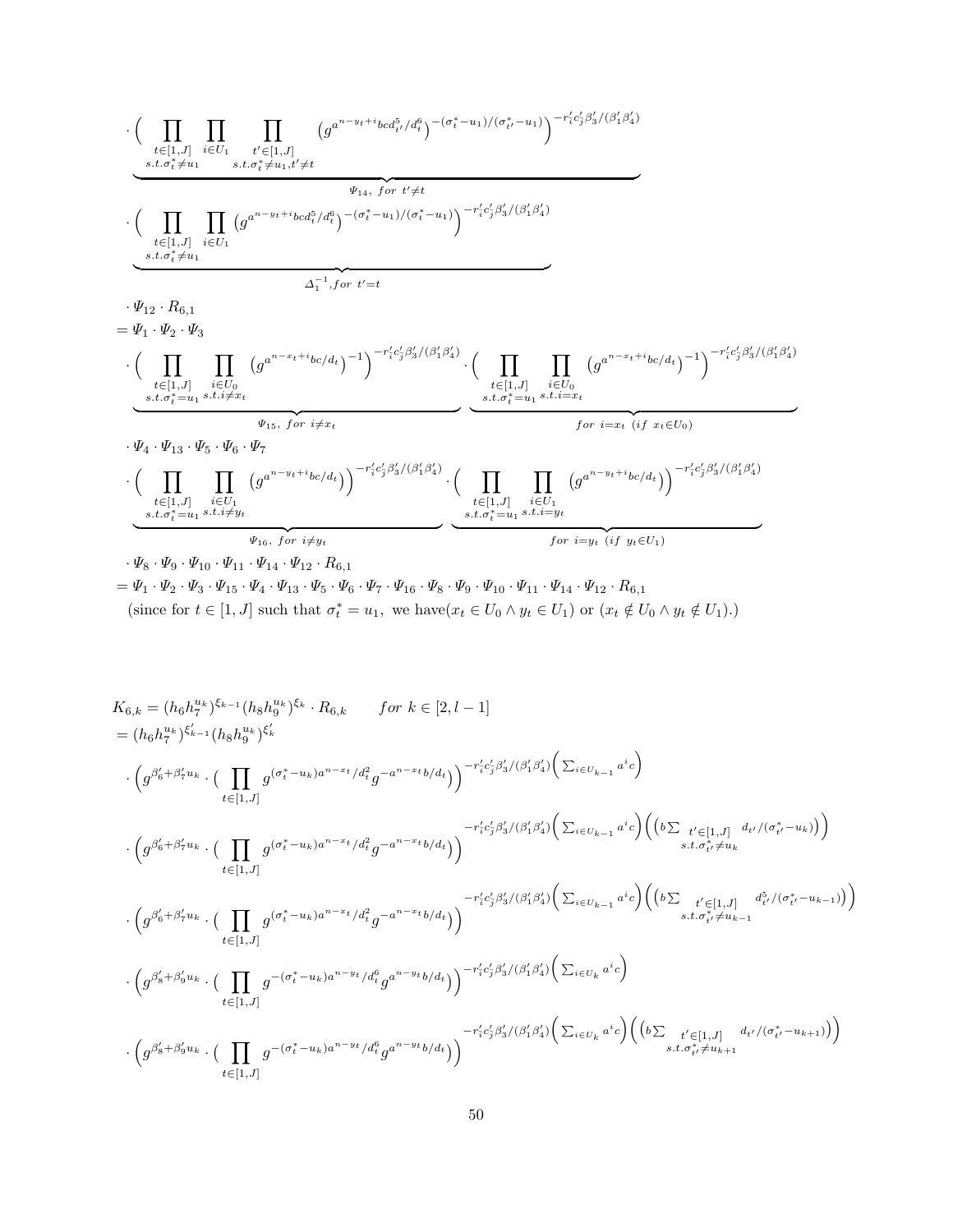$$
\begin{aligned}
&\cdot \underbrace{\Big( \prod_{\substack{t\in[1,J] \\ s.t.\sigma_t^*\neq u_1}} \prod_{i\in U_1} \prod_{\substack{t'\in[1,J] \\ s.t.\sigma_t^*\neq u_1, t'\neq t}} \big(g^{a^{n-y_t+i}bcd_{t'}^5/d_t^6}\big)^{-(\sigma_t^*-u_1)/(\sigma_{t'}^*-u_1)}\Big)^{-r_i'c_j'\beta_3'/(\beta_1'\beta_4')}}_{\Psi_{14},\ for\ t'\neq t} \\
&\cdot \underbrace{\Big( \prod_{\substack{t\in[1,J] \\ s.t.\sigma_t^*\neq u_1}} \prod_{i\in U_1} \big(g^{a^{n-y_t+i}bcd_t^5/d_t^6}\big)^{-(\sigma_t^*-u_1)/(\sigma_t^*-u_1)}\Big)^{-r_i'c_j'\beta_3'/(\beta_1'\beta_4')}}_{\Delta_1^{-1}, for\ t'=t} \\
&\cdot \Psi_{12} \cdot R_{6,1} \\
&= \Psi_1 \cdot \Psi_2 \cdot \Psi_3 \\
&\cdot \underbrace{\Big( \prod_{\substack{t\in[1,J] \\ s.t.\sigma_t^*=u_1}} \prod_{\substack{i\in U_0 \\ s.t. i\neq x_t}} \big(g^{a^{n-x_t+i}bc/d_t}\big)^{-1}\Big)^{-r_i'c_j'\beta_3'/(\beta_1'\beta_4')}}_{\Psi_{15},\ for\ i\neq x_t} \cdot \underbrace{\Big( \prod_{\substack{t\in[1,J] \\ s.t.\sigma_t^*=u_1}} \prod_{\substack{i\in U_0 \\ s.t. i=x_t}} \big(g^{a^{n-x_t+i}bc/d_t}\big)^{-1}\Big)^{-r_i'c_j'\beta_3'/(\beta_1'\beta_4')}}_{for\ i=x_t\ (if\ x_t\in U_0)} \\
&\cdot \Psi_4 \cdot \Psi_{13} \cdot \Psi_5 \cdot \Psi_6 \cdot \Psi_7 \\
&\cdot \underbrace{\Big( \prod_{\substack{t\in[1,J] \\ s.t.\sigma_t^*=u_1}} \prod_{\substack{i\in U_1 \\ s.t. i\neq y_t}} \big(g^{a^{n-y_t+i}bc/d_t}\big)\Big)^{-r_i'c_j'\beta_3'/(\beta_1'\beta_4')}}_{\Psi_{16},\ for\ i\neq y_t} \cdot \underbrace{\Big( \prod_{\substack{t\in[1,J] \\ s.t.\sigma_t^*=u_1}} \prod_{\substack{i\in U_1 \\ s.t. i=y_t}} \big(g^{a^{n-y_t+i}bc/d_t}\big)\Big)^{-r_i'c_j'\beta_3'/(\beta_1'\beta_4')}}_{for\ i=y_t\ (if\ y_t\in U_1)} \\
&\cdot \Psi_8 \cdot \Psi_9 \cdot \Psi_{10} \cdot \Psi_{11} \cdot \Psi_{14} \cdot \Psi_{12} \cdot R_{6,1} \\
&= \Psi_1 \cdot \Psi_2 \cdot \Psi_3 \cdot \Psi_{15} \cdot \Psi_4 \cdot \Psi_{13} \cdot \Psi_5 \cdot \Psi_6 \cdot \Psi_7 \cdot \Psi_{16} \cdot \Psi_8 \cdot \Psi_9 \cdot \Psi_{10} \cdot \Psi_{11} \cdot \Psi_{14} \cdot \Psi_{12} \cdot R_{6,1} \\
&\quad \text{(since for } t\in[1,J] \text{ such that } \sigma_t^*=u_1, \text{ we have} (x_t\in U_0 \wedge y_t\in U_1) \text{ or } (x_t\notin U_0 \wedge y_t\notin U_1).)
\end{aligned}
$$

$$
\begin{aligned}
K_{6,k} &= (h_6h_7^{u_k})^{\xi_{k-1}}(h_8h_9^{u_k})^{\xi_k} \cdot R_{6,k} \qquad for\ k\in[2,l-1] \\
&= (h_6h_7^{u_k})^{\xi_{k-1}'}(h_8h_9^{u_k})^{\xi_k'} \\
&\cdot \Big(g^{\beta_6'+\beta_7'u_k} \cdot \big( \prod_{t\in[1,J]} g^{(\sigma_t^*-u_k)a^{n-x_t}/d_t^2} g^{-a^{n-x_t}b/d_t}\big)\Big)^{-r_i'c_j'\beta_3'/(\beta_1'\beta_4')\Big(\sum_{i\in U_{k-1}} a^i c\Big)} \\
&\cdot \Big(g^{\beta_6'+\beta_7'u_k} \cdot \big( \prod_{t\in[1,J]} g^{(\sigma_t^*-u_k)a^{n-x_t}/d_t^2} g^{-a^{n-x_t}b/d_t}\big)\Big)^{-r_i'c_j'\beta_3'/(\beta_1'\beta_4')\Big(\sum_{i\in U_{k-1}} a^i c\Big)\Big(\big(b\sum_{\substack{t'\in[1,J] \\ s.t.\sigma_{t'}^*\neq u_k}} d_{t'}/(\sigma_{t'}^*-u_k)\big)\Big)} \\
&\cdot \Big(g^{\beta_6'+\beta_7'u_k} \cdot \big( \prod_{t\in[1,J]} g^{(\sigma_t^*-u_k)a^{n-x_t}/d_t^2} g^{-a^{n-x_t}b/d_t}\big)\Big)^{-r_i'c_j'\beta_3'/(\beta_1'\beta_4')\Big(\sum_{i\in U_{k-1}} a^i c\Big)\Big(\big(b\sum_{\substack{t'\in[1,J] \\ s.t.\sigma_{t'}^*\neq u_{k-1}}} d_{t'}^5/(\sigma_{t'}^*-u_{k-1})\big)\Big)} \\
&\cdot \Big(g^{\beta_8'+\beta_9'u_k} \cdot \big( \prod_{t\in[1,J]} g^{-(\sigma_t^*-u_k)a^{n-y_t}/d_t^6} g^{a^{n-y_t}b/d_t}\big)\Big)^{-r_i'c_j'\beta_3'/(\beta_1'\beta_4')\Big(\sum_{i\in U_k} a^i c\Big)} \\
&\cdot \Big(g^{\beta_8'+\beta_9'u_k} \cdot \big( \prod_{t\in[1,J]} g^{-(\sigma_t^*-u_k)a^{n-y_t}/d_t^6} g^{a^{n-y_t}b/d_t}\big)\Big)^{-r_i'c_j'\beta_3'/(\beta_1'\beta_4')\Big(\sum_{i\in U_k} a^i c\Big)\Big(\big(b\sum_{\substack{t'\in[1,J] \\ s.t.\sigma_{t'}^*\neq u_{k+1}}} d_{t'}/(\sigma_{t'}^*-u_{k+1})\big)\Big)}
\end{aligned}
$$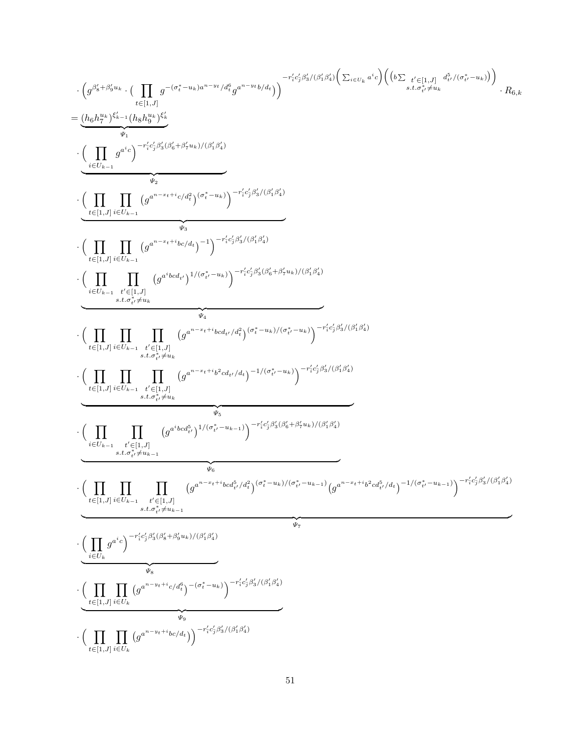$$
\cdot \Big( g^{\beta_8'+\beta_9' u_k} \cdot \big( \prod_{t\in[1,J]} g^{-(\sigma_t^*-u_k)a^{n-y_t}/d_t^6} g^{a^{n-y_t}b/d_t} \big) \Big)^{-r_i' c_j' \beta_3'/(\beta_1'\beta_4') \Big( \sum_{i\in U_k} a^i c \Big) \Big( \big( b \sum_{\substack{t'\in[1,J] \\ s.t. \sigma_{t'}^* \neq u_k}} d_{t'}^5/(\sigma_{t'}^*-u_k) \big) \Big)} \cdot R_{6,k}
$$

$$
= \underbrace{(h_6 h_7^{u_k})^{\xi_{k-1}'} (h_8 h_9^{u_k})^{\xi_k'}}_{\Psi_1}
$$

$$
\cdot \underbrace{\Big( \prod_{i\in U_{k-1}} g^{a^i c} \Big)^{-r_i' c_j' \beta_3' (\beta_6' + \beta_7' u_k)/(\beta_1'\beta_4')}}_{\Psi_2}
$$

$$
\cdot \underbrace{\Big( \prod_{t\in[1,J]} \prod_{i\in U_{k-1}} \big( g^{a^{n-x_t+i} c/d_t^2} \big)^{(\sigma_t^*-u_k)} \Big)^{-r_i' c_j' \beta_3'/(\beta_1'\beta_4')}}_{\Psi_3}
$$

$$
\cdot \Big( \prod_{t\in[1,J]} \prod_{i\in U_{k-1}} \big( g^{a^{n-x_t+i} bc/d_t} \big)^{-1} \Big)^{-r_i' c_j' \beta_3'/(\beta_1'\beta_4')}
$$

$$
\cdot \underbrace{\Big( \prod_{i\in U_{k-1}} \prod_{\substack{t'\in[1,J] \\ s.t. \sigma_{t'}^* \neq u_k}} \big( g^{a^i bcd_{t'}} \big)^{1/(\sigma_{t'}^*-u_k)} \Big)^{-r_i' c_j' \beta_3' (\beta_6' + \beta_7' u_k)/(\beta_1'\beta_4')}}_{\Psi_4}
$$

$$
\cdot \Big( \prod_{t\in[1,J]} \prod_{i\in U_{k-1}} \prod_{\substack{t'\in[1,J] \\ s.t. \sigma_{t'}^* \neq u_k}} \big( g^{a^{n-x_t+i} bcd_{t'}/d_t^2} \big)^{(\sigma_t^*-u_k)/(\sigma_{t'}^*-u_k)} \Big)^{-r_i' c_j' \beta_3'/(\beta_1'\beta_4')}
$$

$$
\cdot \underbrace{\Big( \prod_{t\in[1,J]} \prod_{i\in U_{k-1}} \prod_{\substack{t'\in[1,J] \\ s.t. \sigma_{t'}^* \neq u_k}} \big( g^{a^{n-x_t+i} b^2 cd_{t'}/d_t} \big)^{-1/(\sigma_{t'}^*-u_k)} \Big)^{-r_i' c_j' \beta_3'/(\beta_1'\beta_4')}}_{\Psi_5}
$$

$$
\cdot \underbrace{\Big( \prod_{i\in U_{k-1}} \prod_{\substack{t'\in[1,J] \\ s.t. \sigma_{t'}^* \neq u_{k-1}}} \big( g^{a^i bcd_{t'}^5} \big)^{1/(\sigma_{t'}^*-u_{k-1})} \Big)^{-r_i' c_j' \beta_3' (\beta_6' + \beta_7' u_k)/(\beta_1'\beta_4')}}_{\Psi_6}
$$

$$
\cdot \underbrace{\Big( \prod_{t\in[1,J]} \prod_{i\in U_{k-1}} \prod_{\substack{t'\in[1,J] \\ s.t. \sigma_{t'}^* \neq u_{k-1}}} \big( g^{a^{n-x_t+i} bcd_{t'}^5/d_t^2} \big)^{(\sigma_t^*-u_k)/(\sigma_{t'}^*-u_{k-1})} \big( g^{a^{n-x_t+i} b^2 cd_{t'}^5/d_t} \big)^{-1/(\sigma_{t'}^*-u_{k-1})} \Big)^{-r_i' c_j' \beta_3'/(\beta_1'\beta_4')}}_{\Psi_7}
$$

$$
\cdot \underbrace{\Big( \prod_{i\in U_k} g^{a^i c} \Big)^{-r_i' c_j' \beta_3' (\beta_8' + \beta_9' u_k)/(\beta_1'\beta_4')}}_{\Psi_8}
$$

$$
\cdot \underbrace{\Big( \prod_{t\in[1,J]} \prod_{i\in U_k} \big( g^{a^{n-y_t+i} c/d_t^6} \big)^{-(\sigma_t^*-u_k)} \Big)^{-r_i' c_j' \beta_3'/(\beta_1'\beta_4')}}_{\Psi_9}
$$

$$
\cdot \Big( \prod_{t\in[1,J]} \prod_{i\in U_k} \big( g^{a^{n-y_t+i} bc/d_t} \big) \Big)^{-r_i' c_j' \beta_3'/(\beta_1'\beta_4')}
$$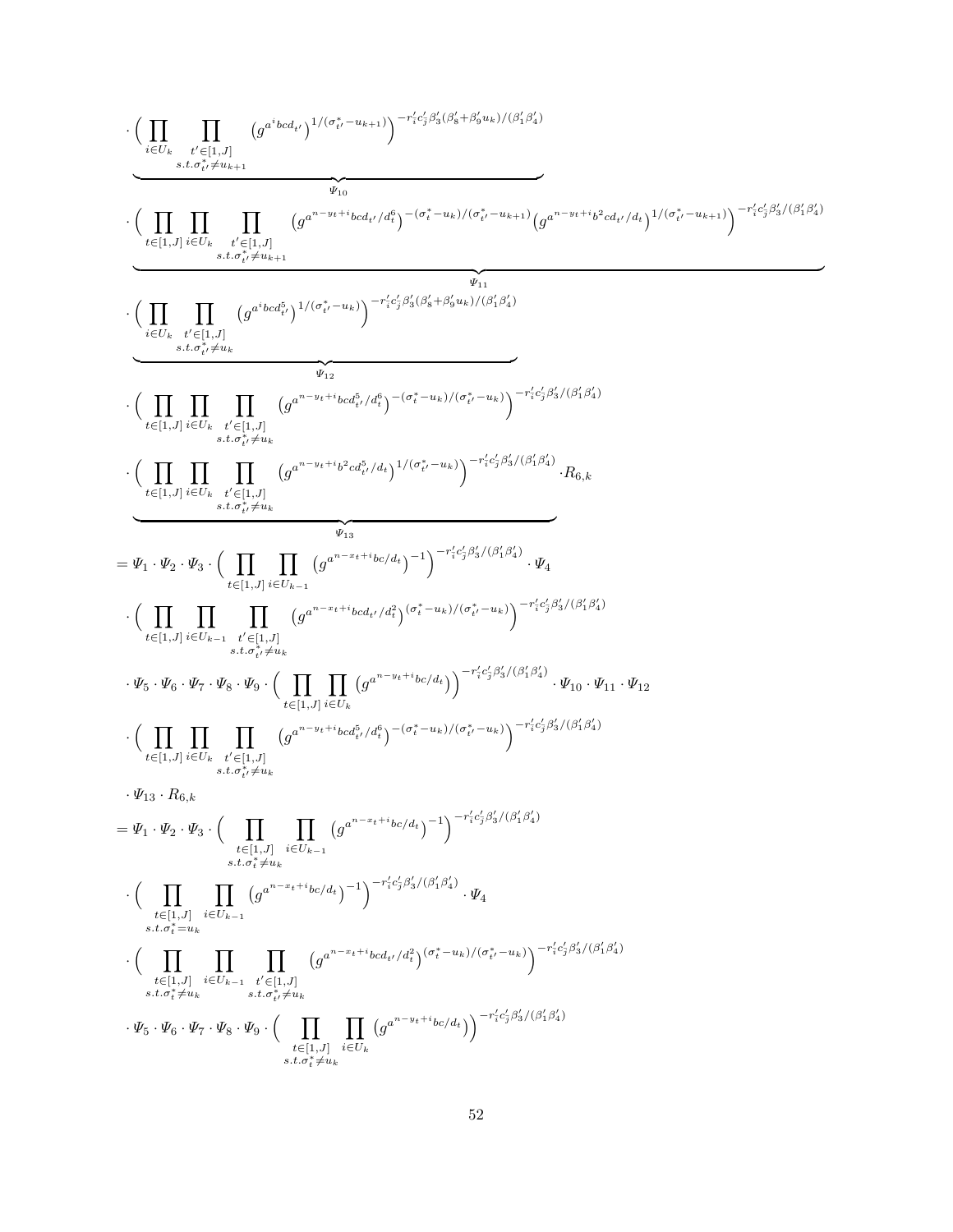$$
\cdot \underbrace{\Big( \prod_{i \in U_k} \prod_{\substack{t' \in [1,J] \\ s.t. \sigma^*_{t'} \neq u_{k+1}}} \big( g^{a^i bcd_{t'}} \big)^{1/(\sigma^*_{t'} - u_{k+1})} \Big)^{-r'_i c'_j \beta'_3 (\beta'_8 + \beta'_9 u_k)/(\beta'_1 \beta'_4)}}_{\Psi_{10}}
$$

$$
\cdot \underbrace{\Big( \prod_{t \in [1,J]} \prod_{i \in U_k} \prod_{\substack{t' \in [1,J] \\ s.t. \sigma^*_{t'} \neq u_{k+1}}} \big( g^{a^{n-y_t+i} bcd_{t'}/d_t^6} \big)^{-(\sigma^*_t - u_k)/(\sigma^*_{t'} - u_{k+1})} \big( g^{a^{n-y_t+i} b^2 cd_{t'}/d_t} \big)^{1/(\sigma^*_{t'} - u_{k+1})} \Big)^{-r'_i c'_j \beta'_3/(\beta'_1 \beta'_4)}}_{\Psi_{11}}
$$

$$
\cdot \underbrace{\Big( \prod_{i \in U_k} \prod_{\substack{t' \in [1,J] \\ s.t. \sigma^*_{t'} \neq u_k}} \big( g^{a^i bcd^5_{t'}} \big)^{1/(\sigma^*_{t'} - u_k)} \Big)^{-r'_i c'_j \beta'_3 (\beta'_8 + \beta'_9 u_k)/(\beta'_1 \beta'_4)}}_{\Psi_{12}}
$$

$$
\cdot \Big( \prod_{t \in [1,J]} \prod_{i \in U_k} \prod_{\substack{t' \in [1,J] \\ s.t. \sigma^*_{t'} \neq u_k}} \big( g^{a^{n-y_t+i} bcd^5_{t'}/d^6_t} \big)^{-(\sigma^*_t - u_k)/(\sigma^*_{t'} - u_k)} \Big)^{-r'_i c'_j \beta'_3/(\beta'_1 \beta'_4)}
$$

$$
\cdot \underbrace{\Big( \prod_{t \in [1,J]} \prod_{i \in U_k} \prod_{\substack{t' \in [1,J] \\ s.t. \sigma^*_{t'} \neq u_k}} \big( g^{a^{n-y_t+i} b^2 cd^5_{t'}/d_t} \big)^{1/(\sigma^*_{t'} - u_k)} \Big)^{-r'_i c'_j \beta'_3/(\beta'_1 \beta'_4)}}_{\Psi_{13}} \cdot R_{6,k}
$$

$$
= \Psi_1 \cdot \Psi_2 \cdot \Psi_3 \cdot \Big( \prod_{t \in [1,J]} \prod_{i \in U_{k-1}} \big( g^{a^{n-x_t+i} bc/d_t} \big)^{-1} \Big)^{-r'_i c'_j \beta'_3/(\beta'_1 \beta'_4)} \cdot \Psi_4
$$

$$
\cdot \Big( \prod_{t \in [1,J]} \prod_{i \in U_{k-1}} \prod_{\substack{t' \in [1,J] \\ s.t. \sigma^*_{t'} \neq u_k}} \big( g^{a^{n-x_t+i} bcd_{t'}/d^2_t} \big)^{(\sigma^*_t - u_k)/(\sigma^*_{t'} - u_k)} \Big)^{-r'_i c'_j \beta'_3/(\beta'_1 \beta'_4)}
$$

$$
\cdot \Psi_5 \cdot \Psi_6 \cdot \Psi_7 \cdot \Psi_8 \cdot \Psi_9 \cdot \Big( \prod_{t \in [1,J]} \prod_{i \in U_k} \big( g^{a^{n-y_t+i} bc/d_t} \big) \Big)^{-r'_i c'_j \beta'_3/(\beta'_1 \beta'_4)} \cdot \Psi_{10} \cdot \Psi_{11} \cdot \Psi_{12}
$$

$$
\cdot \Big( \prod_{t \in [1,J]} \prod_{i \in U_k} \prod_{\substack{t' \in [1,J] \\ s.t. \sigma^*_{t'} \neq u_k}} \big( g^{a^{n-y_t+i} bcd^5_{t'}/d^6_t} \big)^{-(\sigma^*_t - u_k)/(\sigma^*_{t'} - u_k)} \Big)^{-r'_i c'_j \beta'_3/(\beta'_1 \beta'_4)}
$$

$$
\cdot \Psi_{13} \cdot R_{6,k}
$$

$$
= \Psi_1 \cdot \Psi_2 \cdot \Psi_3 \cdot \Big( \prod_{\substack{t \in [1,J] \\ s.t. \sigma^*_t \neq u_k}} \prod_{i \in U_{k-1}} \big( g^{a^{n-x_t+i} bc/d_t} \big)^{-1} \Big)^{-r'_i c'_j \beta'_3/(\beta'_1 \beta'_4)}
$$

$$
\cdot \Big( \prod_{\substack{t \in [1,J] \\ s.t. \sigma^*_t = u_k}} \prod_{i \in U_{k-1}} \big( g^{a^{n-x_t+i} bc/d_t} \big)^{-1} \Big)^{-r'_i c'_j \beta'_3/(\beta'_1 \beta'_4)} \cdot \Psi_4
$$

$$
\cdot \Big( \prod_{\substack{t \in [1,J] \\ s.t. \sigma^*_t \neq u_k}} \prod_{i \in U_{k-1}} \prod_{\substack{t' \in [1,J] \\ s.t. \sigma^*_{t'} \neq u_k}} \big( g^{a^{n-x_t+i} bcd_{t'}/d^2_t} \big)^{(\sigma^*_t - u_k)/(\sigma^*_{t'} - u_k)} \Big)^{-r'_i c'_j \beta'_3/(\beta'_1 \beta'_4)}
$$

$$
\cdot \Psi_5 \cdot \Psi_6 \cdot \Psi_7 \cdot \Psi_8 \cdot \Psi_9 \cdot \Big( \prod_{\substack{t \in [1,J] \\ s.t. \sigma^*_t \neq u_k}} \prod_{i \in U_k} \big( g^{a^{n-y_t+i} bc/d_t} \big) \Big)^{-r'_i c'_j \beta'_3/(\beta'_1 \beta'_4)}
$$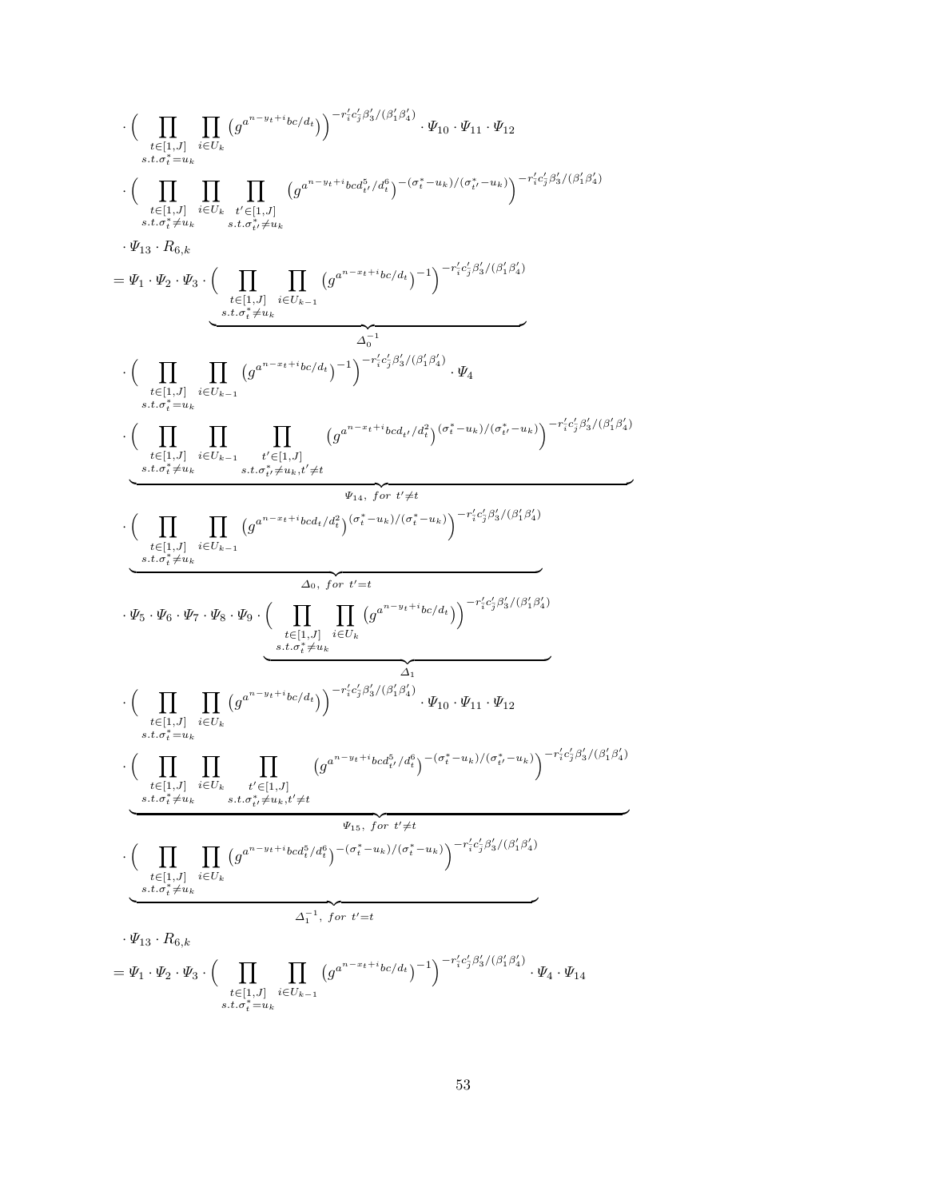$$
\cdot \Big( \prod_{\substack{t\in[1,J] \\ s.t. \sigma_t^* = u_k}} \prod_{i\in U_k} \big(g^{a^{n-y_t+i}bc/d_t}\big)\Big)^{-r_i'c_j'\beta_3'/(\beta_1'\beta_4')} \cdot \Psi_{10} \cdot \Psi_{11} \cdot \Psi_{12}
$$

$$
\cdot \Big( \prod_{\substack{t\in[1,J] \\ s.t. \sigma_t^* \neq u_k}} \prod_{i\in U_k} \prod_{\substack{t'\in[1,J] \\ s.t. \sigma_{t'}^* \neq u_k}} \big(g^{a^{n-y_t+i}bcd_{t'}^5/d_t^6}\big)^{-(\sigma_t^*-u_k)/(\sigma_{t'}^*-u_k)}\Big)^{-r_i'c_j'\beta_3'/(\beta_1'\beta_4')}
$$

$$
\cdot \Psi_{13} \cdot R_{6,k}
$$

$$
= \Psi_1 \cdot \Psi_2 \cdot \Psi_3 \cdot \underbrace{\Big( \prod_{\substack{t\in[1,J] \\ s.t. \sigma_t^* \neq u_k}} \prod_{i\in U_{k-1}} \big(g^{a^{n-x_t+i}bc/d_t}\big)^{-1}\Big)^{-r_i'c_j'\beta_3'/(\beta_1'\beta_4')}}_{\Delta_0^{-1}}
$$

$$
\cdot \Big( \prod_{\substack{t\in[1,J] \\ s.t. \sigma_t^* = u_k}} \prod_{i\in U_{k-1}} \big(g^{a^{n-x_t+i}bc/d_t}\big)^{-1}\Big)^{-r_i'c_j'\beta_3'/(\beta_1'\beta_4')} \cdot \Psi_4
$$

$$
\cdot \underbrace{\Big( \prod_{\substack{t\in[1,J] \\ s.t. \sigma_t^* \neq u_k}} \prod_{i\in U_{k-1}} \prod_{\substack{t'\in[1,J] \\ s.t. \sigma_{t'}^* \neq u_k, t'\neq t}} \big(g^{a^{n-x_t+i}bcd_{t'}/d_t^2}\big)^{(\sigma_t^*-u_k)/(\sigma_{t'}^*-u_k)}\Big)^{-r_i'c_j'\beta_3'/(\beta_1'\beta_4')}}_{\Psi_{14},\ for\ t'\neq t}
$$

$$
\cdot \underbrace{\Big( \prod_{\substack{t\in[1,J] \\ s.t. \sigma_t^* \neq u_k}} \prod_{i\in U_{k-1}} \big(g^{a^{n-x_t+i}bcd_t/d_t^2}\big)^{(\sigma_t^*-u_k)/(\sigma_t^*-u_k)}\Big)^{-r_i'c_j'\beta_3'/(\beta_1'\beta_4')}}_{\Delta_0,\ for\ t'=t}
$$

$$
\cdot \Psi_5 \cdot \Psi_6 \cdot \Psi_7 \cdot \Psi_8 \cdot \Psi_9 \cdot \underbrace{\Big( \prod_{\substack{t\in[1,J] \\ s.t. \sigma_t^* \neq u_k}} \prod_{i\in U_k} \big(g^{a^{n-y_t+i}bc/d_t}\big)\Big)^{-r_i'c_j'\beta_3'/(\beta_1'\beta_4')}}_{\Delta_1}
$$

$$
\cdot \Big( \prod_{\substack{t\in[1,J] \\ s.t. \sigma_t^* = u_k}} \prod_{i\in U_k} \big(g^{a^{n-y_t+i}bc/d_t}\big)\Big)^{-r_i'c_j'\beta_3'/(\beta_1'\beta_4')} \cdot \Psi_{10} \cdot \Psi_{11} \cdot \Psi_{12}
$$

$$
\cdot \underbrace{\Big( \prod_{\substack{t\in[1,J] \\ s.t. \sigma_t^* \neq u_k}} \prod_{i\in U_k} \prod_{\substack{t'\in[1,J] \\ s.t. \sigma_{t'}^* \neq u_k, t'\neq t}} \big(g^{a^{n-y_t+i}bcd_{t'}^5/d_t^6}\big)^{-(\sigma_t^*-u_k)/(\sigma_{t'}^*-u_k)}\Big)^{-r_i'c_j'\beta_3'/(\beta_1'\beta_4')}}_{\Psi_{15},\ for\ t'\neq t}
$$

$$
\cdot \underbrace{\Big( \prod_{\substack{t\in[1,J] \\ s.t. \sigma_t^* \neq u_k}} \prod_{i\in U_k} \big(g^{a^{n-y_t+i}bcd_t^5/d_t^6}\big)^{-(\sigma_t^*-u_k)/(\sigma_t^*-u_k)}\Big)^{-r_i'c_j'\beta_3'/(\beta_1'\beta_4')}}_{\Delta_1^{-1},\ for\ t'=t}
$$

$$
\cdot \Psi_{13} \cdot R_{6,k}
$$

$$
= \Psi_1 \cdot \Psi_2 \cdot \Psi_3 \cdot \Big( \prod_{\substack{t\in[1,J] \\ s.t. \sigma_t^* = u_k}} \prod_{i\in U_{k-1}} \big(g^{a^{n-x_t+i}bc/d_t}\big)^{-1}\Big)^{-r_i'c_j'\beta_3'/(\beta_1'\beta_4')} \cdot \Psi_4 \cdot \Psi_{14}
$$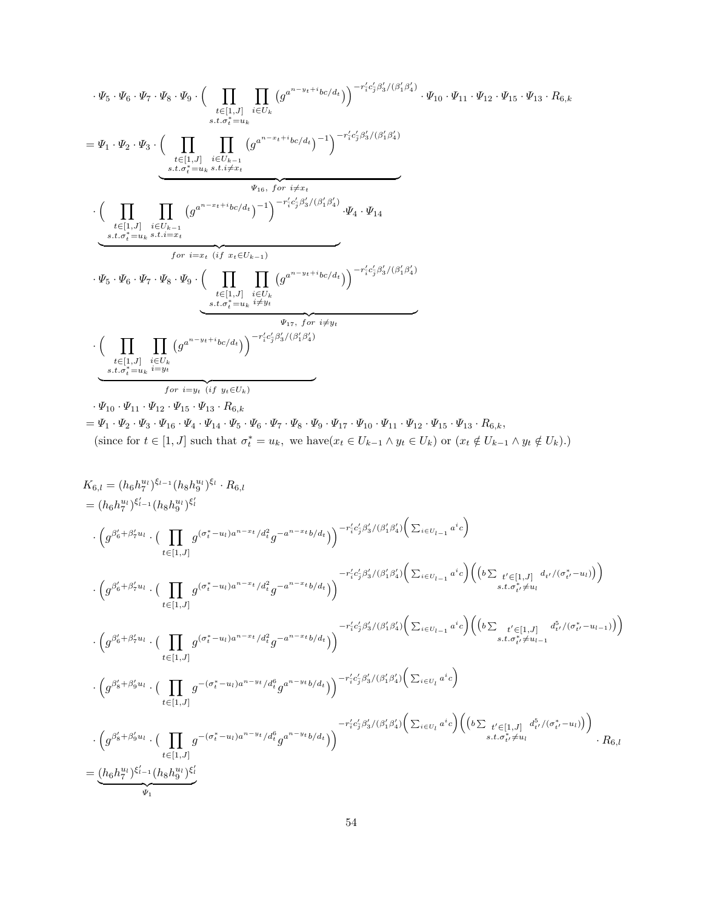$$
\cdot \Psi_5 \cdot \Psi_6 \cdot \Psi_7 \cdot \Psi_8 \cdot \Psi_9 \cdot \Big( \prod_{\substack{t\in[1,J] \\ s.t. \sigma_t^* = u_k}} \prod_{i\in U_k} \big( g^{a^{n-y_t+i}bc/d_t} \big) \Big)^{-r_i' c_j' \beta_3' / (\beta_1' \beta_4')} \cdot \Psi_{10} \cdot \Psi_{11} \cdot \Psi_{12} \cdot \Psi_{15} \cdot \Psi_{13} \cdot R_{6,k}
$$

$$
= \Psi_1 \cdot \Psi_2 \cdot \Psi_3 \cdot \underbrace{\Big( \prod_{\substack{t\in[1,J] \\ s.t. \sigma_t^* = u_k}} \prod_{\substack{i\in U_{k-1} \\ s.t. i\neq x_t}} \big( g^{a^{n-x_t+i}bc/d_t} \big)^{-1} \Big)^{-r_i' c_j' \beta_3' / (\beta_1' \beta_4')}}_{\Psi_{16},\ for\ i\neq x_t}
$$

$$
\cdot \underbrace{\Big( \prod_{\substack{t\in[1,J] \\ s.t. \sigma_t^* = u_k}} \prod_{\substack{i\in U_{k-1} \\ s.t. i= x_t}} \big( g^{a^{n-x_t+i}bc/d_t} \big)^{-1} \Big)^{-r_i' c_j' \beta_3' / (\beta_1' \beta_4')}}_{for\ i=x_t\ (if\ x_t\in U_{k-1})} \cdot \Psi_4 \cdot \Psi_{14}
$$

$$
\cdot \Psi_5 \cdot \Psi_6 \cdot \Psi_7 \cdot \Psi_8 \cdot \Psi_9 \cdot \underbrace{\Big( \prod_{\substack{t\in[1,J] \\ s.t. \sigma_t^* = u_k}} \prod_{\substack{i\in U_k \\ i\neq y_t}} \big( g^{a^{n-y_t+i}bc/d_t} \big) \Big)^{-r_i' c_j' \beta_3' / (\beta_1' \beta_4')}}_{\Psi_{17},\ for\ i\neq y_t}
$$

$$
\cdot \underbrace{\Big( \prod_{\substack{t\in[1,J] \\ s.t. \sigma_t^* = u_k}} \prod_{\substack{i\in U_k \\ i= y_t}} \big( g^{a^{n-y_t+i}bc/d_t} \big) \Big)^{-r_i' c_j' \beta_3' / (\beta_1' \beta_4')}}_{for\ i=y_t\ (if\ y_t\in U_k)}
$$

$$
\cdot \Psi_{10} \cdot \Psi_{11} \cdot \Psi_{12} \cdot \Psi_{15} \cdot \Psi_{13} \cdot R_{6,k}
$$

$$
= \Psi_1 \cdot \Psi_2 \cdot \Psi_3 \cdot \Psi_{16} \cdot \Psi_4 \cdot \Psi_{14} \cdot \Psi_5 \cdot \Psi_6 \cdot \Psi_7 \cdot \Psi_8 \cdot \Psi_9 \cdot \Psi_{17} \cdot \Psi_{10} \cdot \Psi_{11} \cdot \Psi_{12} \cdot \Psi_{15} \cdot \Psi_{13} \cdot R_{6,k},
$$

(since for $t \in [1, J]$ such that $\sigma_t^* = u_k$, we have$(x_t \in U_{k-1} \wedge y_t \in U_k)$ or $(x_t \notin U_{k-1} \wedge y_t \notin U_k)$.)

$$
K_{6,l} = (h_6 h_7^{u_l})^{\xi_{l-1}} (h_8 h_9^{u_l})^{\xi_l} \cdot R_{6,l}
$$

$$
= (h_6 h_7^{u_l})^{\xi_{l-1}'} (h_8 h_9^{u_l})^{\xi_l'}
$$

$$
\cdot \Big( g^{\beta_6' + \beta_7' u_l} \cdot \big( \prod_{t\in[1,J]} g^{(\sigma_t^* - u_l) a^{n-x_t}/d_t^2} g^{-a^{n-x_t}b/d_t} \big) \Big)^{-r_i' c_j' \beta_3' / (\beta_1' \beta_4') \big( \sum_{i\in U_{l-1}} a^i c \big)}
$$

$$
\cdot \Big( g^{\beta_6' + \beta_7' u_l} \cdot \big( \prod_{t\in[1,J]} g^{(\sigma_t^* - u_l) a^{n-x_t}/d_t^2} g^{-a^{n-x_t}b/d_t} \big) \Big)^{-r_i' c_j' \beta_3' / (\beta_1' \beta_4') \big( \sum_{i\in U_{l-1}} a^i c \big) \Big( \big( b \sum_{\substack{t'\in[1,J] \\ s.t. \sigma_{t'}^* \neq u_l}} d_{t'} / (\sigma_{t'}^* - u_l) \big) \Big)}
$$

$$
\cdot \Big( g^{\beta_6' + \beta_7' u_l} \cdot \big( \prod_{t\in[1,J]} g^{(\sigma_t^* - u_l) a^{n-x_t}/d_t^2} g^{-a^{n-x_t}b/d_t} \big) \Big)^{-r_i' c_j' \beta_3' / (\beta_1' \beta_4') \big( \sum_{i\in U_{l-1}} a^i c \big) \Big( \big( b \sum_{\substack{t'\in[1,J] \\ s.t. \sigma_{t'}^* \neq u_{l-1}}} d_{t'}^5 / (\sigma_{t'}^* - u_{l-1}) \big) \Big)}
$$

$$
\cdot \Big( g^{\beta_8' + \beta_9' u_l} \cdot \big( \prod_{t\in[1,J]} g^{-(\sigma_t^* - u_l) a^{n-y_t}/d_t^6} g^{a^{n-y_t}b/d_t} \big) \Big)^{-r_i' c_j' \beta_3' / (\beta_1' \beta_4') \big( \sum_{i\in U_l} a^i c \big)}
$$

$$
\cdot \Big( g^{\beta_8' + \beta_9' u_l} \cdot \big( \prod_{t\in[1,J]} g^{-(\sigma_t^* - u_l) a^{n-y_t}/d_t^6} g^{a^{n-y_t}b/d_t} \big) \Big)^{-r_i' c_j' \beta_3' / (\beta_1' \beta_4') \big( \sum_{i\in U_l} a^i c \big) \Big( \big( b \sum_{\substack{t'\in[1,J] \\ s.t. \sigma_{t'}^* \neq u_l}} d_{t'}^5 / (\sigma_{t'}^* - u_l) \big) \Big)} \cdot R_{6,l}
$$

$$
= \underbrace{(h_6 h_7^{u_l})^{\xi_{l-1}'} (h_8 h_9^{u_l})^{\xi_l'}}_{\Psi_1}
$$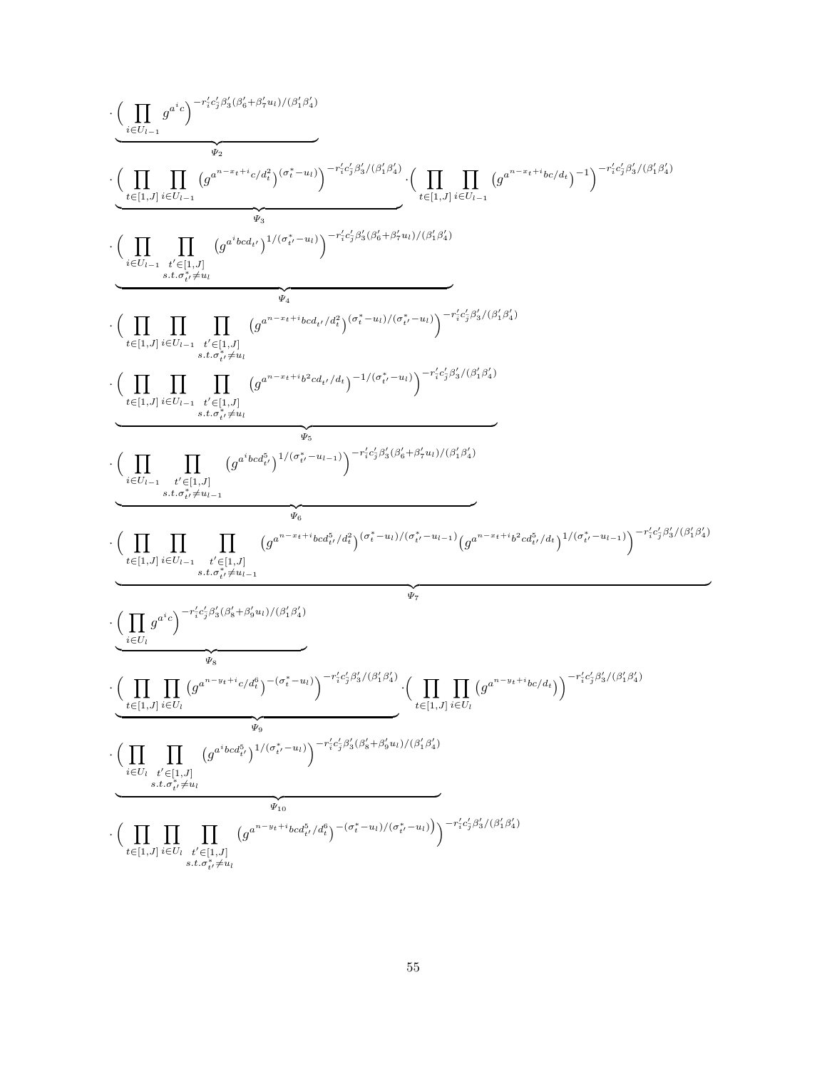$$
\cdot \underbrace{\Big( \prod_{i \in U_{l-1}} g^{a^i c} \Big)^{-r'_i c'_j \beta'_3 (\beta'_6 + \beta'_7 u_l)/(\beta'_1 \beta'_4)}}_{\Psi_2}
$$

$$
\cdot \underbrace{\Big( \prod_{t \in [1,J]} \prod_{i \in U_{l-1}} \big( g^{a^{n-x_t+i} c/d_t^2} \big)^{(\sigma^*_t - u_l)} \Big)^{-r'_i c'_j \beta'_3/(\beta'_1 \beta'_4)}}_{\Psi_3} \cdot \Big( \prod_{t \in [1,J]} \prod_{i \in U_{l-1}} \big( g^{a^{n-x_t+i} bc/d_t} \big)^{-1} \Big)^{-r'_i c'_j \beta'_3/(\beta'_1 \beta'_4)}
$$

$$
\cdot \underbrace{\Big( \prod_{i \in U_{l-1}} \prod_{\substack{t' \in [1,J] \\ s.t. \sigma^*_{t'} \neq u_l}} \big( g^{a^i bcd_{t'}} \big)^{1/(\sigma^*_{t'} - u_l)} \Big)^{-r'_i c'_j \beta'_3 (\beta'_6 + \beta'_7 u_l)/(\beta'_1 \beta'_4)}}_{\Psi_4}
$$

$$
\cdot \Big( \prod_{t \in [1,J]} \prod_{i \in U_{l-1}} \prod_{\substack{t' \in [1,J] \\ s.t. \sigma^*_{t'} \neq u_l}} \big( g^{a^{n-x_t+i} bcd_{t'}/d_t^2} \big)^{(\sigma^*_t - u_l)/(\sigma^*_{t'} - u_l)} \Big)^{-r'_i c'_j \beta'_3/(\beta'_1 \beta'_4)}
$$

$$
\cdot \underbrace{\Big( \prod_{t \in [1,J]} \prod_{i \in U_{l-1}} \prod_{\substack{t' \in [1,J] \\ s.t. \sigma^*_{t'} \neq u_l}} \big( g^{a^{n-x_t+i} b^2 cd_{t'}/d_t} \big)^{-1/(\sigma^*_{t'} - u_l)} \Big)^{-r'_i c'_j \beta'_3/(\beta'_1 \beta'_4)}}_{\Psi_5}
$$

$$
\cdot \underbrace{\Big( \prod_{i \in U_{l-1}} \prod_{\substack{t' \in [1,J] \\ s.t. \sigma^*_{t'} \neq u_{l-1}}} \big( g^{a^i bcd_{t'}^5} \big)^{1/(\sigma^*_{t'} - u_{l-1})} \Big)^{-r'_i c'_j \beta'_3 (\beta'_6 + \beta'_7 u_l)/(\beta'_1 \beta'_4)}}_{\Psi_6}
$$

$$
\cdot \underbrace{\Big( \prod_{t \in [1,J]} \prod_{i \in U_{l-1}} \prod_{\substack{t' \in [1,J] \\ s.t. \sigma^*_{t'} \neq u_{l-1}}} \big( g^{a^{n-x_t+i} bcd_{t'}^5/d_t^2} \big)^{(\sigma^*_t - u_l)/(\sigma^*_{t'} - u_{l-1})} \big( g^{a^{n-x_t+i} b^2 cd_{t'}^5/d_t} \big)^{1/(\sigma^*_{t'} - u_{l-1})} \Big)^{-r'_i c'_j \beta'_3/(\beta'_1 \beta'_4)}}_{\Psi_7}
$$

$$
\cdot \underbrace{\Big( \prod_{i \in U_l} g^{a^i c} \Big)^{-r'_i c'_j \beta'_3 (\beta'_8 + \beta'_9 u_l)/(\beta'_1 \beta'_4)}}_{\Psi_8}
$$

$$
\cdot \underbrace{\Big( \prod_{t \in [1,J]} \prod_{i \in U_l} \big( g^{a^{n-y_t+i} c/d_t^6} \big)^{-(\sigma^*_t - u_l)} \Big)^{-r'_i c'_j \beta'_3/(\beta'_1 \beta'_4)}}_{\Psi_9} \cdot \Big( \prod_{t \in [1,J]} \prod_{i \in U_l} \big( g^{a^{n-y_t+i} bc/d_t} \big) \Big)^{-r'_i c'_j \beta'_3/(\beta'_1 \beta'_4)}
$$

$$
\cdot \underbrace{\Big( \prod_{i \in U_l} \prod_{\substack{t' \in [1,J] \\ s.t. \sigma^*_{t'} \neq u_l}} \big( g^{a^i bcd_{t'}^5} \big)^{1/(\sigma^*_{t'} - u_l)} \Big)^{-r'_i c'_j \beta'_3 (\beta'_8 + \beta'_9 u_l)/(\beta'_1 \beta'_4)}}_{\Psi_{10}}
$$

$$
\cdot \Big( \prod_{t \in [1,J]} \prod_{i \in U_l} \prod_{\substack{t' \in [1,J] \\ s.t. \sigma^*_{t'} \neq u_l}} \big( g^{a^{n-y_t+i} bcd_{t'}^5/d_t^6} \big)^{-(\sigma^*_t - u_l)/(\sigma^*_{t'} - u_l)} \Big)^{-r'_i c'_j \beta'_3/(\beta'_1 \beta'_4)}
$$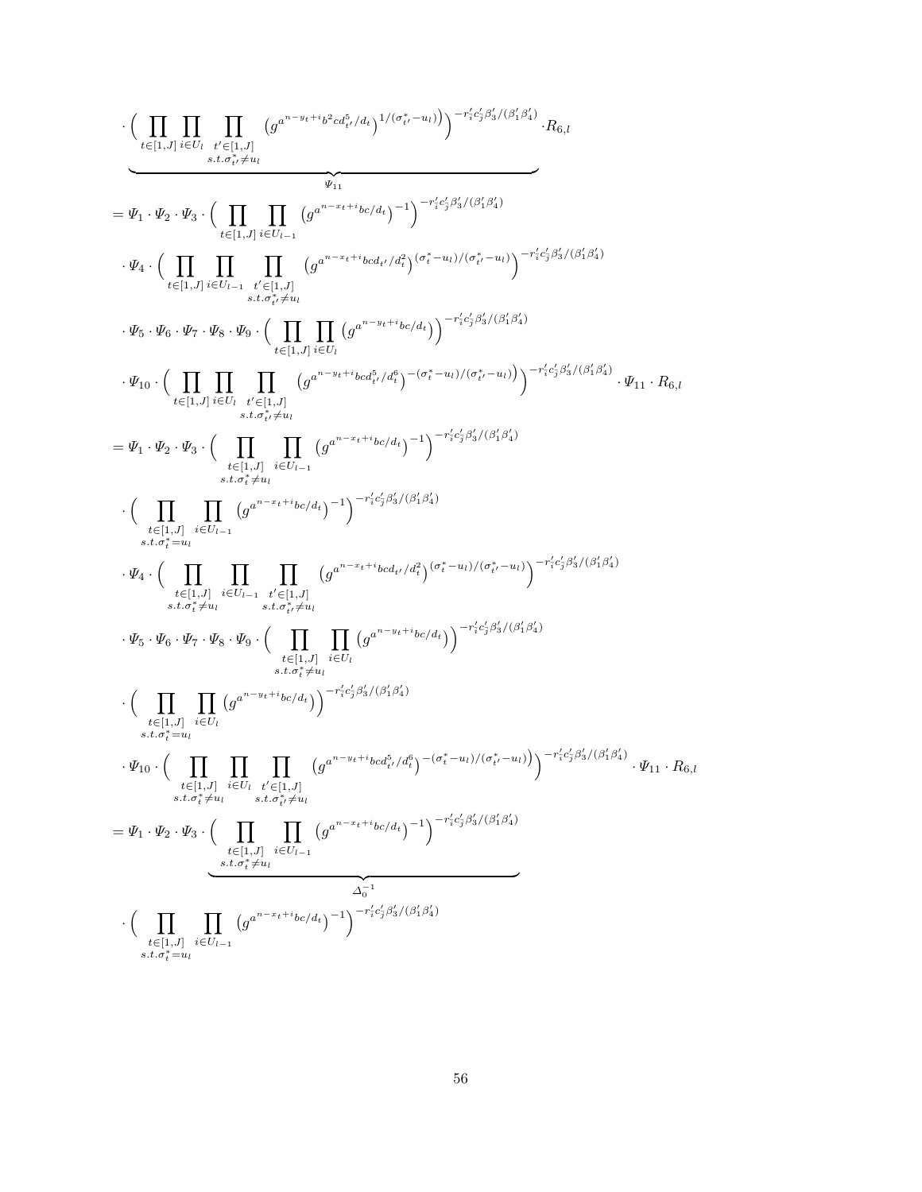$$
\cdot \underbrace{\Big( \prod_{t\in[1,J]} \prod_{i\in U_l} \prod_{\substack{t'\in[1,J]\\ s.t. \sigma^*_{t'}\neq u_l}} \big(g^{a^{n-y_t+i} b^2 c d_{t'}^5/d_t}\big)^{1/(\sigma^*_{t'}-u_l)}\Big)^{-r'_i c'_j \beta'_3/(\beta'_1\beta'_4)}}_{\Psi_{11}} \cdot R_{6,l}
$$

$$
\begin{aligned}
&= \Psi_1 \cdot \Psi_2 \cdot \Psi_3 \cdot \Big( \prod_{t\in[1,J]} \prod_{i\in U_{l-1}} \big(g^{a^{n-x_t+i} bc/d_t}\big)^{-1}\Big)^{-r'_i c'_j \beta'_3/(\beta'_1\beta'_4)} \\
&\quad \cdot \Psi_4 \cdot \Big( \prod_{t\in[1,J]} \prod_{i\in U_{l-1}} \prod_{\substack{t'\in[1,J]\\ s.t. \sigma^*_{t'}\neq u_l}} \big(g^{a^{n-x_t+i} bcd_{t'}/d_t^2}\big)^{(\sigma^*_t-u_l)/(\sigma^*_{t'}-u_l)}\Big)^{-r'_i c'_j \beta'_3/(\beta'_1\beta'_4)} \\
&\quad \cdot \Psi_5 \cdot \Psi_6 \cdot \Psi_7 \cdot \Psi_8 \cdot \Psi_9 \cdot \Big( \prod_{t\in[1,J]} \prod_{i\in U_l} \big(g^{a^{n-y_t+i} bc/d_t}\big)\Big)^{-r'_i c'_j \beta'_3/(\beta'_1\beta'_4)} \\
&\quad \cdot \Psi_{10} \cdot \Big( \prod_{t\in[1,J]} \prod_{i\in U_l} \prod_{\substack{t'\in[1,J]\\ s.t. \sigma^*_{t'}\neq u_l}} \big(g^{a^{n-y_t+i} bcd_{t'}^5/d_t^6}\big)^{-(\sigma^*_t-u_l)/(\sigma^*_{t'}-u_l)}\Big)^{-r'_i c'_j \beta'_3/(\beta'_1\beta'_4)} \cdot \Psi_{11} \cdot R_{6,l} \\
&= \Psi_1 \cdot \Psi_2 \cdot \Psi_3 \cdot \Big( \prod_{\substack{t\in[1,J]\\ s.t. \sigma^*_t\neq u_l}} \prod_{i\in U_{l-1}} \big(g^{a^{n-x_t+i} bc/d_t}\big)^{-1}\Big)^{-r'_i c'_j \beta'_3/(\beta'_1\beta'_4)} \\
&\quad \cdot \Big( \prod_{\substack{t\in[1,J]\\ s.t. \sigma^*_t= u_l}} \prod_{i\in U_{l-1}} \big(g^{a^{n-x_t+i} bc/d_t}\big)^{-1}\Big)^{-r'_i c'_j \beta'_3/(\beta'_1\beta'_4)} \\
&\quad \cdot \Psi_4 \cdot \Big( \prod_{\substack{t\in[1,J]\\ s.t. \sigma^*_t\neq u_l}} \prod_{i\in U_{l-1}} \prod_{\substack{t'\in[1,J]\\ s.t. \sigma^*_{t'}\neq u_l}} \big(g^{a^{n-x_t+i} bcd_{t'}/d_t^2}\big)^{(\sigma^*_t-u_l)/(\sigma^*_{t'}-u_l)}\Big)^{-r'_i c'_j \beta'_3/(\beta'_1\beta'_4)} \\
&\quad \cdot \Psi_5 \cdot \Psi_6 \cdot \Psi_7 \cdot \Psi_8 \cdot \Psi_9 \cdot \Big( \prod_{\substack{t\in[1,J]\\ s.t. \sigma^*_t\neq u_l}} \prod_{i\in U_l} \big(g^{a^{n-y_t+i} bc/d_t}\big)\Big)^{-r'_i c'_j \beta'_3/(\beta'_1\beta'_4)} \\
&\quad \cdot \Big( \prod_{\substack{t\in[1,J]\\ s.t. \sigma^*_t= u_l}} \prod_{i\in U_l} \big(g^{a^{n-y_t+i} bc/d_t}\big)\Big)^{-r'_i c'_j \beta'_3/(\beta'_1\beta'_4)} \\
&\quad \cdot \Psi_{10} \cdot \Big( \prod_{\substack{t\in[1,J]\\ s.t. \sigma^*_t\neq u_l}} \prod_{i\in U_l} \prod_{\substack{t'\in[1,J]\\ s.t. \sigma^*_{t'}\neq u_l}} \big(g^{a^{n-y_t+i} bcd_{t'}^5/d_t^6}\big)^{-(\sigma^*_t-u_l)/(\sigma^*_{t'}-u_l)}\Big)^{-r'_i c'_j \beta'_3/(\beta'_1\beta'_4)} \cdot \Psi_{11} \cdot R_{6,l} \\
&= \Psi_1 \cdot \Psi_2 \cdot \Psi_3 \cdot \underbrace{\Big( \prod_{\substack{t\in[1,J]\\ s.t. \sigma^*_t\neq u_l}} \prod_{i\in U_{l-1}} \big(g^{a^{n-x_t+i} bc/d_t}\big)^{-1}\Big)^{-r'_i c'_j \beta'_3/(\beta'_1\beta'_4)}}_{\Delta_0^{-1}} \\
&\quad \cdot \Big( \prod_{\substack{t\in[1,J]\\ s.t. \sigma^*_t= u_l}} \prod_{i\in U_{l-1}} \big(g^{a^{n-x_t+i} bc/d_t}\big)^{-1}\Big)^{-r'_i c'_j \beta'_3/(\beta'_1\beta'_4)}
\end{aligned}
$$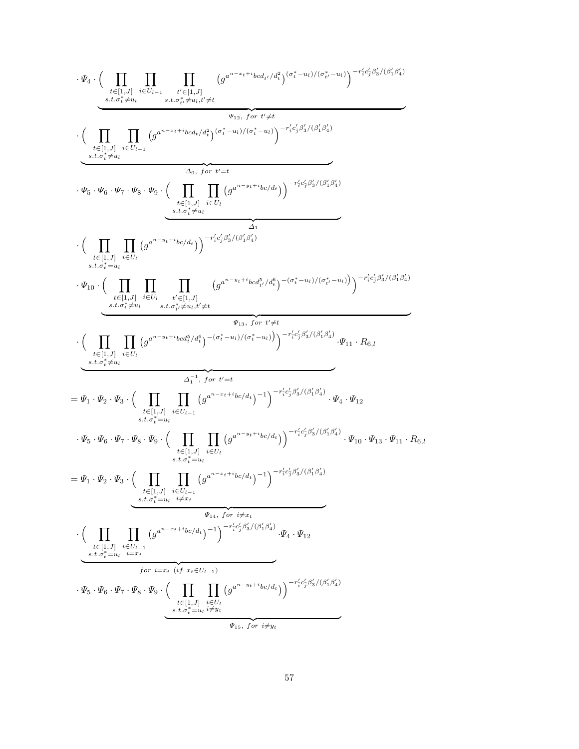$$
\cdot \Psi_4 \cdot \underbrace{\Big( \prod_{\substack{t\in[1,J] \\ s.t. \sigma_t^* \neq u_l}} \prod_{i\in U_{l-1}} \prod_{\substack{t'\in[1,J] \\ s.t. \sigma_{t'}^* \neq u_l, t'\neq t}} \big(g^{a^{n-x_t+i}bcd_{t'}/d_t^2}\big)^{(\sigma_t^*-u_l)/(\sigma_{t'}^*-u_l)}\Big)^{-r_i' c_j' \beta_3'/(\beta_1'\beta_4')}}_{\Psi_{12},\ for\ t'\neq t}
$$

$$
\cdot \underbrace{\Big( \prod_{\substack{t\in[1,J] \\ s.t. \sigma_t^* \neq u_l}} \prod_{i\in U_{l-1}} \big(g^{a^{n-x_t+i}bcd_t/d_t^2}\big)^{(\sigma_t^*-u_l)/(\sigma_t^*-u_l)}\Big)^{-r_i' c_j' \beta_3'/(\beta_1'\beta_4')}}_{\Delta_0,\ for\ t'=t}
$$

$$
\cdot \Psi_5 \cdot \Psi_6 \cdot \Psi_7 \cdot \Psi_8 \cdot \Psi_9 \cdot \underbrace{\Big( \prod_{\substack{t\in[1,J] \\ s.t. \sigma_t^* \neq u_l}} \prod_{i\in U_l} \big(g^{a^{n-y_t+i}bc/d_t}\big)\Big)^{-r_i' c_j' \beta_3'/(\beta_1'\beta_4')}}_{\Delta_1}
$$

$$
\cdot \Big( \prod_{\substack{t\in[1,J] \\ s.t. \sigma_t^* = u_l}} \prod_{i\in U_l} \big(g^{a^{n-y_t+i}bc/d_t}\big)\Big)^{-r_i' c_j' \beta_3'/(\beta_1'\beta_4')}
$$

$$
\cdot \Psi_{10} \cdot \underbrace{\Big( \prod_{\substack{t\in[1,J] \\ s.t. \sigma_t^* \neq u_l}} \prod_{i\in U_l} \prod_{\substack{t'\in[1,J] \\ s.t. \sigma_{t'}^* \neq u_l, t'\neq t}} \big(g^{a^{n-y_t+i}bcd_{t'}^5/d_t^6}\big)^{-(\sigma_t^*-u_l)/(\sigma_{t'}^*-u_l)}\Big)^{-r_i' c_j' \beta_3'/(\beta_1'\beta_4')}}_{\Psi_{13},\ for\ t'\neq t}
$$

$$
\cdot \underbrace{\Big( \prod_{\substack{t\in[1,J] \\ s.t. \sigma_t^* \neq u_l}} \prod_{i\in U_l} \big(g^{a^{n-y_t+i}bcd_t^5/d_t^6}\big)^{-(\sigma_t^*-u_l)/(\sigma_t^*-u_l)}\Big)^{-r_i' c_j' \beta_3'/(\beta_1'\beta_4')}}_{\Delta_1^{-1},\ for\ t'=t} \cdot \Psi_{11} \cdot R_{6,l}
$$

$$
= \Psi_1 \cdot \Psi_2 \cdot \Psi_3 \cdot \Big( \prod_{\substack{t\in[1,J] \\ s.t. \sigma_t^* = u_l}} \prod_{i\in U_{l-1}} \big(g^{a^{n-x_t+i}bc/d_t}\big)^{-1}\Big)^{-r_i' c_j' \beta_3'/(\beta_1'\beta_4')} \cdot \Psi_4 \cdot \Psi_{12}
$$

$$
\cdot \Psi_5 \cdot \Psi_6 \cdot \Psi_7 \cdot \Psi_8 \cdot \Psi_9 \cdot \Big( \prod_{\substack{t\in[1,J] \\ s.t. \sigma_t^* = u_l}} \prod_{i\in U_l} \big(g^{a^{n-y_t+i}bc/d_t}\big)\Big)^{-r_i' c_j' \beta_3'/(\beta_1'\beta_4')} \cdot \Psi_{10} \cdot \Psi_{13} \cdot \Psi_{11} \cdot R_{6,l}
$$

$$
= \Psi_1 \cdot \Psi_2 \cdot \Psi_3 \cdot \underbrace{\Big( \prod_{\substack{t\in[1,J] \\ s.t. \sigma_t^* = u_l}} \prod_{\substack{i\in U_{l-1} \\ i\neq x_t}} \big(g^{a^{n-x_t+i}bc/d_t}\big)^{-1}\Big)^{-r_i' c_j' \beta_3'/(\beta_1'\beta_4')}}_{\Psi_{14},\ for\ i\neq x_t}
$$

$$
\cdot \underbrace{\Big( \prod_{\substack{t\in[1,J] \\ s.t. \sigma_t^* = u_l}} \prod_{\substack{i\in U_{l-1} \\ i= x_t}} \big(g^{a^{n-x_t+i}bc/d_t}\big)^{-1}\Big)^{-r_i' c_j' \beta_3'/(\beta_1'\beta_4')}}_{for\ i=x_t\ (if\ x_t\in U_{l-1})} \cdot \Psi_4 \cdot \Psi_{12}
$$

$$
\cdot \Psi_5 \cdot \Psi_6 \cdot \Psi_7 \cdot \Psi_8 \cdot \Psi_9 \cdot \underbrace{\Big( \prod_{\substack{t\in[1,J] \\ s.t. \sigma_t^* = u_l}} \prod_{\substack{i\in U_l \\ i\neq y_t}} \big(g^{a^{n-y_t+i}bc/d_t}\big)\Big)^{-r_i' c_j' \beta_3'/(\beta_1'\beta_4')}}_{\Psi_{15},\ for\ i\neq y_t}
$$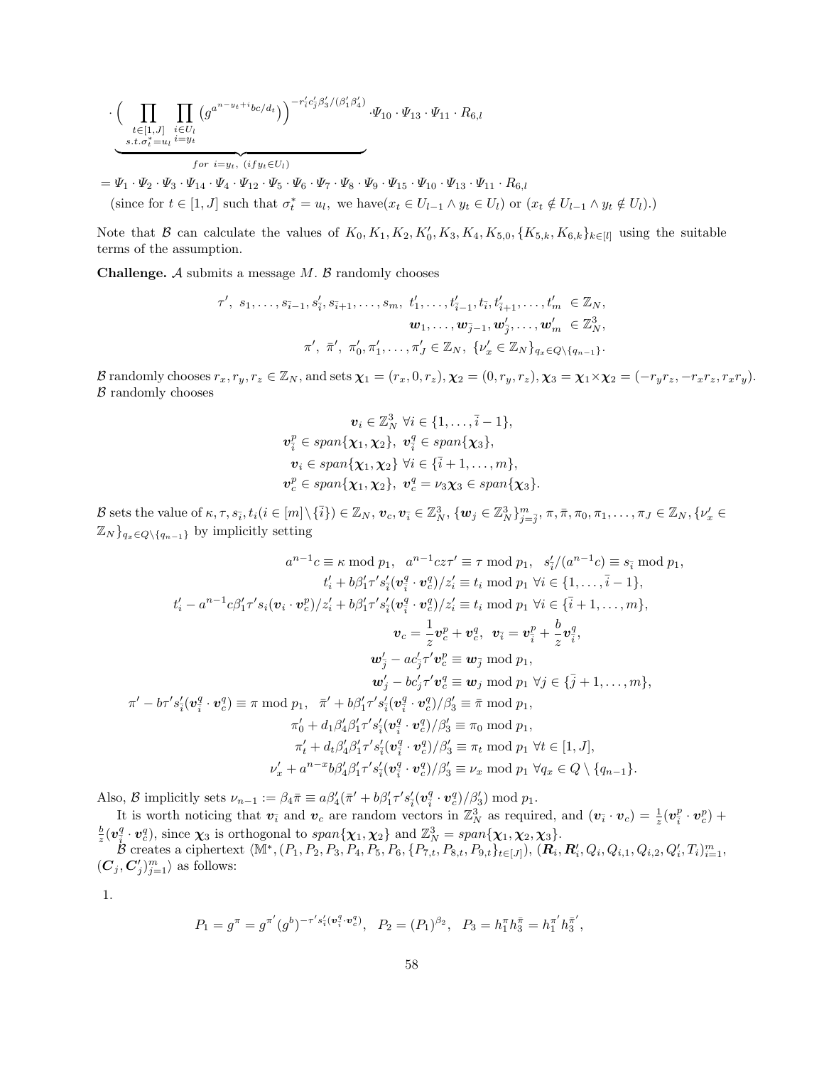$$
\cdot \underbrace{\Big( \prod_{\substack{t \in [1,J] \\ s.t. \sigma_t^* = u_l}} \prod_{\substack{i \in U_l \\ i = y_t}} \big( g^{a^{n-y_t+i} bc/d_t} \big) \Big)^{-r_i' c_j' \beta_3' / (\beta_1' \beta_4')}}_{for\ \ i=y_t,\ (if y_t \in U_l)} \cdot \Psi_{10} \cdot \Psi_{13} \cdot \Psi_{11} \cdot R_{6,l}
$$

$$
= \Psi_1 \cdot \Psi_2 \cdot \Psi_3 \cdot \Psi_{14} \cdot \Psi_4 \cdot \Psi_{12} \cdot \Psi_5 \cdot \Psi_6 \cdot \Psi_7 \cdot \Psi_8 \cdot \Psi_9 \cdot \Psi_{15} \cdot \Psi_{10} \cdot \Psi_{13} \cdot \Psi_{11} \cdot R_{6,l}
$$

(since for $t \in [1, J]$ such that $\sigma_t^* = u_l$, we have$(x_t \in U_{l-1} \wedge y_t \in U_l)$ or $(x_t \notin U_{l-1} \wedge y_t \notin U_l)$.)

Note that $\mathcal{B}$ can calculate the values of $K_0, K_1, K_2, K_0', K_3, K_4, K_{5,0}, \{K_{5,k}, K_{6,k}\}_{k \in [l]}$ using the suitable terms of the assumption.

**Challenge.** $\mathcal{A}$ submits a message $M$. $\mathcal{B}$ randomly chooses

$$
\tau',\ s_1, \ldots, s_{\bar{i}-1}, s_{\bar{i}}', s_{\bar{i}+1}, \ldots, s_m,\ t_1', \ldots, t_{\bar{i}-1}', t_{\bar{i}}, t_{\bar{i}+1}', \ldots, t_m' \ \in \mathbb{Z}_N,
$$
$$
\boldsymbol{w}_1, \ldots, \boldsymbol{w}_{\bar{j}-1}, \boldsymbol{w}_{\bar{j}}', \ldots, \boldsymbol{w}_m' \ \in \mathbb{Z}_N^3,
$$
$$
\pi',\ \bar{\pi}',\ \pi_0', \pi_1', \ldots, \pi_J' \in \mathbb{Z}_N,\ \{\nu_x' \in \mathbb{Z}_N\}_{q_x \in Q \setminus \{q_{n-1}\}}.
$$

$\mathcal{B}$ randomly chooses $r_x, r_y, r_z \in \mathbb{Z}_N$, and sets $\boldsymbol{\chi}_1 = (r_x, 0, r_z)$, $\boldsymbol{\chi}_2 = (0, r_y, r_z)$, $\boldsymbol{\chi}_3 = \boldsymbol{\chi}_1 \times \boldsymbol{\chi}_2 = (-r_y r_z, -r_x r_z, r_x r_y)$. $\mathcal{B}$ randomly chooses

$$
\boldsymbol{v}_i \in \mathbb{Z}_N^3 \ \forall i \in \{1, \ldots, \bar{i}-1\},
$$
$$
\boldsymbol{v}_{\bar{i}}^p \in span\{\boldsymbol{\chi}_1, \boldsymbol{\chi}_2\},\ \boldsymbol{v}_{\bar{i}}^q \in span\{\boldsymbol{\chi}_3\},
$$
$$
\boldsymbol{v}_i \in span\{\boldsymbol{\chi}_1, \boldsymbol{\chi}_2\} \ \forall i \in \{\bar{i}+1, \ldots, m\},
$$
$$
\boldsymbol{v}_c^p \in span\{\boldsymbol{\chi}_1, \boldsymbol{\chi}_2\},\ \boldsymbol{v}_c^q = \nu_3 \boldsymbol{\chi}_3 \in span\{\boldsymbol{\chi}_3\}.
$$

$\mathcal{B}$ sets the value of $\kappa, \tau, s_{\bar{i}}, t_i (i \in [m] \setminus \{\bar{i}\}) \in \mathbb{Z}_N$, $\boldsymbol{v}_c, \boldsymbol{v}_{\bar{i}} \in \mathbb{Z}_N^3$, $\{\boldsymbol{w}_j \in \mathbb{Z}_N^3\}_{j=\bar{j}}^m$, $\pi, \bar{\pi}, \pi_0, \pi_1, \ldots, \pi_J \in \mathbb{Z}_N$, $\{\nu_x' \in \mathbb{Z}_N\}_{q_x \in Q \setminus \{q_{n-1}\}}$ by implicitly setting

$$
a^{n-1}c \equiv \kappa \bmod p_1,\quad a^{n-1}cz\tau' \equiv \tau \bmod p_1,\quad s_{\bar{i}}'/(a^{n-1}c) \equiv s_{\bar{i}} \bmod p_1,
$$
$$
t_i' + b\beta_1'\tau' s_{\bar{i}}'(\boldsymbol{v}_{\bar{i}}^q \cdot \boldsymbol{v}_c^q)/z_i' \equiv t_i \bmod p_1 \ \forall i \in \{1, \ldots, \bar{i}-1\},
$$
$$
t_i' - a^{n-1}c\beta_1'\tau' s_i(\boldsymbol{v}_i \cdot \boldsymbol{v}_c^p)/z_i' + b\beta_1'\tau' s_{\bar{i}}'(\boldsymbol{v}_{\bar{i}}^q \cdot \boldsymbol{v}_c^q)/z_i' \equiv t_i \bmod p_1 \ \forall i \in \{\bar{i}+1, \ldots, m\},
$$
$$
\boldsymbol{v}_c = \frac{1}{z}\boldsymbol{v}_c^p + \boldsymbol{v}_c^q,\quad \boldsymbol{v}_{\bar{i}} = \boldsymbol{v}_{\bar{i}}^p + \frac{b}{z}\boldsymbol{v}_{\bar{i}}^q,
$$
$$
\boldsymbol{w}_{\bar{j}}' - ac_{\bar{j}}'\tau'\boldsymbol{v}_c^p \equiv \boldsymbol{w}_{\bar{j}} \bmod p_1,
$$
$$
\boldsymbol{w}_j' - bc_j'\tau'\boldsymbol{v}_c^q \equiv \boldsymbol{w}_j \bmod p_1 \ \forall j \in \{\bar{j}+1, \ldots, m\},
$$
$$
\pi' - b\tau' s_{\bar{i}}'(\boldsymbol{v}_{\bar{i}}^q \cdot \boldsymbol{v}_c^q) \equiv \pi \bmod p_1,\quad \bar{\pi}' + b\beta_1'\tau' s_{\bar{i}}'(\boldsymbol{v}_{\bar{i}}^q \cdot \boldsymbol{v}_c^q)/\beta_3' \equiv \bar{\pi} \bmod p_1,
$$
$$
\pi_0' + d_1\beta_4'\beta_1'\tau' s_{\bar{i}}'(\boldsymbol{v}_{\bar{i}}^q \cdot \boldsymbol{v}_c^q)/\beta_3' \equiv \pi_0 \bmod p_1,
$$
$$
\pi_t' + d_t\beta_4'\beta_1'\tau' s_{\bar{i}}'(\boldsymbol{v}_{\bar{i}}^q \cdot \boldsymbol{v}_c^q)/\beta_3' \equiv \pi_t \bmod p_1 \ \forall t \in [1, J],
$$
$$
\nu_x' + a^{n-x}b\beta_4'\beta_1'\tau' s_{\bar{i}}'(\boldsymbol{v}_{\bar{i}}^q \cdot \boldsymbol{v}_c^q)/\beta_3' \equiv \nu_x \bmod p_1 \ \forall q_x \in Q \setminus \{q_{n-1}\}.
$$

Also, $\mathcal{B}$ implicitly sets $\nu_{n-1} := \beta_4\bar{\pi} \equiv a\beta_4'(\bar{\pi}' + b\beta_1'\tau' s_{\bar{i}}'(\boldsymbol{v}_{\bar{i}}^q \cdot \boldsymbol{v}_c^q)/\beta_3') \bmod p_1$.

It is worth noticing that $\boldsymbol{v}_{\bar{i}}$ and $\boldsymbol{v}_c$ are random vectors in $\mathbb{Z}_N^3$ as required, and $(\boldsymbol{v}_{\bar{i}} \cdot \boldsymbol{v}_c) = \frac{1}{z}(\boldsymbol{v}_{\bar{i}}^p \cdot \boldsymbol{v}_c^p) + \frac{b}{z}(\boldsymbol{v}_{\bar{i}}^q \cdot \boldsymbol{v}_c^q)$, since $\boldsymbol{\chi}_3$ is orthogonal to $span\{\boldsymbol{\chi}_1, \boldsymbol{\chi}_2\}$ and $\mathbb{Z}_N^3 = span\{\boldsymbol{\chi}_1, \boldsymbol{\chi}_2, \boldsymbol{\chi}_3\}$.

$\mathcal{B}$ creates a ciphertext $\langle \mathbb{M}^*, (P_1, P_2, P_3, P_4, P_5, P_6, \{P_{7,t}, P_{8,t}, P_{9,t}\}_{t \in [J]}), (\boldsymbol{R}_i, \boldsymbol{R}_i', Q_i, Q_{i,1}, Q_{i,2}, Q_i', T_i)_{i=1}^m, (\boldsymbol{C}_j, \boldsymbol{C}_j')_{j=1}^m \rangle$ as follows:

1.

$$
P_1 = g^{\pi} = g^{\pi'}(g^b)^{-\tau' s_{\bar{i}}'(\boldsymbol{v}_{\bar{i}}^q \cdot \boldsymbol{v}_c^q)},\quad P_2 = (P_1)^{\beta_2},\quad P_3 = h_1^{\pi} h_3^{\bar{\pi}} = h_1^{\pi'} h_3^{\bar{\pi}'},
$$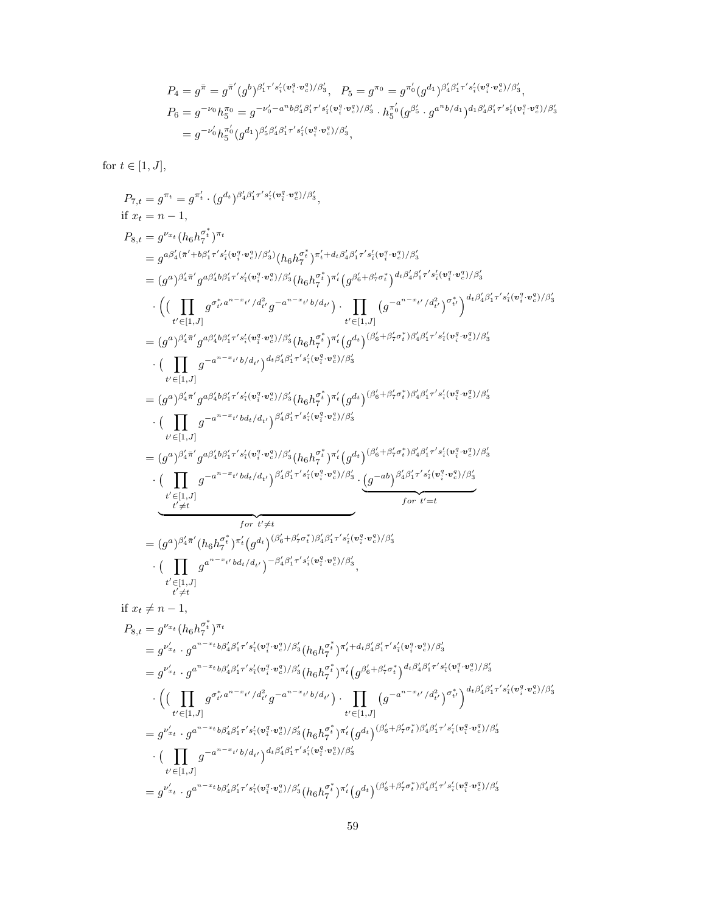$$P_4 = g^{\bar{\pi}} = g^{\bar{\pi}'}(g^b)^{\beta_1'\tau's_i'(\boldsymbol{v}_i^q\cdot\boldsymbol{v}_c^q)/\beta_3'}, \quad P_5 = g^{\pi_0} = g^{\pi_0'}(g^{d_1})^{\beta_4'\beta_1'\tau's_i'(\boldsymbol{v}_i^q\cdot\boldsymbol{v}_c^q)/\beta_3'},$$

$$P_6 = g^{-\nu_0}h_5^{\pi_0} = g^{-\nu_0'-a^n b\beta_4'\beta_1'\tau's_i'(\boldsymbol{v}_i^q\cdot\boldsymbol{v}_c^q)/\beta_3'} \cdot h_5^{\pi_0'}(g^{\beta_5'}\cdot g^{a^n b/d_1})^{d_1\beta_4'\beta_1'\tau's_i'(\boldsymbol{v}_i^q\cdot\boldsymbol{v}_c^q)/\beta_3'}$$
$$= g^{-\nu_0'}h_5^{\pi_0'}(g^{d_1})^{\beta_5'\beta_4'\beta_1'\tau's_i'(\boldsymbol{v}_i^q\cdot\boldsymbol{v}_c^q)/\beta_3'},$$

for $t \in [1, J]$,

$$P_{7,t} = g^{\pi_t} = g^{\pi_t'}\cdot(g^{d_t})^{\beta_4'\beta_1'\tau's_i'(\boldsymbol{v}_i^q\cdot\boldsymbol{v}_c^q)/\beta_3'},$$

if $x_t = n-1$,

$$\begin{aligned}
P_{8,t} &= g^{\nu_{x_t}}(h_6h_7^{\sigma_t^*})^{\pi_t} \\
&= g^{a\beta_4'(\bar{\pi}'+b\beta_1'\tau's_i'(\boldsymbol{v}_i^q\cdot\boldsymbol{v}_c^q)/\beta_3')}(h_6h_7^{\sigma_t^*})^{\pi_t'+d_t\beta_4'\beta_1'\tau's_i'(\boldsymbol{v}_i^q\cdot\boldsymbol{v}_c^q)/\beta_3'} \\
&= (g^a)^{\beta_4'\bar{\pi}'}g^{a\beta_4'b\beta_1'\tau's_i'(\boldsymbol{v}_i^q\cdot\boldsymbol{v}_c^q)/\beta_3'}(h_6h_7^{\sigma_t^*})^{\pi_t'}\big(g^{\beta_6'+\beta_7'\sigma_t^*}\big)^{d_t\beta_4'\beta_1'\tau's_i'(\boldsymbol{v}_i^q\cdot\boldsymbol{v}_c^q)/\beta_3'} \\
&\quad\cdot\Big(\big(\prod_{t'\in[1,J]}g^{\sigma_{t'}^*a^{n-x_{t'}}/d_{t'}^2}g^{-a^{n-x_{t'}}b/d_{t'}}\big)\cdot\prod_{t'\in[1,J]}\big(g^{-a^{n-x_{t'}}/d_{t'}^2}\big)^{\sigma_{t'}^*}\Big)^{d_t\beta_4'\beta_1'\tau's_i'(\boldsymbol{v}_i^q\cdot\boldsymbol{v}_c^q)/\beta_3'} \\
&= (g^a)^{\beta_4'\bar{\pi}'}g^{a\beta_4'b\beta_1'\tau's_i'(\boldsymbol{v}_i^q\cdot\boldsymbol{v}_c^q)/\beta_3'}(h_6h_7^{\sigma_t^*})^{\pi_t'}\big(g^{d_t}\big)^{(\beta_6'+\beta_7'\sigma_t^*)\beta_4'\beta_1'\tau's_i'(\boldsymbol{v}_i^q\cdot\boldsymbol{v}_c^q)/\beta_3'} \\
&\quad\cdot\big(\prod_{t'\in[1,J]}g^{-a^{n-x_{t'}}b/d_{t'}}\big)^{d_t\beta_4'\beta_1'\tau's_i'(\boldsymbol{v}_i^q\cdot\boldsymbol{v}_c^q)/\beta_3'} \\
&= (g^a)^{\beta_4'\bar{\pi}'}g^{a\beta_4'b\beta_1'\tau's_i'(\boldsymbol{v}_i^q\cdot\boldsymbol{v}_c^q)/\beta_3'}(h_6h_7^{\sigma_t^*})^{\pi_t'}\big(g^{d_t}\big)^{(\beta_6'+\beta_7'\sigma_t^*)\beta_4'\beta_1'\tau's_i'(\boldsymbol{v}_i^q\cdot\boldsymbol{v}_c^q)/\beta_3'} \\
&\quad\cdot\big(\prod_{t'\in[1,J]}g^{-a^{n-x_{t'}}bd_t/d_{t'}}\big)^{\beta_4'\beta_1'\tau's_i'(\boldsymbol{v}_i^q\cdot\boldsymbol{v}_c^q)/\beta_3'} \\
&= (g^a)^{\beta_4'\bar{\pi}'}g^{a\beta_4'b\beta_1'\tau's_i'(\boldsymbol{v}_i^q\cdot\boldsymbol{v}_c^q)/\beta_3'}(h_6h_7^{\sigma_t^*})^{\pi_t'}\big(g^{d_t}\big)^{(\beta_6'+\beta_7'\sigma_t^*)\beta_4'\beta_1'\tau's_i'(\boldsymbol{v}_i^q\cdot\boldsymbol{v}_c^q)/\beta_3'} \\
&\quad\cdot\underbrace{\big(\prod_{\substack{t'\in[1,J]\\t'\neq t}}g^{-a^{n-x_{t'}}bd_t/d_{t'}}\big)^{\beta_4'\beta_1'\tau's_i'(\boldsymbol{v}_i^q\cdot\boldsymbol{v}_c^q)/\beta_3'}}_{for\ t'\neq t}\cdot\underbrace{\big(g^{-ab}\big)^{\beta_4'\beta_1'\tau's_i'(\boldsymbol{v}_i^q\cdot\boldsymbol{v}_c^q)/\beta_3'}}_{for\ t'=t} \\
&= (g^a)^{\beta_4'\bar{\pi}'}(h_6h_7^{\sigma_t^*})^{\pi_t'}\big(g^{d_t}\big)^{(\beta_6'+\beta_7'\sigma_t^*)\beta_4'\beta_1'\tau's_i'(\boldsymbol{v}_i^q\cdot\boldsymbol{v}_c^q)/\beta_3'} \\
&\quad\cdot\big(\prod_{\substack{t'\in[1,J]\\t'\neq t}}g^{a^{n-x_{t'}}bd_t/d_{t'}}\big)^{-\beta_4'\beta_1'\tau's_i'(\boldsymbol{v}_i^q\cdot\boldsymbol{v}_c^q)/\beta_3'},
\end{aligned}$$

if $x_t \neq n-1$,

$$\begin{aligned}
P_{8,t} &= g^{\nu_{x_t}}(h_6h_7^{\sigma_t^*})^{\pi_t} \\
&= g^{\nu_{x_t}'}\cdot g^{a^{n-x_t}b\beta_4'\beta_1'\tau's_i'(\boldsymbol{v}_i^q\cdot\boldsymbol{v}_c^q)/\beta_3'}(h_6h_7^{\sigma_t^*})^{\pi_t'+d_t\beta_4'\beta_1'\tau's_i'(\boldsymbol{v}_i^q\cdot\boldsymbol{v}_c^q)/\beta_3'} \\
&= g^{\nu_{x_t}'}\cdot g^{a^{n-x_t}b\beta_4'\beta_1'\tau's_i'(\boldsymbol{v}_i^q\cdot\boldsymbol{v}_c^q)/\beta_3'}(h_6h_7^{\sigma_t^*})^{\pi_t'}\big(g^{\beta_6'+\beta_7'\sigma_t^*}\big)^{d_t\beta_4'\beta_1'\tau's_i'(\boldsymbol{v}_i^q\cdot\boldsymbol{v}_c^q)/\beta_3'} \\
&\quad\cdot\Big(\big(\prod_{t'\in[1,J]}g^{\sigma_{t'}^*a^{n-x_{t'}}/d_{t'}^2}g^{-a^{n-x_{t'}}b/d_{t'}}\big)\cdot\prod_{t'\in[1,J]}\big(g^{-a^{n-x_{t'}}/d_{t'}^2}\big)^{\sigma_{t'}^*}\Big)^{d_t\beta_4'\beta_1'\tau's_i'(\boldsymbol{v}_i^q\cdot\boldsymbol{v}_c^q)/\beta_3'} \\
&= g^{\nu_{x_t}'}\cdot g^{a^{n-x_t}b\beta_4'\beta_1'\tau's_i'(\boldsymbol{v}_i^q\cdot\boldsymbol{v}_c^q)/\beta_3'}(h_6h_7^{\sigma_t^*})^{\pi_t'}\big(g^{d_t}\big)^{(\beta_6'+\beta_7'\sigma_t^*)\beta_4'\beta_1'\tau's_i'(\boldsymbol{v}_i^q\cdot\boldsymbol{v}_c^q)/\beta_3'} \\
&\quad\cdot\big(\prod_{t'\in[1,J]}g^{-a^{n-x_{t'}}b/d_{t'}}\big)^{d_t\beta_4'\beta_1'\tau's_i'(\boldsymbol{v}_i^q\cdot\boldsymbol{v}_c^q)/\beta_3'} \\
&= g^{\nu_{x_t}'}\cdot g^{a^{n-x_t}b\beta_4'\beta_1'\tau's_i'(\boldsymbol{v}_i^q\cdot\boldsymbol{v}_c^q)/\beta_3'}(h_6h_7^{\sigma_t^*})^{\pi_t'}\big(g^{d_t}\big)^{(\beta_6'+\beta_7'\sigma_t^*)\beta_4'\beta_1'\tau's_i'(\boldsymbol{v}_i^q\cdot\boldsymbol{v}_c^q)/\beta_3'}
\end{aligned}$$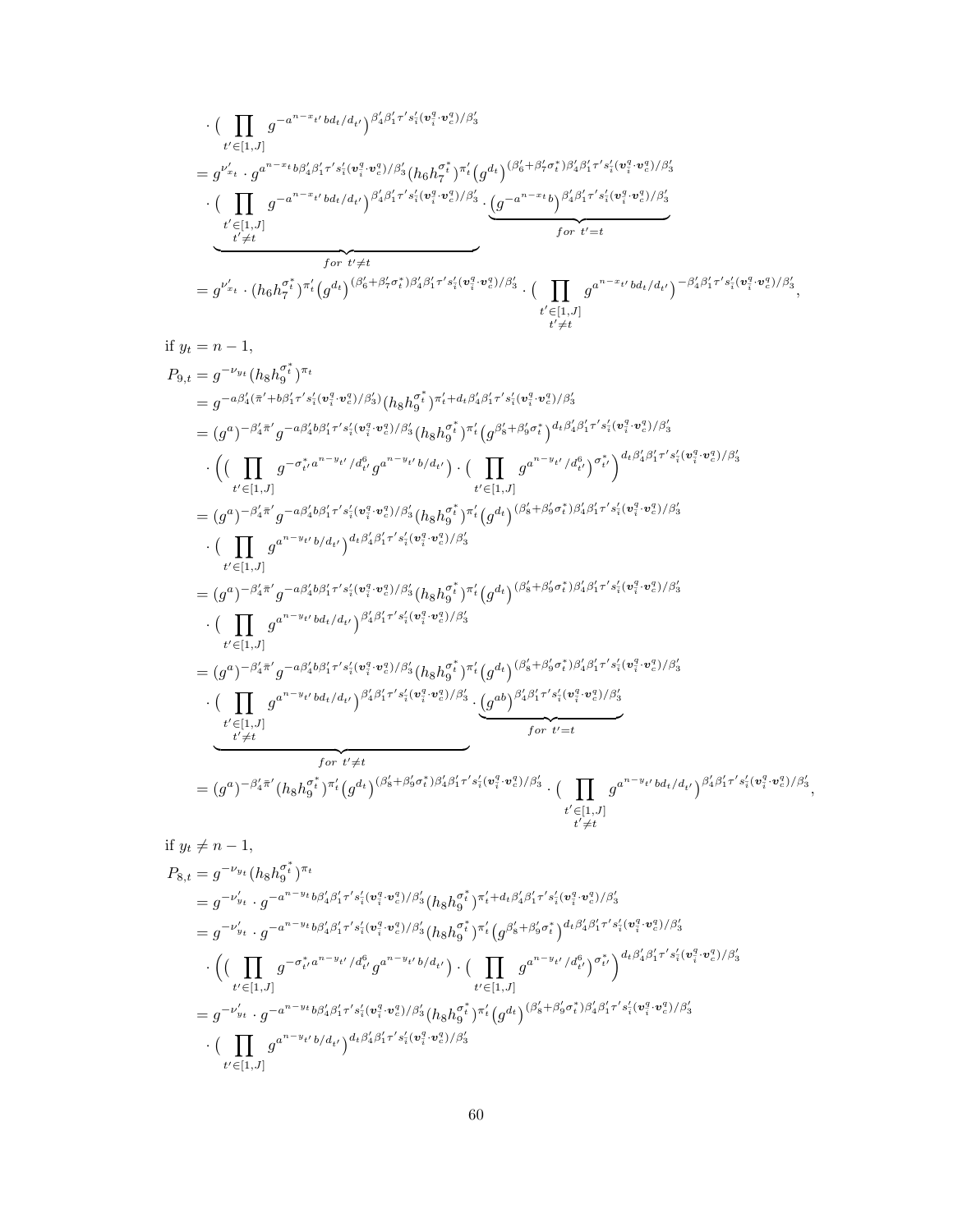$$
\begin{aligned}
&\cdot \Big( \prod_{t' \in [1,J]} g^{-a^{n-x_{t'}} bd_t/d_{t'}} \Big)^{\beta_4' \beta_1' \tau' s_i' (\boldsymbol{v}_i^q \cdot \boldsymbol{v}_c^q)/\beta_3'} \\
&= g^{\nu'_{x_t}} \cdot g^{a^{n-x_t} b \beta_4' \beta_1' \tau' s_i' (\boldsymbol{v}_i^q \cdot \boldsymbol{v}_c^q)/\beta_3'} (h_6 h_7^{\sigma_t^*})^{\pi_t'} \big( g^{d_t} \big)^{(\beta_6' + \beta_7' \sigma_t^*) \beta_4' \beta_1' \tau' s_i' (\boldsymbol{v}_i^q \cdot \boldsymbol{v}_c^q)/\beta_3'} \\
&\quad \cdot \underbrace{\Big( \prod_{\substack{t' \in [1,J] \\ t' \neq t}} g^{-a^{n-x_{t'}} bd_t/d_{t'}} \Big)^{\beta_4' \beta_1' \tau' s_i' (\boldsymbol{v}_i^q \cdot \boldsymbol{v}_c^q)/\beta_3'}}_{for\ t' \neq t} \cdot \underbrace{\big( g^{-a^{n-x_t} b} \big)^{\beta_4' \beta_1' \tau' s_i' (\boldsymbol{v}_i^q \cdot \boldsymbol{v}_c^q)/\beta_3'}}_{for\ t' = t} \\
&= g^{\nu'_{x_t}} \cdot (h_6 h_7^{\sigma_t^*})^{\pi_t'} \big( g^{d_t} \big)^{(\beta_6' + \beta_7' \sigma_t^*) \beta_4' \beta_1' \tau' s_i' (\boldsymbol{v}_i^q \cdot \boldsymbol{v}_c^q)/\beta_3'} \cdot \Big( \prod_{\substack{t' \in [1,J] \\ t' \neq t}} g^{a^{n-x_{t'}} bd_t/d_{t'}} \Big)^{-\beta_4' \beta_1' \tau' s_i' (\boldsymbol{v}_i^q \cdot \boldsymbol{v}_c^q)/\beta_3'},
\end{aligned}
$$

if $y_t = n-1$,

$$
\begin{aligned}
P_{9,t} &= g^{-\nu_{y_t}} (h_8 h_9^{\sigma_t^*})^{\pi_t} \\
&= g^{-a\beta_4' (\bar{\pi}' + b\beta_1' \tau' s_i' (\boldsymbol{v}_i^q \cdot \boldsymbol{v}_c^q)/\beta_3')} (h_8 h_9^{\sigma_t^*})^{\pi_t' + d_t \beta_4' \beta_1' \tau' s_i' (\boldsymbol{v}_i^q \cdot \boldsymbol{v}_c^q)/\beta_3'} \\
&= (g^a)^{-\beta_4' \bar{\pi}'} g^{-a\beta_4' b \beta_1' \tau' s_i' (\boldsymbol{v}_i^q \cdot \boldsymbol{v}_c^q)/\beta_3'} (h_8 h_9^{\sigma_t^*})^{\pi_t'} \big( g^{\beta_8' + \beta_9' \sigma_t^*} \big)^{d_t \beta_4' \beta_1' \tau' s_i' (\boldsymbol{v}_i^q \cdot \boldsymbol{v}_c^q)/\beta_3'} \\
&\quad \cdot \Big( \big( \prod_{t' \in [1,J]} g^{-\sigma_{t'}^* a^{n-y_{t'}}/d_{t'}^6} g^{a^{n-y_{t'}} b/d_{t'}} \big) \cdot \big( \prod_{t' \in [1,J]} g^{a^{n-y_{t'}}/d_{t'}^6} \big)^{\sigma_{t'}^*} \Big)^{d_t \beta_4' \beta_1' \tau' s_i' (\boldsymbol{v}_i^q \cdot \boldsymbol{v}_c^q)/\beta_3'} \\
&= (g^a)^{-\beta_4' \bar{\pi}'} g^{-a\beta_4' b \beta_1' \tau' s_i' (\boldsymbol{v}_i^q \cdot \boldsymbol{v}_c^q)/\beta_3'} (h_8 h_9^{\sigma_t^*})^{\pi_t'} \big( g^{d_t} \big)^{(\beta_8' + \beta_9' \sigma_t^*) \beta_4' \beta_1' \tau' s_i' (\boldsymbol{v}_i^q \cdot \boldsymbol{v}_c^q)/\beta_3'} \\
&\quad \cdot \big( \prod_{t' \in [1,J]} g^{a^{n-y_{t'}} b/d_{t'}} \big)^{d_t \beta_4' \beta_1' \tau' s_i' (\boldsymbol{v}_i^q \cdot \boldsymbol{v}_c^q)/\beta_3'} \\
&= (g^a)^{-\beta_4' \bar{\pi}'} g^{-a\beta_4' b \beta_1' \tau' s_i' (\boldsymbol{v}_i^q \cdot \boldsymbol{v}_c^q)/\beta_3'} (h_8 h_9^{\sigma_t^*})^{\pi_t'} \big( g^{d_t} \big)^{(\beta_8' + \beta_9' \sigma_t^*) \beta_4' \beta_1' \tau' s_i' (\boldsymbol{v}_i^q \cdot \boldsymbol{v}_c^q)/\beta_3'} \\
&\quad \cdot \big( \prod_{t' \in [1,J]} g^{a^{n-y_{t'}} bd_t/d_{t'}} \big)^{\beta_4' \beta_1' \tau' s_i' (\boldsymbol{v}_i^q \cdot \boldsymbol{v}_c^q)/\beta_3'} \\
&= (g^a)^{-\beta_4' \bar{\pi}'} g^{-a\beta_4' b \beta_1' \tau' s_i' (\boldsymbol{v}_i^q \cdot \boldsymbol{v}_c^q)/\beta_3'} (h_8 h_9^{\sigma_t^*})^{\pi_t'} \big( g^{d_t} \big)^{(\beta_8' + \beta_9' \sigma_t^*) \beta_4' \beta_1' \tau' s_i' (\boldsymbol{v}_i^q \cdot \boldsymbol{v}_c^q)/\beta_3'} \\
&\quad \cdot \underbrace{\big( \prod_{\substack{t' \in [1,J] \\ t' \neq t}} g^{a^{n-y_{t'}} bd_t/d_{t'}} \big)^{\beta_4' \beta_1' \tau' s_i' (\boldsymbol{v}_i^q \cdot \boldsymbol{v}_c^q)/\beta_3'}}_{for\ t' \neq t} \cdot \underbrace{\big( g^{ab} \big)^{\beta_4' \beta_1' \tau' s_i' (\boldsymbol{v}_i^q \cdot \boldsymbol{v}_c^q)/\beta_3'}}_{for\ t' = t} \\
&= (g^a)^{-\beta_4' \bar{\pi}'} (h_8 h_9^{\sigma_t^*})^{\pi_t'} \big( g^{d_t} \big)^{(\beta_8' + \beta_9' \sigma_t^*) \beta_4' \beta_1' \tau' s_i' (\boldsymbol{v}_i^q \cdot \boldsymbol{v}_c^q)/\beta_3'} \cdot \big( \prod_{\substack{t' \in [1,J] \\ t' \neq t}} g^{a^{n-y_{t'}} bd_t/d_{t'}} \big)^{\beta_4' \beta_1' \tau' s_i' (\boldsymbol{v}_i^q \cdot \boldsymbol{v}_c^q)/\beta_3'},
\end{aligned}
$$

if $y_t \neq n-1$,

$$
\begin{aligned}
P_{8,t} &= g^{-\nu_{y_t}} (h_8 h_9^{\sigma_t^*})^{\pi_t} \\
&= g^{-\nu'_{y_t}} \cdot g^{-a^{n-y_t} b \beta_4' \beta_1' \tau' s_i' (\boldsymbol{v}_i^q \cdot \boldsymbol{v}_c^q)/\beta_3'} (h_8 h_9^{\sigma_t^*})^{\pi_t' + d_t \beta_4' \beta_1' \tau' s_i' (\boldsymbol{v}_i^q \cdot \boldsymbol{v}_c^q)/\beta_3'} \\
&= g^{-\nu'_{y_t}} \cdot g^{-a^{n-y_t} b \beta_4' \beta_1' \tau' s_i' (\boldsymbol{v}_i^q \cdot \boldsymbol{v}_c^q)/\beta_3'} (h_8 h_9^{\sigma_t^*})^{\pi_t'} \big( g^{\beta_8' + \beta_9' \sigma_t^*} \big)^{d_t \beta_4' \beta_1' \tau' s_i' (\boldsymbol{v}_i^q \cdot \boldsymbol{v}_c^q)/\beta_3'} \\
&\quad \cdot \Big( \big( \prod_{t' \in [1,J]} g^{-\sigma_{t'}^* a^{n-y_{t'}}/d_{t'}^6} g^{a^{n-y_{t'}} b/d_{t'}} \big) \cdot \big( \prod_{t' \in [1,J]} g^{a^{n-y_{t'}}/d_{t'}^6} \big)^{\sigma_{t'}^*} \Big)^{d_t \beta_4' \beta_1' \tau' s_i' (\boldsymbol{v}_i^q \cdot \boldsymbol{v}_c^q)/\beta_3'} \\
&= g^{-\nu'_{y_t}} \cdot g^{-a^{n-y_t} b \beta_4' \beta_1' \tau' s_i' (\boldsymbol{v}_i^q \cdot \boldsymbol{v}_c^q)/\beta_3'} (h_8 h_9^{\sigma_t^*})^{\pi_t'} \big( g^{d_t} \big)^{(\beta_8' + \beta_9' \sigma_t^*) \beta_4' \beta_1' \tau' s_i' (\boldsymbol{v}_i^q \cdot \boldsymbol{v}_c^q)/\beta_3'} \\
&\quad \cdot \big( \prod_{t' \in [1,J]} g^{a^{n-y_{t'}} b/d_{t'}} \big)^{d_t \beta_4' \beta_1' \tau' s_i' (\boldsymbol{v}_i^q \cdot \boldsymbol{v}_c^q)/\beta_3'}
\end{aligned}
$$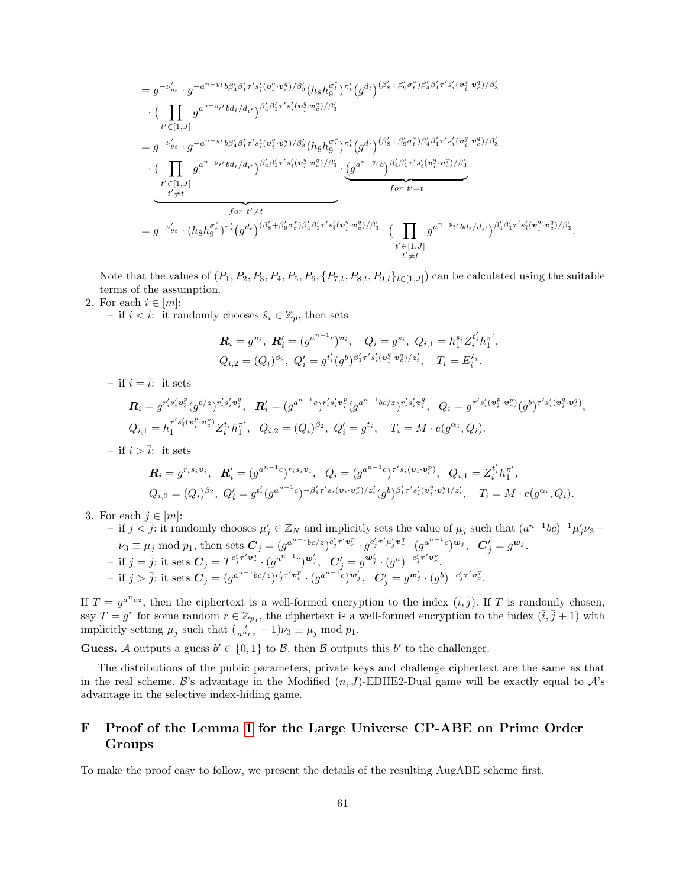$$
\begin{aligned}
&= g^{-\nu'_{y_t}} \cdot g^{-a^{n-y_t} b \beta'_4 \beta'_1 \tau' s'_i (\boldsymbol{v}_i^q \cdot \boldsymbol{v}_c^q)/\beta'_3} (h_8 h_9^{\sigma_t^*})^{\pi'_t} \big(g^{d_t}\big)^{(\beta'_8 + \beta'_9 \sigma_t^*) \beta'_4 \beta'_1 \tau' s'_i (\boldsymbol{v}_i^q \cdot \boldsymbol{v}_c^q)/\beta'_3} \\
&\quad \cdot \Big( \prod_{t' \in [1,J]} g^{a^{n-y_{t'}} b d_t / d_{t'}} \Big)^{\beta'_4 \beta'_1 \tau' s'_i (\boldsymbol{v}_i^q \cdot \boldsymbol{v}_c^q)/\beta'_3} \\
&= g^{-\nu'_{y_t}} \cdot g^{-a^{n-y_t} b \beta'_4 \beta'_1 \tau' s'_i (\boldsymbol{v}_i^q \cdot \boldsymbol{v}_c^q)/\beta'_3} (h_8 h_9^{\sigma_t^*})^{\pi'_t} \big(g^{d_t}\big)^{(\beta'_8 + \beta'_9 \sigma_t^*) \beta'_4 \beta'_1 \tau' s'_i (\boldsymbol{v}_i^q \cdot \boldsymbol{v}_c^q)/\beta'_3} \\
&\quad \cdot \underbrace{\Big( \prod_{\substack{t' \in [1,J] \\ t' \neq t}} g^{a^{n-y_{t'}} b d_t / d_{t'}} \Big)^{\beta'_4 \beta'_1 \tau' s'_i (\boldsymbol{v}_i^q \cdot \boldsymbol{v}_c^q)/\beta'_3}}_{for\ t' \neq t} \cdot \underbrace{\big(g^{a^{n-y_t} b}\big)^{\beta'_4 \beta'_1 \tau' s'_i (\boldsymbol{v}_i^q \cdot \boldsymbol{v}_c^q)/\beta'_3}}_{for\ t' = t} \\
&= g^{-\nu'_{y_t}} \cdot (h_8 h_9^{\sigma_t^*})^{\pi'_t} \big(g^{d_t}\big)^{(\beta'_8 + \beta'_9 \sigma_t^*) \beta'_4 \beta'_1 \tau' s'_i (\boldsymbol{v}_i^q \cdot \boldsymbol{v}_c^q)/\beta'_3} \cdot \Big( \prod_{\substack{t' \in [1,J] \\ t' \neq t}} g^{a^{n-y_{t'}} b d_t / d_{t'}} \Big)^{\beta'_4 \beta'_1 \tau' s'_i (\boldsymbol{v}_i^q \cdot \boldsymbol{v}_c^q)/\beta'_3}.
\end{aligned}
$$

Note that the values of $(P_1, P_2, P_3, P_4, P_5, P_6, \{P_{7,t}, P_{8,t}, P_{9,t}\}_{t \in [1,J]})$ can be calculated using the suitable terms of the assumption.

2. For each $i \in [m]$:
   - if $i < \bar{i}$: it randomly chooses $\hat{s}_i \in \mathbb{Z}_p$, then sets

$$
\boldsymbol{R}_i = g^{\boldsymbol{v}_i}, \ \ \boldsymbol{R}'_i = (g^{a^{n-1}c})^{\boldsymbol{v}_i}, \quad Q_i = g^{s_i}, \ Q_{i,1} = h_1^{s_i} Z_i^{t'_i} h_1^{\pi'},
$$
$$
Q_{i,2} = (Q_i)^{\beta_2}, \ Q'_i = g^{t'_i} (g^b)^{\beta'_1 \tau' s'_i (\boldsymbol{v}_i^q \cdot \boldsymbol{v}_c^q)/z'_i}, \quad T_i = E_i^{\hat{s}_i}.
$$

   - if $i = \bar{i}$: it sets

$$
\boldsymbol{R}_i = g^{r'_i s'_i \boldsymbol{v}_i^p} (g^{b/z})^{r'_i s'_i \boldsymbol{v}_i^q}, \ \ \boldsymbol{R}'_i = (g^{a^{n-1}c})^{r'_i s'_i \boldsymbol{v}_i^p} (g^{a^{n-1}bc/z})^{r'_i s'_i \boldsymbol{v}_i^q}, \ \ Q_i = g^{\tau' s'_i (\boldsymbol{v}_i^p \cdot \boldsymbol{v}_c^p)} (g^b)^{\tau' s'_i (\boldsymbol{v}_i^q \cdot \boldsymbol{v}_c^q)},
$$
$$
Q_{i,1} = h_1^{\tau' s'_i (\boldsymbol{v}_i^p \cdot \boldsymbol{v}_c^p)} Z_i^{t_i} h_1^{\pi'}, \ \ Q_{i,2} = (Q_i)^{\beta_2}, \ Q'_i = g^{t_i}, \quad T_i = M \cdot e(g^{\alpha_i}, Q_i).
$$

   - if $i > \bar{i}$: it sets

$$
\boldsymbol{R}_i = g^{r_i s_i \boldsymbol{v}_i}, \ \ \boldsymbol{R}'_i = (g^{a^{n-1}c})^{r_i s_i \boldsymbol{v}_i}, \ \ Q_i = (g^{a^{n-1}c})^{\tau' s_i (\boldsymbol{v}_i \cdot \boldsymbol{v}_c^p)}, \ \ Q_{i,1} = Z_i^{t'_i} h_1^{\pi'},
$$
$$
Q_{i,2} = (Q_i)^{\beta_2}, \ Q'_i = g^{t'_i} (g^{a^{n-1}c})^{-\beta'_1 \tau' s_i (\boldsymbol{v}_i \cdot \boldsymbol{v}_c^p)/z'_i} (g^b)^{\beta'_1 \tau' s'_i (\boldsymbol{v}_i^q \cdot \boldsymbol{v}_c^q)/z'_i}, \quad T_i = M \cdot e(g^{\alpha_i}, Q_i).
$$

3. For each $j \in [m]$:
   - if $j < \bar{j}$: it randomly chooses $\mu'_j \in \mathbb{Z}_N$ and implicitly sets the value of $\mu_j$ such that $(a^{n-1}bc)^{-1} \mu'_j \nu_3 - \nu_3 \equiv \mu_j \bmod p_1$, then sets $\boldsymbol{C}_j = (g^{a^{n-1}bc/z})^{c'_j \tau' \boldsymbol{v}_c^p} \cdot g^{c'_j \tau' \mu'_j \boldsymbol{v}_c^q} \cdot (g^{a^{n-1}c})^{\boldsymbol{w}_j}, \ \ \boldsymbol{C}'_j = g^{\boldsymbol{w}_j}$.
   - if $j = \bar{j}$: it sets $\boldsymbol{C}_j = T^{c'_j \tau' \boldsymbol{v}_c^p} \cdot (g^{a^{n-1}c})^{\boldsymbol{w}'_j}, \ \ \boldsymbol{C}'_j = g^{\boldsymbol{w}'_j} \cdot (g^a)^{-c'_j \tau' \boldsymbol{v}_c^p}$.
   - if $j > \bar{j}$: it sets $\boldsymbol{C}_j = (g^{a^{n-1}bc/z})^{c'_j \tau' \boldsymbol{v}_c^p} \cdot (g^{a^{n-1}c})^{\boldsymbol{w}'_j}, \ \ \boldsymbol{C}'_j = g^{\boldsymbol{w}'_j} \cdot (g^b)^{-c'_j \tau' \boldsymbol{v}_c^q}$.

If $T = g^{a^n cz}$, then the ciphertext is a well-formed encryption to the index $(\bar{i}, \bar{j})$. If $T$ is randomly chosen, say $T = g^r$ for some random $r \in \mathbb{Z}_{p_1}$, the ciphertext is a well-formed encryption to the index $(\bar{i}, \bar{j}+1)$ with implicitly setting $\mu_{\bar{j}}$ such that $(\frac{r}{a^n cz} - 1)\nu_3 \equiv \mu_{\bar{j}} \bmod p_1$.

**Guess.** $\mathcal{A}$ outputs a guess $b' \in \{0,1\}$ to $\mathcal{B}$, then $\mathcal{B}$ outputs this $b'$ to the challenger.

The distributions of the public parameters, private keys and challenge ciphertext are the same as that in the real scheme. $\mathcal{B}$'s advantage in the Modified $(n, J)$-EDHE2-Dual game will be exactly equal to $\mathcal{A}$'s advantage in the selective index-hiding game.

# F Proof of the Lemma 1 for the Large Universe CP-ABE on Prime Order Groups

To make the proof easy to follow, we present the details of the resulting AugABE scheme first.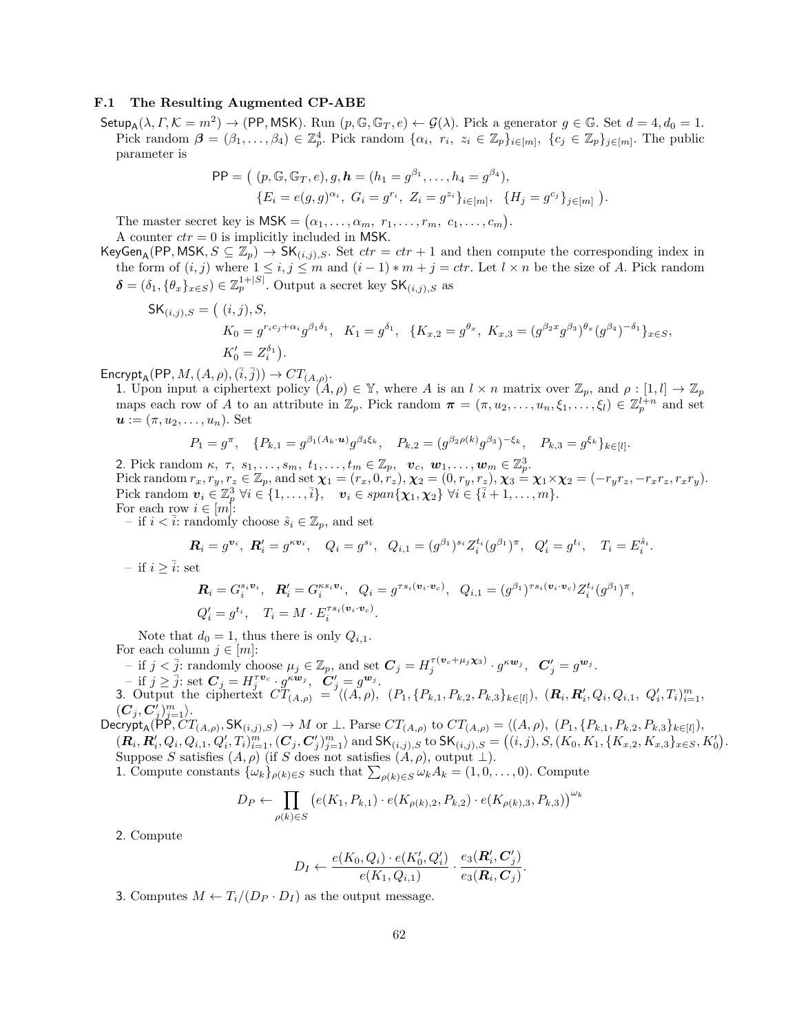### F.1 The Resulting Augmented CP-ABE

$\mathsf{Setup_A}(\lambda, \mathit{\Gamma}, \mathcal{K} = m^2) \to (\mathsf{PP}, \mathsf{MSK})$. Run $(p, \mathbb{G}, \mathbb{G}_T, e) \leftarrow \mathcal{G}(\lambda)$. Pick a generator $g \in \mathbb{G}$. Set $d = 4, d_0 = 1$. Pick random $\boldsymbol{\beta} = (\beta_1, \ldots, \beta_4) \in \mathbb{Z}_p^4$. Pick random $\{\alpha_i,\ r_i,\ z_i \in \mathbb{Z}_p\}_{i \in [m]}$, $\{c_j \in \mathbb{Z}_p\}_{j \in [m]}$. The public parameter is

$$\mathsf{PP} = \big(\ (p, \mathbb{G}, \mathbb{G}_T, e), g, \boldsymbol{h} = (h_1 = g^{\beta_1}, \ldots, h_4 = g^{\beta_4}),$$
$$\{E_i = e(g,g)^{\alpha_i},\ G_i = g^{r_i},\ Z_i = g^{z_i}\}_{i \in [m]},\ \ \{H_j = g^{c_j}\}_{j \in [m]}\ \big).$$

The master secret key is $\mathsf{MSK} = \big(\alpha_1, \ldots, \alpha_m,\ r_1, \ldots, r_m,\ c_1, \ldots, c_m\big)$.
A counter $ctr = 0$ is implicitly included in MSK.

$\mathsf{KeyGen_A}(\mathsf{PP}, \mathsf{MSK}, S \subseteq \mathbb{Z}_p) \to \mathsf{SK}_{(i,j),S}$. Set $ctr = ctr + 1$ and then compute the corresponding index in the form of $(i,j)$ where $1 \le i, j \le m$ and $(i-1)*m + j = ctr$. Let $l \times n$ be the size of $A$. Pick random $\boldsymbol{\delta} = (\delta_1, \{\theta_x\}_{x \in S}) \in \mathbb{Z}_p^{1+|S|}$. Output a secret key $\mathsf{SK}_{(i,j),S}$ as

$$\mathsf{SK}_{(i,j),S} = \big(\ (i,j), S,$$
$$K_0 = g^{r_i c_j + \alpha_i} g^{\beta_1 \delta_1},\ \ K_1 = g^{\delta_1},\ \ \{K_{x,2} = g^{\theta_x},\ K_{x,3} = (g^{\beta_2 x} g^{\beta_3})^{\theta_x} (g^{\beta_4})^{-\delta_1}\}_{x \in S},$$
$$K_0' = Z_i^{\delta_1}\big).$$

$\mathsf{Encrypt_A}(\mathsf{PP}, M, (A, \rho), (\bar{i}, \bar{j})) \to CT_{(A,\rho)}$.

1. Upon input a ciphertext policy $(A, \rho) \in \mathbb{Y}$, where $A$ is an $l \times n$ matrix over $\mathbb{Z}_p$, and $\rho : [1, l] \to \mathbb{Z}_p$ maps each row of $A$ to an attribute in $\mathbb{Z}_p$. Pick random $\boldsymbol{\pi} = (\pi, u_2, \ldots, u_n, \xi_1, \ldots, \xi_l) \in \mathbb{Z}_p^{l+n}$ and set $\boldsymbol{u} := (\pi, u_2, \ldots, u_n)$. Set

$$P_1 = g^{\pi},\quad \{P_{k,1} = g^{\beta_1 (A_k \cdot \boldsymbol{u})} g^{\beta_4 \xi_k},\quad P_{k,2} = (g^{\beta_2 \rho(k)} g^{\beta_3})^{-\xi_k},\quad P_{k,3} = g^{\xi_k}\}_{k \in [l]}.$$

2. Pick random $\kappa,\ \tau,\ s_1, \ldots, s_m,\ t_1, \ldots, t_m \in \mathbb{Z}_p$, $\boldsymbol{v}_c,\ \boldsymbol{w}_1, \ldots, \boldsymbol{w}_m \in \mathbb{Z}_p^3$.
Pick random $r_x, r_y, r_z \in \mathbb{Z}_p$, and set $\boldsymbol{\chi}_1 = (r_x, 0, r_z), \boldsymbol{\chi}_2 = (0, r_y, r_z), \boldsymbol{\chi}_3 = \boldsymbol{\chi}_1 \times \boldsymbol{\chi}_2 = (-r_y r_z, -r_x r_z, r_x r_y)$.
Pick random $\boldsymbol{v}_i \in \mathbb{Z}_p^3\ \forall i \in \{1, \ldots, \bar{i}\}$, $\quad \boldsymbol{v}_i \in span\{\boldsymbol{\chi}_1, \boldsymbol{\chi}_2\}\ \forall i \in \{\bar{i}+1, \ldots, m\}$.
For each row $i \in [m]$:
   - if $i < \bar{i}$: randomly choose $\hat{s}_i \in \mathbb{Z}_p$, and set

$$\boldsymbol{R}_i = g^{\boldsymbol{v}_i},\ \boldsymbol{R}_i' = g^{\kappa \boldsymbol{v}_i},\quad Q_i = g^{s_i},\quad Q_{i,1} = (g^{\beta_1})^{s_i} Z_i^{t_i} (g^{\beta_1})^{\pi},\quad Q_i' = g^{t_i},\quad T_i = E_i^{\hat{s}_i}.$$

   - if $i \ge \bar{i}$: set

$$\boldsymbol{R}_i = G_i^{s_i \boldsymbol{v}_i},\quad \boldsymbol{R}_i' = G_i^{\kappa s_i \boldsymbol{v}_i},\quad Q_i = g^{\tau s_i (\boldsymbol{v}_i \cdot \boldsymbol{v}_c)},\quad Q_{i,1} = (g^{\beta_1})^{\tau s_i (\boldsymbol{v}_i \cdot \boldsymbol{v}_c)} Z_i^{t_i} (g^{\beta_1})^{\pi},$$
$$Q_i' = g^{t_i},\quad T_i = M \cdot E_i^{\tau s_i (\boldsymbol{v}_i \cdot \boldsymbol{v}_c)}.$$

   Note that $d_0 = 1$, thus there is only $Q_{i,1}$.

For each column $j \in [m]$:
   - if $j < \bar{j}$: randomly choose $\mu_j \in \mathbb{Z}_p$, and set $\boldsymbol{C}_j = H_j^{\tau(\boldsymbol{v}_c + \mu_j \boldsymbol{\chi}_3)} \cdot g^{\kappa \boldsymbol{w}_j}$, $\ \boldsymbol{C}_j' = g^{\boldsymbol{w}_j}$.
   - if $j \ge \bar{j}$: set $\boldsymbol{C}_j = H_j^{\tau \boldsymbol{v}_c} \cdot g^{\kappa \boldsymbol{w}_j}$, $\ \boldsymbol{C}_j' = g^{\boldsymbol{w}_j}$.

3. Output the ciphertext $CT_{(A,\rho)} = \langle (A, \rho),\ (P_1, \{P_{k,1}, P_{k,2}, P_{k,3}\}_{k \in [l]}),\ (\boldsymbol{R}_i, \boldsymbol{R}_i', Q_i, Q_{i,1},\ Q_i', T_i)_{i=1}^m,$ $(\boldsymbol{C}_j, \boldsymbol{C}_j')_{j=1}^m \rangle$.

$\mathsf{Decrypt_A}(\mathsf{PP}, CT_{(A,\rho)}, \mathsf{SK}_{(i,j),S}) \to M$ or $\perp$. Parse $CT_{(A,\rho)}$ to $CT_{(A,\rho)} = \langle (A, \rho),\ (P_1, \{P_{k,1}, P_{k,2}, P_{k,3}\}_{k \in [l]}),$ $(\boldsymbol{R}_i, \boldsymbol{R}_i', Q_i, Q_{i,1}, Q_i', T_i)_{i=1}^m, (\boldsymbol{C}_j, \boldsymbol{C}_j')_{j=1}^m \rangle$ and $\mathsf{SK}_{(i,j),S}$ to $\mathsf{SK}_{(i,j),S} = \big((i,j), S, (K_0, K_1, \{K_{x,2}, K_{x,3}\}_{x \in S}, K_0'\big)$. Suppose $S$ satisfies $(A, \rho)$ (if $S$ does not satisfies $(A, \rho)$, output $\perp$).

1. Compute constants $\{\omega_k\}_{\rho(k) \in S}$ such that $\sum_{\rho(k) \in S} \omega_k A_k = (1, 0, \ldots, 0)$. Compute

$$D_P \leftarrow \prod_{\rho(k) \in S} \big(e(K_1, P_{k,1}) \cdot e(K_{\rho(k),2}, P_{k,2}) \cdot e(K_{\rho(k),3}, P_{k,3})\big)^{\omega_k}$$

2. Compute

$$D_I \leftarrow \frac{e(K_0, Q_i) \cdot e(K_0', Q_i')}{e(K_1, Q_{i,1})} \cdot \frac{e_3(\boldsymbol{R}_i', \boldsymbol{C}_j')}{e_3(\boldsymbol{R}_i, \boldsymbol{C}_j)}.$$

3. Computes $M \leftarrow T_i / (D_P \cdot D_I)$ as the output message.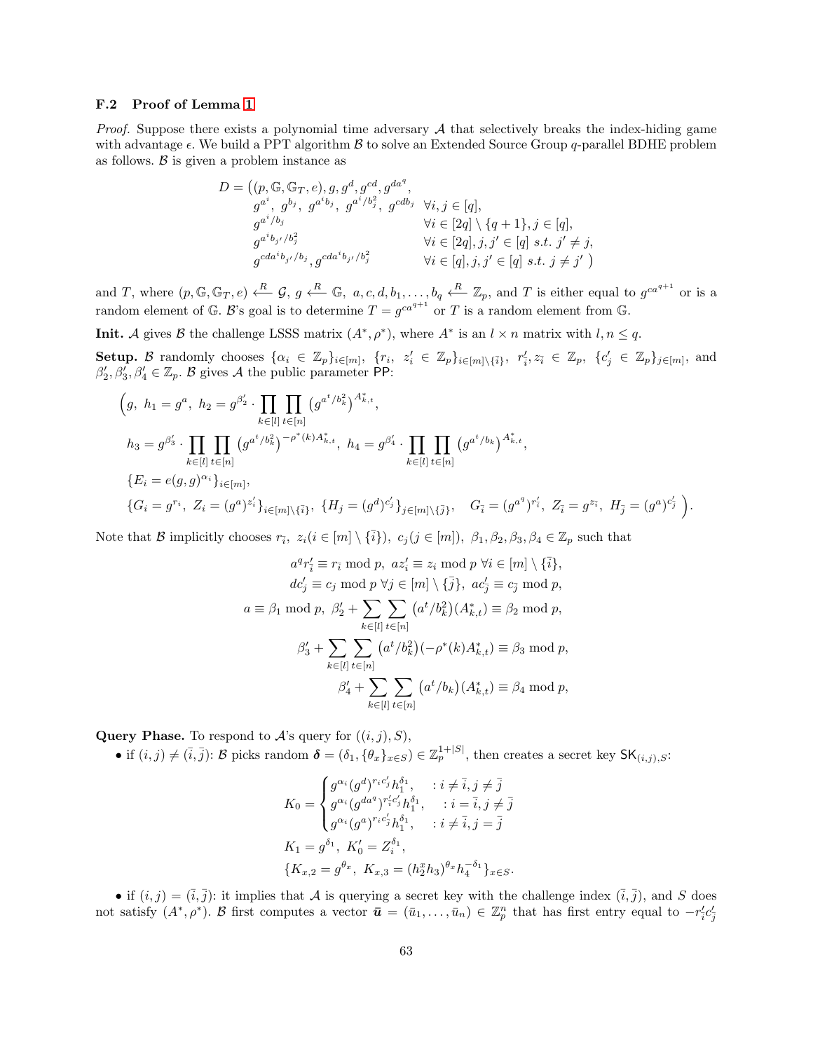### F.2 Proof of Lemma 1

*Proof.* Suppose there exists a polynomial time adversary $\mathcal{A}$ that selectively breaks the index-hiding game with advantage $\epsilon$. We build a PPT algorithm $\mathcal{B}$ to solve an Extended Source Group $q$-parallel BDHE problem as follows. $\mathcal{B}$ is given a problem instance as

$$
\begin{aligned}
D = \big( & (p, \mathbb{G}, \mathbb{G}_T, e), g, g^d, g^{cd}, g^{da^q}, \\
& g^{a^i},\ g^{b_j},\ g^{a^i b_j},\ g^{a^i/b_j^2},\ g^{cdb_j} && \forall i, j \in [q], \\
& g^{a^i/b_j} && \forall i \in [2q] \setminus \{q+1\}, j \in [q], \\
& g^{a^i b_{j'}/b_j^2} && \forall i \in [2q], j, j' \in [q] \ s.t.\ j' \neq j, \\
& g^{cda^i b_{j'}/b_j}, g^{cda^i b_{j'}/b_j^2} && \forall i \in [q], j, j' \in [q] \ s.t.\ j \neq j' \ \big)
\end{aligned}
$$

and $T$, where $(p, \mathbb{G}, \mathbb{G}_T, e) \xleftarrow{R} \mathcal{G}$, $g \xleftarrow{R} \mathbb{G}$, $a, c, d, b_1, \ldots, b_q \xleftarrow{R} \mathbb{Z}_p$, and $T$ is either equal to $g^{ca^{q+1}}$ or is a random element of $\mathbb{G}$. $\mathcal{B}$'s goal is to determine $T = g^{ca^{q+1}}$ or $T$ is a random element from $\mathbb{G}$.

**Init.** $\mathcal{A}$ gives $\mathcal{B}$ the challenge LSSS matrix $(A^*, \rho^*)$, where $A^*$ is an $l \times n$ matrix with $l, n \leq q$.

**Setup.** $\mathcal{B}$ randomly chooses $\{\alpha_i \in \mathbb{Z}_p\}_{i \in [m]}$, $\{r_i,\ z'_i \in \mathbb{Z}_p\}_{i \in [m] \setminus \{\bar{i}\}}$, $r'_{\bar{i}}, z_{\bar{i}} \in \mathbb{Z}_p$, $\{c'_j \in \mathbb{Z}_p\}_{j \in [m]}$, and $\beta'_2, \beta'_3, \beta'_4 \in \mathbb{Z}_p$. $\mathcal{B}$ gives $\mathcal{A}$ the public parameter $\mathsf{PP}$:

$$
\begin{aligned}
\Big( & g,\ h_1 = g^a,\ h_2 = g^{\beta'_2} \cdot \prod_{k \in [l]} \prod_{t \in [n]} \big(g^{a^t/b_k^2}\big)^{A^*_{k,t}}, \\
& h_3 = g^{\beta'_3} \cdot \prod_{k \in [l]} \prod_{t \in [n]} \big(g^{a^t/b_k^2}\big)^{-\rho^*(k) A^*_{k,t}},\ h_4 = g^{\beta'_4} \cdot \prod_{k \in [l]} \prod_{t \in [n]} \big(g^{a^t/b_k}\big)^{A^*_{k,t}}, \\
& \{E_i = e(g, g)^{\alpha_i}\}_{i \in [m]}, \\
& \{G_i = g^{r_i},\ Z_i = (g^a)^{z'_i}\}_{i \in [m] \setminus \{\bar{i}\}},\ \{H_j = (g^d)^{c'_j}\}_{j \in [m] \setminus \{\bar{j}\}}, \quad G_{\bar{i}} = (g^{a^q})^{r'_{\bar{i}}},\ Z_{\bar{i}} = g^{z_{\bar{i}}},\ H_{\bar{j}} = (g^a)^{c'_{\bar{j}}} \ \Big).
\end{aligned}
$$

Note that $\mathcal{B}$ implicitly chooses $r_{\bar{i}},\ z_i (i \in [m] \setminus \{\bar{i}\}),\ c_j (j \in [m]),\ \beta_1, \beta_2, \beta_3, \beta_4 \in \mathbb{Z}_p$ such that

$$
\begin{aligned}
& a^q r'_{\bar{i}} \equiv r_{\bar{i}} \bmod p,\ a z'_i \equiv z_i \bmod p\ \forall i \in [m] \setminus \{\bar{i}\}, \\
& d c'_j \equiv c_j \bmod p\ \forall j \in [m] \setminus \{\bar{j}\},\ a c'_{\bar{j}} \equiv c_{\bar{j}} \bmod p, \\
& a \equiv \beta_1 \bmod p,\ \beta'_2 + \sum_{k \in [l]} \sum_{t \in [n]} \big(a^t/b_k^2\big)(A^*_{k,t}) \equiv \beta_2 \bmod p, \\
& \beta'_3 + \sum_{k \in [l]} \sum_{t \in [n]} \big(a^t/b_k^2\big)(-\rho^*(k) A^*_{k,t}) \equiv \beta_3 \bmod p, \\
& \beta'_4 + \sum_{k \in [l]} \sum_{t \in [n]} \big(a^t/b_k\big)(A^*_{k,t}) \equiv \beta_4 \bmod p,
\end{aligned}
$$

**Query Phase.** To respond to $\mathcal{A}$'s query for $((i, j), S)$,

- if $(i, j) \neq (\bar{i}, \bar{j})$: $\mathcal{B}$ picks random $\boldsymbol{\delta} = (\delta_1, \{\theta_x\}_{x \in S}) \in \mathbb{Z}_p^{1+|S|}$, then creates a secret key $\mathsf{SK}_{(i,j),S}$:

$$
\begin{aligned}
& K_0 = \begin{cases} g^{\alpha_i} (g^d)^{r_i c'_j} h_1^{\delta_1}, & : i \neq \bar{i}, j \neq \bar{j} \\ g^{\alpha_i} (g^{da^q})^{r'_i c'_j} h_1^{\delta_1}, & : i = \bar{i}, j \neq \bar{j} \\ g^{\alpha_i} (g^a)^{r_i c'_j} h_1^{\delta_1}, & : i \neq \bar{i}, j = \bar{j} \end{cases} \\
& K_1 = g^{\delta_1},\ K'_0 = Z_i^{\delta_1}, \\
& \{K_{x,2} = g^{\theta_x},\ K_{x,3} = (h_2^x h_3)^{\theta_x} h_4^{-\delta_1}\}_{x \in S}.
\end{aligned}
$$

- if $(i, j) = (\bar{i}, \bar{j})$: it implies that $\mathcal{A}$ is querying a secret key with the challenge index $(\bar{i}, \bar{j})$, and $S$ does not satisfy $(A^*, \rho^*)$. $\mathcal{B}$ first computes a vector $\bar{\boldsymbol{u}} = (\bar{u}_1, \ldots, \bar{u}_n) \in \mathbb{Z}_p^n$ that has first entry equal to $-r'_{\bar{i}} c'_{\bar{j}}$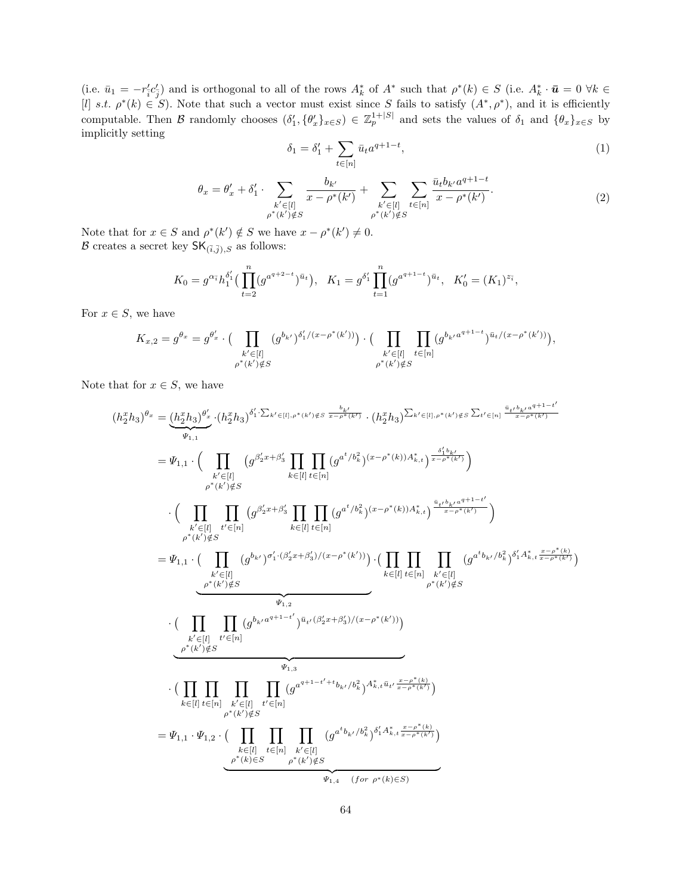(i.e. $\bar{u}_1 = -r'_{\bar{i}}c'_{\bar{j}}$) and is orthogonal to all of the rows $A^*_k$ of $A^*$ such that $\rho^*(k) \in S$ (i.e. $A^*_k \cdot \bar{\boldsymbol{u}} = 0\ \forall k \in [l]\ s.t.\ \rho^*(k) \in S$). Note that such a vector must exist since $S$ fails to satisfy $(A^*, \rho^*)$, and it is efficiently computable. Then $\mathcal{B}$ randomly chooses $(\delta'_1, \{\theta'_x\}_{x\in S}) \in \mathbb{Z}_p^{1+|S|}$ and sets the values of $\delta_1$ and $\{\theta_x\}_{x\in S}$ by implicitly setting

$$\delta_1 = \delta'_1 + \sum_{t\in[n]} \bar{u}_t a^{q+1-t}, \tag{1}$$

$$\theta_x = \theta'_x + \delta'_1 \cdot \sum_{\substack{k'\in[l]\\ \rho^*(k')\notin S}} \frac{b_{k'}}{x - \rho^*(k')} + \sum_{\substack{k'\in[l]\\ \rho^*(k')\notin S}} \sum_{t\in[n]} \frac{\bar{u}_t b_{k'} a^{q+1-t}}{x - \rho^*(k')}. \tag{2}$$

Note that for $x \in S$ and $\rho^*(k') \notin S$ we have $x - \rho^*(k') \neq 0$.
$\mathcal{B}$ creates a secret key $\mathsf{SK}_{(\bar{i},\bar{j}),S}$ as follows:

$$K_0 = g^{\alpha_{\bar{i}}} h_1^{\delta'_1} \big( \prod_{t=2}^{n} (g^{a^{q+2-t}})^{\bar{u}_t} \big), \quad K_1 = g^{\delta'_1} \prod_{t=1}^{n} (g^{a^{q+1-t}})^{\bar{u}_t}, \quad K'_0 = (K_1)^{z_{\bar{i}}},$$

For $x \in S$, we have

$$K_{x,2} = g^{\theta_x} = g^{\theta'_x} \cdot \big( \prod_{\substack{k'\in[l]\\ \rho^*(k')\notin S}} (g^{b_{k'}})^{\delta'_1/(x-\rho^*(k'))} \big) \cdot \big( \prod_{\substack{k'\in[l]\\ \rho^*(k')\notin S}} \prod_{t\in[n]} (g^{b_{k'}a^{q+1-t}})^{\bar{u}_t/(x-\rho^*(k'))} \big),$$

Note that for $x \in S$, we have

$$\begin{aligned}
(h_2^x h_3)^{\theta_x} &= \underbrace{(h_2^x h_3)^{\theta'_x}}_{\Psi_{1,1}} \cdot (h_2^x h_3)^{\delta'_1 \cdot \sum_{k'\in[l],\rho^*(k')\notin S} \frac{b_{k'}}{x-\rho^*(k')}} \cdot (h_2^x h_3)^{\sum_{k'\in[l],\rho^*(k')\notin S} \sum_{t'\in[n]} \frac{\bar{u}_{t'} b_{k'} a^{q+1-t'}}{x-\rho^*(k')}} \\
&= \Psi_{1,1} \cdot \Big( \prod_{\substack{k'\in[l]\\ \rho^*(k')\notin S}} \big( g^{\beta'_2 x + \beta'_3} \prod_{k\in[l]} \prod_{t\in[n]} (g^{a^t/b_k^2})^{(x-\rho^*(k))A^*_{k,t}} \big)^{\frac{\delta'_1 b_{k'}}{x-\rho^*(k')}} \Big) \\
&\quad \cdot \Big( \prod_{\substack{k'\in[l]\\ \rho^*(k')\notin S}} \prod_{t'\in[n]} \big( g^{\beta'_2 x + \beta'_3} \prod_{k\in[l]} \prod_{t\in[n]} (g^{a^t/b_k^2})^{(x-\rho^*(k))A^*_{k,t}} \big)^{\frac{\bar{u}_{t'} b_{k'} a^{q+1-t'}}{x-\rho^*(k')}} \Big) \\
&= \Psi_{1,1} \cdot \underbrace{\big( \prod_{\substack{k'\in[l]\\ \rho^*(k')\notin S}} (g^{b_{k'}})^{\sigma'_1 \cdot (\beta'_2 x + \beta'_3)/(x-\rho^*(k'))} \big)}_{\Psi_{1,2}} \cdot \big( \prod_{k\in[l]} \prod_{t\in[n]} \prod_{\substack{k'\in[l]\\ \rho^*(k')\notin S}} (g^{a^t b_{k'}/b_k^2})^{\delta'_1 A^*_{k,t} \frac{x-\rho^*(k)}{x-\rho^*(k')}} \big) \\
&\quad \cdot \underbrace{\big( \prod_{\substack{k'\in[l]\\ \rho^*(k')\notin S}} \prod_{t'\in[n]} (g^{b_{k'} a^{q+1-t'}})^{\bar{u}_{t'}(\beta'_2 x + \beta'_3)/(x-\rho^*(k'))} \big)}_{\Psi_{1,3}} \\
&\quad \cdot \big( \prod_{k\in[l]} \prod_{t\in[n]} \prod_{\substack{k'\in[l]\\ \rho^*(k')\notin S}} \prod_{t'\in[n]} (g^{a^{q+1-t'+t} b_{k'}/b_k^2})^{A^*_{k,t} \bar{u}_{t'} \frac{x-\rho^*(k)}{x-\rho^*(k')}} \big) \\
&= \Psi_{1,1} \cdot \Psi_{1,2} \cdot \underbrace{\big( \prod_{\substack{k\in[l]\\ \rho^*(k)\in S}} \prod_{t\in[n]} \prod_{\substack{k'\in[l]\\ \rho^*(k')\notin S}} (g^{a^t b_{k'}/b_k^2})^{\delta'_1 A^*_{k,t} \frac{x-\rho^*(k)}{x-\rho^*(k')}} \big)}_{\Psi_{1,4} \quad (for\ \rho^*(k)\in S)}
\end{aligned}$$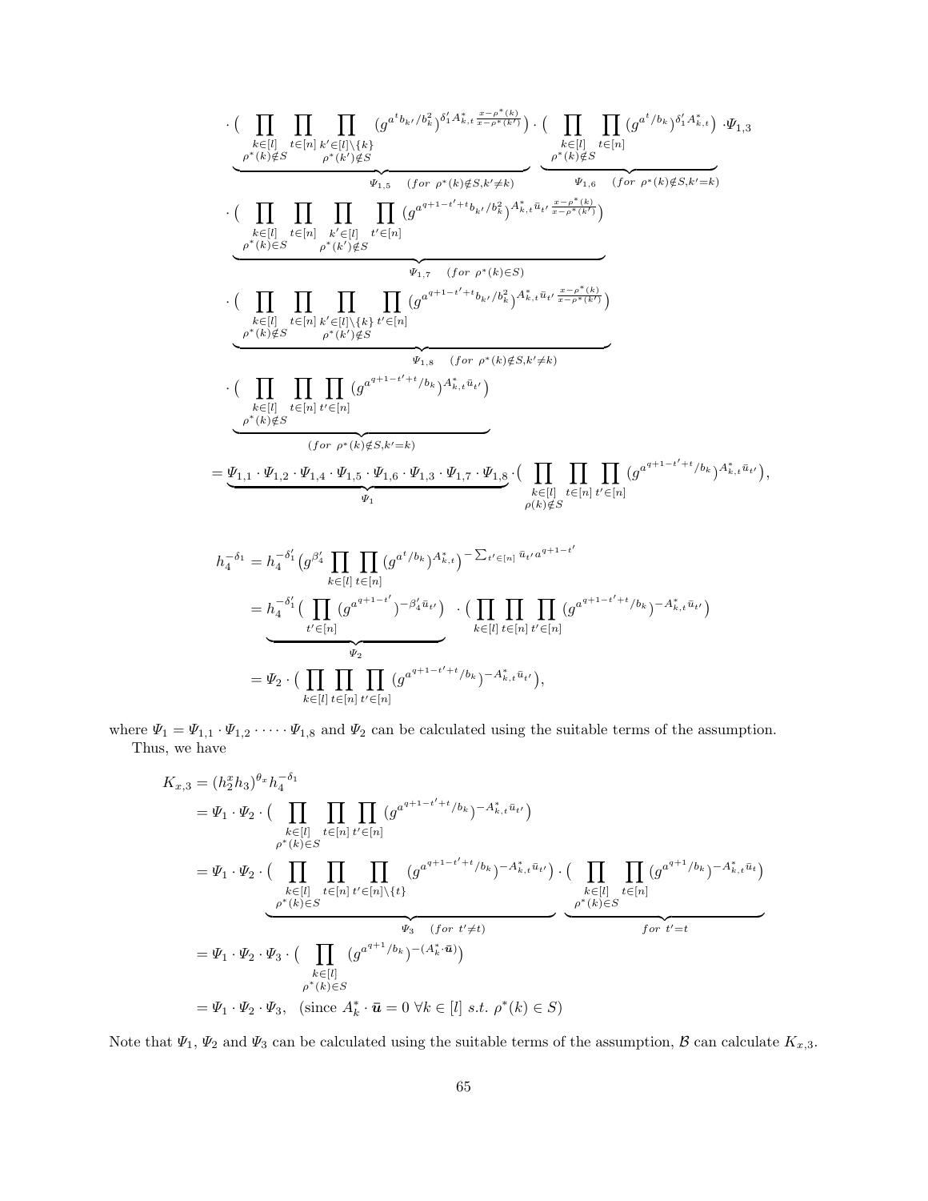$$
\begin{aligned}
&\cdot \underbrace{\Big( \prod_{\substack{k\in[l]\\ \rho^*(k)\notin S}} \prod_{t\in[n]} \prod_{\substack{k'\in[l]\setminus\{k\}\\ \rho^*(k')\notin S}} (g^{a^t b_{k'}/b_k^2})^{\delta_1' A^*_{k,t} \frac{x-\rho^*(k)}{x-\rho^*(k')}} \Big)}_{\Psi_{1,5} \quad (for\ \rho^*(k)\notin S, k'\neq k)} \cdot \underbrace{\Big( \prod_{\substack{k\in[l]\\ \rho^*(k)\notin S}} \prod_{t\in[n]} (g^{a^t/b_k})^{\delta_1' A^*_{k,t}} \Big)}_{\Psi_{1,6} \quad (for\ \rho^*(k)\notin S, k'=k)} \cdot \Psi_{1,3} \\
&\cdot \underbrace{\Big( \prod_{\substack{k\in[l]\\ \rho^*(k)\in S}} \prod_{t\in[n]} \prod_{\substack{k'\in[l]\\ \rho^*(k')\notin S}} \prod_{t'\in[n]} (g^{a^{q+1-t'+t} b_{k'}/b_k^2})^{A^*_{k,t} \bar{u}_{t'} \frac{x-\rho^*(k)}{x-\rho^*(k')}} \Big)}_{\Psi_{1,7} \quad (for\ \rho^*(k)\in S)} \\
&\cdot \underbrace{\Big( \prod_{\substack{k\in[l]\\ \rho^*(k)\notin S}} \prod_{t\in[n]} \prod_{\substack{k'\in[l]\setminus\{k\}\\ \rho^*(k')\notin S}} \prod_{t'\in[n]} (g^{a^{q+1-t'+t} b_{k'}/b_k^2})^{A^*_{k,t} \bar{u}_{t'} \frac{x-\rho^*(k)}{x-\rho^*(k')}} \Big)}_{\Psi_{1,8} \quad (for\ \rho^*(k)\notin S, k'\neq k)} \\
&\cdot \underbrace{\Big( \prod_{\substack{k\in[l]\\ \rho^*(k)\notin S}} \prod_{t\in[n]} \prod_{t'\in[n]} (g^{a^{q+1-t'+t}/b_k})^{A^*_{k,t} \bar{u}_{t'}} \Big)}_{(for\ \rho^*(k)\notin S, k'=k)} \\
&= \underbrace{\Psi_{1,1}\cdot\Psi_{1,2}\cdot\Psi_{1,4}\cdot\Psi_{1,5}\cdot\Psi_{1,6}\cdot\Psi_{1,3}\cdot\Psi_{1,7}\cdot\Psi_{1,8}}_{\Psi_1} \cdot \Big( \prod_{\substack{k\in[l]\\ \rho(k)\notin S}} \prod_{t\in[n]} \prod_{t'\in[n]} (g^{a^{q+1-t'+t}/b_k})^{A^*_{k,t}\bar{u}_{t'}} \Big),
\end{aligned}
$$

$$
\begin{aligned}
h_4^{-\delta_1} &= h_4^{-\delta_1'} \big( g^{\beta_4'} \prod_{k\in[l]} \prod_{t\in[n]} (g^{a^t/b_k})^{A^*_{k,t}} \big)^{-\sum_{t'\in[n]} \bar{u}_{t'} a^{q+1-t'}} \\
&= \underbrace{h_4^{-\delta_1'} \big( \prod_{t'\in[n]} (g^{a^{q+1-t'}})^{-\beta_4' \bar{u}_{t'}} \big)}_{\Psi_2} \cdot \big( \prod_{k\in[l]} \prod_{t\in[n]} \prod_{t'\in[n]} (g^{a^{q+1-t'+t}/b_k})^{-A^*_{k,t}\bar{u}_{t'}} \big) \\
&= \Psi_2 \cdot \big( \prod_{k\in[l]} \prod_{t\in[n]} \prod_{t'\in[n]} (g^{a^{q+1-t'+t}/b_k})^{-A^*_{k,t}\bar{u}_{t'}} \big),
\end{aligned}
$$

where $\Psi_1 = \Psi_{1,1}\cdot\Psi_{1,2}\cdot\cdots\cdot\Psi_{1,8}$ and $\Psi_2$ can be calculated using the suitable terms of the assumption.

Thus, we have

$$
\begin{aligned}
K_{x,3} &= (h_2^x h_3)^{\theta_x} h_4^{-\delta_1} \\
&= \Psi_1 \cdot \Psi_2 \cdot \Big( \prod_{\substack{k\in[l]\\ \rho^*(k)\in S}} \prod_{t\in[n]} \prod_{t'\in[n]} (g^{a^{q+1-t'+t}/b_k})^{-A^*_{k,t}\bar{u}_{t'}} \Big) \\
&= \Psi_1 \cdot \Psi_2 \cdot \underbrace{\Big( \prod_{\substack{k\in[l]\\ \rho^*(k)\in S}} \prod_{t\in[n]} \prod_{t'\in[n]\setminus\{t\}} (g^{a^{q+1-t'+t}/b_k})^{-A^*_{k,t}\bar{u}_{t'}} \Big)}_{\Psi_3 \quad (for\ t'\neq t)} \cdot \underbrace{\Big( \prod_{\substack{k\in[l]\\ \rho^*(k)\in S}} \prod_{t\in[n]} (g^{a^{q+1}/b_k})^{-A^*_{k,t}\bar{u}_t} \Big)}_{for\ t'=t} \\
&= \Psi_1 \cdot \Psi_2 \cdot \Psi_3 \cdot \Big( \prod_{\substack{k\in[l]\\ \rho^*(k)\in S}} (g^{a^{q+1}/b_k})^{-(A^*_k \cdot \bar{\boldsymbol{u}})} \Big) \\
&= \Psi_1 \cdot \Psi_2 \cdot \Psi_3, \quad (\text{since } A^*_k \cdot \bar{\boldsymbol{u}} = 0\ \forall k\in[l]\ s.t.\ \rho^*(k)\in S)
\end{aligned}
$$

Note that $\Psi_1$, $\Psi_2$ and $\Psi_3$ can be calculated using the suitable terms of the assumption, $\mathcal{B}$ can calculate $K_{x,3}$.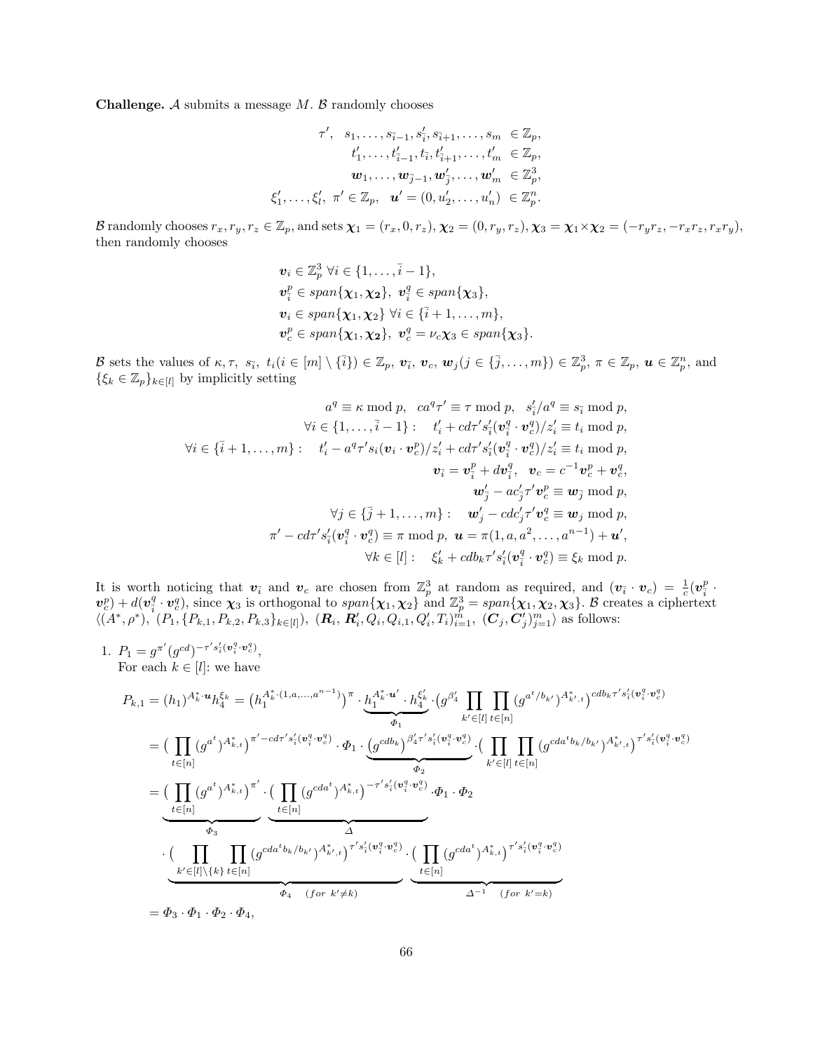**Challenge.** $\mathcal{A}$ submits a message $M$. $\mathcal{B}$ randomly chooses

$$
\begin{aligned}
\tau', \quad s_1, \ldots, s_{\bar{i}-1}, s'_{\bar{i}}, s_{\bar{i}+1}, \ldots, s_m \; &\in \mathbb{Z}_p, \\
t'_1, \ldots, t'_{\bar{i}-1}, t_{\bar{i}}, t'_{\bar{i}+1}, \ldots, t'_m \; &\in \mathbb{Z}_p, \\
\boldsymbol{w}_1, \ldots, \boldsymbol{w}_{\bar{j}-1}, \boldsymbol{w}'_{\bar{j}}, \ldots, \boldsymbol{w}'_m \; &\in \mathbb{Z}_p^3, \\
\xi'_1, \ldots, \xi'_l, \; \pi' \in \mathbb{Z}_p, \quad \boldsymbol{u}' = (0, u'_2, \ldots, u'_n) \; &\in \mathbb{Z}_p^n.
\end{aligned}
$$

$\mathcal{B}$ randomly chooses $r_x, r_y, r_z \in \mathbb{Z}_p$, and sets $\boldsymbol{\chi}_1 = (r_x, 0, r_z)$, $\boldsymbol{\chi}_2 = (0, r_y, r_z)$, $\boldsymbol{\chi}_3 = \boldsymbol{\chi}_1 \times \boldsymbol{\chi}_2 = (-r_y r_z, -r_x r_z, r_x r_y)$, then randomly chooses

$$
\begin{aligned}
&\boldsymbol{v}_i \in \mathbb{Z}_p^3 \; \forall i \in \{1, \ldots, \bar{i}-1\}, \\
&\boldsymbol{v}^p_{\bar{i}} \in span\{\boldsymbol{\chi}_1, \boldsymbol{\chi}_2\}, \; \boldsymbol{v}^q_{\bar{i}} \in span\{\boldsymbol{\chi}_3\}, \\
&\boldsymbol{v}_i \in span\{\boldsymbol{\chi}_1, \boldsymbol{\chi}_2\} \; \forall i \in \{\bar{i}+1, \ldots, m\}, \\
&\boldsymbol{v}^p_c \in span\{\boldsymbol{\chi}_1, \boldsymbol{\chi}_2\}, \; \boldsymbol{v}^q_c = \nu_c \boldsymbol{\chi}_3 \in span\{\boldsymbol{\chi}_3\}.
\end{aligned}
$$

$\mathcal{B}$ sets the values of $\kappa, \tau, \; s_{\bar{i}}, \; t_i (i \in [m] \setminus \{\bar{i}\}) \in \mathbb{Z}_p$, $\boldsymbol{v}_{\bar{i}}$, $\boldsymbol{v}_c$, $\boldsymbol{w}_j (j \in \{\bar{j}, \ldots, m\}) \in \mathbb{Z}_p^3$, $\pi \in \mathbb{Z}_p$, $\boldsymbol{u} \in \mathbb{Z}_p^n$, and $\{\xi_k \in \mathbb{Z}_p\}_{k \in [l]}$ by implicitly setting

$$
\begin{aligned}
a^q \equiv \kappa \bmod p, \quad c a^q \tau' \equiv \tau \bmod p, \quad s'_{\bar{i}}/a^q \equiv s_{\bar{i}} \bmod p, \\
\forall i \in \{1, \ldots, \bar{i}-1\}: \quad t'_i + c d \tau' s'_{\bar{i}} (\boldsymbol{v}^q_{\bar{i}} \cdot \boldsymbol{v}^q_c)/z'_i \equiv t_i \bmod p, \\
\forall i \in \{\bar{i}+1, \ldots, m\}: \quad t'_i - a^q \tau' s_i (\boldsymbol{v}_i \cdot \boldsymbol{v}^p_c)/z'_i + c d \tau' s'_{\bar{i}} (\boldsymbol{v}^q_{\bar{i}} \cdot \boldsymbol{v}^q_c)/z'_i \equiv t_i \bmod p, \\
\boldsymbol{v}_{\bar{i}} = \boldsymbol{v}^p_{\bar{i}} + d \boldsymbol{v}^q_{\bar{i}}, \quad \boldsymbol{v}_c = c^{-1} \boldsymbol{v}^p_c + \boldsymbol{v}^q_c, \\
\boldsymbol{w}'_{\bar{j}} - a c'_{\bar{j}} \tau' \boldsymbol{v}^p_c \equiv \boldsymbol{w}_{\bar{j}} \bmod p, \\
\forall j \in \{\bar{j}+1, \ldots, m\}: \quad \boldsymbol{w}'_j - c d c'_j \tau' \boldsymbol{v}^q_c \equiv \boldsymbol{w}_j \bmod p, \\
\pi' - c d \tau' s'_{\bar{i}} (\boldsymbol{v}^q_{\bar{i}} \cdot \boldsymbol{v}^q_c) \equiv \pi \bmod p, \;\; \boldsymbol{u} = \pi(1, a, a^2, \ldots, a^{n-1}) + \boldsymbol{u}', \\
\forall k \in [l]: \quad \xi'_k + c d b_k \tau' s'_{\bar{i}} (\boldsymbol{v}^q_{\bar{i}} \cdot \boldsymbol{v}^q_c) \equiv \xi_k \bmod p.
\end{aligned}
$$

It is worth noticing that $\boldsymbol{v}_{\bar{i}}$ and $\boldsymbol{v}_c$ are chosen from $\mathbb{Z}_p^3$ at random as required, and $(\boldsymbol{v}_{\bar{i}} \cdot \boldsymbol{v}_c) = \frac{1}{c}(\boldsymbol{v}^p_{\bar{i}} \cdot \boldsymbol{v}^p_c) + d(\boldsymbol{v}^q_{\bar{i}} \cdot \boldsymbol{v}^q_c)$, since $\boldsymbol{\chi}_3$ is orthogonal to $span\{\boldsymbol{\chi}_1, \boldsymbol{\chi}_2\}$ and $\mathbb{Z}_p^3 = span\{\boldsymbol{\chi}_1, \boldsymbol{\chi}_2, \boldsymbol{\chi}_3\}$. $\mathcal{B}$ creates a ciphertext $\langle (A^*, \rho^*), \; (P_1, \{P_{k,1}, P_{k,2}, P_{k,3}\}_{k \in [l]}), \; (\boldsymbol{R}_i, \boldsymbol{R}'_i, Q_i, Q_{i,1}, Q'_i, T_i)_{i=1}^m, \; (\boldsymbol{C}_j, \boldsymbol{C}'_j)_{j=1}^m \rangle$ as follows:

1. $P_1 = g^{\pi'} (g^{cd})^{-\tau' s'_{\bar{i}} (\boldsymbol{v}^q_{\bar{i}} \cdot \boldsymbol{v}^q_c)}$,
   For each $k \in [l]$: we have

$$
\begin{aligned}
P_{k,1} &= (h_1)^{A^*_k \cdot \boldsymbol{u}} h_4^{\xi_k} = \left(h_1^{A^*_k \cdot (1, a, \ldots, a^{n-1})}\right)^{\pi} \cdot \underbrace{h_1^{A^*_k \cdot \boldsymbol{u}'} \cdot h_4^{\xi'_k}}_{\Phi_1} \cdot \left(g^{\beta'_4} \prod_{k' \in [l]} \prod_{t \in [n]} (g^{a^t / b_{k'}})^{A^*_{k',t}}\right)^{c d b_k \tau' s'_{\bar{i}} (\boldsymbol{v}^q_{\bar{i}} \cdot \boldsymbol{v}^q_c)} \\
&= \Big( \prod_{t \in [n]} (g^{a^t})^{A^*_{k,t}} \Big)^{\pi' - c d \tau' s'_{\bar{i}} (\boldsymbol{v}^q_{\bar{i}} \cdot \boldsymbol{v}^q_c)} \cdot \Phi_1 \cdot \underbrace{\left(g^{c d b_k}\right)^{\beta'_4 \tau' s'_{\bar{i}} (\boldsymbol{v}^q_{\bar{i}} \cdot \boldsymbol{v}^q_c)}}_{\Phi_2} \cdot \Big( \prod_{k' \in [l]} \prod_{t \in [n]} (g^{c d a^t b_k / b_{k'}})^{A^*_{k',t}} \Big)^{\tau' s'_{\bar{i}} (\boldsymbol{v}^q_{\bar{i}} \cdot \boldsymbol{v}^q_c)} \\
&= \underbrace{\Big( \prod_{t \in [n]} (g^{a^t})^{A^*_{k,t}} \Big)^{\pi'}}_{\Phi_3} \cdot \underbrace{\Big( \prod_{t \in [n]} (g^{c d a^t})^{A^*_{k,t}} \Big)^{-\tau' s'_{\bar{i}} (\boldsymbol{v}^q_{\bar{i}} \cdot \boldsymbol{v}^q_c)}}_{\Delta} \cdot \Phi_1 \cdot \Phi_2 \\
&\quad \cdot \underbrace{\Big( \prod_{k' \in [l] \setminus \{k\}} \prod_{t \in [n]} (g^{c d a^t b_k / b_{k'}})^{A^*_{k',t}} \Big)^{\tau' s'_{\bar{i}} (\boldsymbol{v}^q_{\bar{i}} \cdot \boldsymbol{v}^q_c)}}_{\Phi_4 \quad (for \; k' \neq k)} \cdot \underbrace{\Big( \prod_{t \in [n]} (g^{c d a^t})^{A^*_{k,t}} \Big)^{\tau' s'_{\bar{i}} (\boldsymbol{v}^q_{\bar{i}} \cdot \boldsymbol{v}^q_c)}}_{\Delta^{-1} \quad (for \; k' = k)} \\
&= \Phi_3 \cdot \Phi_1 \cdot \Phi_2 \cdot \Phi_4,
\end{aligned}
$$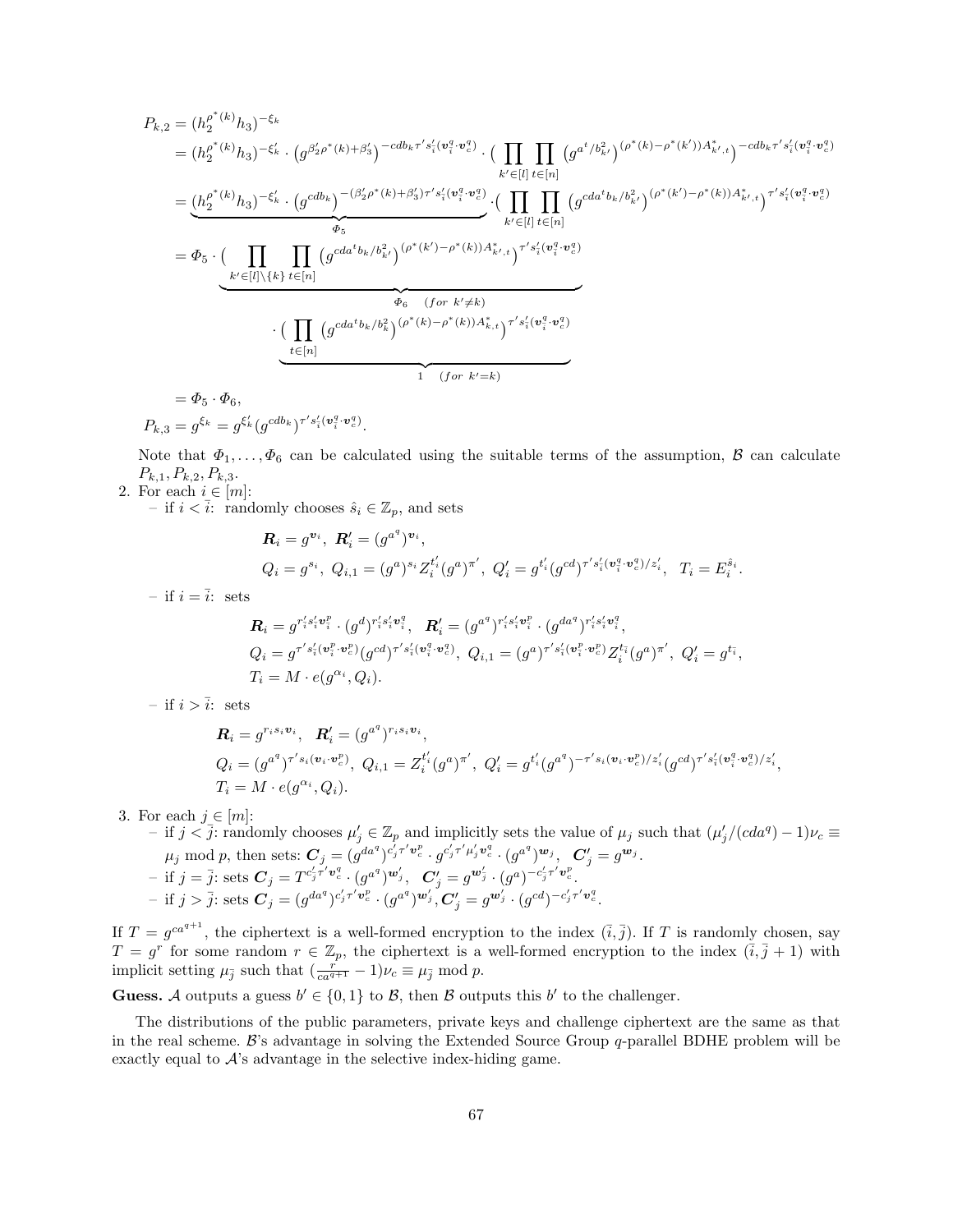$$
\begin{aligned}
P_{k,2} &= (h_2^{\rho^*(k)} h_3)^{-\xi_k} \\
&= (h_2^{\rho^*(k)} h_3)^{-\xi'_k} \cdot \left(g^{\beta'_2 \rho^*(k) + \beta'_3}\right)^{-cdb_k \tau' s'_{\bar{i}} (\boldsymbol{v}_{\bar{i}}^q \cdot \boldsymbol{v}_c^q)} \cdot \Big( \prod_{k' \in [l]} \prod_{t \in [n]} \left(g^{a^t / b_{k'}^2}\right)^{(\rho^*(k) - \rho^*(k')) A^*_{k',t}} \Big)^{-cdb_k \tau' s'_{\bar{i}} (\boldsymbol{v}_{\bar{i}}^q \cdot \boldsymbol{v}_c^q)} \\
&= \underbrace{(h_2^{\rho^*(k)} h_3)^{-\xi'_k} \cdot \left(g^{cdb_k}\right)^{-(\beta'_2 \rho^*(k) + \beta'_3) \tau' s'_{\bar{i}} (\boldsymbol{v}_{\bar{i}}^q \cdot \boldsymbol{v}_c^q)}}_{\Phi_5} \cdot \Big( \prod_{k' \in [l]} \prod_{t \in [n]} \left(g^{cda^t b_k / b_{k'}^2}\right)^{(\rho^*(k') - \rho^*(k)) A^*_{k',t}} \Big)^{\tau' s'_{\bar{i}} (\boldsymbol{v}_{\bar{i}}^q \cdot \boldsymbol{v}_c^q)} \\
&= \Phi_5 \cdot \underbrace{\Big( \prod_{k' \in [l] \setminus \{k\}} \prod_{t \in [n]} \left(g^{cda^t b_k / b_{k'}^2}\right)^{(\rho^*(k') - \rho^*(k)) A^*_{k',t}} \Big)^{\tau' s'_{\bar{i}} (\boldsymbol{v}_{\bar{i}}^q \cdot \boldsymbol{v}_c^q)}}_{\Phi_6 \quad (for\ k' \neq k)} \\
&\qquad \cdot \underbrace{\Big( \prod_{t \in [n]} \left(g^{cda^t b_k / b_k^2}\right)^{(\rho^*(k) - \rho^*(k)) A^*_{k,t}} \Big)^{\tau' s'_{\bar{i}} (\boldsymbol{v}_{\bar{i}}^q \cdot \boldsymbol{v}_c^q)}}_{1 \quad (for\ k' = k)} \\
&= \Phi_5 \cdot \Phi_6, \\
P_{k,3} &= g^{\xi_k} = g^{\xi'_k} (g^{cdb_k})^{\tau' s'_{\bar{i}} (\boldsymbol{v}_{\bar{i}}^q \cdot \boldsymbol{v}_c^q)}.
\end{aligned}
$$

Note that $\Phi_1, \ldots, \Phi_6$ can be calculated using the suitable terms of the assumption, $\mathcal{B}$ can calculate $P_{k,1}, P_{k,2}, P_{k,3}$.

2. For each $i \in [m]$:
   - if $i < \bar{i}$: randomly chooses $\hat{s}_i \in \mathbb{Z}_p$, and sets

$$
\begin{aligned}
&\boldsymbol{R}_i = g^{\boldsymbol{v}_i}, \ \boldsymbol{R}'_i = (g^{a^q})^{\boldsymbol{v}_i}, \\
&Q_i = g^{s_i}, \ Q_{i,1} = (g^a)^{s_i} Z_i^{t'_i} (g^a)^{\pi'}, \ Q'_i = g^{t'_i} (g^{cd})^{\tau' s'_{\bar{i}} (\boldsymbol{v}_{\bar{i}}^q \cdot \boldsymbol{v}_c^q) / z'_i}, \ T_i = E_i^{\hat{s}_i}.
\end{aligned}
$$

   - if $i = \bar{i}$: sets

$$
\begin{aligned}
&\boldsymbol{R}_i = g^{r'_i s'_i \boldsymbol{v}_i^p} \cdot (g^d)^{r'_i s'_i \boldsymbol{v}_i^q}, \ \ \boldsymbol{R}'_i = (g^{a^q})^{r'_i s'_i \boldsymbol{v}_i^p} \cdot (g^{da^q})^{r'_i s'_i \boldsymbol{v}_i^q}, \\
&Q_i = g^{\tau' s'_{\bar{i}} (\boldsymbol{v}_{\bar{i}}^p \cdot \boldsymbol{v}_c^p)} (g^{cd})^{\tau' s'_{\bar{i}} (\boldsymbol{v}_{\bar{i}}^q \cdot \boldsymbol{v}_c^q)}, \ Q_{i,1} = (g^a)^{\tau' s'_{\bar{i}} (\boldsymbol{v}_{\bar{i}}^p \cdot \boldsymbol{v}_c^p)} Z_i^{t_{\bar{i}}} (g^a)^{\pi'}, \ Q'_i = g^{t_{\bar{i}}}, \\
&T_i = M \cdot e(g^{\alpha_i}, Q_i).
\end{aligned}
$$

   - if $i > \bar{i}$: sets

$$
\begin{aligned}
&\boldsymbol{R}_i = g^{r_i s_i \boldsymbol{v}_i}, \ \ \boldsymbol{R}'_i = (g^{a^q})^{r_i s_i \boldsymbol{v}_i}, \\
&Q_i = (g^{a^q})^{\tau' s_i (\boldsymbol{v}_i \cdot \boldsymbol{v}_c^p)}, \ Q_{i,1} = Z_i^{t'_i} (g^a)^{\pi'}, \ Q'_i = g^{t'_i} (g^{a^q})^{-\tau' s_i (\boldsymbol{v}_i \cdot \boldsymbol{v}_c^p) / z'_i} (g^{cd})^{\tau' s'_{\bar{i}} (\boldsymbol{v}_{\bar{i}}^q \cdot \boldsymbol{v}_c^q) / z'_i}, \\
&T_i = M \cdot e(g^{\alpha_i}, Q_i).
\end{aligned}
$$

3. For each $j \in [m]$:
   - if $j < \bar{j}$: randomly chooses $\mu'_j \in \mathbb{Z}_p$ and implicitly sets the value of $\mu_j$ such that $(\mu'_j/(cda^q) - 1)\nu_c \equiv \mu_j \bmod p$, then sets: $\boldsymbol{C}_j = (g^{da^q})^{c'_j \tau' \boldsymbol{v}_c^p} \cdot g^{c'_j \tau' \mu'_j \boldsymbol{v}_c^q} \cdot (g^{a^q})^{\boldsymbol{w}_j}, \ \ \boldsymbol{C}'_j = g^{\boldsymbol{w}_j}$.
   - if $j = \bar{j}$: sets $\boldsymbol{C}_j = T^{c'_j \tau' \boldsymbol{v}_c^q} \cdot (g^{a^q})^{\boldsymbol{w}'_j}, \ \ \boldsymbol{C}'_j = g^{\boldsymbol{w}'_j} \cdot (g^a)^{-c'_j \tau' \boldsymbol{v}_c^p}$.
   - if $j > \bar{j}$: sets $\boldsymbol{C}_j = (g^{da^q})^{c'_j \tau' \boldsymbol{v}_c^p} \cdot (g^{a^q})^{\boldsymbol{w}'_j}, \boldsymbol{C}'_j = g^{\boldsymbol{w}'_j} \cdot (g^{cd})^{-c'_j \tau' \boldsymbol{v}_c^q}$.

If $T = g^{ca^{q+1}}$, the ciphertext is a well-formed encryption to the index $(\bar{i}, \bar{j})$. If $T$ is randomly chosen, say $T = g^r$ for some random $r \in \mathbb{Z}_p$, the ciphertext is a well-formed encryption to the index $(\bar{i}, \bar{j}+1)$ with implicit setting $\mu_{\bar{j}}$ such that $(\frac{r}{ca^{q+1}} - 1)\nu_c \equiv \mu_{\bar{j}} \bmod p$.

**Guess.** $\mathcal{A}$ outputs a guess $b' \in \{0, 1\}$ to $\mathcal{B}$, then $\mathcal{B}$ outputs this $b'$ to the challenger.

The distributions of the public parameters, private keys and challenge ciphertext are the same as that in the real scheme. $\mathcal{B}$'s advantage in solving the Extended Source Group $q$-parallel BDHE problem will be exactly equal to $\mathcal{A}$'s advantage in the selective index-hiding game.